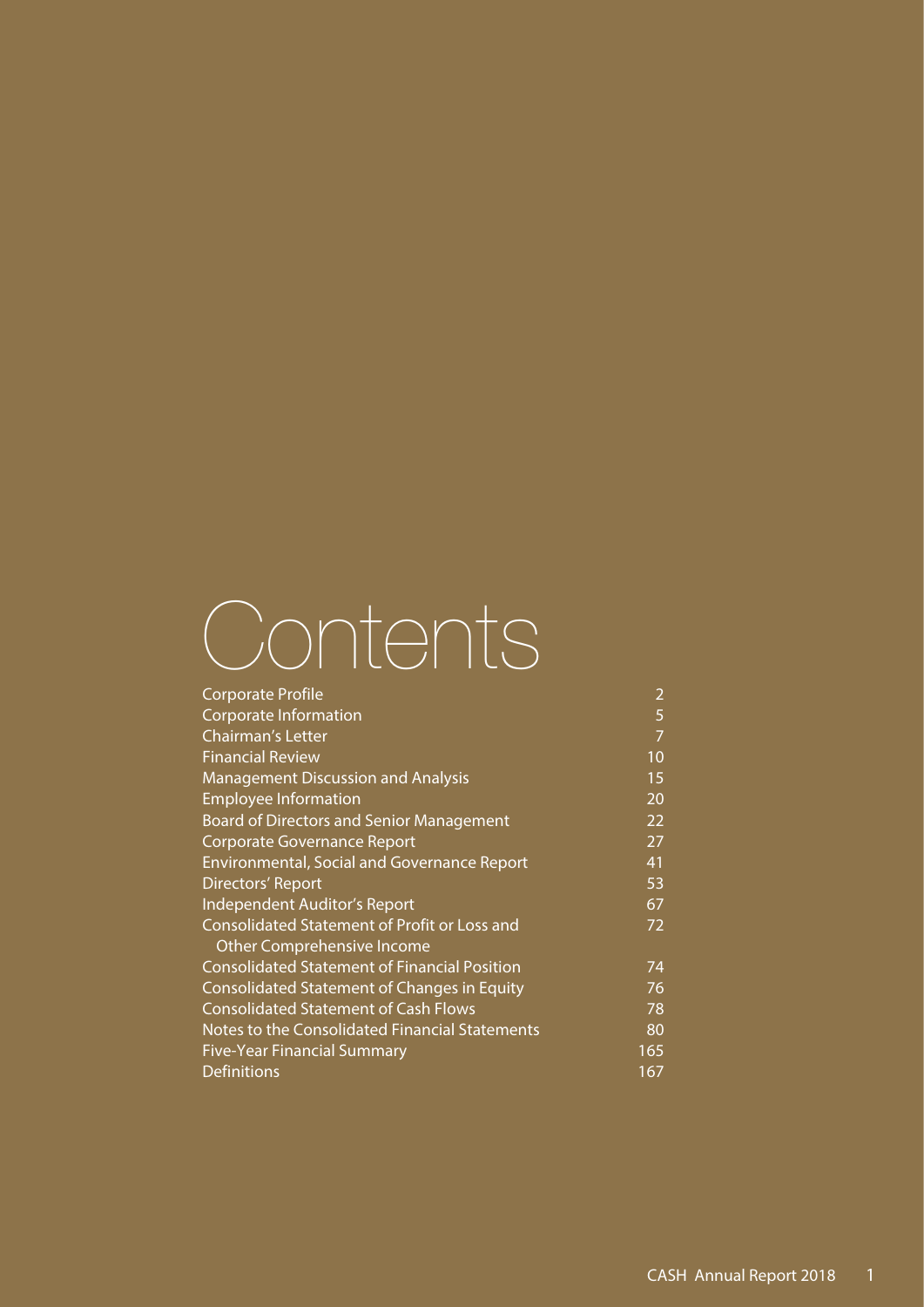# Contents

| | |
|---|---|
| Corporate Profile | 2 |
| Corporate Information | 5 |
| Chairman's Letter | 7 |
| Financial Review | 10 |
| Management Discussion and Analysis | 15 |
| Employee Information | 20 |
| Board of Directors and Senior Management | 22 |
| Corporate Governance Report | 27 |
| Environmental, Social and Governance Report | 41 |
| Directors' Report | 53 |
| Independent Auditor's Report | 67 |
| Consolidated Statement of Profit or Loss and Other Comprehensive Income | 72 |
| Consolidated Statement of Financial Position | 74 |
| Consolidated Statement of Changes in Equity | 76 |
| Consolidated Statement of Cash Flows | 78 |
| Notes to the Consolidated Financial Statements | 80 |
| Five-Year Financial Summary | 165 |
| Definitions | 167 |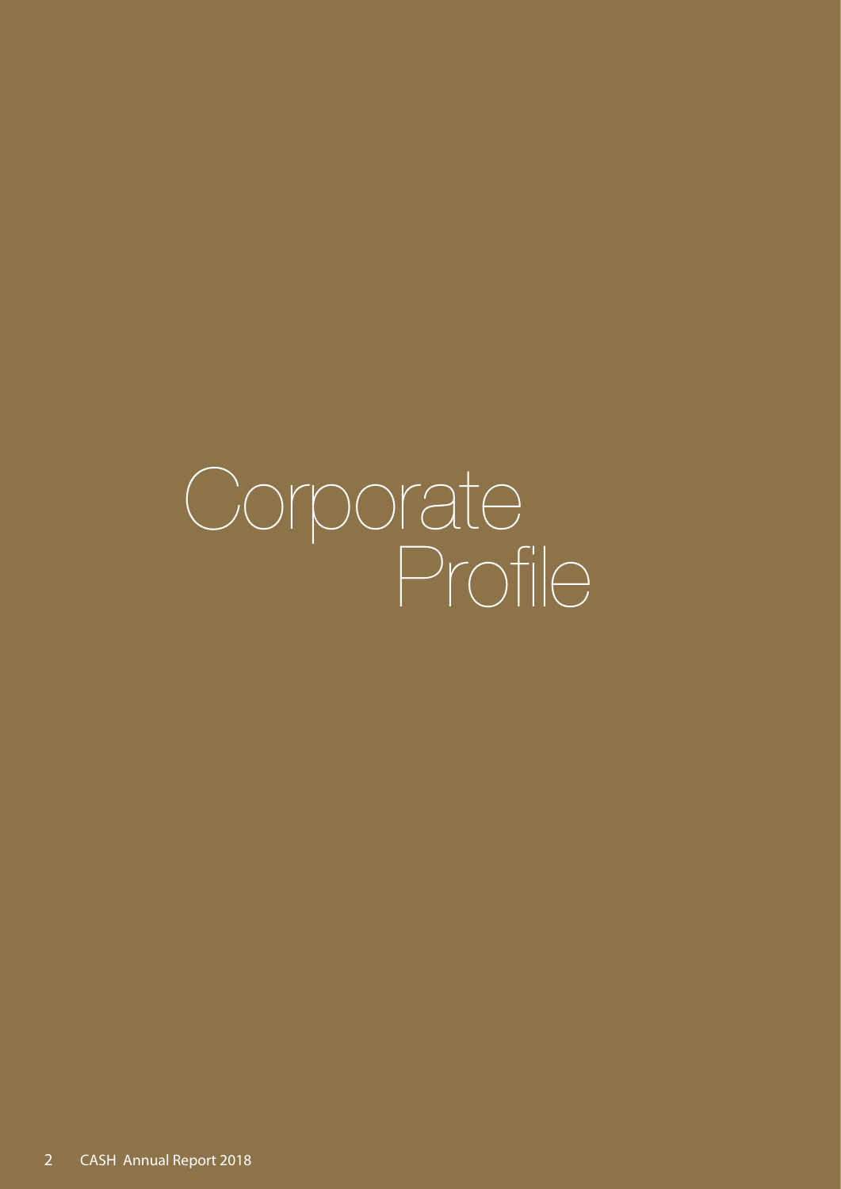# Corporate Profile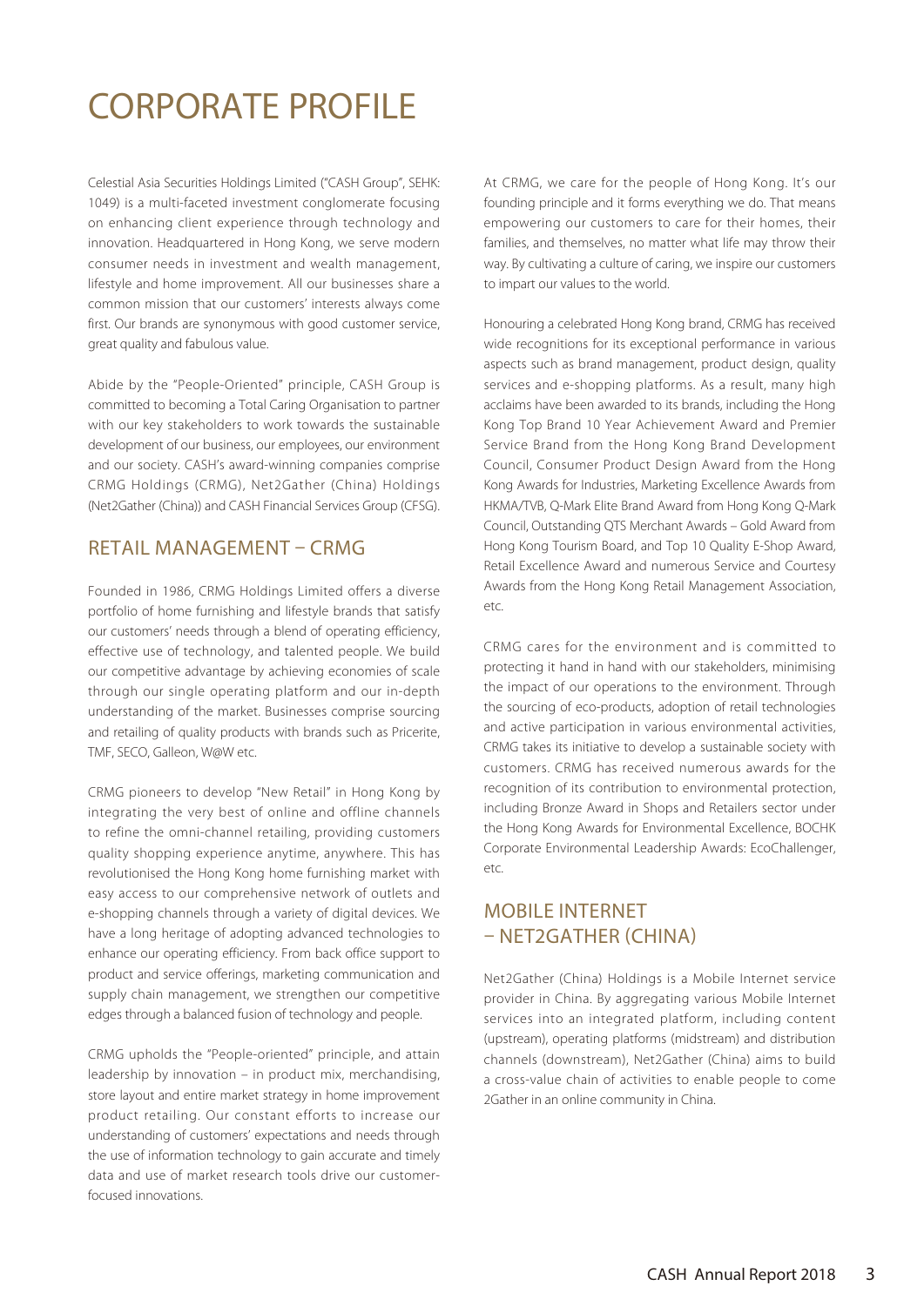# CORPORATE PROFILE

Celestial Asia Securities Holdings Limited ("CASH Group", SEHK: 1049) is a multi-faceted investment conglomerate focusing on enhancing client experience through technology and innovation. Headquartered in Hong Kong, we serve modern consumer needs in investment and wealth management, lifestyle and home improvement. All our businesses share a common mission that our customers' interests always come first. Our brands are synonymous with good customer service, great quality and fabulous value.

Abide by the "People-Oriented" principle, CASH Group is committed to becoming a Total Caring Organisation to partner with our key stakeholders to work towards the sustainable development of our business, our employees, our environment and our society. CASH's award-winning companies comprise CRMG Holdings (CRMG), Net2Gather (China) Holdings (Net2Gather (China)) and CASH Financial Services Group (CFSG).

## RETAIL MANAGEMENT – CRMG

Founded in 1986, CRMG Holdings Limited offers a diverse portfolio of home furnishing and lifestyle brands that satisfy our customers' needs through a blend of operating efficiency, effective use of technology, and talented people. We build our competitive advantage by achieving economies of scale through our single operating platform and our in-depth understanding of the market. Businesses comprise sourcing and retailing of quality products with brands such as Pricerite, TMF, SECO, Galleon, W@W etc.

CRMG pioneers to develop "New Retail" in Hong Kong by integrating the very best of online and offline channels to refine the omni-channel retailing, providing customers quality shopping experience anytime, anywhere. This has revolutionised the Hong Kong home furnishing market with easy access to our comprehensive network of outlets and e-shopping channels through a variety of digital devices. We have a long heritage of adopting advanced technologies to enhance our operating efficiency. From back office support to product and service offerings, marketing communication and supply chain management, we strengthen our competitive edges through a balanced fusion of technology and people.

CRMG upholds the "People-oriented" principle, and attain leadership by innovation – in product mix, merchandising, store layout and entire market strategy in home improvement product retailing. Our constant efforts to increase our understanding of customers' expectations and needs through the use of information technology to gain accurate and timely data and use of market research tools drive our customer-focused innovations.

At CRMG, we care for the people of Hong Kong. It's our founding principle and it forms everything we do. That means empowering our customers to care for their homes, their families, and themselves, no matter what life may throw their way. By cultivating a culture of caring, we inspire our customers to impart our values to the world.

Honouring a celebrated Hong Kong brand, CRMG has received wide recognitions for its exceptional performance in various aspects such as brand management, product design, quality services and e-shopping platforms. As a result, many high acclaims have been awarded to its brands, including the Hong Kong Top Brand 10 Year Achievement Award and Premier Service Brand from the Hong Kong Brand Development Council, Consumer Product Design Award from the Hong Kong Awards for Industries, Marketing Excellence Awards from HKMA/TVB, Q-Mark Elite Brand Award from Hong Kong Q-Mark Council, Outstanding QTS Merchant Awards – Gold Award from Hong Kong Tourism Board, and Top 10 Quality E-Shop Award, Retail Excellence Award and numerous Service and Courtesy Awards from the Hong Kong Retail Management Association, etc.

CRMG cares for the environment and is committed to protecting it hand in hand with our stakeholders, minimising the impact of our operations to the environment. Through the sourcing of eco-products, adoption of retail technologies and active participation in various environmental activities, CRMG takes its initiative to develop a sustainable society with customers. CRMG has received numerous awards for the recognition of its contribution to environmental protection, including Bronze Award in Shops and Retailers sector under the Hong Kong Awards for Environmental Excellence, BOCHK Corporate Environmental Leadership Awards: EcoChallenger, etc.

## MOBILE INTERNET – NET2GATHER (CHINA)

Net2Gather (China) Holdings is a Mobile Internet service provider in China. By aggregating various Mobile Internet services into an integrated platform, including content (upstream), operating platforms (midstream) and distribution channels (downstream), Net2Gather (China) aims to build a cross-value chain of activities to enable people to come 2Gather in an online community in China.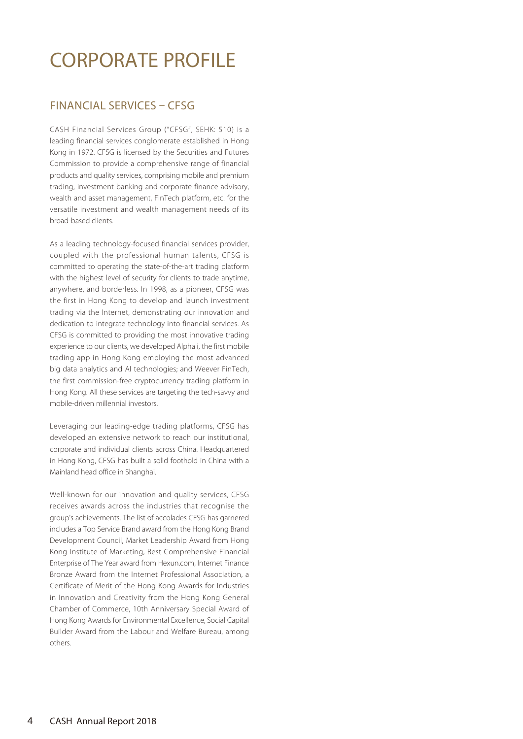# CORPORATE PROFILE

## FINANCIAL SERVICES – CFSG

CASH Financial Services Group ("CFSG", SEHK: 510) is a leading financial services conglomerate established in Hong Kong in 1972. CFSG is licensed by the Securities and Futures Commission to provide a comprehensive range of financial products and quality services, comprising mobile and premium trading, investment banking and corporate finance advisory, wealth and asset management, FinTech platform, etc. for the versatile investment and wealth management needs of its broad-based clients.

As a leading technology-focused financial services provider, coupled with the professional human talents, CFSG is committed to operating the state-of-the-art trading platform with the highest level of security for clients to trade anytime, anywhere, and borderless. In 1998, as a pioneer, CFSG was the first in Hong Kong to develop and launch investment trading via the Internet, demonstrating our innovation and dedication to integrate technology into financial services. As CFSG is committed to providing the most innovative trading experience to our clients, we developed Alpha i, the first mobile trading app in Hong Kong employing the most advanced big data analytics and AI technologies; and Weever FinTech, the first commission-free cryptocurrency trading platform in Hong Kong. All these services are targeting the tech-savvy and mobile-driven millennial investors.

Leveraging our leading-edge trading platforms, CFSG has developed an extensive network to reach our institutional, corporate and individual clients across China. Headquartered in Hong Kong, CFSG has built a solid foothold in China with a Mainland head office in Shanghai.

Well-known for our innovation and quality services, CFSG receives awards across the industries that recognise the group's achievements. The list of accolades CFSG has garnered includes a Top Service Brand award from the Hong Kong Brand Development Council, Market Leadership Award from Hong Kong Institute of Marketing, Best Comprehensive Financial Enterprise of The Year award from Hexun.com, Internet Finance Bronze Award from the Internet Professional Association, a Certificate of Merit of the Hong Kong Awards for Industries in Innovation and Creativity from the Hong Kong General Chamber of Commerce, 10th Anniversary Special Award of Hong Kong Awards for Environmental Excellence, Social Capital Builder Award from the Labour and Welfare Bureau, among others.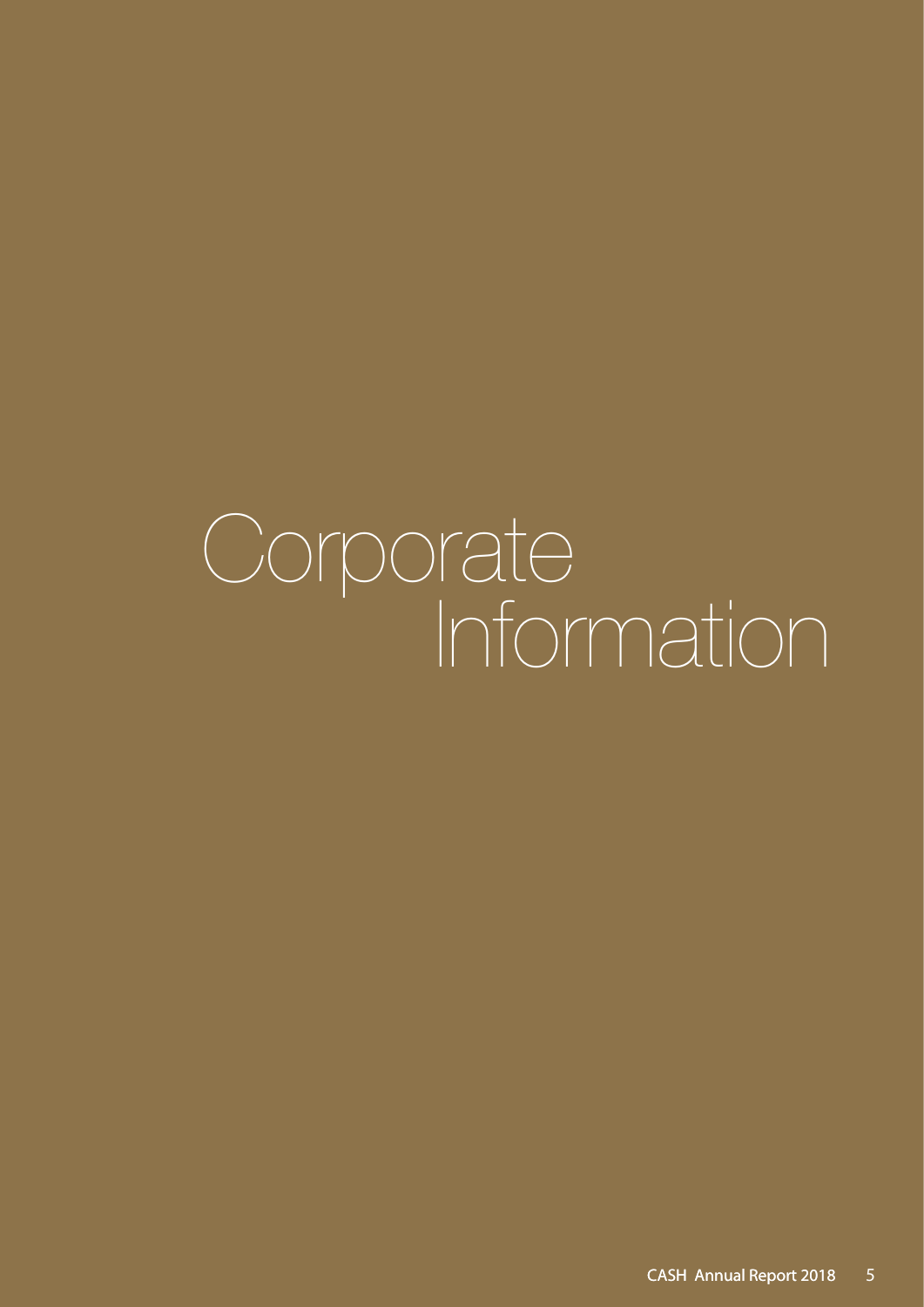# Corporate Information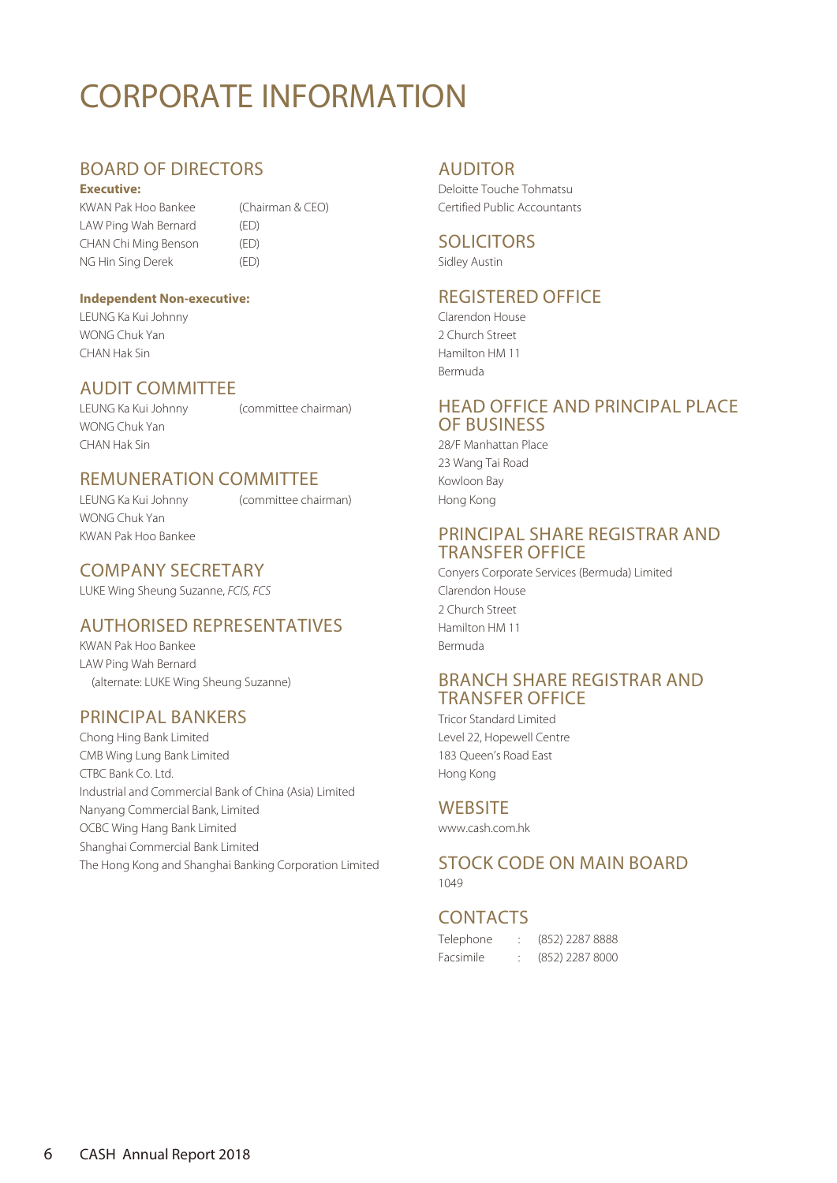# CORPORATE INFORMATION

## BOARD OF DIRECTORS

**Executive:**

| | |
|---|---|
| KWAN Pak Hoo Bankee | (Chairman & CEO) |
| LAW Ping Wah Bernard | (ED) |
| CHAN Chi Ming Benson | (ED) |
| NG Hin Sing Derek | (ED) |

**Independent Non-executive:**

LEUNG Ka Kui Johnny
WONG Chuk Yan
CHAN Hak Sin

## AUDIT COMMITTEE

LEUNG Ka Kui Johnny (committee chairman)
WONG Chuk Yan
CHAN Hak Sin

## REMUNERATION COMMITTEE

LEUNG Ka Kui Johnny (committee chairman)
WONG Chuk Yan
KWAN Pak Hoo Bankee

## COMPANY SECRETARY

LUKE Wing Sheung Suzanne, *FCIS, FCS*

## AUTHORISED REPRESENTATIVES

KWAN Pak Hoo Bankee
LAW Ping Wah Bernard
(alternate: LUKE Wing Sheung Suzanne)

## PRINCIPAL BANKERS

Chong Hing Bank Limited
CMB Wing Lung Bank Limited
CTBC Bank Co. Ltd.
Industrial and Commercial Bank of China (Asia) Limited
Nanyang Commercial Bank, Limited
OCBC Wing Hang Bank Limited
Shanghai Commercial Bank Limited
The Hong Kong and Shanghai Banking Corporation Limited

## AUDITOR

Deloitte Touche Tohmatsu
Certified Public Accountants

## SOLICITORS

Sidley Austin

## REGISTERED OFFICE

Clarendon House
2 Church Street
Hamilton HM 11
Bermuda

## HEAD OFFICE AND PRINCIPAL PLACE OF BUSINESS

28/F Manhattan Place
23 Wang Tai Road
Kowloon Bay
Hong Kong

## PRINCIPAL SHARE REGISTRAR AND TRANSFER OFFICE

Conyers Corporate Services (Bermuda) Limited
Clarendon House
2 Church Street
Hamilton HM 11
Bermuda

## BRANCH SHARE REGISTRAR AND TRANSFER OFFICE

Tricor Standard Limited
Level 22, Hopewell Centre
183 Queen's Road East
Hong Kong

## WEBSITE

www.cash.com.hk

## STOCK CODE ON MAIN BOARD

1049

## CONTACTS

| | | |
|---|---|---|
| Telephone | : | (852) 2287 8888 |
| Facsimile | : | (852) 2287 8000 |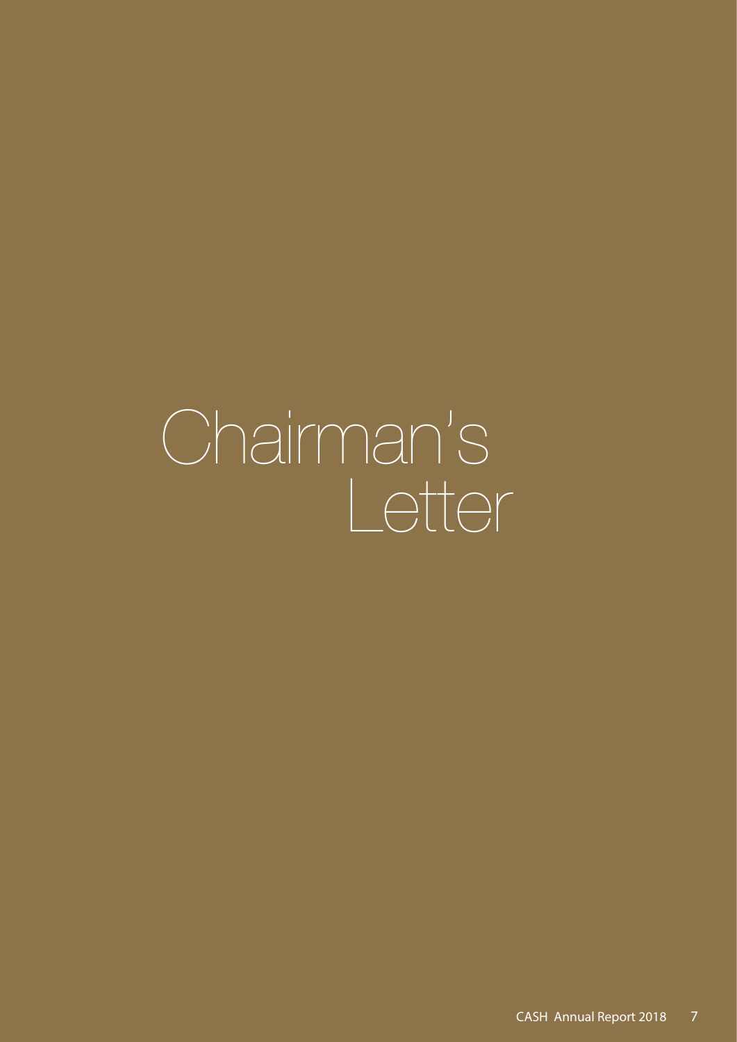# Chairman's Letter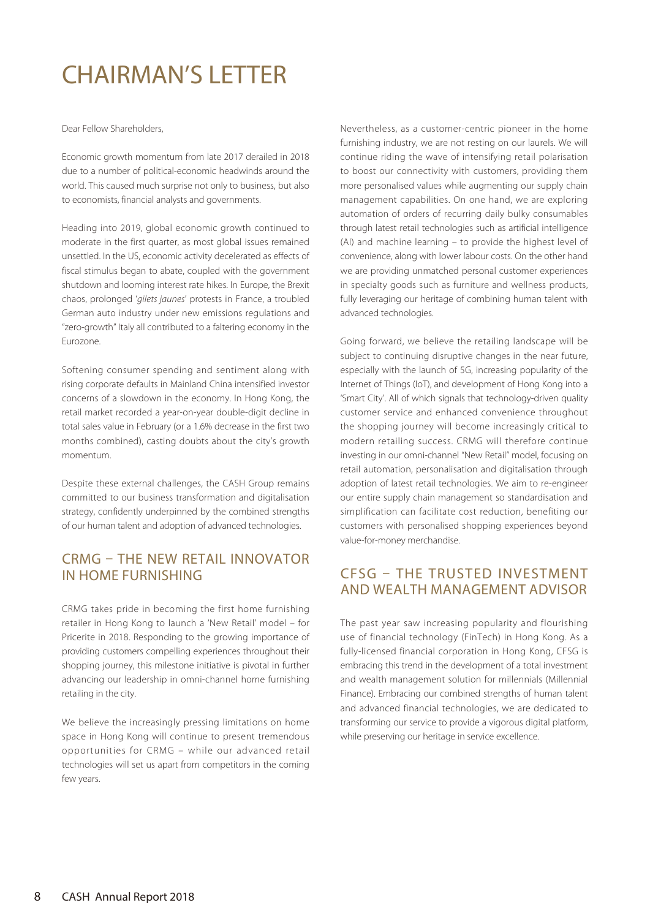# CHAIRMAN'S LETTER

Dear Fellow Shareholders,

Economic growth momentum from late 2017 derailed in 2018 due to a number of political-economic headwinds around the world. This caused much surprise not only to business, but also to economists, financial analysts and governments.

Heading into 2019, global economic growth continued to moderate in the first quarter, as most global issues remained unsettled. In the US, economic activity decelerated as effects of fiscal stimulus began to abate, coupled with the government shutdown and looming interest rate hikes. In Europe, the Brexit chaos, prolonged '*gilets jaunes*' protests in France, a troubled German auto industry under new emissions regulations and "zero-growth" Italy all contributed to a faltering economy in the Eurozone.

Softening consumer spending and sentiment along with rising corporate defaults in Mainland China intensified investor concerns of a slowdown in the economy. In Hong Kong, the retail market recorded a year-on-year double-digit decline in total sales value in February (or a 1.6% decrease in the first two months combined), casting doubts about the city's growth momentum.

Despite these external challenges, the CASH Group remains committed to our business transformation and digitalisation strategy, confidently underpinned by the combined strengths of our human talent and adoption of advanced technologies.

## CRMG – THE NEW RETAIL INNOVATOR IN HOME FURNISHING

CRMG takes pride in becoming the first home furnishing retailer in Hong Kong to launch a 'New Retail' model – for Pricerite in 2018. Responding to the growing importance of providing customers compelling experiences throughout their shopping journey, this milestone initiative is pivotal in further advancing our leadership in omni-channel home furnishing retailing in the city.

We believe the increasingly pressing limitations on home space in Hong Kong will continue to present tremendous opportunities for CRMG – while our advanced retail technologies will set us apart from competitors in the coming few years.

Nevertheless, as a customer-centric pioneer in the home furnishing industry, we are not resting on our laurels. We will continue riding the wave of intensifying retail polarisation to boost our connectivity with customers, providing them more personalised values while augmenting our supply chain management capabilities. On one hand, we are exploring automation of orders of recurring daily bulky consumables through latest retail technologies such as artificial intelligence (AI) and machine learning – to provide the highest level of convenience, along with lower labour costs. On the other hand we are providing unmatched personal customer experiences in specialty goods such as furniture and wellness products, fully leveraging our heritage of combining human talent with advanced technologies.

Going forward, we believe the retailing landscape will be subject to continuing disruptive changes in the near future, especially with the launch of 5G, increasing popularity of the Internet of Things (IoT), and development of Hong Kong into a 'Smart City'. All of which signals that technology-driven quality customer service and enhanced convenience throughout the shopping journey will become increasingly critical to modern retailing success. CRMG will therefore continue investing in our omni-channel "New Retail" model, focusing on retail automation, personalisation and digitalisation through adoption of latest retail technologies. We aim to re-engineer our entire supply chain management so standardisation and simplification can facilitate cost reduction, benefiting our customers with personalised shopping experiences beyond value-for-money merchandise.

## CFSG – THE TRUSTED INVESTMENT AND WEALTH MANAGEMENT ADVISOR

The past year saw increasing popularity and flourishing use of financial technology (FinTech) in Hong Kong. As a fully-licensed financial corporation in Hong Kong, CFSG is embracing this trend in the development of a total investment and wealth management solution for millennials (Millennial Finance). Embracing our combined strengths of human talent and advanced financial technologies, we are dedicated to transforming our service to provide a vigorous digital platform, while preserving our heritage in service excellence.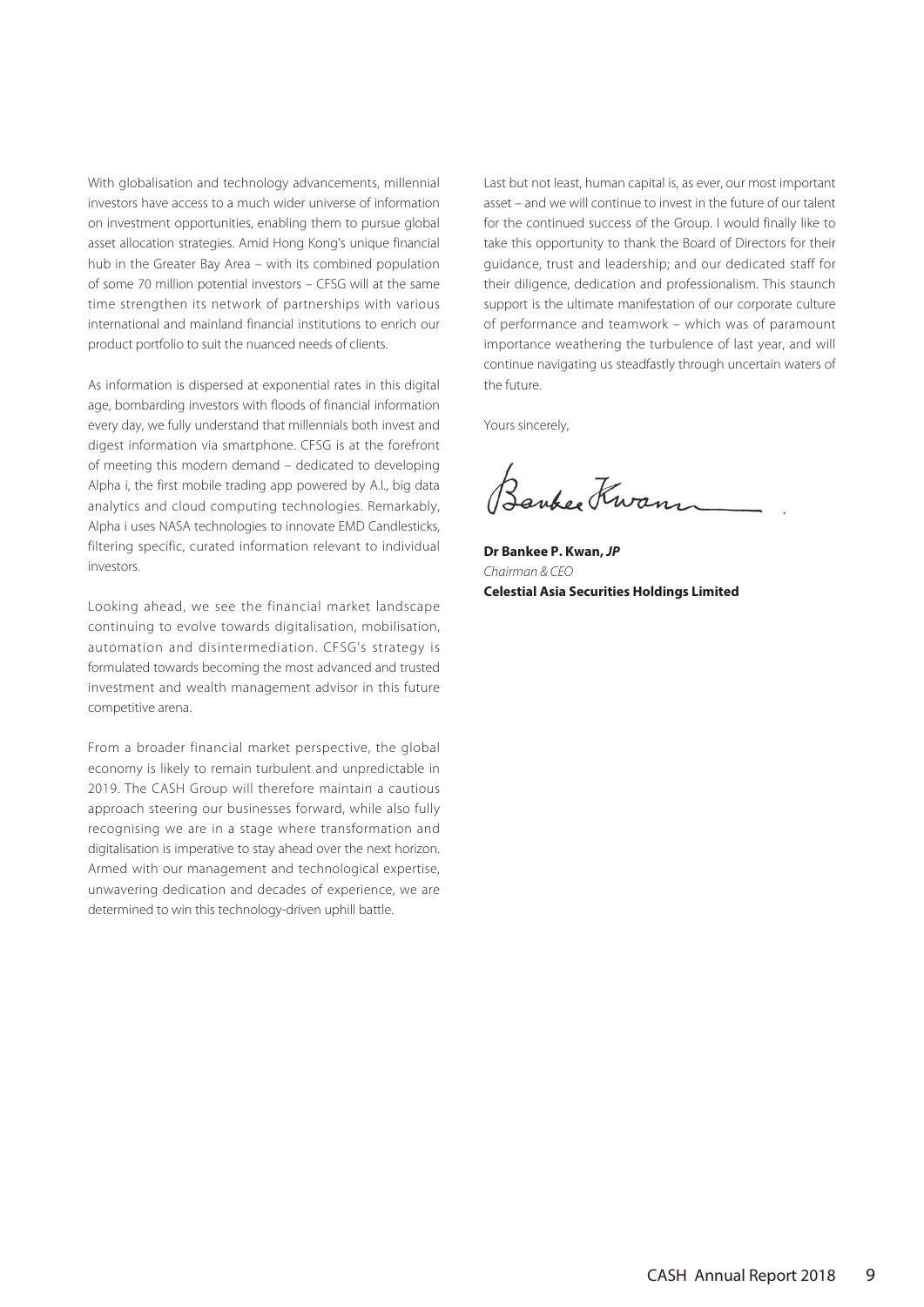With globalisation and technology advancements, millennial investors have access to a much wider universe of information on investment opportunities, enabling them to pursue global asset allocation strategies. Amid Hong Kong's unique financial hub in the Greater Bay Area – with its combined population of some 70 million potential investors – CFSG will at the same time strengthen its network of partnerships with various international and mainland financial institutions to enrich our product portfolio to suit the nuanced needs of clients.

As information is dispersed at exponential rates in this digital age, bombarding investors with floods of financial information every day, we fully understand that millennials both invest and digest information via smartphone. CFSG is at the forefront of meeting this modern demand – dedicated to developing Alpha i, the first mobile trading app powered by A.I., big data analytics and cloud computing technologies. Remarkably, Alpha i uses NASA technologies to innovate EMD Candlesticks, filtering specific, curated information relevant to individual investors.

Looking ahead, we see the financial market landscape continuing to evolve towards digitalisation, mobilisation, automation and disintermediation. CFSG's strategy is formulated towards becoming the most advanced and trusted investment and wealth management advisor in this future competitive arena.

From a broader financial market perspective, the global economy is likely to remain turbulent and unpredictable in 2019. The CASH Group will therefore maintain a cautious approach steering our businesses forward, while also fully recognising we are in a stage where transformation and digitalisation is imperative to stay ahead over the next horizon. Armed with our management and technological expertise, unwavering dedication and decades of experience, we are determined to win this technology-driven uphill battle.

Last but not least, human capital is, as ever, our most important asset – and we will continue to invest in the future of our talent for the continued success of the Group. I would finally like to take this opportunity to thank the Board of Directors for their guidance, trust and leadership; and our dedicated staff for their diligence, dedication and professionalism. This staunch support is the ultimate manifestation of our corporate culture of performance and teamwork – which was of paramount importance weathering the turbulence of last year, and will continue navigating us steadfastly through uncertain waters of the future.

Yours sincerely,

**Dr Bankee P. Kwan, *JP***
*Chairman & CEO*
**Celestial Asia Securities Holdings Limited**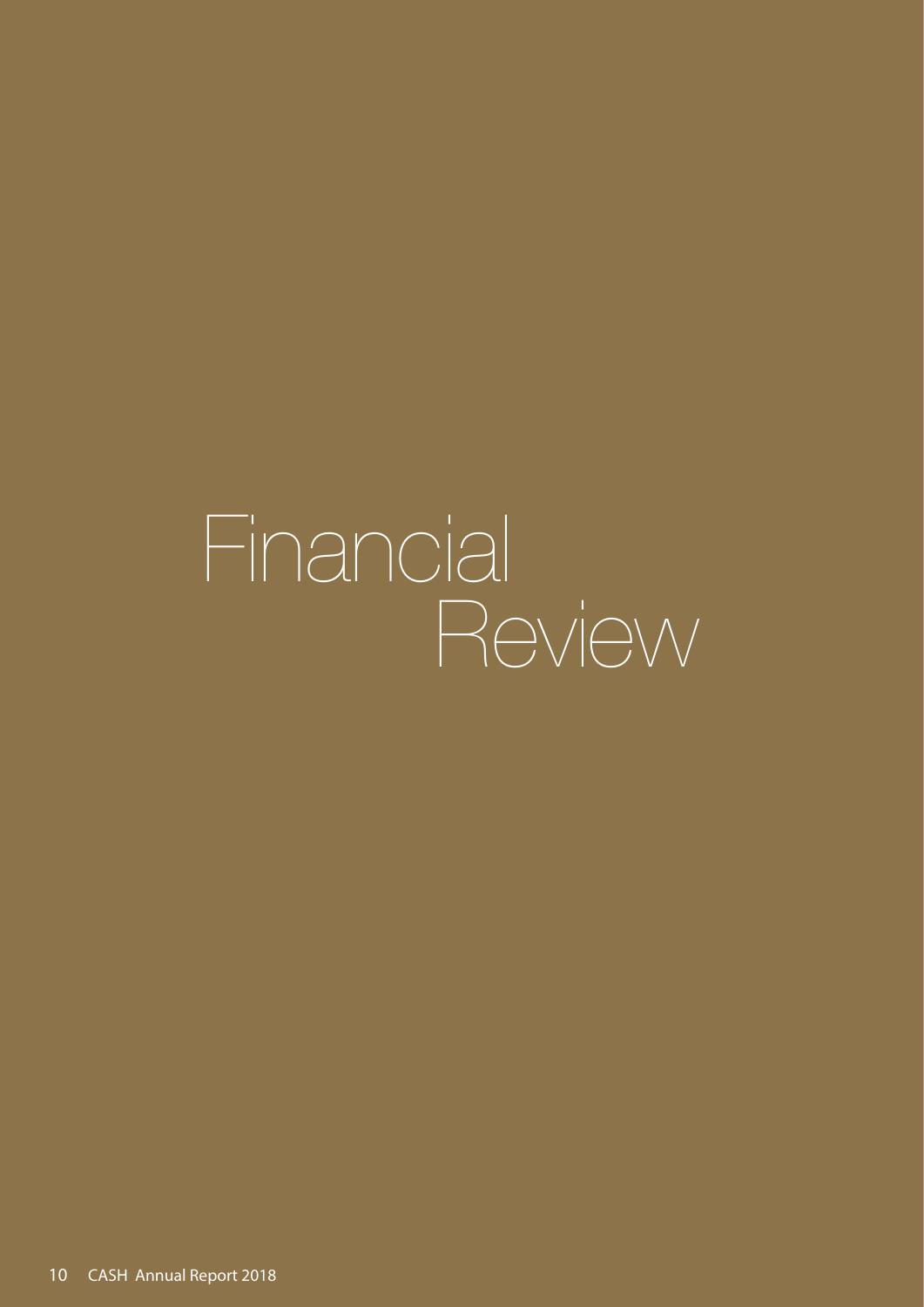# Financial Review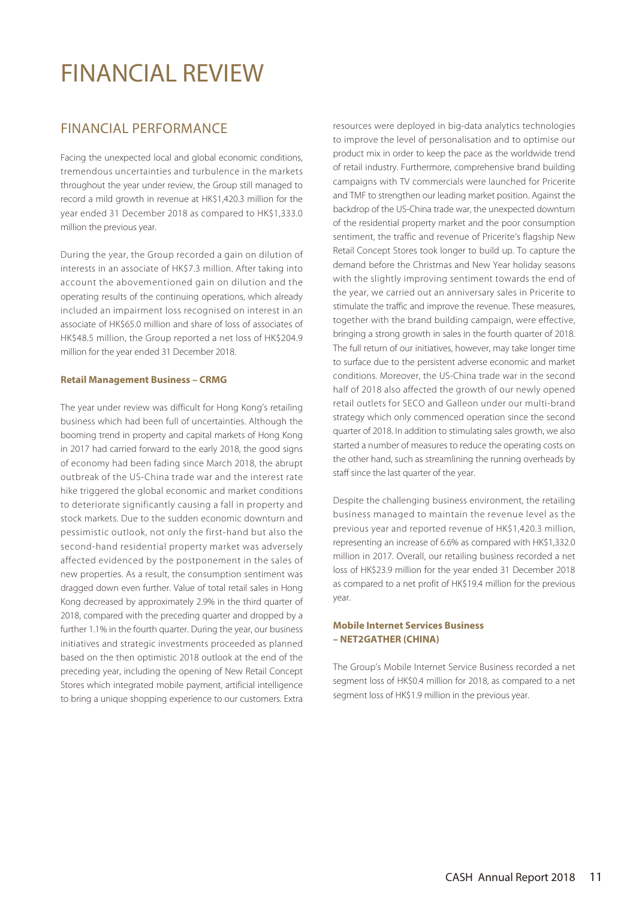# FINANCIAL REVIEW

## FINANCIAL PERFORMANCE

Facing the unexpected local and global economic conditions, tremendous uncertainties and turbulence in the markets throughout the year under review, the Group still managed to record a mild growth in revenue at HK$1,420.3 million for the year ended 31 December 2018 as compared to HK$1,333.0 million the previous year.

During the year, the Group recorded a gain on dilution of interests in an associate of HK$7.3 million. After taking into account the abovementioned gain on dilution and the operating results of the continuing operations, which already included an impairment loss recognised on interest in an associate of HK$65.0 million and share of loss of associates of HK$48.5 million, the Group reported a net loss of HK$204.9 million for the year ended 31 December 2018.

**Retail Management Business – CRMG**

The year under review was difficult for Hong Kong's retailing business which had been full of uncertainties. Although the booming trend in property and capital markets of Hong Kong in 2017 had carried forward to the early 2018, the good signs of economy had been fading since March 2018, the abrupt outbreak of the US-China trade war and the interest rate hike triggered the global economic and market conditions to deteriorate significantly causing a fall in property and stock markets. Due to the sudden economic downturn and pessimistic outlook, not only the first-hand but also the second-hand residential property market was adversely affected evidenced by the postponement in the sales of new properties. As a result, the consumption sentiment was dragged down even further. Value of total retail sales in Hong Kong decreased by approximately 2.9% in the third quarter of 2018, compared with the preceding quarter and dropped by a further 1.1% in the fourth quarter. During the year, our business initiatives and strategic investments proceeded as planned based on the then optimistic 2018 outlook at the end of the preceding year, including the opening of New Retail Concept Stores which integrated mobile payment, artificial intelligence to bring a unique shopping experience to our customers. Extra resources were deployed in big-data analytics technologies to improve the level of personalisation and to optimise our product mix in order to keep the pace as the worldwide trend of retail industry. Furthermore, comprehensive brand building campaigns with TV commercials were launched for Pricerite and TMF to strengthen our leading market position. Against the backdrop of the US-China trade war, the unexpected downturn of the residential property market and the poor consumption sentiment, the traffic and revenue of Pricerite's flagship New Retail Concept Stores took longer to build up. To capture the demand before the Christmas and New Year holiday seasons with the slightly improving sentiment towards the end of the year, we carried out an anniversary sales in Pricerite to stimulate the traffic and improve the revenue. These measures, together with the brand building campaign, were effective, bringing a strong growth in sales in the fourth quarter of 2018. The full return of our initiatives, however, may take longer time to surface due to the persistent adverse economic and market conditions. Moreover, the US-China trade war in the second half of 2018 also affected the growth of our newly opened retail outlets for SECO and Galleon under our multi-brand strategy which only commenced operation since the second quarter of 2018. In addition to stimulating sales growth, we also started a number of measures to reduce the operating costs on the other hand, such as streamlining the running overheads by staff since the last quarter of the year.

Despite the challenging business environment, the retailing business managed to maintain the revenue level as the previous year and reported revenue of HK$1,420.3 million, representing an increase of 6.6% as compared with HK$1,332.0 million in 2017. Overall, our retailing business recorded a net loss of HK$23.9 million for the year ended 31 December 2018 as compared to a net profit of HK$19.4 million for the previous year.

**Mobile Internet Services Business – NET2GATHER (CHINA)**

The Group's Mobile Internet Service Business recorded a net segment loss of HK$0.4 million for 2018, as compared to a net segment loss of HK$1.9 million in the previous year.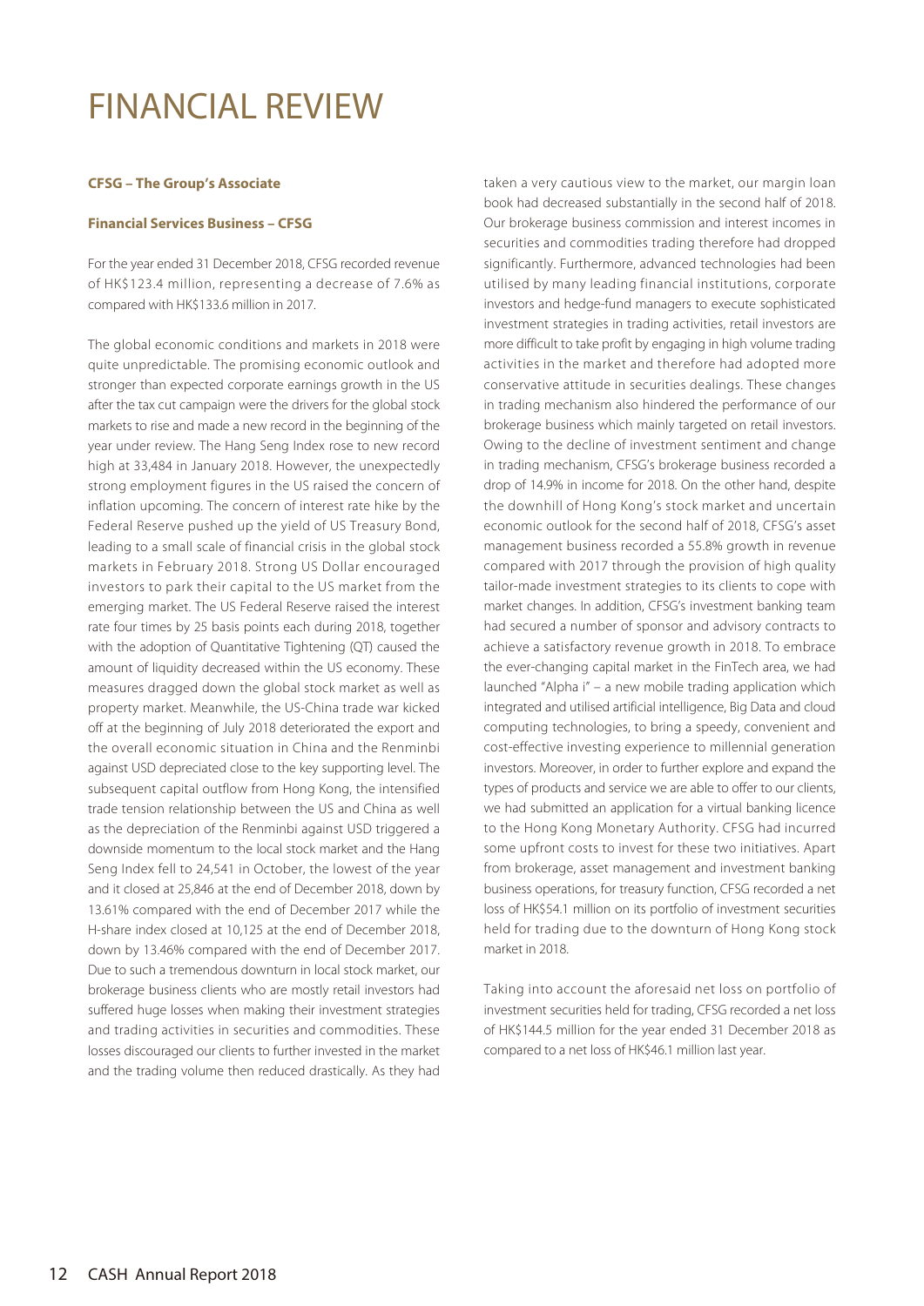# FINANCIAL REVIEW

**CFSG – The Group's Associate**

**Financial Services Business – CFSG**

For the year ended 31 December 2018, CFSG recorded revenue of HK$123.4 million, representing a decrease of 7.6% as compared with HK$133.6 million in 2017.

The global economic conditions and markets in 2018 were quite unpredictable. The promising economic outlook and stronger than expected corporate earnings growth in the US after the tax cut campaign were the drivers for the global stock markets to rise and made a new record in the beginning of the year under review. The Hang Seng Index rose to new record high at 33,484 in January 2018. However, the unexpectedly strong employment figures in the US raised the concern of inflation upcoming. The concern of interest rate hike by the Federal Reserve pushed up the yield of US Treasury Bond, leading to a small scale of financial crisis in the global stock markets in February 2018. Strong US Dollar encouraged investors to park their capital to the US market from the emerging market. The US Federal Reserve raised the interest rate four times by 25 basis points each during 2018, together with the adoption of Quantitative Tightening (QT) caused the amount of liquidity decreased within the US economy. These measures dragged down the global stock market as well as property market. Meanwhile, the US-China trade war kicked off at the beginning of July 2018 deteriorated the export and the overall economic situation in China and the Renminbi against USD depreciated close to the key supporting level. The subsequent capital outflow from Hong Kong, the intensified trade tension relationship between the US and China as well as the depreciation of the Renminbi against USD triggered a downside momentum to the local stock market and the Hang Seng Index fell to 24,541 in October, the lowest of the year and it closed at 25,846 at the end of December 2018, down by 13.61% compared with the end of December 2017 while the H-share index closed at 10,125 at the end of December 2018, down by 13.46% compared with the end of December 2017. Due to such a tremendous downturn in local stock market, our brokerage business clients who are mostly retail investors had suffered huge losses when making their investment strategies and trading activities in securities and commodities. These losses discouraged our clients to further invested in the market and the trading volume then reduced drastically. As they had taken a very cautious view to the market, our margin loan book had decreased substantially in the second half of 2018. Our brokerage business commission and interest incomes in securities and commodities trading therefore had dropped significantly. Furthermore, advanced technologies had been utilised by many leading financial institutions, corporate investors and hedge-fund managers to execute sophisticated investment strategies in trading activities, retail investors are more difficult to take profit by engaging in high volume trading activities in the market and therefore had adopted more conservative attitude in securities dealings. These changes in trading mechanism also hindered the performance of our brokerage business which mainly targeted on retail investors. Owing to the decline of investment sentiment and change in trading mechanism, CFSG's brokerage business recorded a drop of 14.9% in income for 2018. On the other hand, despite the downhill of Hong Kong's stock market and uncertain economic outlook for the second half of 2018, CFSG's asset management business recorded a 55.8% growth in revenue compared with 2017 through the provision of high quality tailor-made investment strategies to its clients to cope with market changes. In addition, CFSG's investment banking team had secured a number of sponsor and advisory contracts to achieve a satisfactory revenue growth in 2018. To embrace the ever-changing capital market in the FinTech area, we had launched "Alpha i" – a new mobile trading application which integrated and utilised artificial intelligence, Big Data and cloud computing technologies, to bring a speedy, convenient and cost-effective investing experience to millennial generation investors. Moreover, in order to further explore and expand the types of products and service we are able to offer to our clients, we had submitted an application for a virtual banking licence to the Hong Kong Monetary Authority. CFSG had incurred some upfront costs to invest for these two initiatives. Apart from brokerage, asset management and investment banking business operations, for treasury function, CFSG recorded a net loss of HK$54.1 million on its portfolio of investment securities held for trading due to the downturn of Hong Kong stock market in 2018.

Taking into account the aforesaid net loss on portfolio of investment securities held for trading, CFSG recorded a net loss of HK$144.5 million for the year ended 31 December 2018 as compared to a net loss of HK$46.1 million last year.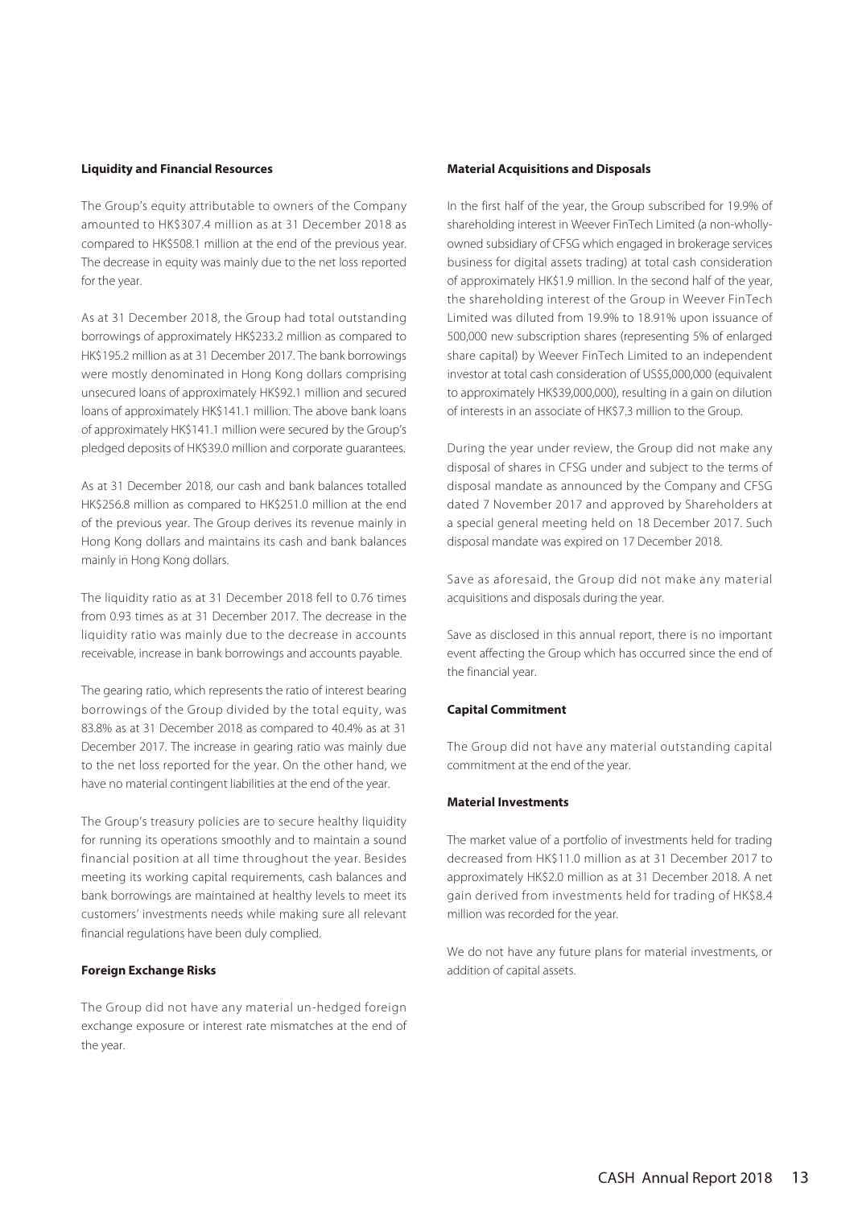**Liquidity and Financial Resources**

The Group's equity attributable to owners of the Company amounted to HK$307.4 million as at 31 December 2018 as compared to HK$508.1 million at the end of the previous year. The decrease in equity was mainly due to the net loss reported for the year.

As at 31 December 2018, the Group had total outstanding borrowings of approximately HK$233.2 million as compared to HK$195.2 million as at 31 December 2017. The bank borrowings were mostly denominated in Hong Kong dollars comprising unsecured loans of approximately HK$92.1 million and secured loans of approximately HK$141.1 million. The above bank loans of approximately HK$141.1 million were secured by the Group's pledged deposits of HK$39.0 million and corporate guarantees.

As at 31 December 2018, our cash and bank balances totalled HK$256.8 million as compared to HK$251.0 million at the end of the previous year. The Group derives its revenue mainly in Hong Kong dollars and maintains its cash and bank balances mainly in Hong Kong dollars.

The liquidity ratio as at 31 December 2018 fell to 0.76 times from 0.93 times as at 31 December 2017. The decrease in the liquidity ratio was mainly due to the decrease in accounts receivable, increase in bank borrowings and accounts payable.

The gearing ratio, which represents the ratio of interest bearing borrowings of the Group divided by the total equity, was 83.8% as at 31 December 2018 as compared to 40.4% as at 31 December 2017. The increase in gearing ratio was mainly due to the net loss reported for the year. On the other hand, we have no material contingent liabilities at the end of the year.

The Group's treasury policies are to secure healthy liquidity for running its operations smoothly and to maintain a sound financial position at all time throughout the year. Besides meeting its working capital requirements, cash balances and bank borrowings are maintained at healthy levels to meet its customers' investments needs while making sure all relevant financial regulations have been duly complied.

**Foreign Exchange Risks**

The Group did not have any material un-hedged foreign exchange exposure or interest rate mismatches at the end of the year.

**Material Acquisitions and Disposals**

In the first half of the year, the Group subscribed for 19.9% of shareholding interest in Weever FinTech Limited (a non-wholly-owned subsidiary of CFSG which engaged in brokerage services business for digital assets trading) at total cash consideration of approximately HK$1.9 million. In the second half of the year, the shareholding interest of the Group in Weever FinTech Limited was diluted from 19.9% to 18.91% upon issuance of 500,000 new subscription shares (representing 5% of enlarged share capital) by Weever FinTech Limited to an independent investor at total cash consideration of US$5,000,000 (equivalent to approximately HK$39,000,000), resulting in a gain on dilution of interests in an associate of HK$7.3 million to the Group.

During the year under review, the Group did not make any disposal of shares in CFSG under and subject to the terms of disposal mandate as announced by the Company and CFSG dated 7 November 2017 and approved by Shareholders at a special general meeting held on 18 December 2017. Such disposal mandate was expired on 17 December 2018.

Save as aforesaid, the Group did not make any material acquisitions and disposals during the year.

Save as disclosed in this annual report, there is no important event affecting the Group which has occurred since the end of the financial year.

**Capital Commitment**

The Group did not have any material outstanding capital commitment at the end of the year.

**Material Investments**

The market value of a portfolio of investments held for trading decreased from HK$11.0 million as at 31 December 2017 to approximately HK$2.0 million as at 31 December 2018. A net gain derived from investments held for trading of HK$8.4 million was recorded for the year.

We do not have any future plans for material investments, or addition of capital assets.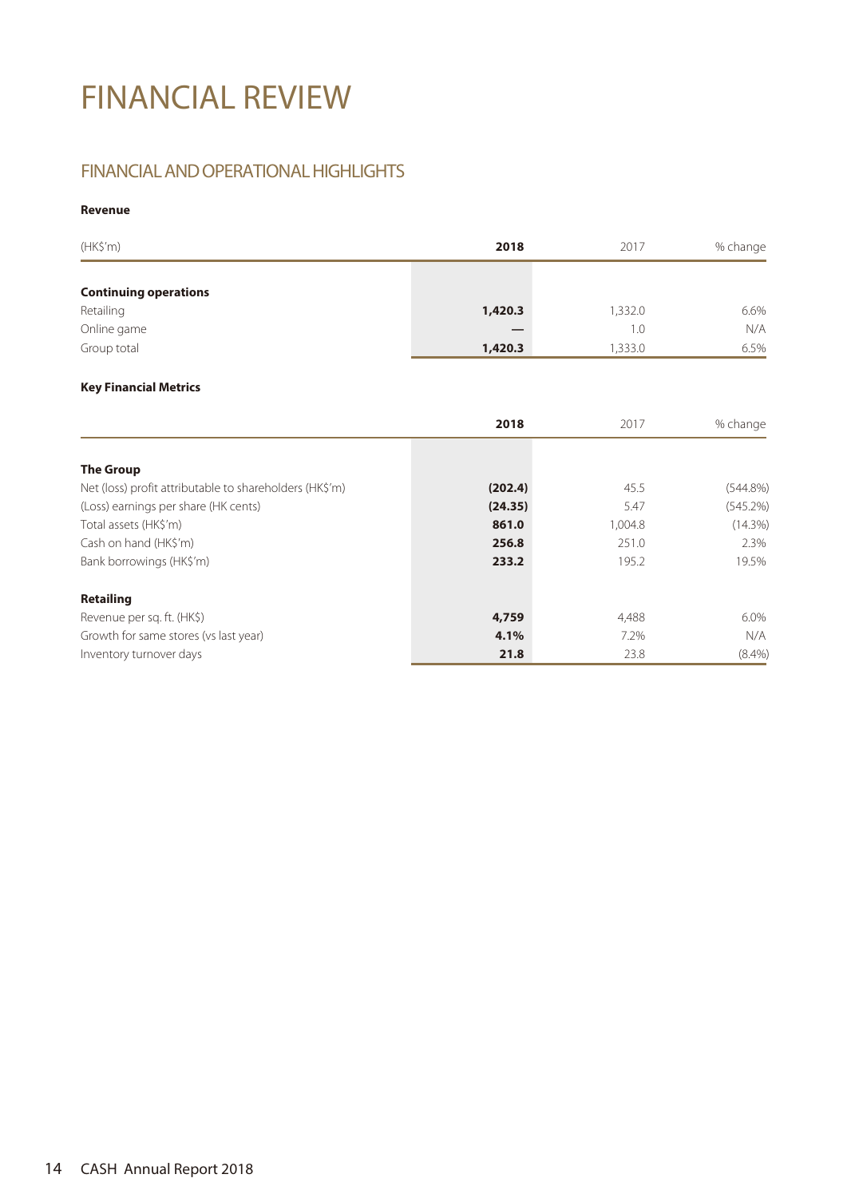# FINANCIAL REVIEW

## FINANCIAL AND OPERATIONAL HIGHLIGHTS

**Revenue**

| (HK$'m) | **2018** | 2017 | % change |
|---|---|---|---|
| **Continuing operations** | | | |
| Retailing | **1,420.3** | 1,332.0 | 6.6% |
| Online game | **—** | 1.0 | N/A |
| Group total | **1,420.3** | 1,333.0 | 6.5% |

**Key Financial Metrics**

| | **2018** | 2017 | % change |
|---|---|---|---|
| **The Group** | | | |
| Net (loss) profit attributable to shareholders (HK$'m) | **(202.4)** | 45.5 | (544.8%) |
| (Loss) earnings per share (HK cents) | **(24.35)** | 5.47 | (545.2%) |
| Total assets (HK$'m) | **861.0** | 1,004.8 | (14.3%) |
| Cash on hand (HK$'m) | **256.8** | 251.0 | 2.3% |
| Bank borrowings (HK$'m) | **233.2** | 195.2 | 19.5% |
| **Retailing** | | | |
| Revenue per sq. ft. (HK$) | **4,759** | 4,488 | 6.0% |
| Growth for same stores (vs last year) | **4.1%** | 7.2% | N/A |
| Inventory turnover days | **21.8** | 23.8 | (8.4%) |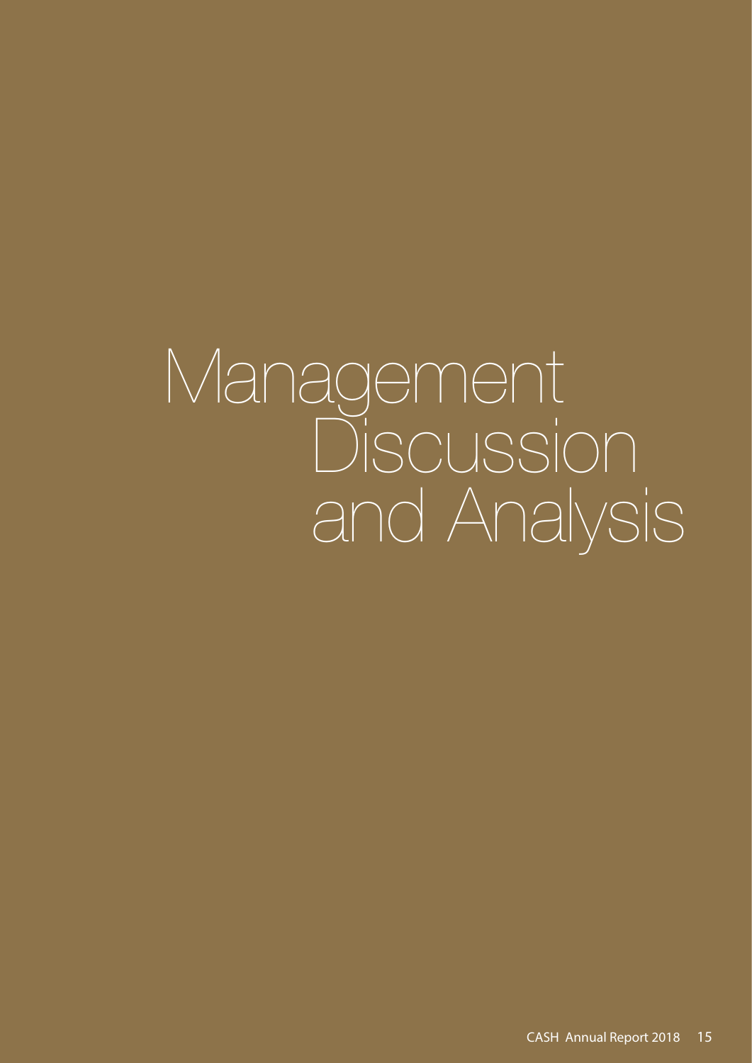# Management Discussion and Analysis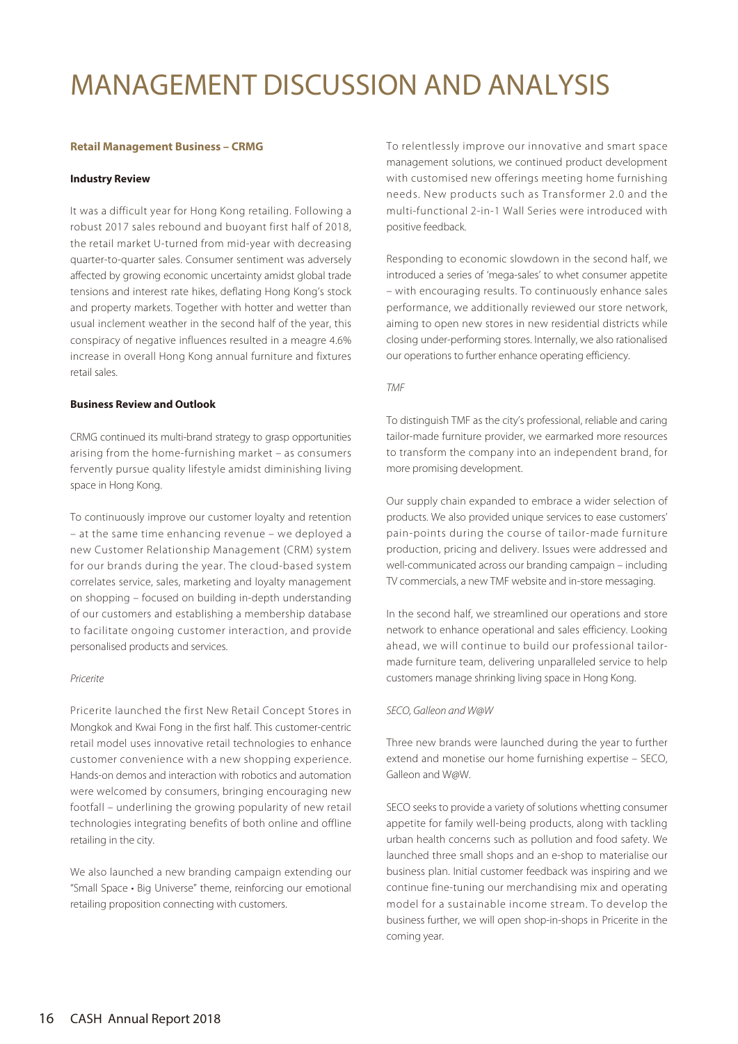# MANAGEMENT DISCUSSION AND ANALYSIS

**Retail Management Business – CRMG**

**Industry Review**

It was a difficult year for Hong Kong retailing. Following a robust 2017 sales rebound and buoyant first half of 2018, the retail market U-turned from mid-year with decreasing quarter-to-quarter sales. Consumer sentiment was adversely affected by growing economic uncertainty amidst global trade tensions and interest rate hikes, deflating Hong Kong's stock and property markets. Together with hotter and wetter than usual inclement weather in the second half of the year, this conspiracy of negative influences resulted in a meagre 4.6% increase in overall Hong Kong annual furniture and fixtures retail sales.

**Business Review and Outlook**

CRMG continued its multi-brand strategy to grasp opportunities arising from the home-furnishing market – as consumers fervently pursue quality lifestyle amidst diminishing living space in Hong Kong.

To continuously improve our customer loyalty and retention – at the same time enhancing revenue – we deployed a new Customer Relationship Management (CRM) system for our brands during the year. The cloud-based system correlates service, sales, marketing and loyalty management on shopping – focused on building in-depth understanding of our customers and establishing a membership database to facilitate ongoing customer interaction, and provide personalised products and services.

*Pricerite*

Pricerite launched the first New Retail Concept Stores in Mongkok and Kwai Fong in the first half. This customer-centric retail model uses innovative retail technologies to enhance customer convenience with a new shopping experience. Hands-on demos and interaction with robotics and automation were welcomed by consumers, bringing encouraging new footfall – underlining the growing popularity of new retail technologies integrating benefits of both online and offline retailing in the city.

We also launched a new branding campaign extending our "Small Space • Big Universe" theme, reinforcing our emotional retailing proposition connecting with customers.

To relentlessly improve our innovative and smart space management solutions, we continued product development with customised new offerings meeting home furnishing needs. New products such as Transformer 2.0 and the multi-functional 2-in-1 Wall Series were introduced with positive feedback.

Responding to economic slowdown in the second half, we introduced a series of 'mega-sales' to whet consumer appetite – with encouraging results. To continuously enhance sales performance, we additionally reviewed our store network, aiming to open new stores in new residential districts while closing under-performing stores. Internally, we also rationalised our operations to further enhance operating efficiency.

*TMF*

To distinguish TMF as the city's professional, reliable and caring tailor-made furniture provider, we earmarked more resources to transform the company into an independent brand, for more promising development.

Our supply chain expanded to embrace a wider selection of products. We also provided unique services to ease customers' pain-points during the course of tailor-made furniture production, pricing and delivery. Issues were addressed and well-communicated across our branding campaign – including TV commercials, a new TMF website and in-store messaging.

In the second half, we streamlined our operations and store network to enhance operational and sales efficiency. Looking ahead, we will continue to build our professional tailor-made furniture team, delivering unparalleled service to help customers manage shrinking living space in Hong Kong.

*SECO, Galleon and W@W*

Three new brands were launched during the year to further extend and monetise our home furnishing expertise – SECO, Galleon and W@W.

SECO seeks to provide a variety of solutions whetting consumer appetite for family well-being products, along with tackling urban health concerns such as pollution and food safety. We launched three small shops and an e-shop to materialise our business plan. Initial customer feedback was inspiring and we continue fine-tuning our merchandising mix and operating model for a sustainable income stream. To develop the business further, we will open shop-in-shops in Pricerite in the coming year.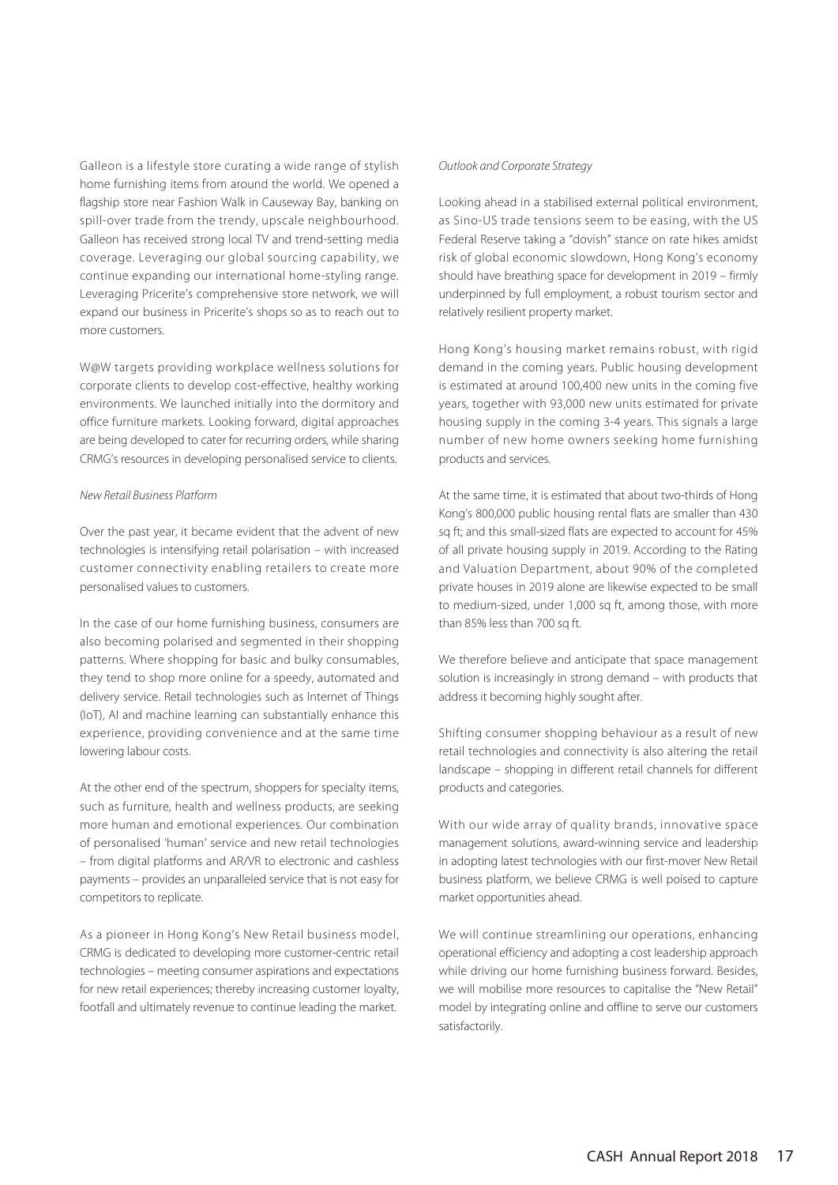Galleon is a lifestyle store curating a wide range of stylish home furnishing items from around the world. We opened a flagship store near Fashion Walk in Causeway Bay, banking on spill-over trade from the trendy, upscale neighbourhood. Galleon has received strong local TV and trend-setting media coverage. Leveraging our global sourcing capability, we continue expanding our international home-styling range. Leveraging Pricerite's comprehensive store network, we will expand our business in Pricerite's shops so as to reach out to more customers.

W@W targets providing workplace wellness solutions for corporate clients to develop cost-effective, healthy working environments. We launched initially into the dormitory and office furniture markets. Looking forward, digital approaches are being developed to cater for recurring orders, while sharing CRMG's resources in developing personalised service to clients.

*New Retail Business Platform*

Over the past year, it became evident that the advent of new technologies is intensifying retail polarisation – with increased customer connectivity enabling retailers to create more personalised values to customers.

In the case of our home furnishing business, consumers are also becoming polarised and segmented in their shopping patterns. Where shopping for basic and bulky consumables, they tend to shop more online for a speedy, automated and delivery service. Retail technologies such as Internet of Things (IoT), AI and machine learning can substantially enhance this experience, providing convenience and at the same time lowering labour costs.

At the other end of the spectrum, shoppers for specialty items, such as furniture, health and wellness products, are seeking more human and emotional experiences. Our combination of personalised 'human' service and new retail technologies – from digital platforms and AR/VR to electronic and cashless payments – provides an unparalleled service that is not easy for competitors to replicate.

As a pioneer in Hong Kong's New Retail business model, CRMG is dedicated to developing more customer-centric retail technologies – meeting consumer aspirations and expectations for new retail experiences; thereby increasing customer loyalty, footfall and ultimately revenue to continue leading the market.

*Outlook and Corporate Strategy*

Looking ahead in a stabilised external political environment, as Sino-US trade tensions seem to be easing, with the US Federal Reserve taking a "dovish" stance on rate hikes amidst risk of global economic slowdown, Hong Kong's economy should have breathing space for development in 2019 – firmly underpinned by full employment, a robust tourism sector and relatively resilient property market.

Hong Kong's housing market remains robust, with rigid demand in the coming years. Public housing development is estimated at around 100,400 new units in the coming five years, together with 93,000 new units estimated for private housing supply in the coming 3-4 years. This signals a large number of new home owners seeking home furnishing products and services.

At the same time, it is estimated that about two-thirds of Hong Kong's 800,000 public housing rental flats are smaller than 430 sq ft; and this small-sized flats are expected to account for 45% of all private housing supply in 2019. According to the Rating and Valuation Department, about 90% of the completed private houses in 2019 alone are likewise expected to be small to medium-sized, under 1,000 sq ft, among those, with more than 85% less than 700 sq ft.

We therefore believe and anticipate that space management solution is increasingly in strong demand – with products that address it becoming highly sought after.

Shifting consumer shopping behaviour as a result of new retail technologies and connectivity is also altering the retail landscape – shopping in different retail channels for different products and categories.

With our wide array of quality brands, innovative space management solutions, award-winning service and leadership in adopting latest technologies with our first-mover New Retail business platform, we believe CRMG is well poised to capture market opportunities ahead.

We will continue streamlining our operations, enhancing operational efficiency and adopting a cost leadership approach while driving our home furnishing business forward. Besides, we will mobilise more resources to capitalise the "New Retail" model by integrating online and offline to serve our customers satisfactorily.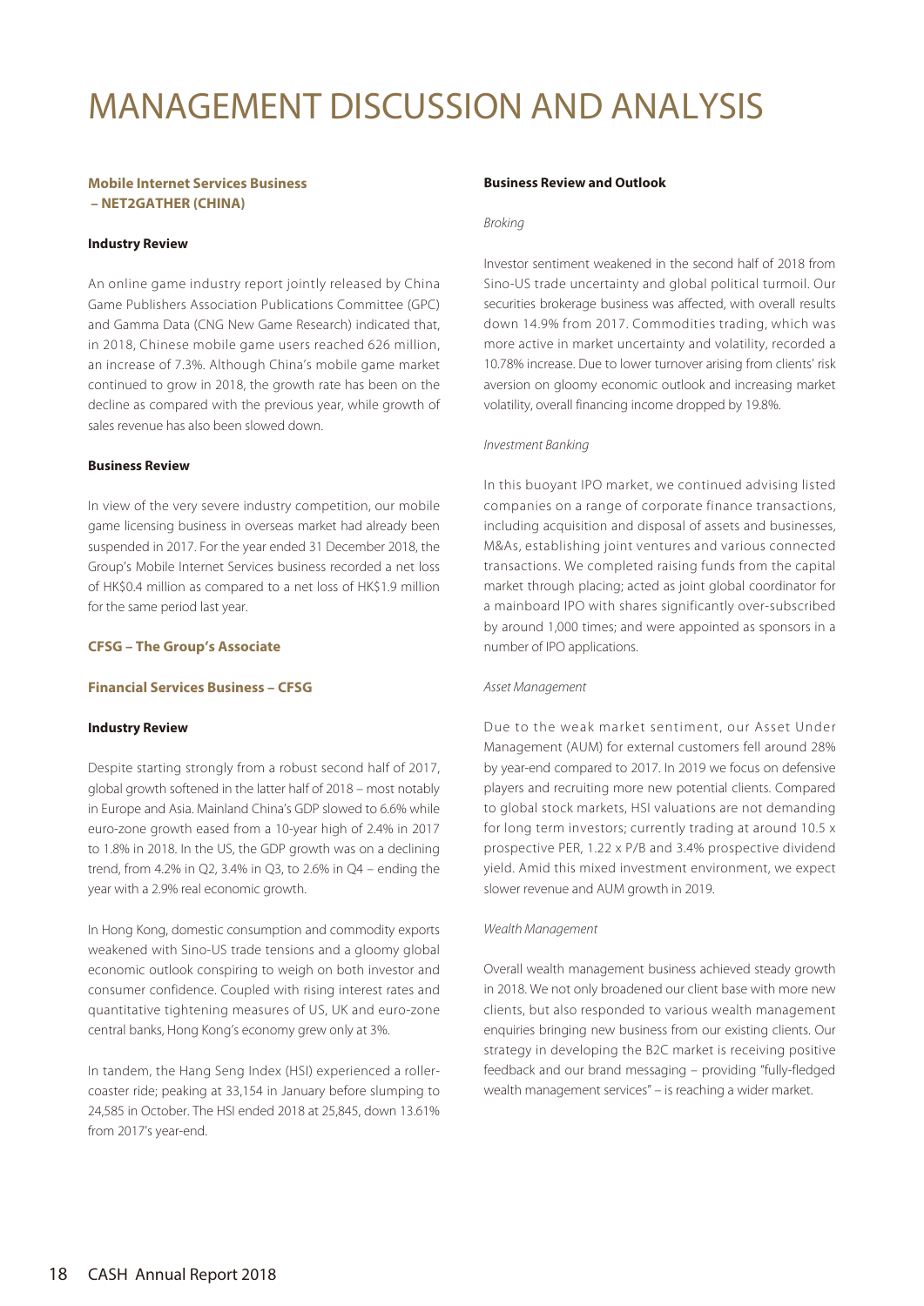# MANAGEMENT DISCUSSION AND ANALYSIS

## Mobile Internet Services Business – NET2GATHER (CHINA)

### Industry Review

An online game industry report jointly released by China Game Publishers Association Publications Committee (GPC) and Gamma Data (CNG New Game Research) indicated that, in 2018, Chinese mobile game users reached 626 million, an increase of 7.3%. Although China's mobile game market continued to grow in 2018, the growth rate has been on the decline as compared with the previous year, while growth of sales revenue has also been slowed down.

### Business Review

In view of the very severe industry competition, our mobile game licensing business in overseas market had already been suspended in 2017. For the year ended 31 December 2018, the Group's Mobile Internet Services business recorded a net loss of HK$0.4 million as compared to a net loss of HK$1.9 million for the same period last year.

## CFSG – The Group's Associate

## Financial Services Business – CFSG

### Industry Review

Despite starting strongly from a robust second half of 2017, global growth softened in the latter half of 2018 – most notably in Europe and Asia. Mainland China's GDP slowed to 6.6% while euro-zone growth eased from a 10-year high of 2.4% in 2017 to 1.8% in 2018. In the US, the GDP growth was on a declining trend, from 4.2% in Q2, 3.4% in Q3, to 2.6% in Q4 – ending the year with a 2.9% real economic growth.

In Hong Kong, domestic consumption and commodity exports weakened with Sino-US trade tensions and a gloomy global economic outlook conspiring to weigh on both investor and consumer confidence. Coupled with rising interest rates and quantitative tightening measures of US, UK and euro-zone central banks, Hong Kong's economy grew only at 3%.

In tandem, the Hang Seng Index (HSI) experienced a roller-coaster ride; peaking at 33,154 in January before slumping to 24,585 in October. The HSI ended 2018 at 25,845, down 13.61% from 2017's year-end.

### Business Review and Outlook

*Broking*

Investor sentiment weakened in the second half of 2018 from Sino-US trade uncertainty and global political turmoil. Our securities brokerage business was affected, with overall results down 14.9% from 2017. Commodities trading, which was more active in market uncertainty and volatility, recorded a 10.78% increase. Due to lower turnover arising from clients' risk aversion on gloomy economic outlook and increasing market volatility, overall financing income dropped by 19.8%.

*Investment Banking*

In this buoyant IPO market, we continued advising listed companies on a range of corporate finance transactions, including acquisition and disposal of assets and businesses, M&As, establishing joint ventures and various connected transactions. We completed raising funds from the capital market through placing; acted as joint global coordinator for a mainboard IPO with shares significantly over-subscribed by around 1,000 times; and were appointed as sponsors in a number of IPO applications.

*Asset Management*

Due to the weak market sentiment, our Asset Under Management (AUM) for external customers fell around 28% by year-end compared to 2017. In 2019 we focus on defensive players and recruiting more new potential clients. Compared to global stock markets, HSI valuations are not demanding for long term investors; currently trading at around 10.5 x prospective PER, 1.22 x P/B and 3.4% prospective dividend yield. Amid this mixed investment environment, we expect slower revenue and AUM growth in 2019.

*Wealth Management*

Overall wealth management business achieved steady growth in 2018. We not only broadened our client base with more new clients, but also responded to various wealth management enquiries bringing new business from our existing clients. Our strategy in developing the B2C market is receiving positive feedback and our brand messaging – providing "fully-fledged wealth management services" – is reaching a wider market.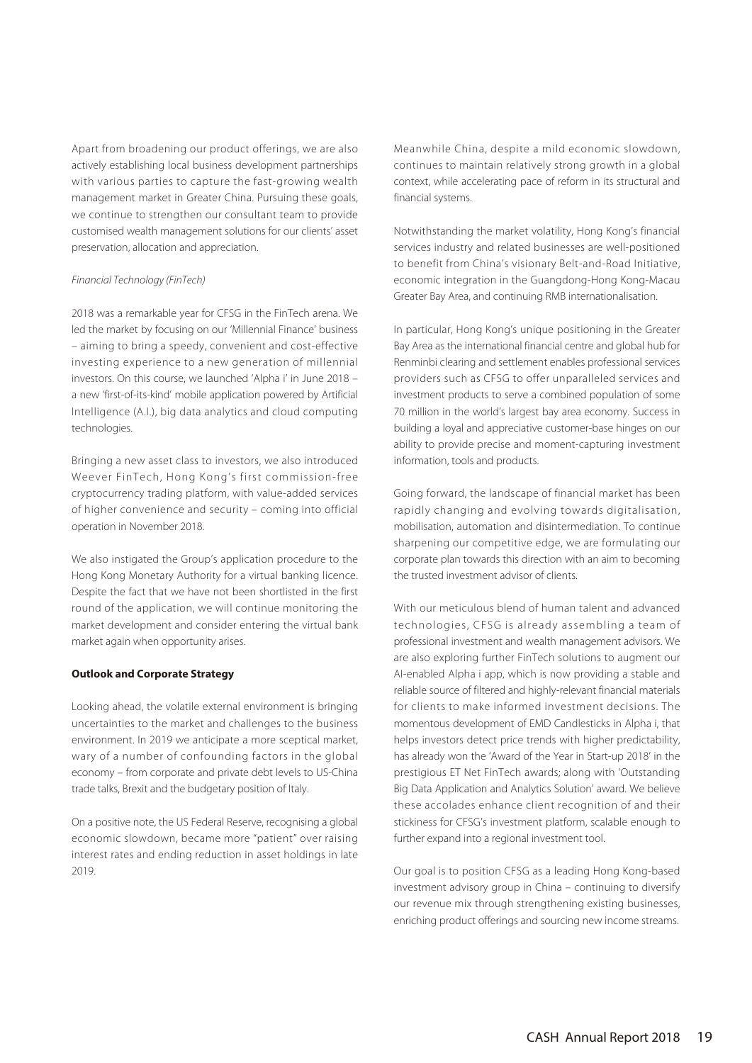Apart from broadening our product offerings, we are also actively establishing local business development partnerships with various parties to capture the fast-growing wealth management market in Greater China. Pursuing these goals, we continue to strengthen our consultant team to provide customised wealth management solutions for our clients' asset preservation, allocation and appreciation.

*Financial Technology (FinTech)*

2018 was a remarkable year for CFSG in the FinTech arena. We led the market by focusing on our 'Millennial Finance' business – aiming to bring a speedy, convenient and cost-effective investing experience to a new generation of millennial investors. On this course, we launched 'Alpha i' in June 2018 – a new 'first-of-its-kind' mobile application powered by Artificial Intelligence (A.I.), big data analytics and cloud computing technologies.

Bringing a new asset class to investors, we also introduced Weever FinTech, Hong Kong's first commission-free cryptocurrency trading platform, with value-added services of higher convenience and security – coming into official operation in November 2018.

We also instigated the Group's application procedure to the Hong Kong Monetary Authority for a virtual banking licence. Despite the fact that we have not been shortlisted in the first round of the application, we will continue monitoring the market development and consider entering the virtual bank market again when opportunity arises.

**Outlook and Corporate Strategy**

Looking ahead, the volatile external environment is bringing uncertainties to the market and challenges to the business environment. In 2019 we anticipate a more sceptical market, wary of a number of confounding factors in the global economy – from corporate and private debt levels to US-China trade talks, Brexit and the budgetary position of Italy.

On a positive note, the US Federal Reserve, recognising a global economic slowdown, became more "patient" over raising interest rates and ending reduction in asset holdings in late 2019.

Meanwhile China, despite a mild economic slowdown, continues to maintain relatively strong growth in a global context, while accelerating pace of reform in its structural and financial systems.

Notwithstanding the market volatility, Hong Kong's financial services industry and related businesses are well-positioned to benefit from China's visionary Belt-and-Road Initiative, economic integration in the Guangdong-Hong Kong-Macau Greater Bay Area, and continuing RMB internationalisation.

In particular, Hong Kong's unique positioning in the Greater Bay Area as the international financial centre and global hub for Renminbi clearing and settlement enables professional services providers such as CFSG to offer unparalleled services and investment products to serve a combined population of some 70 million in the world's largest bay area economy. Success in building a loyal and appreciative customer-base hinges on our ability to provide precise and moment-capturing investment information, tools and products.

Going forward, the landscape of financial market has been rapidly changing and evolving towards digitalisation, mobilisation, automation and disintermediation. To continue sharpening our competitive edge, we are formulating our corporate plan towards this direction with an aim to becoming the trusted investment advisor of clients.

With our meticulous blend of human talent and advanced technologies, CFSG is already assembling a team of professional investment and wealth management advisors. We are also exploring further FinTech solutions to augment our AI-enabled Alpha i app, which is now providing a stable and reliable source of filtered and highly-relevant financial materials for clients to make informed investment decisions. The momentous development of EMD Candlesticks in Alpha i, that helps investors detect price trends with higher predictability, has already won the 'Award of the Year in Start-up 2018' in the prestigious ET Net FinTech awards; along with 'Outstanding Big Data Application and Analytics Solution' award. We believe these accolades enhance client recognition of and their stickiness for CFSG's investment platform, scalable enough to further expand into a regional investment tool.

Our goal is to position CFSG as a leading Hong Kong-based investment advisory group in China – continuing to diversify our revenue mix through strengthening existing businesses, enriching product offerings and sourcing new income streams.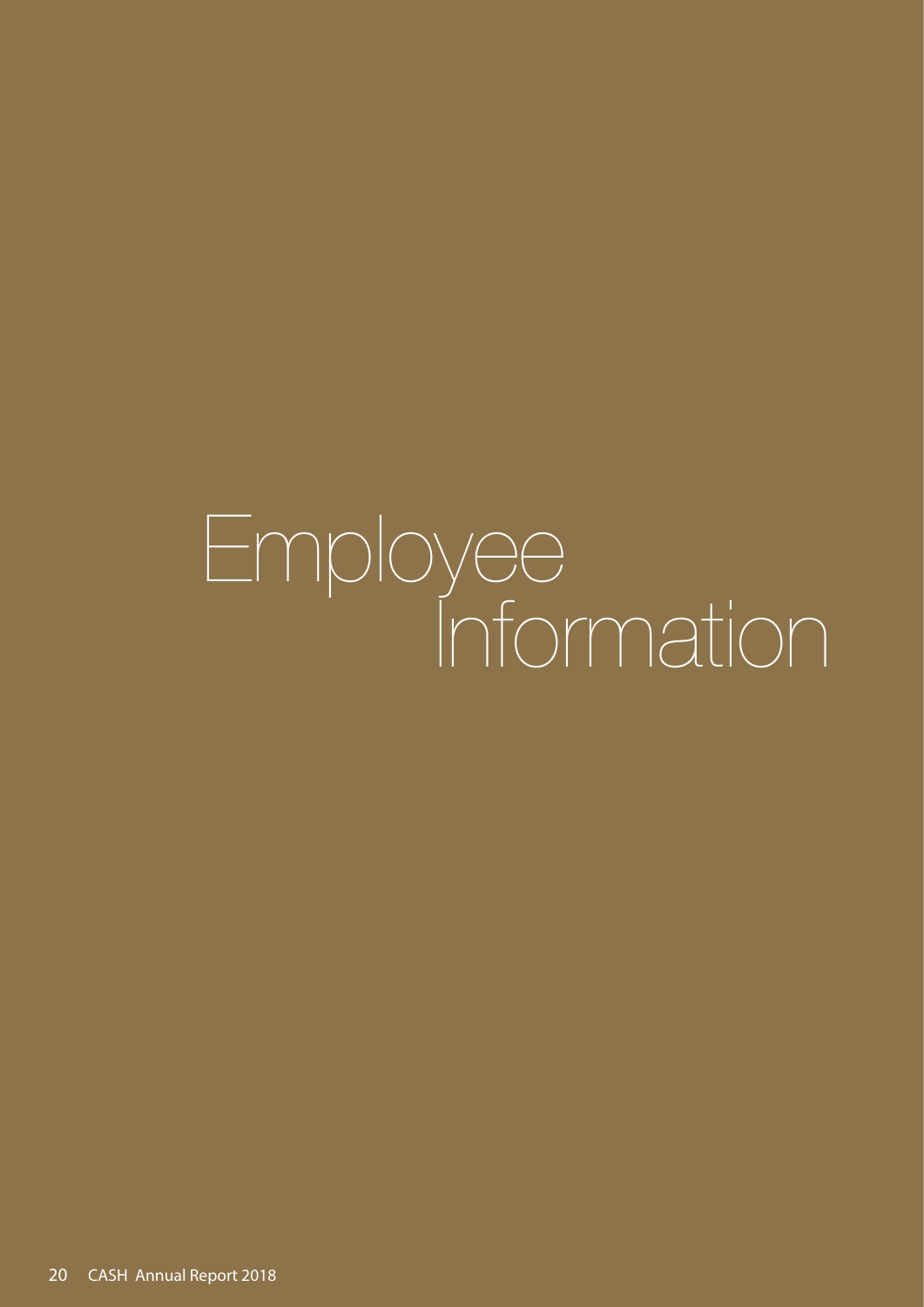# Employee Information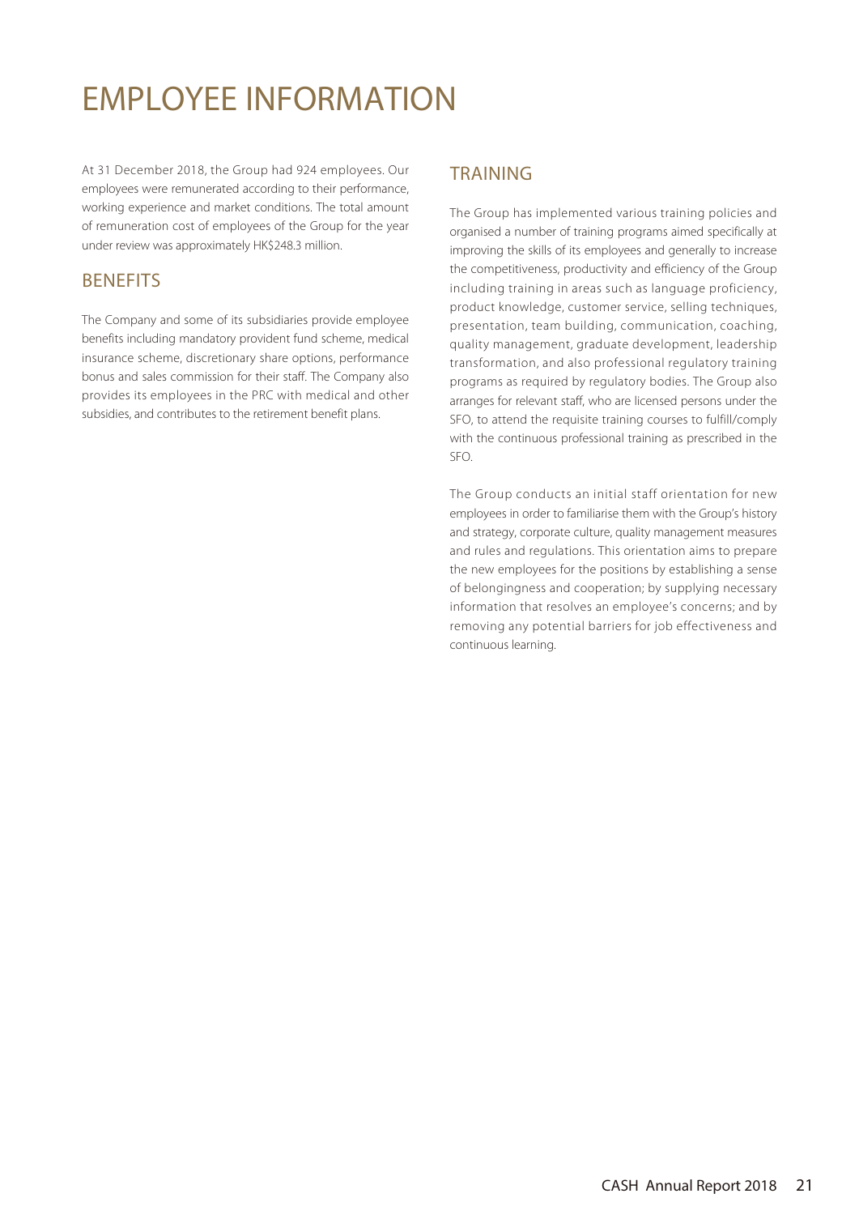# EMPLOYEE INFORMATION

At 31 December 2018, the Group had 924 employees. Our employees were remunerated according to their performance, working experience and market conditions. The total amount of remuneration cost of employees of the Group for the year under review was approximately HK$248.3 million.

## BENEFITS

The Company and some of its subsidiaries provide employee benefits including mandatory provident fund scheme, medical insurance scheme, discretionary share options, performance bonus and sales commission for their staff. The Company also provides its employees in the PRC with medical and other subsidies, and contributes to the retirement benefit plans.

## TRAINING

The Group has implemented various training policies and organised a number of training programs aimed specifically at improving the skills of its employees and generally to increase the competitiveness, productivity and efficiency of the Group including training in areas such as language proficiency, product knowledge, customer service, selling techniques, presentation, team building, communication, coaching, quality management, graduate development, leadership transformation, and also professional regulatory training programs as required by regulatory bodies. The Group also arranges for relevant staff, who are licensed persons under the SFO, to attend the requisite training courses to fulfill/comply with the continuous professional training as prescribed in the SFO.

The Group conducts an initial staff orientation for new employees in order to familiarise them with the Group's history and strategy, corporate culture, quality management measures and rules and regulations. This orientation aims to prepare the new employees for the positions by establishing a sense of belongingness and cooperation; by supplying necessary information that resolves an employee's concerns; and by removing any potential barriers for job effectiveness and continuous learning.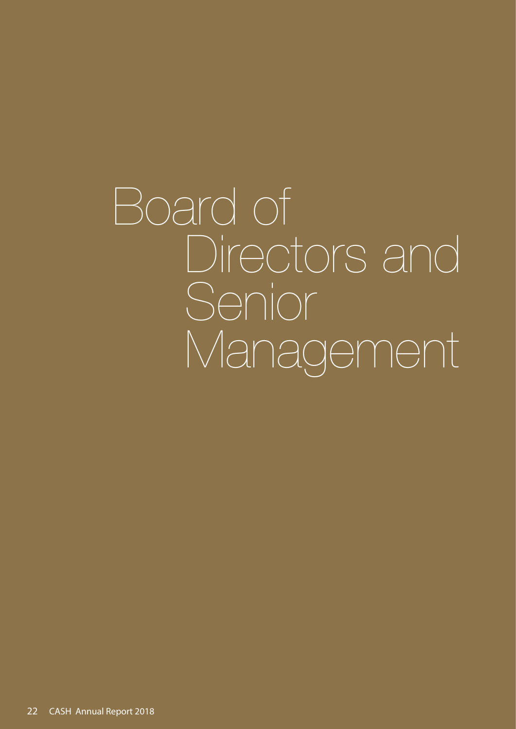# Board of Directors and Senior Management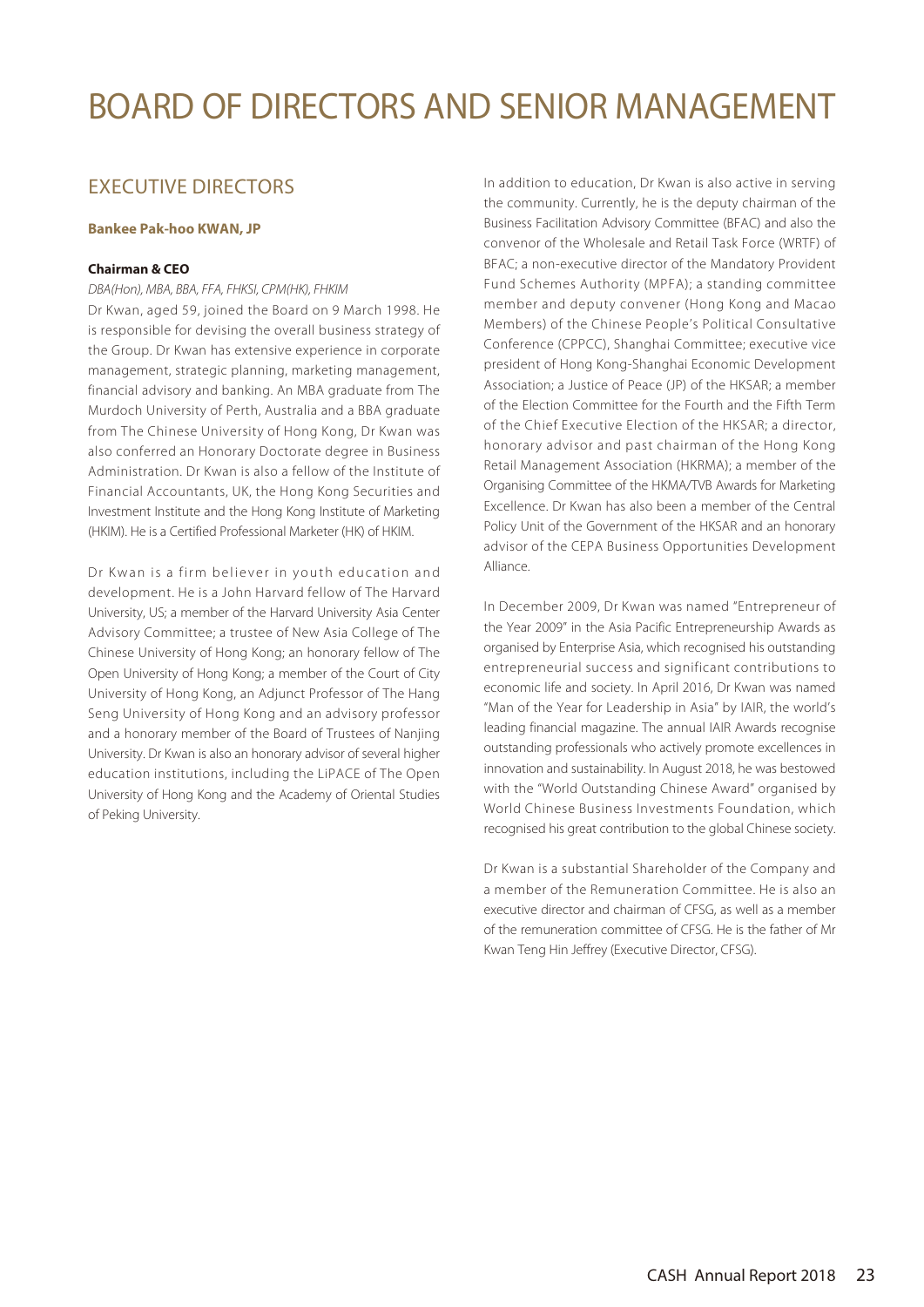# BOARD OF DIRECTORS AND SENIOR MANAGEMENT

## EXECUTIVE DIRECTORS

**Bankee Pak-hoo KWAN, JP**

**Chairman & CEO**

*DBA(Hon), MBA, BBA, FFA, FHKSI, CPM(HK), FHKIM*

Dr Kwan, aged 59, joined the Board on 9 March 1998. He is responsible for devising the overall business strategy of the Group. Dr Kwan has extensive experience in corporate management, strategic planning, marketing management, financial advisory and banking. An MBA graduate from The Murdoch University of Perth, Australia and a BBA graduate from The Chinese University of Hong Kong, Dr Kwan was also conferred an Honorary Doctorate degree in Business Administration. Dr Kwan is also a fellow of the Institute of Financial Accountants, UK, the Hong Kong Securities and Investment Institute and the Hong Kong Institute of Marketing (HKIM). He is a Certified Professional Marketer (HK) of HKIM.

Dr Kwan is a firm believer in youth education and development. He is a John Harvard fellow of The Harvard University, US; a member of the Harvard University Asia Center Advisory Committee; a trustee of New Asia College of The Chinese University of Hong Kong; an honorary fellow of The Open University of Hong Kong; a member of the Court of City University of Hong Kong, an Adjunct Professor of The Hang Seng University of Hong Kong and an advisory professor and a honorary member of the Board of Trustees of Nanjing University. Dr Kwan is also an honorary advisor of several higher education institutions, including the LiPACE of The Open University of Hong Kong and the Academy of Oriental Studies of Peking University.

In addition to education, Dr Kwan is also active in serving the community. Currently, he is the deputy chairman of the Business Facilitation Advisory Committee (BFAC) and also the convenor of the Wholesale and Retail Task Force (WRTF) of BFAC; a non-executive director of the Mandatory Provident Fund Schemes Authority (MPFA); a standing committee member and deputy convener (Hong Kong and Macao Members) of the Chinese People's Political Consultative Conference (CPPCC), Shanghai Committee; executive vice president of Hong Kong-Shanghai Economic Development Association; a Justice of Peace (JP) of the HKSAR; a member of the Election Committee for the Fourth and the Fifth Term of the Chief Executive Election of the HKSAR; a director, honorary advisor and past chairman of the Hong Kong Retail Management Association (HKRMA); a member of the Organising Committee of the HKMA/TVB Awards for Marketing Excellence. Dr Kwan has also been a member of the Central Policy Unit of the Government of the HKSAR and an honorary advisor of the CEPA Business Opportunities Development Alliance.

In December 2009, Dr Kwan was named "Entrepreneur of the Year 2009" in the Asia Pacific Entrepreneurship Awards as organised by Enterprise Asia, which recognised his outstanding entrepreneurial success and significant contributions to economic life and society. In April 2016, Dr Kwan was named "Man of the Year for Leadership in Asia" by IAIR, the world's leading financial magazine. The annual IAIR Awards recognise outstanding professionals who actively promote excellences in innovation and sustainability. In August 2018, he was bestowed with the "World Outstanding Chinese Award" organised by World Chinese Business Investments Foundation, which recognised his great contribution to the global Chinese society.

Dr Kwan is a substantial Shareholder of the Company and a member of the Remuneration Committee. He is also an executive director and chairman of CFSG, as well as a member of the remuneration committee of CFSG. He is the father of Mr Kwan Teng Hin Jeffrey (Executive Director, CFSG).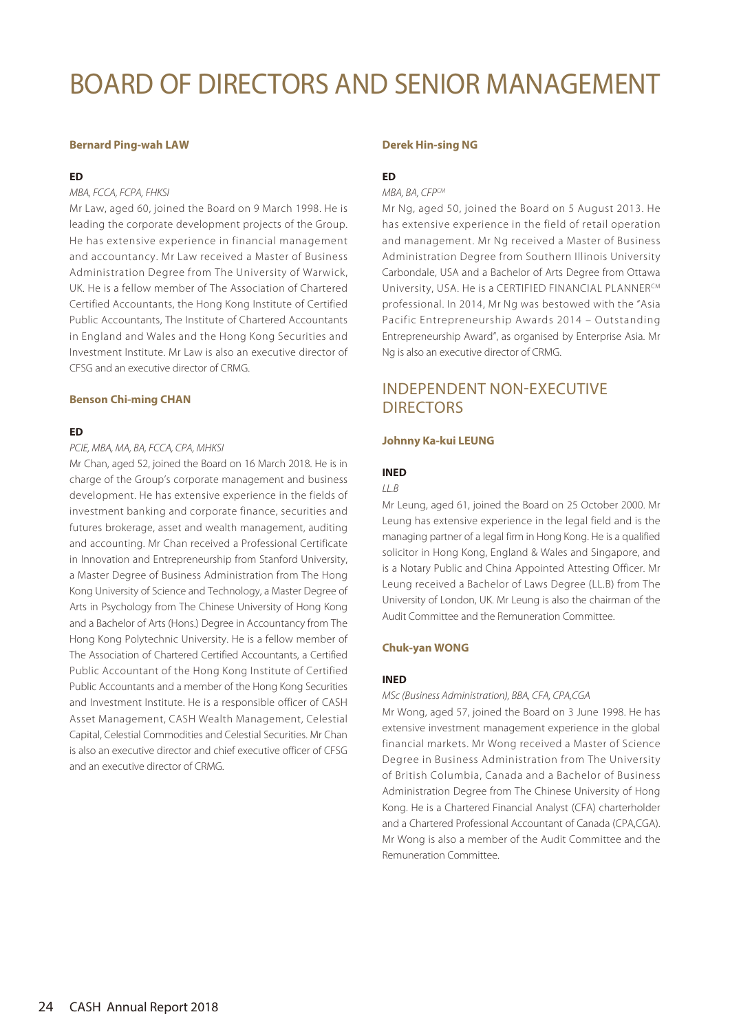# BOARD OF DIRECTORS AND SENIOR MANAGEMENT

**Bernard Ping-wah LAW**

**ED**

*MBA, FCCA, FCPA, FHKSI*

Mr Law, aged 60, joined the Board on 9 March 1998. He is leading the corporate development projects of the Group. He has extensive experience in financial management and accountancy. Mr Law received a Master of Business Administration Degree from The University of Warwick, UK. He is a fellow member of The Association of Chartered Certified Accountants, the Hong Kong Institute of Certified Public Accountants, The Institute of Chartered Accountants in England and Wales and the Hong Kong Securities and Investment Institute. Mr Law is also an executive director of CFSG and an executive director of CRMG.

**Benson Chi-ming CHAN**

**ED**

*PCIE, MBA, MA, BA, FCCA, CPA, MHKSI*

Mr Chan, aged 52, joined the Board on 16 March 2018. He is in charge of the Group's corporate management and business development. He has extensive experience in the fields of investment banking and corporate finance, securities and futures brokerage, asset and wealth management, auditing and accounting. Mr Chan received a Professional Certificate in Innovation and Entrepreneurship from Stanford University, a Master Degree of Business Administration from The Hong Kong University of Science and Technology, a Master Degree of Arts in Psychology from The Chinese University of Hong Kong and a Bachelor of Arts (Hons.) Degree in Accountancy from The Hong Kong Polytechnic University. He is a fellow member of The Association of Chartered Certified Accountants, a Certified Public Accountant of the Hong Kong Institute of Certified Public Accountants and a member of the Hong Kong Securities and Investment Institute. He is a responsible officer of CASH Asset Management, CASH Wealth Management, Celestial Capital, Celestial Commodities and Celestial Securities. Mr Chan is also an executive director and chief executive officer of CFSG and an executive director of CRMG.

**Derek Hin-sing NG**

**ED**

*MBA, BA, CFP[CM]*

Mr Ng, aged 50, joined the Board on 5 August 2013. He has extensive experience in the field of retail operation and management. Mr Ng received a Master of Business Administration Degree from Southern Illinois University Carbondale, USA and a Bachelor of Arts Degree from Ottawa University, USA. He is a CERTIFIED FINANCIAL PLANNER[CM] professional. In 2014, Mr Ng was bestowed with the "Asia Pacific Entrepreneurship Awards 2014 – Outstanding Entrepreneurship Award", as organised by Enterprise Asia. Mr Ng is also an executive director of CRMG.

## INDEPENDENT NON-EXECUTIVE DIRECTORS

**Johnny Ka-kui LEUNG**

**INED**

*LL.B*

Mr Leung, aged 61, joined the Board on 25 October 2000. Mr Leung has extensive experience in the legal field and is the managing partner of a legal firm in Hong Kong. He is a qualified solicitor in Hong Kong, England & Wales and Singapore, and is a Notary Public and China Appointed Attesting Officer. Mr Leung received a Bachelor of Laws Degree (LL.B) from The University of London, UK. Mr Leung is also the chairman of the Audit Committee and the Remuneration Committee.

**Chuk-yan WONG**

**INED**

*MSc (Business Administration), BBA, CFA, CPA,CGA*

Mr Wong, aged 57, joined the Board on 3 June 1998. He has extensive investment management experience in the global financial markets. Mr Wong received a Master of Science Degree in Business Administration from The University of British Columbia, Canada and a Bachelor of Business Administration Degree from The Chinese University of Hong Kong. He is a Chartered Financial Analyst (CFA) charterholder and a Chartered Professional Accountant of Canada (CPA,CGA). Mr Wong is also a member of the Audit Committee and the Remuneration Committee.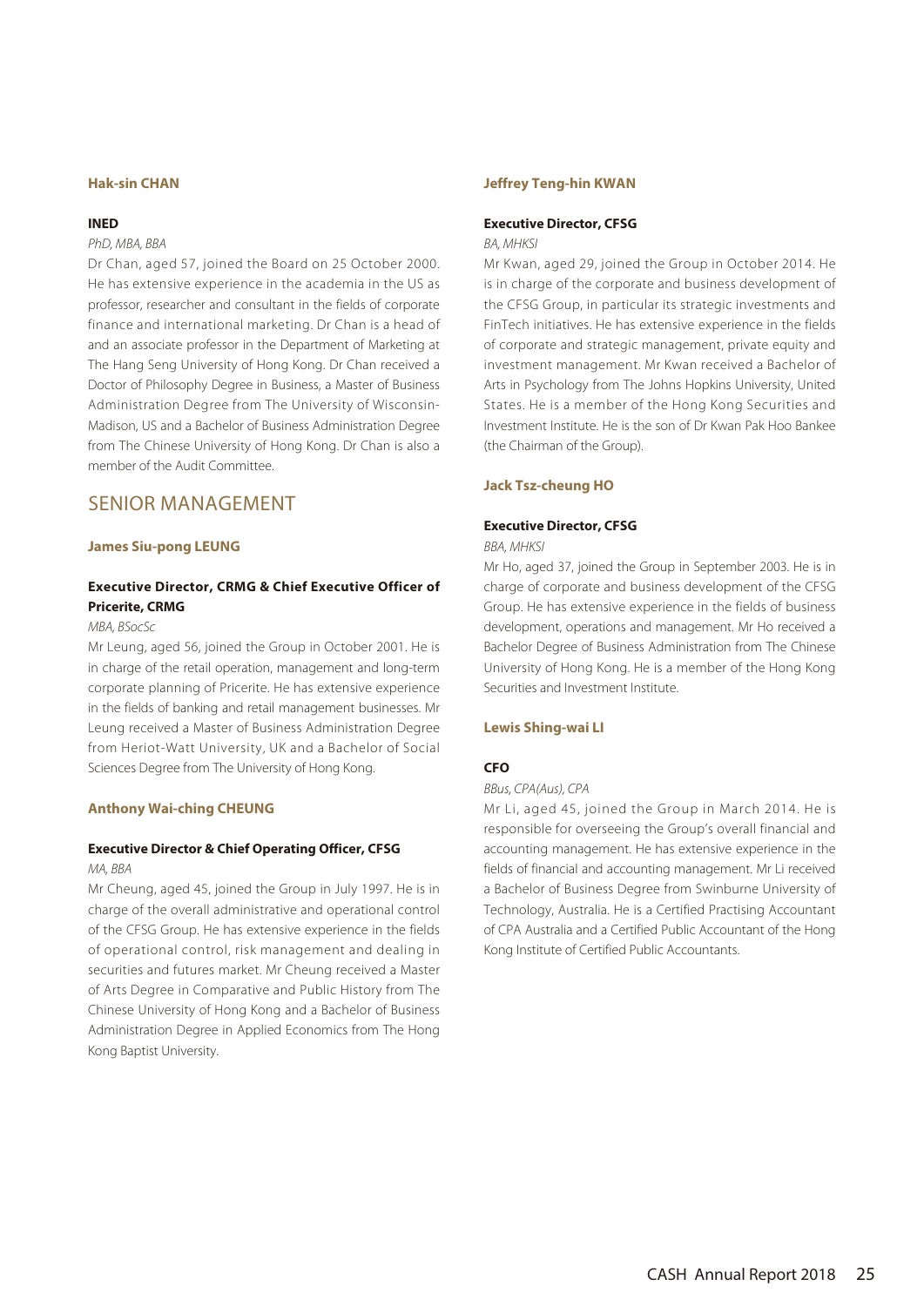### Hak-sin CHAN

**INED**

*PhD, MBA, BBA*

Dr Chan, aged 57, joined the Board on 25 October 2000. He has extensive experience in the academia in the US as professor, researcher and consultant in the fields of corporate finance and international marketing. Dr Chan is a head of and an associate professor in the Department of Marketing at The Hang Seng University of Hong Kong. Dr Chan received a Doctor of Philosophy Degree in Business, a Master of Business Administration Degree from The University of Wisconsin-Madison, US and a Bachelor of Business Administration Degree from The Chinese University of Hong Kong. Dr Chan is also a member of the Audit Committee.

## SENIOR MANAGEMENT

### James Siu-pong LEUNG

**Executive Director, CRMG & Chief Executive Officer of Pricerite, CRMG**

*MBA, BSocSc*

Mr Leung, aged 56, joined the Group in October 2001. He is in charge of the retail operation, management and long-term corporate planning of Pricerite. He has extensive experience in the fields of banking and retail management businesses. Mr Leung received a Master of Business Administration Degree from Heriot-Watt University, UK and a Bachelor of Social Sciences Degree from The University of Hong Kong.

### Anthony Wai-ching CHEUNG

**Executive Director & Chief Operating Officer, CFSG**

*MA, BBA*

Mr Cheung, aged 45, joined the Group in July 1997. He is in charge of the overall administrative and operational control of the CFSG Group. He has extensive experience in the fields of operational control, risk management and dealing in securities and futures market. Mr Cheung received a Master of Arts Degree in Comparative and Public History from The Chinese University of Hong Kong and a Bachelor of Business Administration Degree in Applied Economics from The Hong Kong Baptist University.

### Jeffrey Teng-hin KWAN

**Executive Director, CFSG**

*BA, MHKSI*

Mr Kwan, aged 29, joined the Group in October 2014. He is in charge of the corporate and business development of the CFSG Group, in particular its strategic investments and FinTech initiatives. He has extensive experience in the fields of corporate and strategic management, private equity and investment management. Mr Kwan received a Bachelor of Arts in Psychology from The Johns Hopkins University, United States. He is a member of the Hong Kong Securities and Investment Institute. He is the son of Dr Kwan Pak Hoo Bankee (the Chairman of the Group).

### Jack Tsz-cheung HO

**Executive Director, CFSG**

*BBA, MHKSI*

Mr Ho, aged 37, joined the Group in September 2003. He is in charge of corporate and business development of the CFSG Group. He has extensive experience in the fields of business development, operations and management. Mr Ho received a Bachelor Degree of Business Administration from The Chinese University of Hong Kong. He is a member of the Hong Kong Securities and Investment Institute.

### Lewis Shing-wai LI

**CFO**

*BBus, CPA(Aus), CPA*

Mr Li, aged 45, joined the Group in March 2014. He is responsible for overseeing the Group's overall financial and accounting management. He has extensive experience in the fields of financial and accounting management. Mr Li received a Bachelor of Business Degree from Swinburne University of Technology, Australia. He is a Certified Practising Accountant of CPA Australia and a Certified Public Accountant of the Hong Kong Institute of Certified Public Accountants.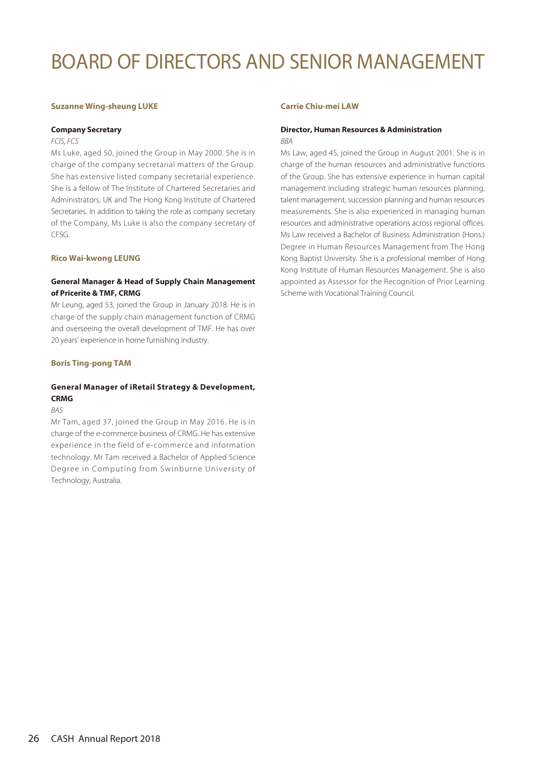# BOARD OF DIRECTORS AND SENIOR MANAGEMENT

### Suzanne Wing-sheung LUKE

**Company Secretary**

*FCIS, FCS*

Ms Luke, aged 50, joined the Group in May 2000. She is in charge of the company secretarial matters of the Group. She has extensive listed company secretarial experience. She is a fellow of The Institute of Chartered Secretaries and Administrators, UK and The Hong Kong Institute of Chartered Secretaries. In addition to taking the role as company secretary of the Company, Ms Luke is also the company secretary of CFSG.

### Rico Wai-kwong LEUNG

**General Manager & Head of Supply Chain Management of Pricerite & TMF, CRMG**

Mr Leung, aged 53, joined the Group in January 2018. He is in charge of the supply chain management function of CRMG and overseeing the overall development of TMF. He has over 20 years' experience in home furnishing industry.

### Boris Ting-pong TAM

**General Manager of iRetail Strategy & Development, CRMG**

*BAS*

Mr Tam, aged 37, joined the Group in May 2016. He is in charge of the e-commerce business of CRMG. He has extensive experience in the field of e-commerce and information technology. Mr Tam received a Bachelor of Applied Science Degree in Computing from Swinburne University of Technology, Australia.

### Carrie Chiu-mei LAW

**Director, Human Resources & Administration**

*BBA*

Ms Law, aged 45, joined the Group in August 2001. She is in charge of the human resources and administrative functions of the Group. She has extensive experience in human capital management including strategic human resources planning, talent management, succession planning and human resources measurements. She is also experienced in managing human resources and administrative operations across regional offices. Ms Law received a Bachelor of Business Administration (Hons.) Degree in Human Resources Management from The Hong Kong Baptist University. She is a professional member of Hong Kong Institute of Human Resources Management. She is also appointed as Assessor for the Recognition of Prior Learning Scheme with Vocational Training Council.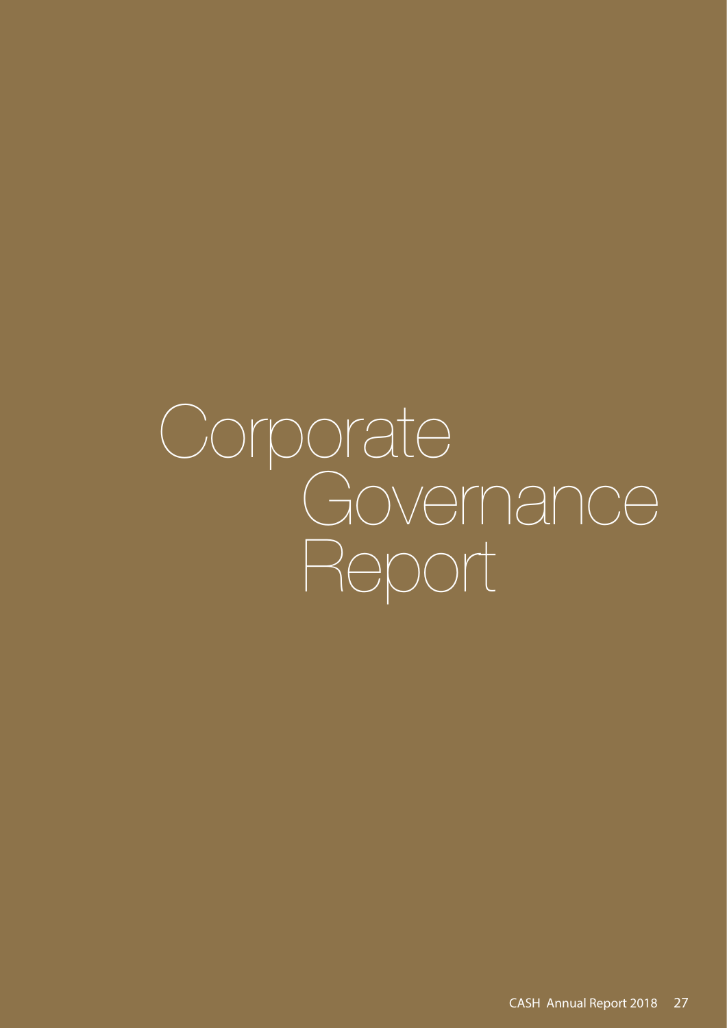# Corporate Governance Report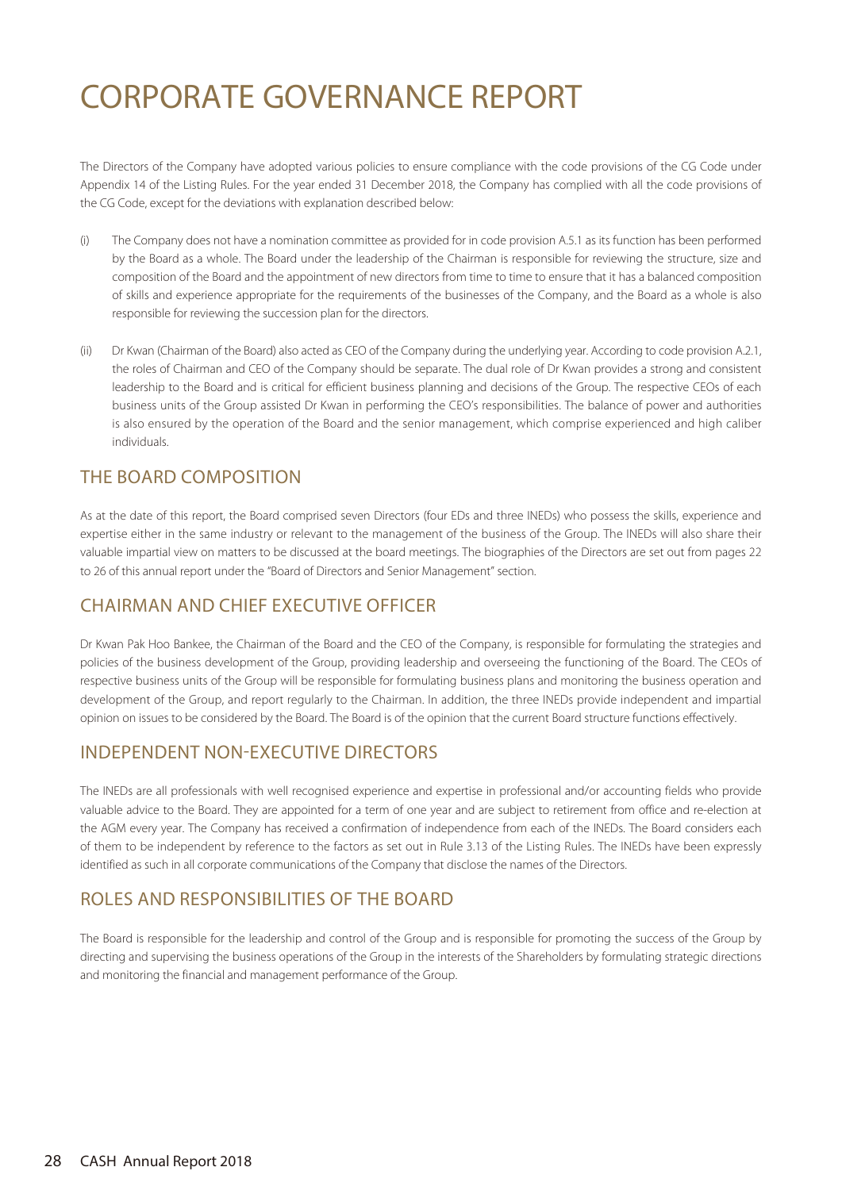# CORPORATE GOVERNANCE REPORT

The Directors of the Company have adopted various policies to ensure compliance with the code provisions of the CG Code under Appendix 14 of the Listing Rules. For the year ended 31 December 2018, the Company has complied with all the code provisions of the CG Code, except for the deviations with explanation described below:

(i) The Company does not have a nomination committee as provided for in code provision A.5.1 as its function has been performed by the Board as a whole. The Board under the leadership of the Chairman is responsible for reviewing the structure, size and composition of the Board and the appointment of new directors from time to time to ensure that it has a balanced composition of skills and experience appropriate for the requirements of the businesses of the Company, and the Board as a whole is also responsible for reviewing the succession plan for the directors.

(ii) Dr Kwan (Chairman of the Board) also acted as CEO of the Company during the underlying year. According to code provision A.2.1, the roles of Chairman and CEO of the Company should be separate. The dual role of Dr Kwan provides a strong and consistent leadership to the Board and is critical for efficient business planning and decisions of the Group. The respective CEOs of each business units of the Group assisted Dr Kwan in performing the CEO's responsibilities. The balance of power and authorities is also ensured by the operation of the Board and the senior management, which comprise experienced and high caliber individuals.

## THE BOARD COMPOSITION

As at the date of this report, the Board comprised seven Directors (four EDs and three INEDs) who possess the skills, experience and expertise either in the same industry or relevant to the management of the business of the Group. The INEDs will also share their valuable impartial view on matters to be discussed at the board meetings. The biographies of the Directors are set out from pages 22 to 26 of this annual report under the "Board of Directors and Senior Management" section.

## CHAIRMAN AND CHIEF EXECUTIVE OFFICER

Dr Kwan Pak Hoo Bankee, the Chairman of the Board and the CEO of the Company, is responsible for formulating the strategies and policies of the business development of the Group, providing leadership and overseeing the functioning of the Board. The CEOs of respective business units of the Group will be responsible for formulating business plans and monitoring the business operation and development of the Group, and report regularly to the Chairman. In addition, the three INEDs provide independent and impartial opinion on issues to be considered by the Board. The Board is of the opinion that the current Board structure functions effectively.

## INDEPENDENT NON-EXECUTIVE DIRECTORS

The INEDs are all professionals with well recognised experience and expertise in professional and/or accounting fields who provide valuable advice to the Board. They are appointed for a term of one year and are subject to retirement from office and re-election at the AGM every year. The Company has received a confirmation of independence from each of the INEDs. The Board considers each of them to be independent by reference to the factors as set out in Rule 3.13 of the Listing Rules. The INEDs have been expressly identified as such in all corporate communications of the Company that disclose the names of the Directors.

## ROLES AND RESPONSIBILITIES OF THE BOARD

The Board is responsible for the leadership and control of the Group and is responsible for promoting the success of the Group by directing and supervising the business operations of the Group in the interests of the Shareholders by formulating strategic directions and monitoring the financial and management performance of the Group.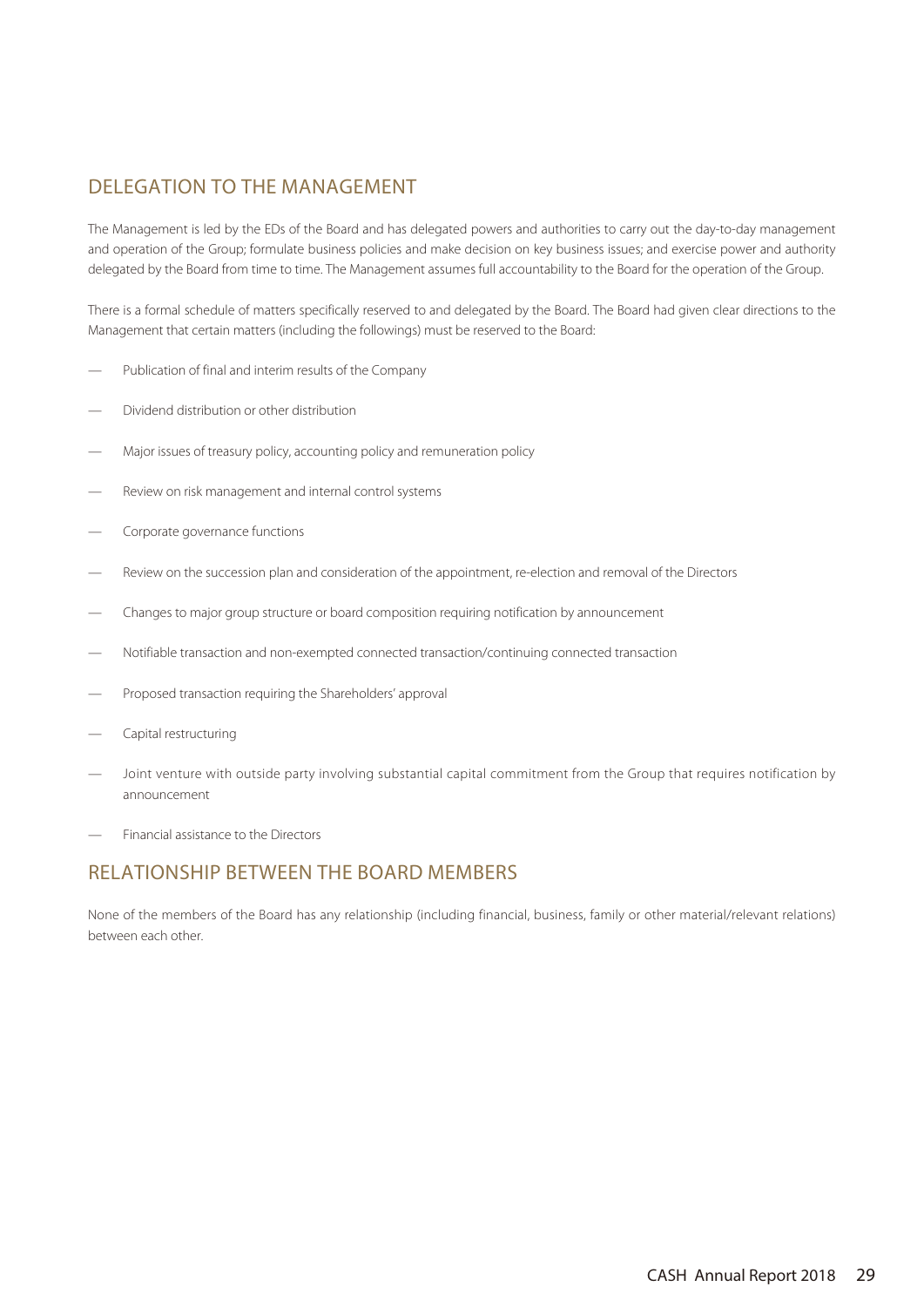## DELEGATION TO THE MANAGEMENT

The Management is led by the EDs of the Board and has delegated powers and authorities to carry out the day-to-day management and operation of the Group; formulate business policies and make decision on key business issues; and exercise power and authority delegated by the Board from time to time. The Management assumes full accountability to the Board for the operation of the Group.

There is a formal schedule of matters specifically reserved to and delegated by the Board. The Board had given clear directions to the Management that certain matters (including the followings) must be reserved to the Board:

- Publication of final and interim results of the Company
- Dividend distribution or other distribution
- Major issues of treasury policy, accounting policy and remuneration policy
- Review on risk management and internal control systems
- Corporate governance functions
- Review on the succession plan and consideration of the appointment, re-election and removal of the Directors
- Changes to major group structure or board composition requiring notification by announcement
- Notifiable transaction and non-exempted connected transaction/continuing connected transaction
- Proposed transaction requiring the Shareholders' approval
- Capital restructuring
- Joint venture with outside party involving substantial capital commitment from the Group that requires notification by announcement
- Financial assistance to the Directors

## RELATIONSHIP BETWEEN THE BOARD MEMBERS

None of the members of the Board has any relationship (including financial, business, family or other material/relevant relations) between each other.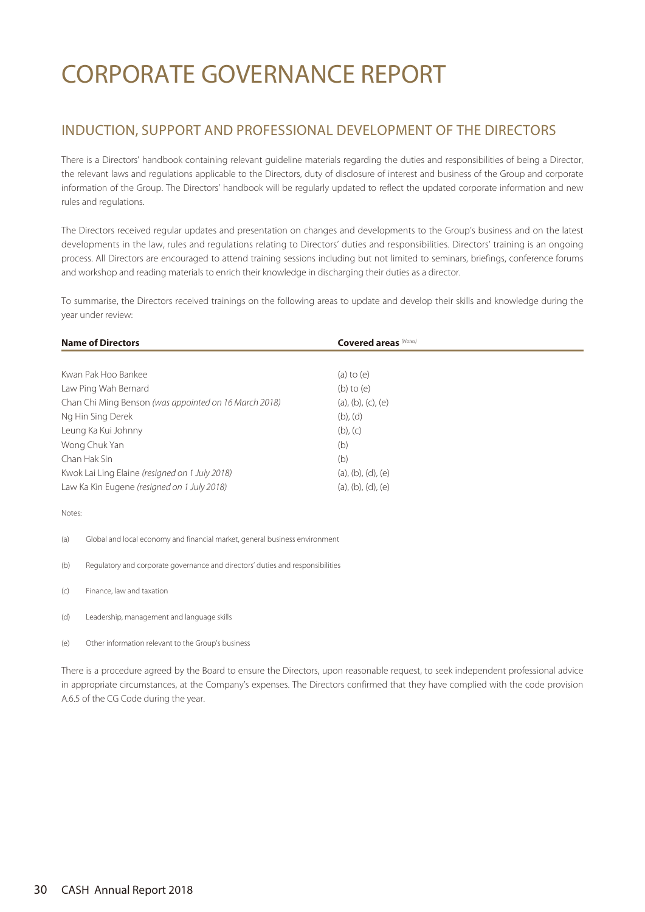# CORPORATE GOVERNANCE REPORT

## INDUCTION, SUPPORT AND PROFESSIONAL DEVELOPMENT OF THE DIRECTORS

There is a Directors' handbook containing relevant guideline materials regarding the duties and responsibilities of being a Director, the relevant laws and regulations applicable to the Directors, duty of disclosure of interest and business of the Group and corporate information of the Group. The Directors' handbook will be regularly updated to reflect the updated corporate information and new rules and regulations.

The Directors received regular updates and presentation on changes and developments to the Group's business and on the latest developments in the law, rules and regulations relating to Directors' duties and responsibilities. Directors' training is an ongoing process. All Directors are encouraged to attend training sessions including but not limited to seminars, briefings, conference forums and workshop and reading materials to enrich their knowledge in discharging their duties as a director.

To summarise, the Directors received trainings on the following areas to update and develop their skills and knowledge during the year under review:

| **Name of Directors** | **Covered areas** *(Notes)* |
|---|---|
| Kwan Pak Hoo Bankee | (a) to (e) |
| Law Ping Wah Bernard | (b) to (e) |
| Chan Chi Ming Benson *(was appointed on 16 March 2018)* | (a), (b), (c), (e) |
| Ng Hin Sing Derek | (b), (d) |
| Leung Ka Kui Johnny | (b), (c) |
| Wong Chuk Yan | (b) |
| Chan Hak Sin | (b) |
| Kwok Lai Ling Elaine *(resigned on 1 July 2018)* | (a), (b), (d), (e) |
| Law Ka Kin Eugene *(resigned on 1 July 2018)* | (a), (b), (d), (e) |

Notes:

(a) Global and local economy and financial market, general business environment

(b) Regulatory and corporate governance and directors' duties and responsibilities

(c) Finance, law and taxation

(d) Leadership, management and language skills

(e) Other information relevant to the Group's business

There is a procedure agreed by the Board to ensure the Directors, upon reasonable request, to seek independent professional advice in appropriate circumstances, at the Company's expenses. The Directors confirmed that they have complied with the code provision A.6.5 of the CG Code during the year.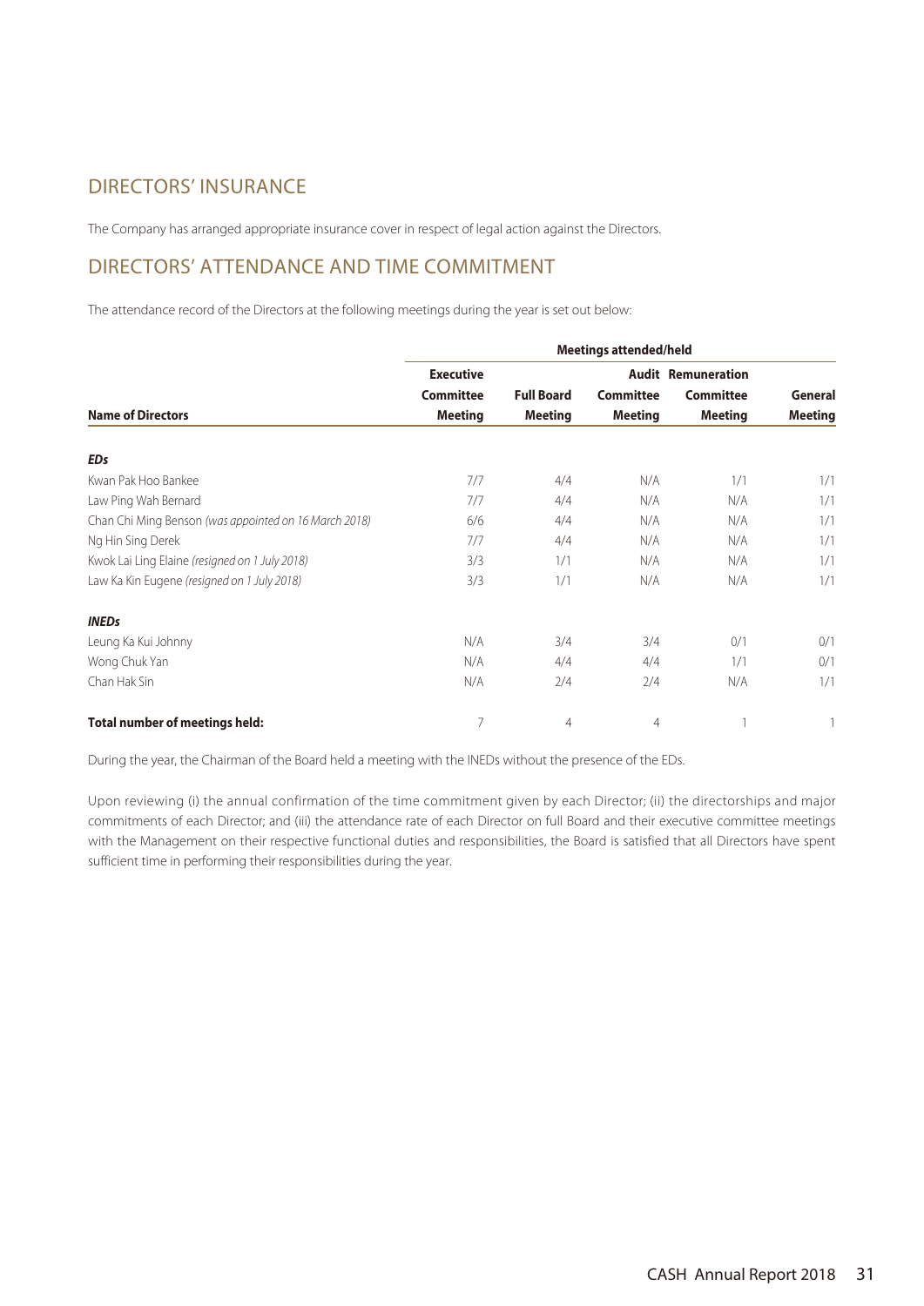## DIRECTORS' INSURANCE

The Company has arranged appropriate insurance cover in respect of legal action against the Directors.

## DIRECTORS' ATTENDANCE AND TIME COMMITMENT

The attendance record of the Directors at the following meetings during the year is set out below:

| | Meetings attended/held | | | | |
|---|---|---|---|---|---|
| **Name of Directors** | **Executive Committee Meeting** | **Full Board Meeting** | **Audit Committee Meeting** | **Remuneration Committee Meeting** | **General Meeting** |
| ***EDs*** | | | | | |
| Kwan Pak Hoo Bankee | 7/7 | 4/4 | N/A | 1/1 | 1/1 |
| Law Ping Wah Bernard | 7/7 | 4/4 | N/A | N/A | 1/1 |
| Chan Chi Ming Benson *(was appointed on 16 March 2018)* | 6/6 | 4/4 | N/A | N/A | 1/1 |
| Ng Hin Sing Derek | 7/7 | 4/4 | N/A | N/A | 1/1 |
| Kwok Lai Ling Elaine *(resigned on 1 July 2018)* | 3/3 | 1/1 | N/A | N/A | 1/1 |
| Law Ka Kin Eugene *(resigned on 1 July 2018)* | 3/3 | 1/1 | N/A | N/A | 1/1 |
| ***INEDs*** | | | | | |
| Leung Ka Kui Johnny | N/A | 3/4 | 3/4 | 0/1 | 0/1 |
| Wong Chuk Yan | N/A | 4/4 | 4/4 | 1/1 | 0/1 |
| Chan Hak Sin | N/A | 2/4 | 2/4 | N/A | 1/1 |
| **Total number of meetings held:** | 7 | 4 | 4 | 1 | 1 |

During the year, the Chairman of the Board held a meeting with the INEDs without the presence of the EDs.

Upon reviewing (i) the annual confirmation of the time commitment given by each Director; (ii) the directorships and major commitments of each Director; and (iii) the attendance rate of each Director on full Board and their executive committee meetings with the Management on their respective functional duties and responsibilities, the Board is satisfied that all Directors have spent sufficient time in performing their responsibilities during the year.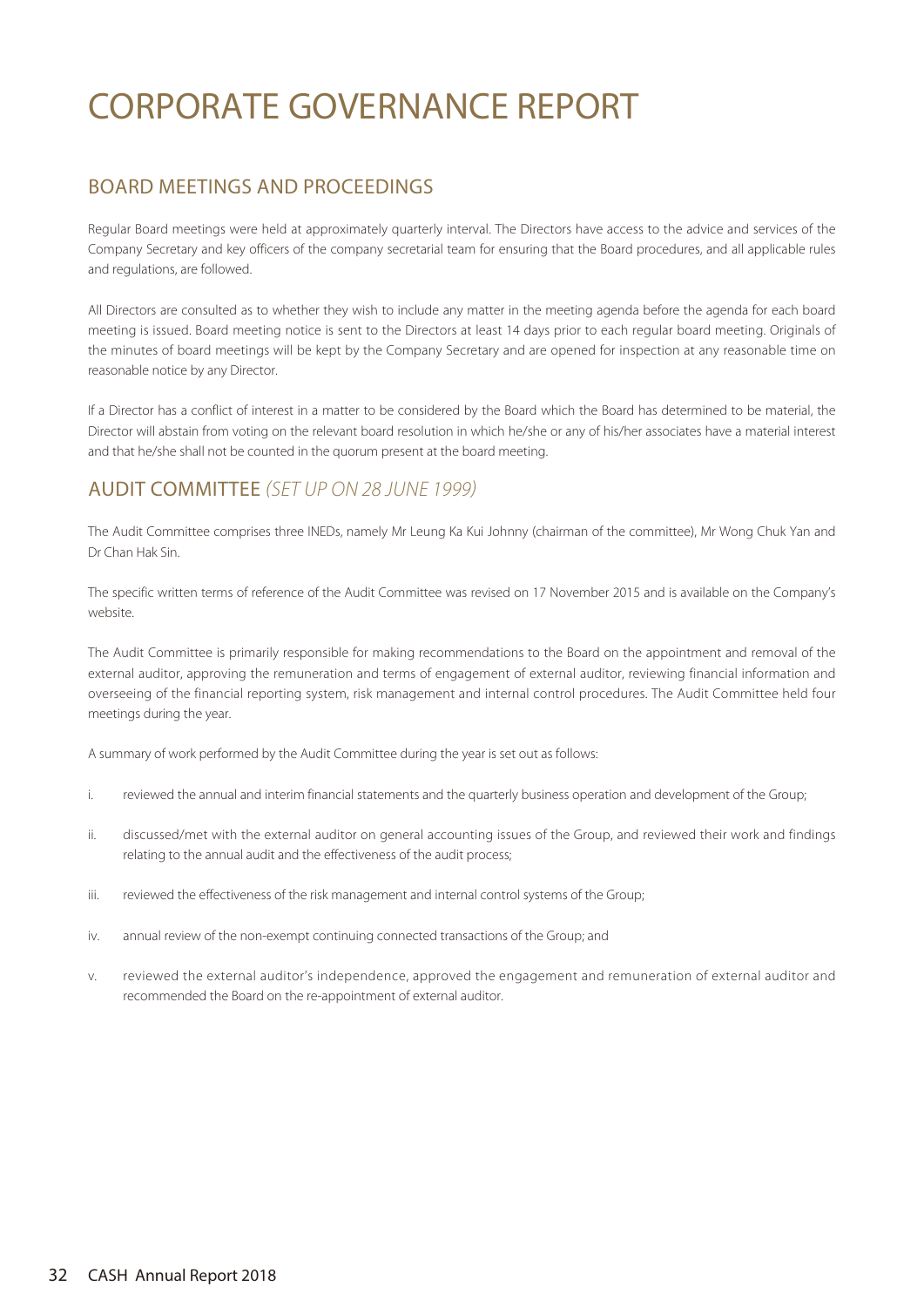# CORPORATE GOVERNANCE REPORT

## BOARD MEETINGS AND PROCEEDINGS

Regular Board meetings were held at approximately quarterly interval. The Directors have access to the advice and services of the Company Secretary and key officers of the company secretarial team for ensuring that the Board procedures, and all applicable rules and regulations, are followed.

All Directors are consulted as to whether they wish to include any matter in the meeting agenda before the agenda for each board meeting is issued. Board meeting notice is sent to the Directors at least 14 days prior to each regular board meeting. Originals of the minutes of board meetings will be kept by the Company Secretary and are opened for inspection at any reasonable time on reasonable notice by any Director.

If a Director has a conflict of interest in a matter to be considered by the Board which the Board has determined to be material, the Director will abstain from voting on the relevant board resolution in which he/she or any of his/her associates have a material interest and that he/she shall not be counted in the quorum present at the board meeting.

## AUDIT COMMITTEE *(SET UP ON 28 JUNE 1999)*

The Audit Committee comprises three INEDs, namely Mr Leung Ka Kui Johnny (chairman of the committee), Mr Wong Chuk Yan and Dr Chan Hak Sin.

The specific written terms of reference of the Audit Committee was revised on 17 November 2015 and is available on the Company's website.

The Audit Committee is primarily responsible for making recommendations to the Board on the appointment and removal of the external auditor, approving the remuneration and terms of engagement of external auditor, reviewing financial information and overseeing of the financial reporting system, risk management and internal control procedures. The Audit Committee held four meetings during the year.

A summary of work performed by the Audit Committee during the year is set out as follows:

i. reviewed the annual and interim financial statements and the quarterly business operation and development of the Group;

ii. discussed/met with the external auditor on general accounting issues of the Group, and reviewed their work and findings relating to the annual audit and the effectiveness of the audit process;

iii. reviewed the effectiveness of the risk management and internal control systems of the Group;

iv. annual review of the non-exempt continuing connected transactions of the Group; and

v. reviewed the external auditor's independence, approved the engagement and remuneration of external auditor and recommended the Board on the re-appointment of external auditor.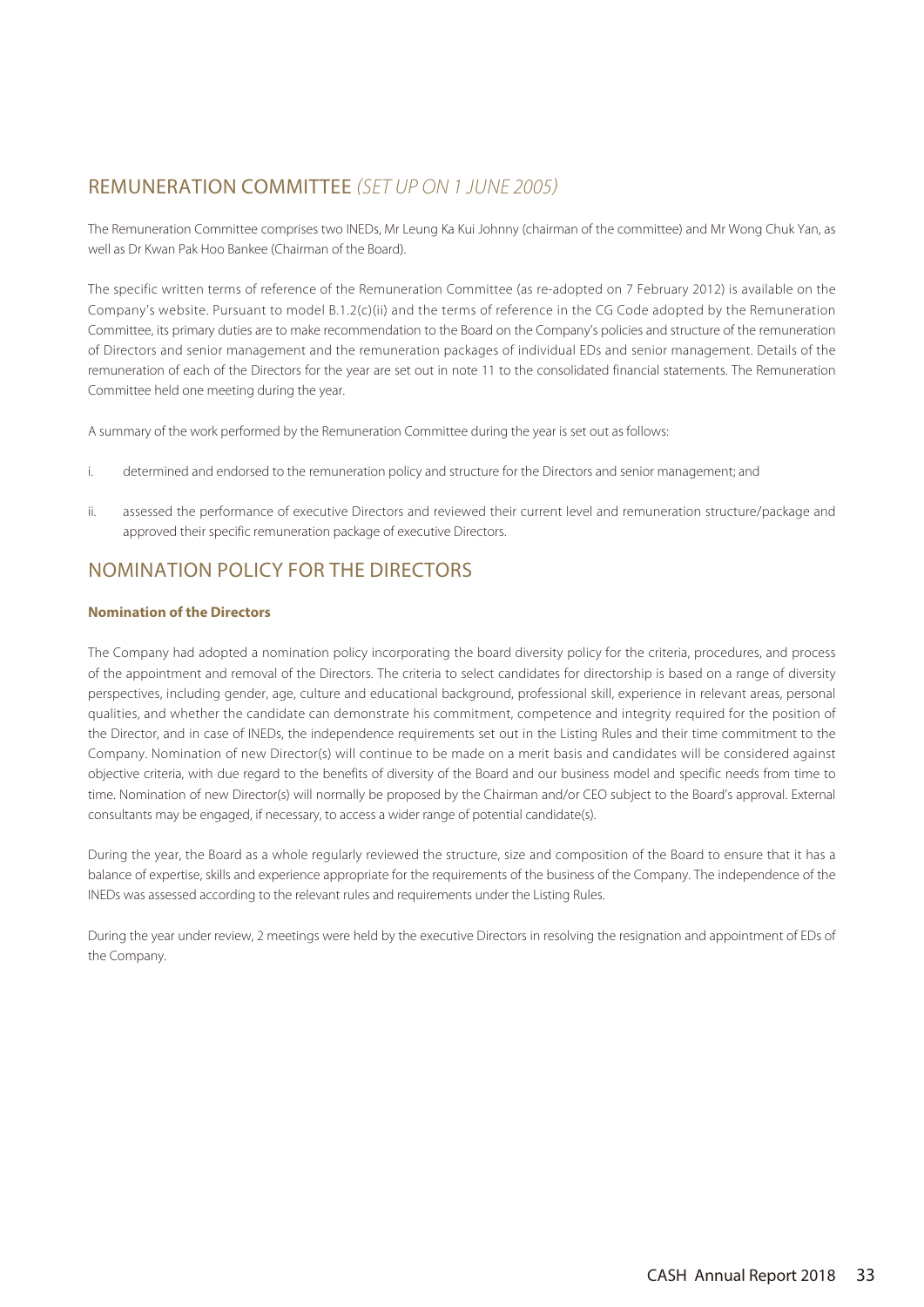## REMUNERATION COMMITTEE *(SET UP ON 1 JUNE 2005)*

The Remuneration Committee comprises two INEDs, Mr Leung Ka Kui Johnny (chairman of the committee) and Mr Wong Chuk Yan, as well as Dr Kwan Pak Hoo Bankee (Chairman of the Board).

The specific written terms of reference of the Remuneration Committee (as re-adopted on 7 February 2012) is available on the Company's website. Pursuant to model B.1.2(c)(ii) and the terms of reference in the CG Code adopted by the Remuneration Committee, its primary duties are to make recommendation to the Board on the Company's policies and structure of the remuneration of Directors and senior management and the remuneration packages of individual EDs and senior management. Details of the remuneration of each of the Directors for the year are set out in note 11 to the consolidated financial statements. The Remuneration Committee held one meeting during the year.

A summary of the work performed by the Remuneration Committee during the year is set out as follows:

i. determined and endorsed to the remuneration policy and structure for the Directors and senior management; and

ii. assessed the performance of executive Directors and reviewed their current level and remuneration structure/package and approved their specific remuneration package of executive Directors.

## NOMINATION POLICY FOR THE DIRECTORS

**Nomination of the Directors**

The Company had adopted a nomination policy incorporating the board diversity policy for the criteria, procedures, and process of the appointment and removal of the Directors. The criteria to select candidates for directorship is based on a range of diversity perspectives, including gender, age, culture and educational background, professional skill, experience in relevant areas, personal qualities, and whether the candidate can demonstrate his commitment, competence and integrity required for the position of the Director, and in case of INEDs, the independence requirements set out in the Listing Rules and their time commitment to the Company. Nomination of new Director(s) will continue to be made on a merit basis and candidates will be considered against objective criteria, with due regard to the benefits of diversity of the Board and our business model and specific needs from time to time. Nomination of new Director(s) will normally be proposed by the Chairman and/or CEO subject to the Board's approval. External consultants may be engaged, if necessary, to access a wider range of potential candidate(s).

During the year, the Board as a whole regularly reviewed the structure, size and composition of the Board to ensure that it has a balance of expertise, skills and experience appropriate for the requirements of the business of the Company. The independence of the INEDs was assessed according to the relevant rules and requirements under the Listing Rules.

During the year under review, 2 meetings were held by the executive Directors in resolving the resignation and appointment of EDs of the Company.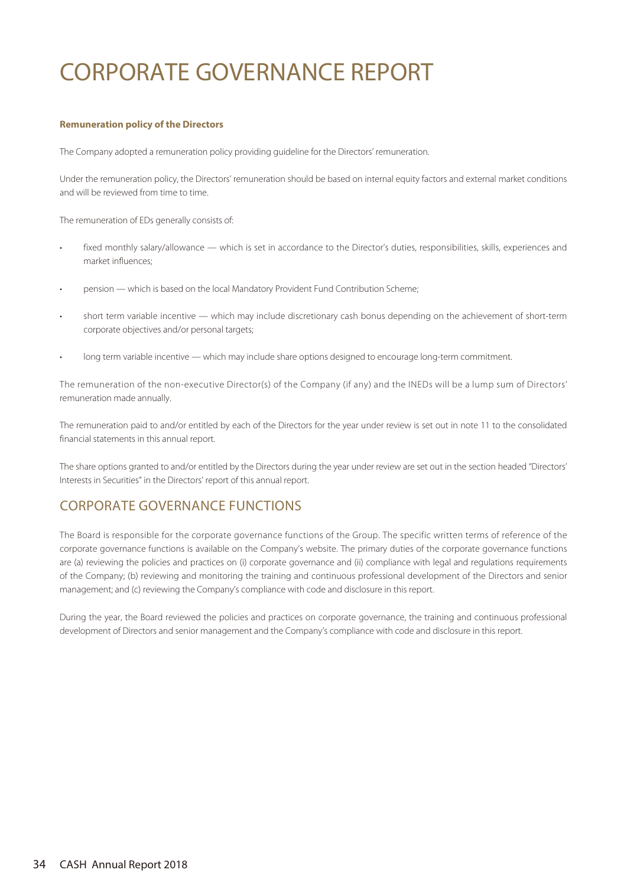# CORPORATE GOVERNANCE REPORT

**Remuneration policy of the Directors**

The Company adopted a remuneration policy providing guideline for the Directors' remuneration.

Under the remuneration policy, the Directors' remuneration should be based on internal equity factors and external market conditions and will be reviewed from time to time.

The remuneration of EDs generally consists of:

- fixed monthly salary/allowance — which is set in accordance to the Director's duties, responsibilities, skills, experiences and market influences;
- pension — which is based on the local Mandatory Provident Fund Contribution Scheme;
- short term variable incentive — which may include discretionary cash bonus depending on the achievement of short-term corporate objectives and/or personal targets;
- long term variable incentive — which may include share options designed to encourage long-term commitment.

The remuneration of the non-executive Director(s) of the Company (if any) and the INEDs will be a lump sum of Directors' remuneration made annually.

The remuneration paid to and/or entitled by each of the Directors for the year under review is set out in note 11 to the consolidated financial statements in this annual report.

The share options granted to and/or entitled by the Directors during the year under review are set out in the section headed "Directors' Interests in Securities" in the Directors' report of this annual report.

## CORPORATE GOVERNANCE FUNCTIONS

The Board is responsible for the corporate governance functions of the Group. The specific written terms of reference of the corporate governance functions is available on the Company's website. The primary duties of the corporate governance functions are (a) reviewing the policies and practices on (i) corporate governance and (ii) compliance with legal and regulations requirements of the Company; (b) reviewing and monitoring the training and continuous professional development of the Directors and senior management; and (c) reviewing the Company's compliance with code and disclosure in this report.

During the year, the Board reviewed the policies and practices on corporate governance, the training and continuous professional development of Directors and senior management and the Company's compliance with code and disclosure in this report.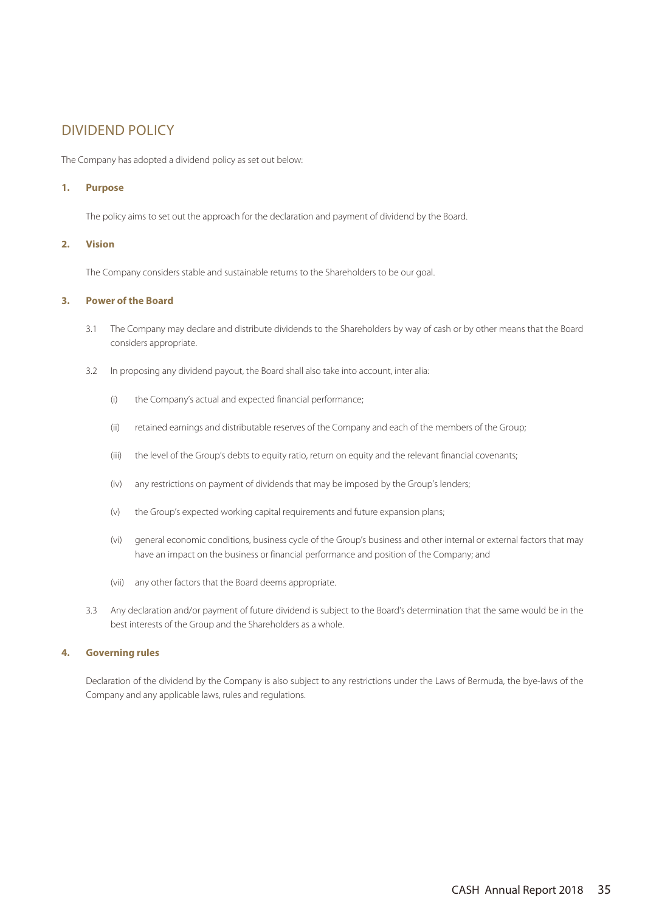# DIVIDEND POLICY

The Company has adopted a dividend policy as set out below:

## 1. Purpose

The policy aims to set out the approach for the declaration and payment of dividend by the Board.

## 2. Vision

The Company considers stable and sustainable returns to the Shareholders to be our goal.

## 3. Power of the Board

3.1 The Company may declare and distribute dividends to the Shareholders by way of cash or by other means that the Board considers appropriate.

3.2 In proposing any dividend payout, the Board shall also take into account, inter alia:

(i) the Company's actual and expected financial performance;

(ii) retained earnings and distributable reserves of the Company and each of the members of the Group;

(iii) the level of the Group's debts to equity ratio, return on equity and the relevant financial covenants;

(iv) any restrictions on payment of dividends that may be imposed by the Group's lenders;

(v) the Group's expected working capital requirements and future expansion plans;

(vi) general economic conditions, business cycle of the Group's business and other internal or external factors that may have an impact on the business or financial performance and position of the Company; and

(vii) any other factors that the Board deems appropriate.

3.3 Any declaration and/or payment of future dividend is subject to the Board's determination that the same would be in the best interests of the Group and the Shareholders as a whole.

## 4. Governing rules

Declaration of the dividend by the Company is also subject to any restrictions under the Laws of Bermuda, the bye-laws of the Company and any applicable laws, rules and regulations.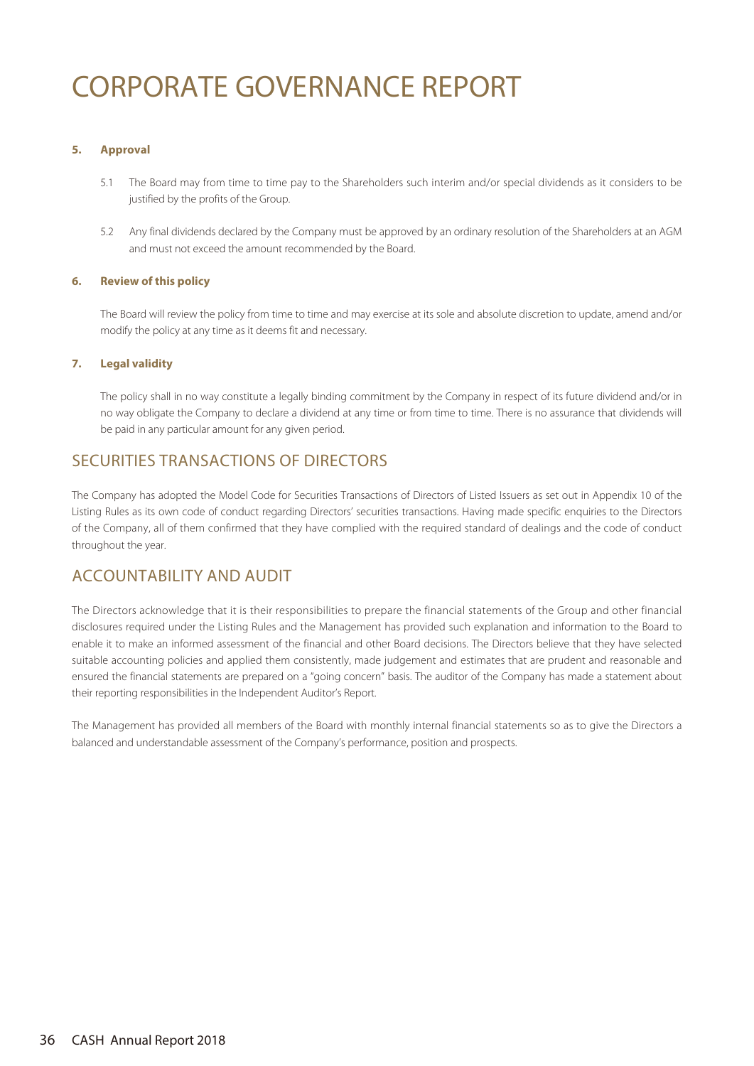# CORPORATE GOVERNANCE REPORT

**5. Approval**

5.1 The Board may from time to time pay to the Shareholders such interim and/or special dividends as it considers to be justified by the profits of the Group.

5.2 Any final dividends declared by the Company must be approved by an ordinary resolution of the Shareholders at an AGM and must not exceed the amount recommended by the Board.

**6. Review of this policy**

The Board will review the policy from time to time and may exercise at its sole and absolute discretion to update, amend and/or modify the policy at any time as it deems fit and necessary.

**7. Legal validity**

The policy shall in no way constitute a legally binding commitment by the Company in respect of its future dividend and/or in no way obligate the Company to declare a dividend at any time or from time to time. There is no assurance that dividends will be paid in any particular amount for any given period.

## SECURITIES TRANSACTIONS OF DIRECTORS

The Company has adopted the Model Code for Securities Transactions of Directors of Listed Issuers as set out in Appendix 10 of the Listing Rules as its own code of conduct regarding Directors' securities transactions. Having made specific enquiries to the Directors of the Company, all of them confirmed that they have complied with the required standard of dealings and the code of conduct throughout the year.

## ACCOUNTABILITY AND AUDIT

The Directors acknowledge that it is their responsibilities to prepare the financial statements of the Group and other financial disclosures required under the Listing Rules and the Management has provided such explanation and information to the Board to enable it to make an informed assessment of the financial and other Board decisions. The Directors believe that they have selected suitable accounting policies and applied them consistently, made judgement and estimates that are prudent and reasonable and ensured the financial statements are prepared on a "going concern" basis. The auditor of the Company has made a statement about their reporting responsibilities in the Independent Auditor's Report.

The Management has provided all members of the Board with monthly internal financial statements so as to give the Directors a balanced and understandable assessment of the Company's performance, position and prospects.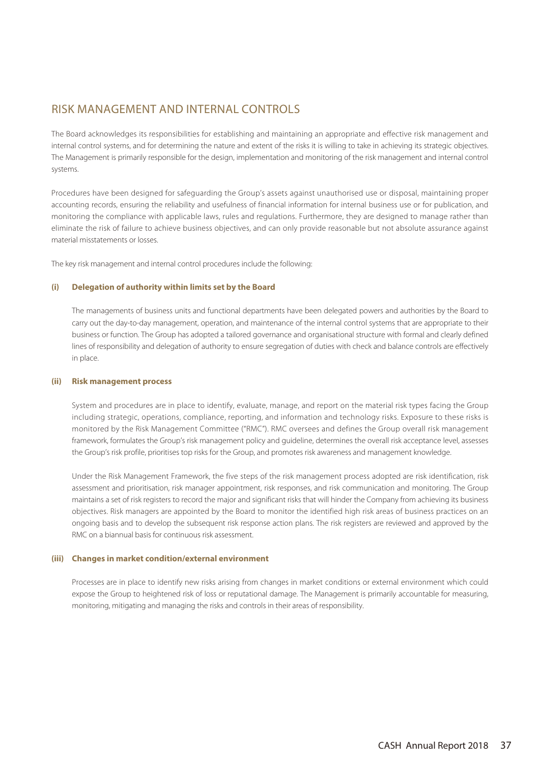## RISK MANAGEMENT AND INTERNAL CONTROLS

The Board acknowledges its responsibilities for establishing and maintaining an appropriate and effective risk management and internal control systems, and for determining the nature and extent of the risks it is willing to take in achieving its strategic objectives. The Management is primarily responsible for the design, implementation and monitoring of the risk management and internal control systems.

Procedures have been designed for safeguarding the Group's assets against unauthorised use or disposal, maintaining proper accounting records, ensuring the reliability and usefulness of financial information for internal business use or for publication, and monitoring the compliance with applicable laws, rules and regulations. Furthermore, they are designed to manage rather than eliminate the risk of failure to achieve business objectives, and can only provide reasonable but not absolute assurance against material misstatements or losses.

The key risk management and internal control procedures include the following:

**(i) Delegation of authority within limits set by the Board**

The managements of business units and functional departments have been delegated powers and authorities by the Board to carry out the day-to-day management, operation, and maintenance of the internal control systems that are appropriate to their business or function. The Group has adopted a tailored governance and organisational structure with formal and clearly defined lines of responsibility and delegation of authority to ensure segregation of duties with check and balance controls are effectively in place.

**(ii) Risk management process**

System and procedures are in place to identify, evaluate, manage, and report on the material risk types facing the Group including strategic, operations, compliance, reporting, and information and technology risks. Exposure to these risks is monitored by the Risk Management Committee ("RMC"). RMC oversees and defines the Group overall risk management framework, formulates the Group's risk management policy and guideline, determines the overall risk acceptance level, assesses the Group's risk profile, prioritises top risks for the Group, and promotes risk awareness and management knowledge.

Under the Risk Management Framework, the five steps of the risk management process adopted are risk identification, risk assessment and prioritisation, risk manager appointment, risk responses, and risk communication and monitoring. The Group maintains a set of risk registers to record the major and significant risks that will hinder the Company from achieving its business objectives. Risk managers are appointed by the Board to monitor the identified high risk areas of business practices on an ongoing basis and to develop the subsequent risk response action plans. The risk registers are reviewed and approved by the RMC on a biannual basis for continuous risk assessment.

**(iii) Changes in market condition/external environment**

Processes are in place to identify new risks arising from changes in market conditions or external environment which could expose the Group to heightened risk of loss or reputational damage. The Management is primarily accountable for measuring, monitoring, mitigating and managing the risks and controls in their areas of responsibility.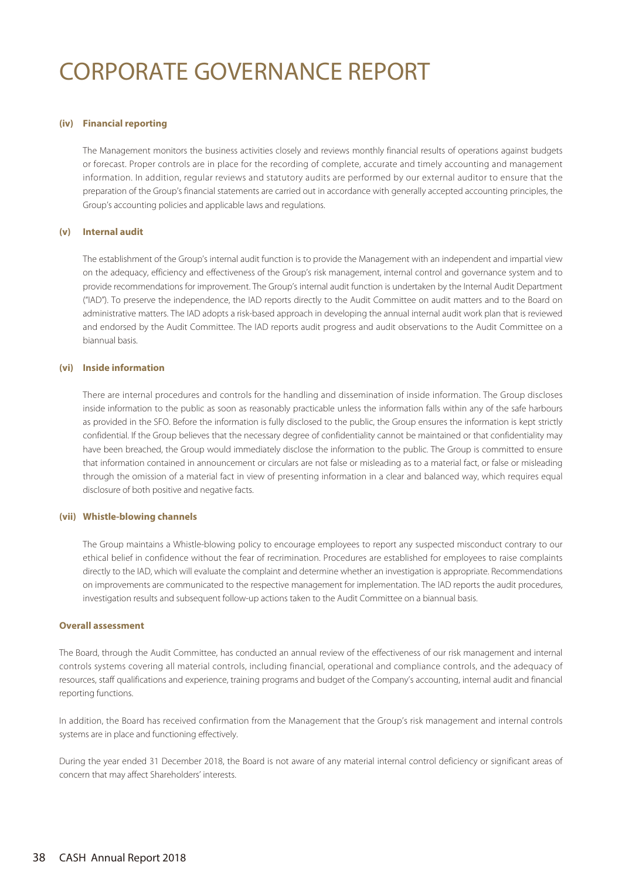# CORPORATE GOVERNANCE REPORT

#### (iv) Financial reporting

The Management monitors the business activities closely and reviews monthly financial results of operations against budgets or forecast. Proper controls are in place for the recording of complete, accurate and timely accounting and management information. In addition, regular reviews and statutory audits are performed by our external auditor to ensure that the preparation of the Group's financial statements are carried out in accordance with generally accepted accounting principles, the Group's accounting policies and applicable laws and regulations.

#### (v) Internal audit

The establishment of the Group's internal audit function is to provide the Management with an independent and impartial view on the adequacy, efficiency and effectiveness of the Group's risk management, internal control and governance system and to provide recommendations for improvement. The Group's internal audit function is undertaken by the Internal Audit Department ("IAD"). To preserve the independence, the IAD reports directly to the Audit Committee on audit matters and to the Board on administrative matters. The IAD adopts a risk-based approach in developing the annual internal audit work plan that is reviewed and endorsed by the Audit Committee. The IAD reports audit progress and audit observations to the Audit Committee on a biannual basis.

#### (vi) Inside information

There are internal procedures and controls for the handling and dissemination of inside information. The Group discloses inside information to the public as soon as reasonably practicable unless the information falls within any of the safe harbours as provided in the SFO. Before the information is fully disclosed to the public, the Group ensures the information is kept strictly confidential. If the Group believes that the necessary degree of confidentiality cannot be maintained or that confidentiality may have been breached, the Group would immediately disclose the information to the public. The Group is committed to ensure that information contained in announcement or circulars are not false or misleading as to a material fact, or false or misleading through the omission of a material fact in view of presenting information in a clear and balanced way, which requires equal disclosure of both positive and negative facts.

#### (vii) Whistle-blowing channels

The Group maintains a Whistle-blowing policy to encourage employees to report any suspected misconduct contrary to our ethical belief in confidence without the fear of recrimination. Procedures are established for employees to raise complaints directly to the IAD, which will evaluate the complaint and determine whether an investigation is appropriate. Recommendations on improvements are communicated to the respective management for implementation. The IAD reports the audit procedures, investigation results and subsequent follow-up actions taken to the Audit Committee on a biannual basis.

#### Overall assessment

The Board, through the Audit Committee, has conducted an annual review of the effectiveness of our risk management and internal controls systems covering all material controls, including financial, operational and compliance controls, and the adequacy of resources, staff qualifications and experience, training programs and budget of the Company's accounting, internal audit and financial reporting functions.

In addition, the Board has received confirmation from the Management that the Group's risk management and internal controls systems are in place and functioning effectively.

During the year ended 31 December 2018, the Board is not aware of any material internal control deficiency or significant areas of concern that may affect Shareholders' interests.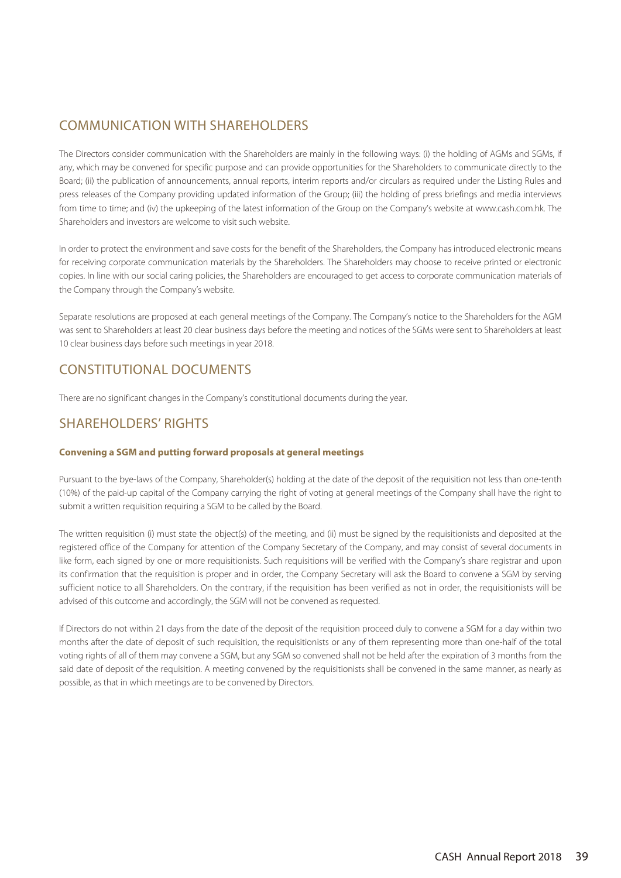## COMMUNICATION WITH SHAREHOLDERS

The Directors consider communication with the Shareholders are mainly in the following ways: (i) the holding of AGMs and SGMs, if any, which may be convened for specific purpose and can provide opportunities for the Shareholders to communicate directly to the Board; (ii) the publication of announcements, annual reports, interim reports and/or circulars as required under the Listing Rules and press releases of the Company providing updated information of the Group; (iii) the holding of press briefings and media interviews from time to time; and (iv) the upkeeping of the latest information of the Group on the Company's website at www.cash.com.hk. The Shareholders and investors are welcome to visit such website.

In order to protect the environment and save costs for the benefit of the Shareholders, the Company has introduced electronic means for receiving corporate communication materials by the Shareholders. The Shareholders may choose to receive printed or electronic copies. In line with our social caring policies, the Shareholders are encouraged to get access to corporate communication materials of the Company through the Company's website.

Separate resolutions are proposed at each general meetings of the Company. The Company's notice to the Shareholders for the AGM was sent to Shareholders at least 20 clear business days before the meeting and notices of the SGMs were sent to Shareholders at least 10 clear business days before such meetings in year 2018.

## CONSTITUTIONAL DOCUMENTS

There are no significant changes in the Company's constitutional documents during the year.

## SHAREHOLDERS' RIGHTS

**Convening a SGM and putting forward proposals at general meetings**

Pursuant to the bye-laws of the Company, Shareholder(s) holding at the date of the deposit of the requisition not less than one-tenth (10%) of the paid-up capital of the Company carrying the right of voting at general meetings of the Company shall have the right to submit a written requisition requiring a SGM to be called by the Board.

The written requisition (i) must state the object(s) of the meeting, and (ii) must be signed by the requisitionists and deposited at the registered office of the Company for attention of the Company Secretary of the Company, and may consist of several documents in like form, each signed by one or more requisitionists. Such requisitions will be verified with the Company's share registrar and upon its confirmation that the requisition is proper and in order, the Company Secretary will ask the Board to convene a SGM by serving sufficient notice to all Shareholders. On the contrary, if the requisition has been verified as not in order, the requisitionists will be advised of this outcome and accordingly, the SGM will not be convened as requested.

If Directors do not within 21 days from the date of the deposit of the requisition proceed duly to convene a SGM for a day within two months after the date of deposit of such requisition, the requisitionists or any of them representing more than one-half of the total voting rights of all of them may convene a SGM, but any SGM so convened shall not be held after the expiration of 3 months from the said date of deposit of the requisition. A meeting convened by the requisitionists shall be convened in the same manner, as nearly as possible, as that in which meetings are to be convened by Directors.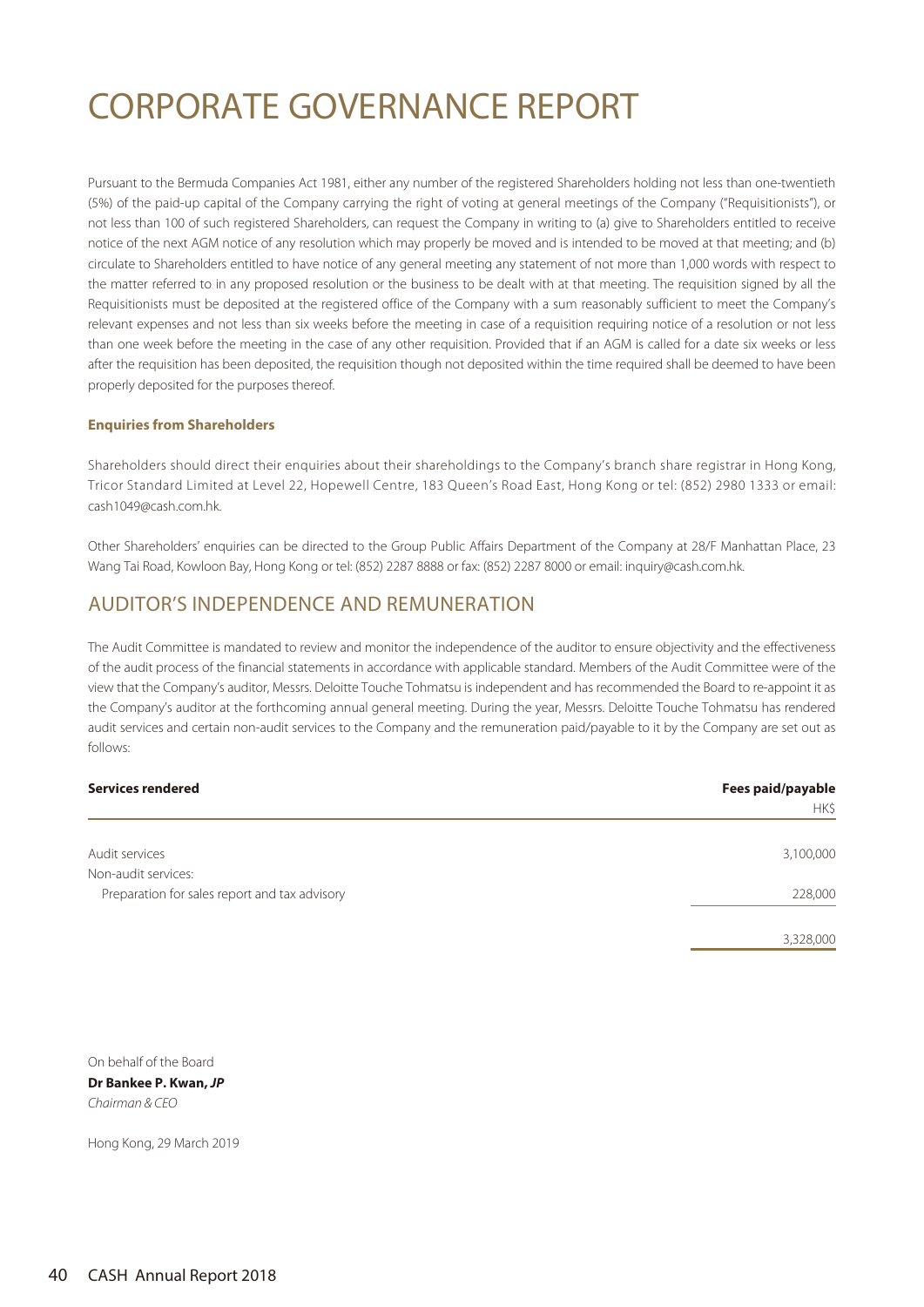# CORPORATE GOVERNANCE REPORT

Pursuant to the Bermuda Companies Act 1981, either any number of the registered Shareholders holding not less than one-twentieth (5%) of the paid-up capital of the Company carrying the right of voting at general meetings of the Company ("Requisitionists"), or not less than 100 of such registered Shareholders, can request the Company in writing to (a) give to Shareholders entitled to receive notice of the next AGM notice of any resolution which may properly be moved and is intended to be moved at that meeting; and (b) circulate to Shareholders entitled to have notice of any general meeting any statement of not more than 1,000 words with respect to the matter referred to in any proposed resolution or the business to be dealt with at that meeting. The requisition signed by all the Requisitionists must be deposited at the registered office of the Company with a sum reasonably sufficient to meet the Company's relevant expenses and not less than six weeks before the meeting in case of a requisition requiring notice of a resolution or not less than one week before the meeting in the case of any other requisition. Provided that if an AGM is called for a date six weeks or less after the requisition has been deposited, the requisition though not deposited within the time required shall be deemed to have been properly deposited for the purposes thereof.

**Enquiries from Shareholders**

Shareholders should direct their enquiries about their shareholdings to the Company's branch share registrar in Hong Kong, Tricor Standard Limited at Level 22, Hopewell Centre, 183 Queen's Road East, Hong Kong or tel: (852) 2980 1333 or email: cash1049@cash.com.hk.

Other Shareholders' enquiries can be directed to the Group Public Affairs Department of the Company at 28/F Manhattan Place, 23 Wang Tai Road, Kowloon Bay, Hong Kong or tel: (852) 2287 8888 or fax: (852) 2287 8000 or email: inquiry@cash.com.hk.

## AUDITOR'S INDEPENDENCE AND REMUNERATION

The Audit Committee is mandated to review and monitor the independence of the auditor to ensure objectivity and the effectiveness of the audit process of the financial statements in accordance with applicable standard. Members of the Audit Committee were of the view that the Company's auditor, Messrs. Deloitte Touche Tohmatsu is independent and has recommended the Board to re-appoint it as the Company's auditor at the forthcoming annual general meeting. During the year, Messrs. Deloitte Touche Tohmatsu has rendered audit services and certain non-audit services to the Company and the remuneration paid/payable to it by the Company are set out as follows:

| **Services rendered** | **Fees paid/payable** HK$ |
|---|---|
| Audit services | 3,100,000 |
| Non-audit services: | |
| Preparation for sales report and tax advisory | 228,000 |
| | 3,328,000 |

On behalf of the Board
**Dr Bankee P. Kwan, *JP***
*Chairman & CEO*

Hong Kong, 29 March 2019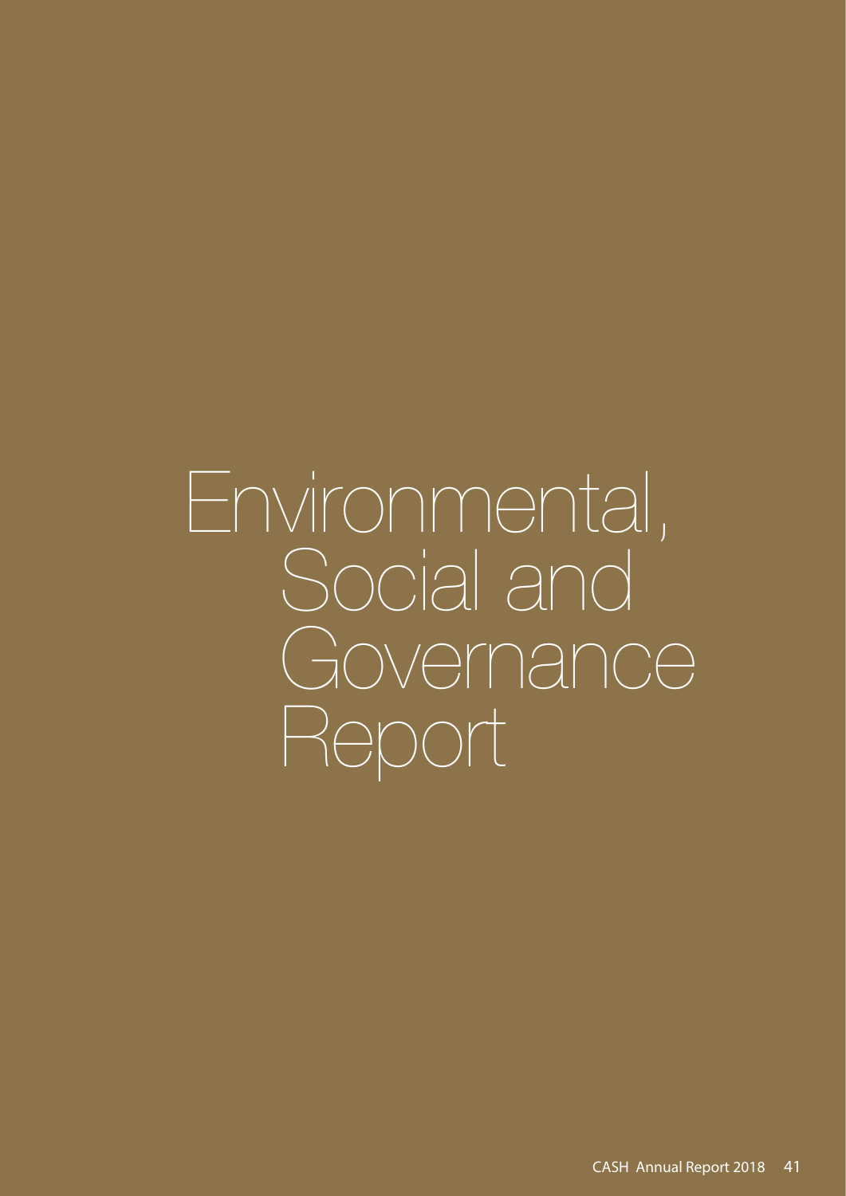# Environmental, Social and Governance Report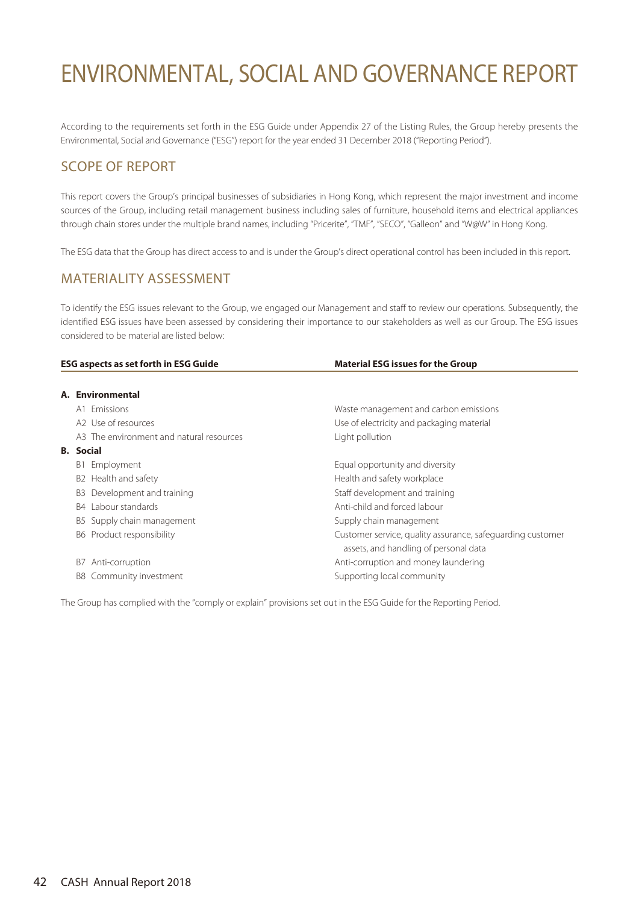# ENVIRONMENTAL, SOCIAL AND GOVERNANCE REPORT

According to the requirements set forth in the ESG Guide under Appendix 27 of the Listing Rules, the Group hereby presents the Environmental, Social and Governance ("ESG") report for the year ended 31 December 2018 ("Reporting Period").

## SCOPE OF REPORT

This report covers the Group's principal businesses of subsidiaries in Hong Kong, which represent the major investment and income sources of the Group, including retail management business including sales of furniture, household items and electrical appliances through chain stores under the multiple brand names, including "Pricerite", "TMF", "SECO", "Galleon" and "W@W" in Hong Kong.

The ESG data that the Group has direct access to and is under the Group's direct operational control has been included in this report.

## MATERIALITY ASSESSMENT

To identify the ESG issues relevant to the Group, we engaged our Management and staff to review our operations. Subsequently, the identified ESG issues have been assessed by considering their importance to our stakeholders as well as our Group. The ESG issues considered to be material are listed below:

| ESG aspects as set forth in ESG Guide | Material ESG issues for the Group |
|---|---|
| **A. Environmental** | |
| A1 Emissions | Waste management and carbon emissions |
| A2 Use of resources | Use of electricity and packaging material |
| A3 The environment and natural resources | Light pollution |
| **B. Social** | |
| B1 Employment | Equal opportunity and diversity |
| B2 Health and safety | Health and safety workplace |
| B3 Development and training | Staff development and training |
| B4 Labour standards | Anti-child and forced labour |
| B5 Supply chain management | Supply chain management |
| B6 Product responsibility | Customer service, quality assurance, safeguarding customer assets, and handling of personal data |
| B7 Anti-corruption | Anti-corruption and money laundering |
| B8 Community investment | Supporting local community |

The Group has complied with the "comply or explain" provisions set out in the ESG Guide for the Reporting Period.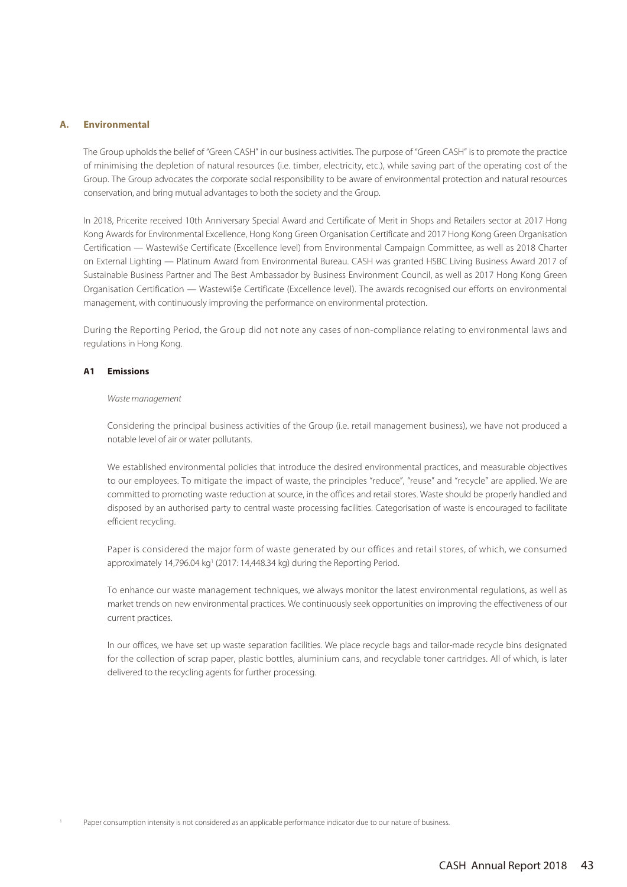## A. Environmental

The Group upholds the belief of "Green CASH" in our business activities. The purpose of "Green CASH" is to promote the practice of minimising the depletion of natural resources (i.e. timber, electricity, etc.), while saving part of the operating cost of the Group. The Group advocates the corporate social responsibility to be aware of environmental protection and natural resources conservation, and bring mutual advantages to both the society and the Group.

In 2018, Pricerite received 10th Anniversary Special Award and Certificate of Merit in Shops and Retailers sector at 2017 Hong Kong Awards for Environmental Excellence, Hong Kong Green Organisation Certificate and 2017 Hong Kong Green Organisation Certification — Wastewi$e Certificate (Excellence level) from Environmental Campaign Committee, as well as 2018 Charter on External Lighting — Platinum Award from Environmental Bureau. CASH was granted HSBC Living Business Award 2017 of Sustainable Business Partner and The Best Ambassador by Business Environment Council, as well as 2017 Hong Kong Green Organisation Certification — Wastewi$e Certificate (Excellence level). The awards recognised our efforts on environmental management, with continuously improving the performance on environmental protection.

During the Reporting Period, the Group did not note any cases of non-compliance relating to environmental laws and regulations in Hong Kong.

### A1 Emissions

*Waste management*

Considering the principal business activities of the Group (i.e. retail management business), we have not produced a notable level of air or water pollutants.

We established environmental policies that introduce the desired environmental practices, and measurable objectives to our employees. To mitigate the impact of waste, the principles "reduce", "reuse" and "recycle" are applied. We are committed to promoting waste reduction at source, in the offices and retail stores. Waste should be properly handled and disposed by an authorised party to central waste processing facilities. Categorisation of waste is encouraged to facilitate efficient recycling.

Paper is considered the major form of waste generated by our offices and retail stores, of which, we consumed approximately 14,796.04 kg[1] (2017: 14,448.34 kg) during the Reporting Period.

To enhance our waste management techniques, we always monitor the latest environmental regulations, as well as market trends on new environmental practices. We continuously seek opportunities on improving the effectiveness of our current practices.

In our offices, we have set up waste separation facilities. We place recycle bags and tailor-made recycle bins designated for the collection of scrap paper, plastic bottles, aluminium cans, and recyclable toner cartridges. All of which, is later delivered to the recycling agents for further processing.

[1] Paper consumption intensity is not considered as an applicable performance indicator due to our nature of business.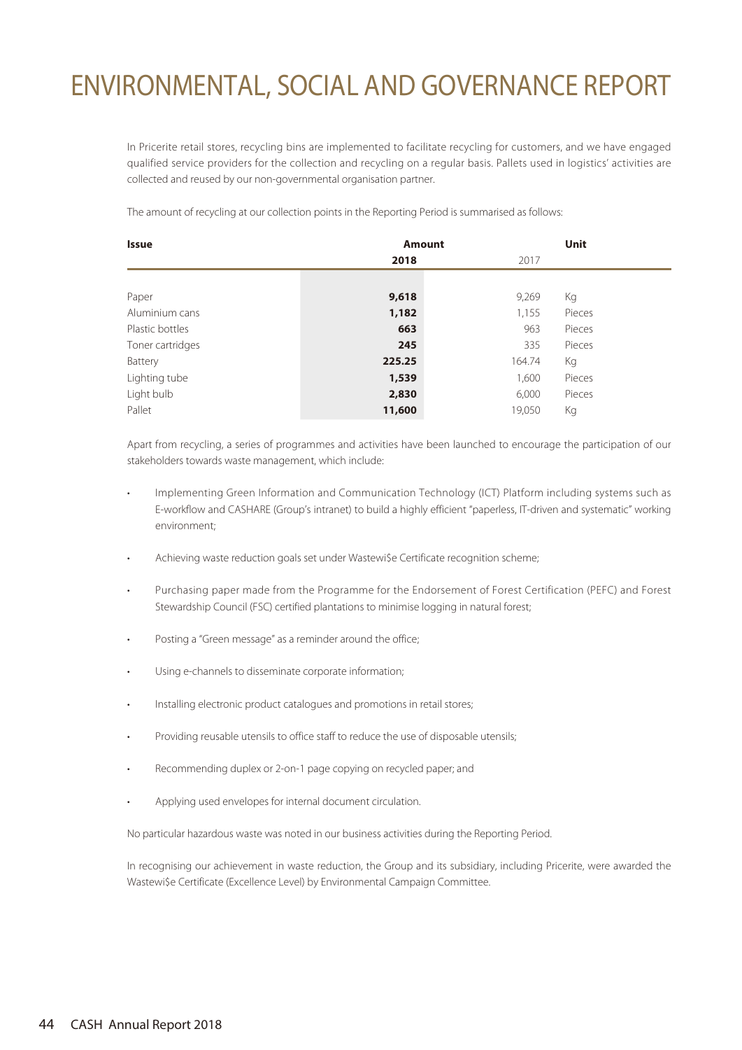# ENVIRONMENTAL, SOCIAL AND GOVERNANCE REPORT

In Pricerite retail stores, recycling bins are implemented to facilitate recycling for customers, and we have engaged qualified service providers for the collection and recycling on a regular basis. Pallets used in logistics' activities are collected and reused by our non-governmental organisation partner.

The amount of recycling at our collection points in the Reporting Period is summarised as follows:

| Issue | Amount | | Unit |
|---|---|---|---|
| | **2018** | 2017 | |
| Paper | **9,618** | 9,269 | Kg |
| Aluminium cans | **1,182** | 1,155 | Pieces |
| Plastic bottles | **663** | 963 | Pieces |
| Toner cartridges | **245** | 335 | Pieces |
| Battery | **225.25** | 164.74 | Kg |
| Lighting tube | **1,539** | 1,600 | Pieces |
| Light bulb | **2,830** | 6,000 | Pieces |
| Pallet | **11,600** | 19,050 | Kg |

Apart from recycling, a series of programmes and activities have been launched to encourage the participation of our stakeholders towards waste management, which include:

- Implementing Green Information and Communication Technology (ICT) Platform including systems such as E-workflow and CASHARE (Group's intranet) to build a highly efficient "paperless, IT-driven and systematic" working environment;
- Achieving waste reduction goals set under Wastewi$e Certificate recognition scheme;
- Purchasing paper made from the Programme for the Endorsement of Forest Certification (PEFC) and Forest Stewardship Council (FSC) certified plantations to minimise logging in natural forest;
- Posting a "Green message" as a reminder around the office;
- Using e-channels to disseminate corporate information;
- Installing electronic product catalogues and promotions in retail stores;
- Providing reusable utensils to office staff to reduce the use of disposable utensils;
- Recommending duplex or 2-on-1 page copying on recycled paper; and
- Applying used envelopes for internal document circulation.

No particular hazardous waste was noted in our business activities during the Reporting Period.

In recognising our achievement in waste reduction, the Group and its subsidiary, including Pricerite, were awarded the Wastewi$e Certificate (Excellence Level) by Environmental Campaign Committee.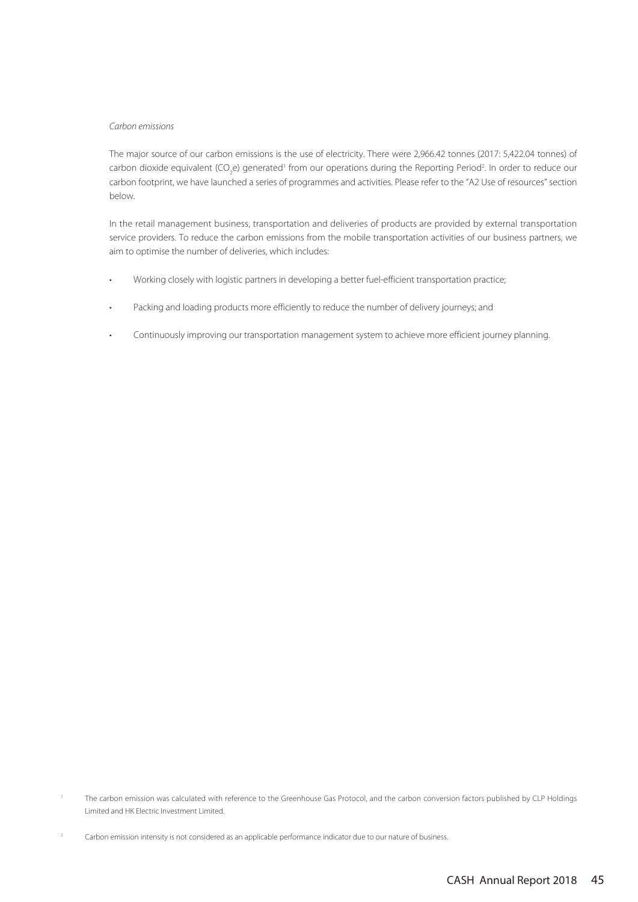*Carbon emissions*

The major source of our carbon emissions is the use of electricity. There were 2,966.42 tonnes (2017: 5,422.04 tonnes) of carbon dioxide equivalent ($CO_2e$) generated[1] from our operations during the Reporting Period[2]. In order to reduce our carbon footprint, we have launched a series of programmes and activities. Please refer to the "A2 Use of resources" section below.

In the retail management business, transportation and deliveries of products are provided by external transportation service providers. To reduce the carbon emissions from the mobile transportation activities of our business partners, we aim to optimise the number of deliveries, which includes:

- Working closely with logistic partners in developing a better fuel-efficient transportation practice;
- Packing and loading products more efficiently to reduce the number of delivery journeys; and
- Continuously improving our transportation management system to achieve more efficient journey planning.

[1] The carbon emission was calculated with reference to the Greenhouse Gas Protocol, and the carbon conversion factors published by CLP Holdings Limited and HK Electric Investment Limited.

[2] Carbon emission intensity is not considered as an applicable performance indicator due to our nature of business.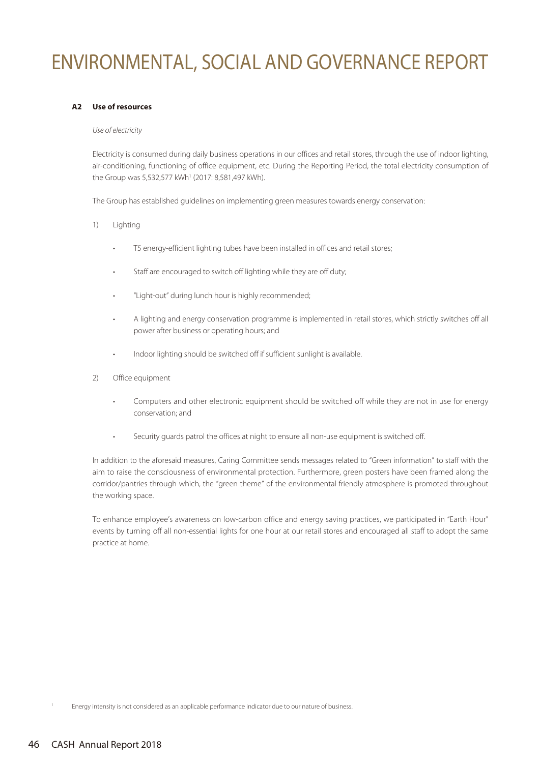# ENVIRONMENTAL, SOCIAL AND GOVERNANCE REPORT

**A2 Use of resources**

*Use of electricity*

Electricity is consumed during daily business operations in our offices and retail stores, through the use of indoor lighting, air-conditioning, functioning of office equipment, etc. During the Reporting Period, the total electricity consumption of the Group was 5,532,577 kWh[1] (2017: 8,581,497 kWh).

The Group has established guidelines on implementing green measures towards energy conservation:

1) Lighting

- T5 energy-efficient lighting tubes have been installed in offices and retail stores;
- Staff are encouraged to switch off lighting while they are off duty;
- "Light-out" during lunch hour is highly recommended;
- A lighting and energy conservation programme is implemented in retail stores, which strictly switches off all power after business or operating hours; and
- Indoor lighting should be switched off if sufficient sunlight is available.

2) Office equipment

- Computers and other electronic equipment should be switched off while they are not in use for energy conservation; and
- Security guards patrol the offices at night to ensure all non-use equipment is switched off.

In addition to the aforesaid measures, Caring Committee sends messages related to "Green information" to staff with the aim to raise the consciousness of environmental protection. Furthermore, green posters have been framed along the corridor/pantries through which, the "green theme" of the environmental friendly atmosphere is promoted throughout the working space.

To enhance employee's awareness on low-carbon office and energy saving practices, we participated in "Earth Hour" events by turning off all non-essential lights for one hour at our retail stores and encouraged all staff to adopt the same practice at home.

[1] Energy intensity is not considered as an applicable performance indicator due to our nature of business.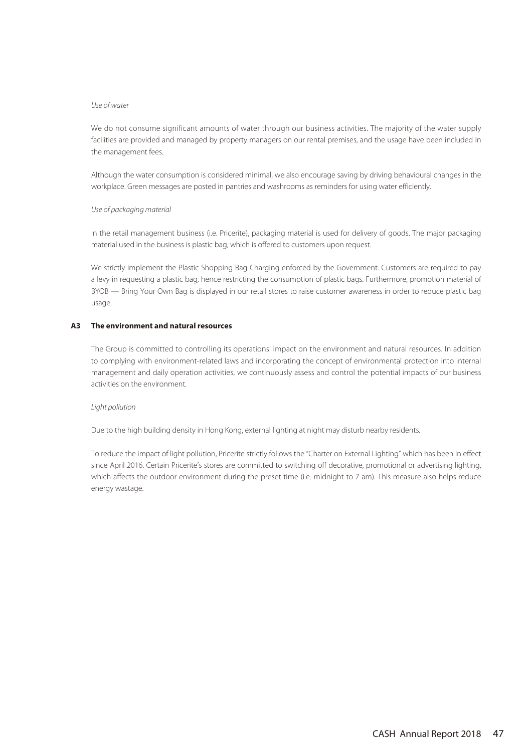*Use of water*

We do not consume significant amounts of water through our business activities. The majority of the water supply facilities are provided and managed by property managers on our rental premises, and the usage have been included in the management fees.

Although the water consumption is considered minimal, we also encourage saving by driving behavioural changes in the workplace. Green messages are posted in pantries and washrooms as reminders for using water efficiently.

*Use of packaging material*

In the retail management business (i.e. Pricerite), packaging material is used for delivery of goods. The major packaging material used in the business is plastic bag, which is offered to customers upon request.

We strictly implement the Plastic Shopping Bag Charging enforced by the Government. Customers are required to pay a levy in requesting a plastic bag, hence restricting the consumption of plastic bags. Furthermore, promotion material of BYOB — Bring Your Own Bag is displayed in our retail stores to raise customer awareness in order to reduce plastic bag usage.

### A3 The environment and natural resources

The Group is committed to controlling its operations' impact on the environment and natural resources. In addition to complying with environment-related laws and incorporating the concept of environmental protection into internal management and daily operation activities, we continuously assess and control the potential impacts of our business activities on the environment.

*Light pollution*

Due to the high building density in Hong Kong, external lighting at night may disturb nearby residents.

To reduce the impact of light pollution, Pricerite strictly follows the "Charter on External Lighting" which has been in effect since April 2016. Certain Pricerite's stores are committed to switching off decorative, promotional or advertising lighting, which affects the outdoor environment during the preset time (i.e. midnight to 7 am). This measure also helps reduce energy wastage.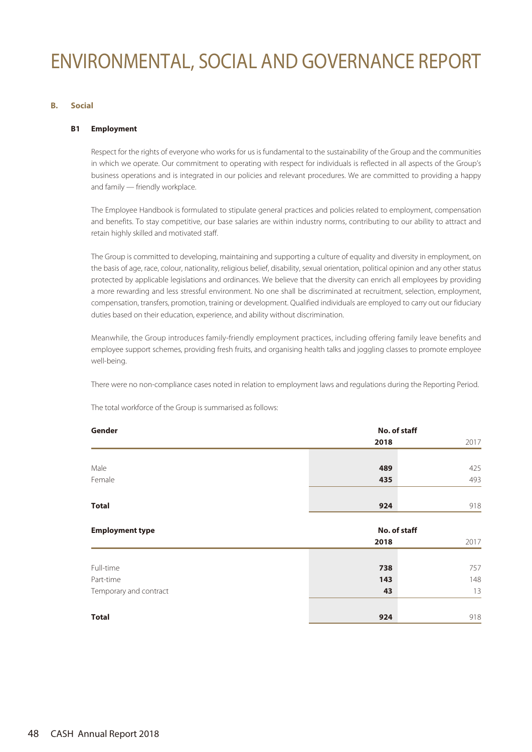# ENVIRONMENTAL, SOCIAL AND GOVERNANCE REPORT

## B. Social

### B1 Employment

Respect for the rights of everyone who works for us is fundamental to the sustainability of the Group and the communities in which we operate. Our commitment to operating with respect for individuals is reflected in all aspects of the Group's business operations and is integrated in our policies and relevant procedures. We are committed to providing a happy and family — friendly workplace.

The Employee Handbook is formulated to stipulate general practices and policies related to employment, compensation and benefits. To stay competitive, our base salaries are within industry norms, contributing to our ability to attract and retain highly skilled and motivated staff.

The Group is committed to developing, maintaining and supporting a culture of equality and diversity in employment, on the basis of age, race, colour, nationality, religious belief, disability, sexual orientation, political opinion and any other status protected by applicable legislations and ordinances. We believe that the diversity can enrich all employees by providing a more rewarding and less stressful environment. No one shall be discriminated at recruitment, selection, employment, compensation, transfers, promotion, training or development. Qualified individuals are employed to carry out our fiduciary duties based on their education, experience, and ability without discrimination.

Meanwhile, the Group introduces family-friendly employment practices, including offering family leave benefits and employee support schemes, providing fresh fruits, and organising health talks and joggling classes to promote employee well-being.

There were no non-compliance cases noted in relation to employment laws and regulations during the Reporting Period.

The total workforce of the Group is summarised as follows:

| **Gender** | **No. of staff** | |
|---|---|---|
| | **2018** | 2017 |
| Male | **489** | 425 |
| Female | **435** | 493 |
| **Total** | **924** | 918 |

| **Employment type** | **No. of staff** | |
|---|---|---|
| | **2018** | 2017 |
| Full-time | **738** | 757 |
| Part-time | **143** | 148 |
| Temporary and contract | **43** | 13 |
| **Total** | **924** | 918 |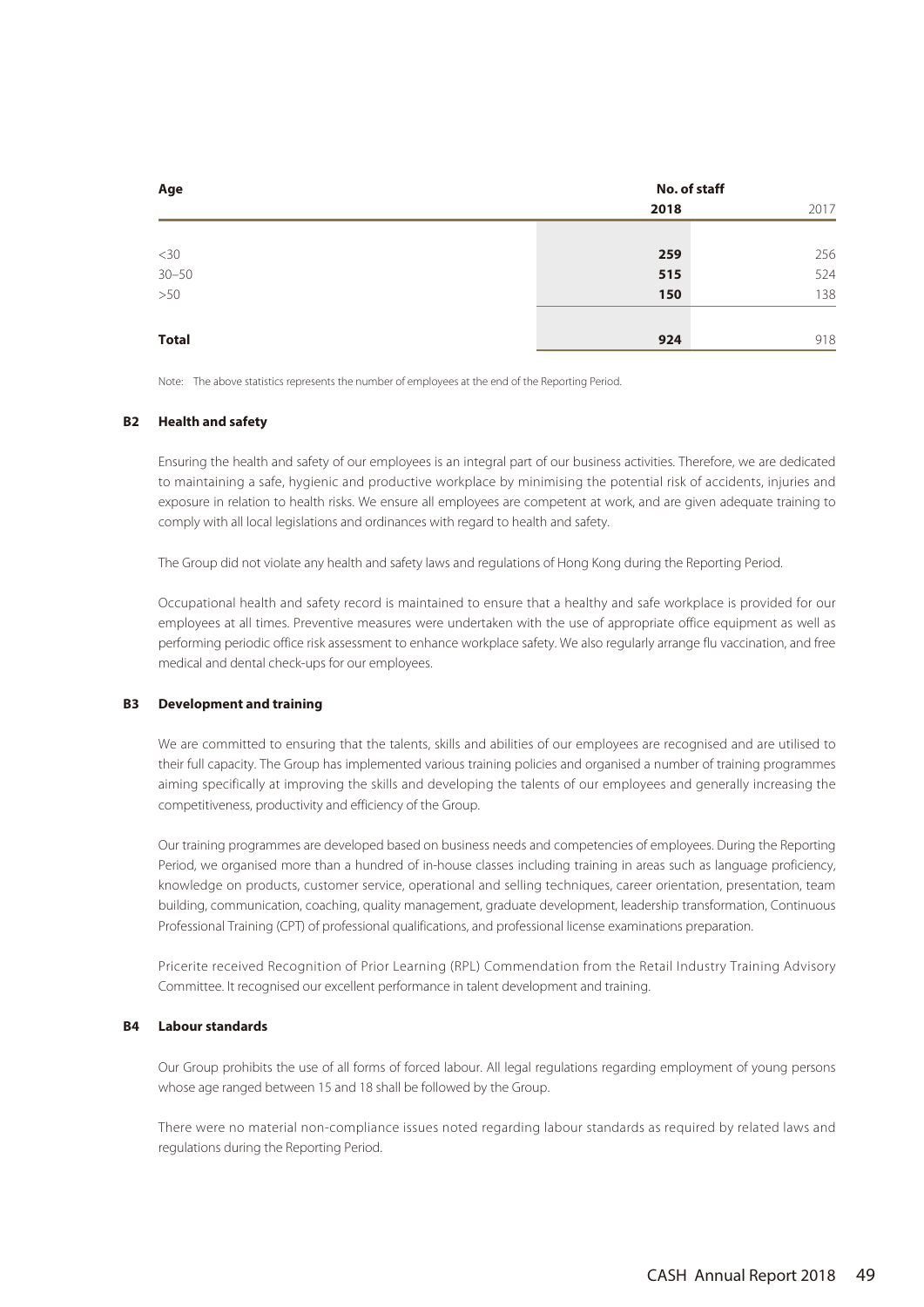| Age | No. of staff | |
|---|---|---|
| | **2018** | 2017 |
| <30 | **259** | 256 |
| 30–50 | **515** | 524 |
| >50 | **150** | 138 |
| **Total** | **924** | 918 |

Note: The above statistics represents the number of employees at the end of the Reporting Period.

### B2 Health and safety

Ensuring the health and safety of our employees is an integral part of our business activities. Therefore, we are dedicated to maintaining a safe, hygienic and productive workplace by minimising the potential risk of accidents, injuries and exposure in relation to health risks. We ensure all employees are competent at work, and are given adequate training to comply with all local legislations and ordinances with regard to health and safety.

The Group did not violate any health and safety laws and regulations of Hong Kong during the Reporting Period.

Occupational health and safety record is maintained to ensure that a healthy and safe workplace is provided for our employees at all times. Preventive measures were undertaken with the use of appropriate office equipment as well as performing periodic office risk assessment to enhance workplace safety. We also regularly arrange flu vaccination, and free medical and dental check-ups for our employees.

### B3 Development and training

We are committed to ensuring that the talents, skills and abilities of our employees are recognised and are utilised to their full capacity. The Group has implemented various training policies and organised a number of training programmes aiming specifically at improving the skills and developing the talents of our employees and generally increasing the competitiveness, productivity and efficiency of the Group.

Our training programmes are developed based on business needs and competencies of employees. During the Reporting Period, we organised more than a hundred of in-house classes including training in areas such as language proficiency, knowledge on products, customer service, operational and selling techniques, career orientation, presentation, team building, communication, coaching, quality management, graduate development, leadership transformation, Continuous Professional Training (CPT) of professional qualifications, and professional license examinations preparation.

Pricerite received Recognition of Prior Learning (RPL) Commendation from the Retail Industry Training Advisory Committee. It recognised our excellent performance in talent development and training.

### B4 Labour standards

Our Group prohibits the use of all forms of forced labour. All legal regulations regarding employment of young persons whose age ranged between 15 and 18 shall be followed by the Group.

There were no material non-compliance issues noted regarding labour standards as required by related laws and regulations during the Reporting Period.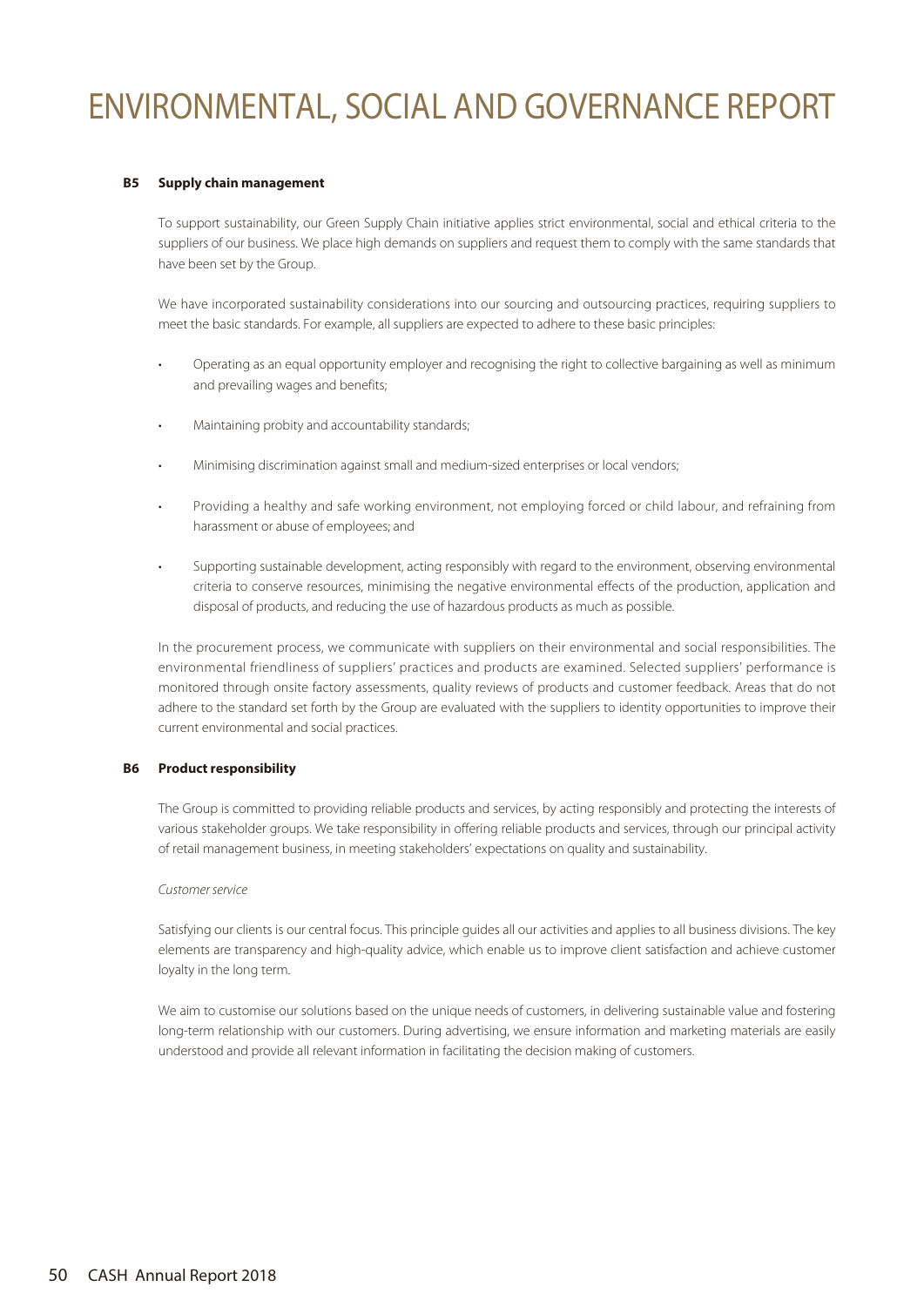# ENVIRONMENTAL, SOCIAL AND GOVERNANCE REPORT

### B5 Supply chain management

To support sustainability, our Green Supply Chain initiative applies strict environmental, social and ethical criteria to the suppliers of our business. We place high demands on suppliers and request them to comply with the same standards that have been set by the Group.

We have incorporated sustainability considerations into our sourcing and outsourcing practices, requiring suppliers to meet the basic standards. For example, all suppliers are expected to adhere to these basic principles:

- Operating as an equal opportunity employer and recognising the right to collective bargaining as well as minimum and prevailing wages and benefits;
- Maintaining probity and accountability standards;
- Minimising discrimination against small and medium-sized enterprises or local vendors;
- Providing a healthy and safe working environment, not employing forced or child labour, and refraining from harassment or abuse of employees; and
- Supporting sustainable development, acting responsibly with regard to the environment, observing environmental criteria to conserve resources, minimising the negative environmental effects of the production, application and disposal of products, and reducing the use of hazardous products as much as possible.

In the procurement process, we communicate with suppliers on their environmental and social responsibilities. The environmental friendliness of suppliers' practices and products are examined. Selected suppliers' performance is monitored through onsite factory assessments, quality reviews of products and customer feedback. Areas that do not adhere to the standard set forth by the Group are evaluated with the suppliers to identity opportunities to improve their current environmental and social practices.

### B6 Product responsibility

The Group is committed to providing reliable products and services, by acting responsibly and protecting the interests of various stakeholder groups. We take responsibility in offering reliable products and services, through our principal activity of retail management business, in meeting stakeholders' expectations on quality and sustainability.

*Customer service*

Satisfying our clients is our central focus. This principle guides all our activities and applies to all business divisions. The key elements are transparency and high-quality advice, which enable us to improve client satisfaction and achieve customer loyalty in the long term.

We aim to customise our solutions based on the unique needs of customers, in delivering sustainable value and fostering long-term relationship with our customers. During advertising, we ensure information and marketing materials are easily understood and provide all relevant information in facilitating the decision making of customers.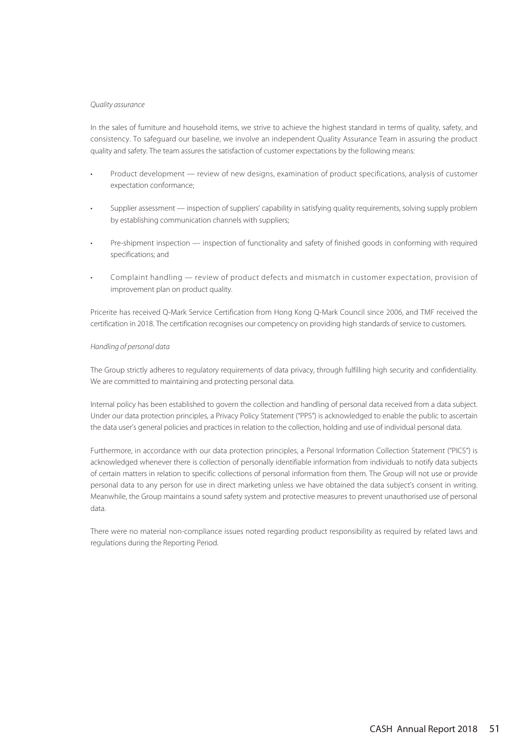*Quality assurance*

In the sales of furniture and household items, we strive to achieve the highest standard in terms of quality, safety, and consistency. To safeguard our baseline, we involve an independent Quality Assurance Team in assuring the product quality and safety. The team assures the satisfaction of customer expectations by the following means:

- Product development — review of new designs, examination of product specifications, analysis of customer expectation conformance;
- Supplier assessment — inspection of suppliers' capability in satisfying quality requirements, solving supply problem by establishing communication channels with suppliers;
- Pre-shipment inspection — inspection of functionality and safety of finished goods in conforming with required specifications; and
- Complaint handling — review of product defects and mismatch in customer expectation, provision of improvement plan on product quality.

Pricerite has received Q-Mark Service Certification from Hong Kong Q-Mark Council since 2006, and TMF received the certification in 2018. The certification recognises our competency on providing high standards of service to customers.

*Handling of personal data*

The Group strictly adheres to regulatory requirements of data privacy, through fulfilling high security and confidentiality. We are committed to maintaining and protecting personal data.

Internal policy has been established to govern the collection and handling of personal data received from a data subject. Under our data protection principles, a Privacy Policy Statement ("PPS") is acknowledged to enable the public to ascertain the data user's general policies and practices in relation to the collection, holding and use of individual personal data.

Furthermore, in accordance with our data protection principles, a Personal Information Collection Statement ("PICS") is acknowledged whenever there is collection of personally identifiable information from individuals to notify data subjects of certain matters in relation to specific collections of personal information from them. The Group will not use or provide personal data to any person for use in direct marketing unless we have obtained the data subject's consent in writing. Meanwhile, the Group maintains a sound safety system and protective measures to prevent unauthorised use of personal data.

There were no material non-compliance issues noted regarding product responsibility as required by related laws and regulations during the Reporting Period.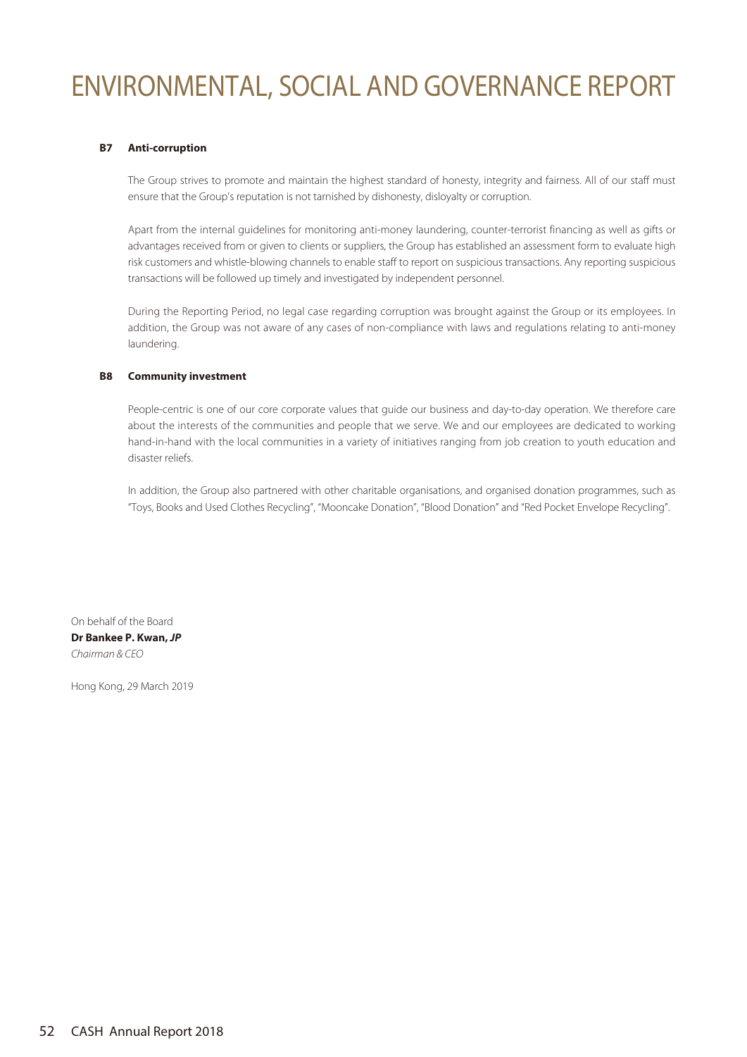#### B7 Anti-corruption

The Group strives to promote and maintain the highest standard of honesty, integrity and fairness. All of our staff must ensure that the Group's reputation is not tarnished by dishonesty, disloyalty or corruption.

Apart from the internal guidelines for monitoring anti-money laundering, counter-terrorist financing as well as gifts or advantages received from or given to clients or suppliers, the Group has established an assessment form to evaluate high risk customers and whistle-blowing channels to enable staff to report on suspicious transactions. Any reporting suspicious transactions will be followed up timely and investigated by independent personnel.

During the Reporting Period, no legal case regarding corruption was brought against the Group or its employees. In addition, the Group was not aware of any cases of non-compliance with laws and regulations relating to anti-money laundering.

#### B8 Community investment

People-centric is one of our core corporate values that guide our business and day-to-day operation. We therefore care about the interests of the communities and people that we serve. We and our employees are dedicated to working hand-in-hand with the local communities in a variety of initiatives ranging from job creation to youth education and disaster reliefs.

In addition, the Group also partnered with other charitable organisations, and organised donation programmes, such as "Toys, Books and Used Clothes Recycling", "Mooncake Donation", "Blood Donation" and "Red Pocket Envelope Recycling".

On behalf of the Board
**Dr Bankee P. Kwan, *JP***
*Chairman & CEO*

Hong Kong, 29 March 2019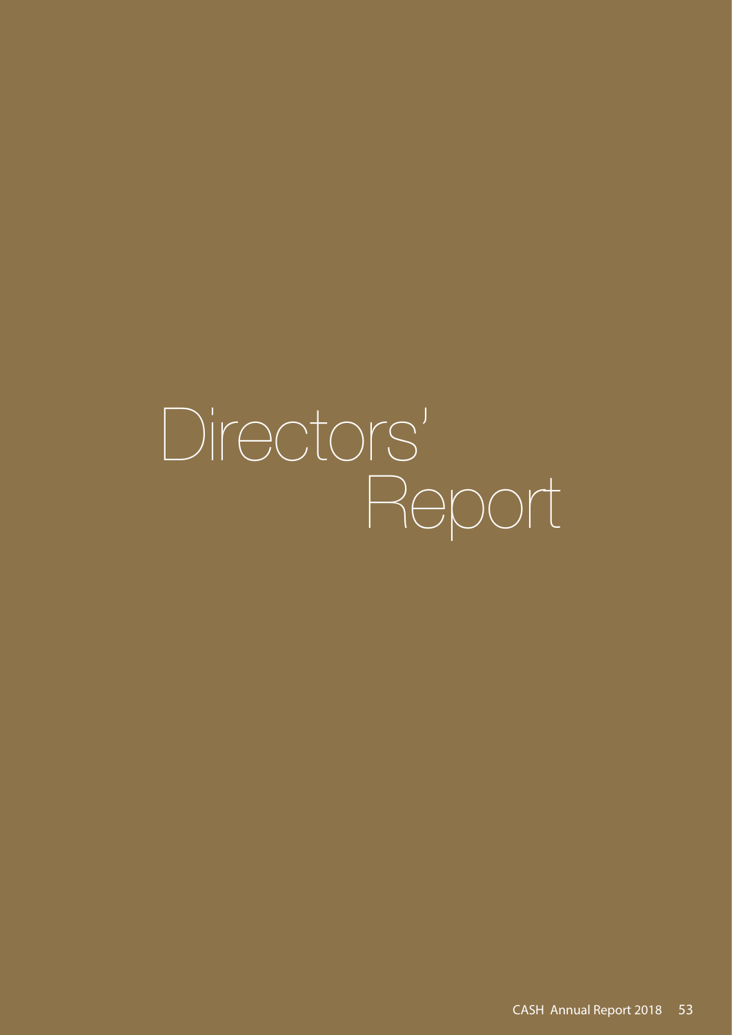# Directors' Report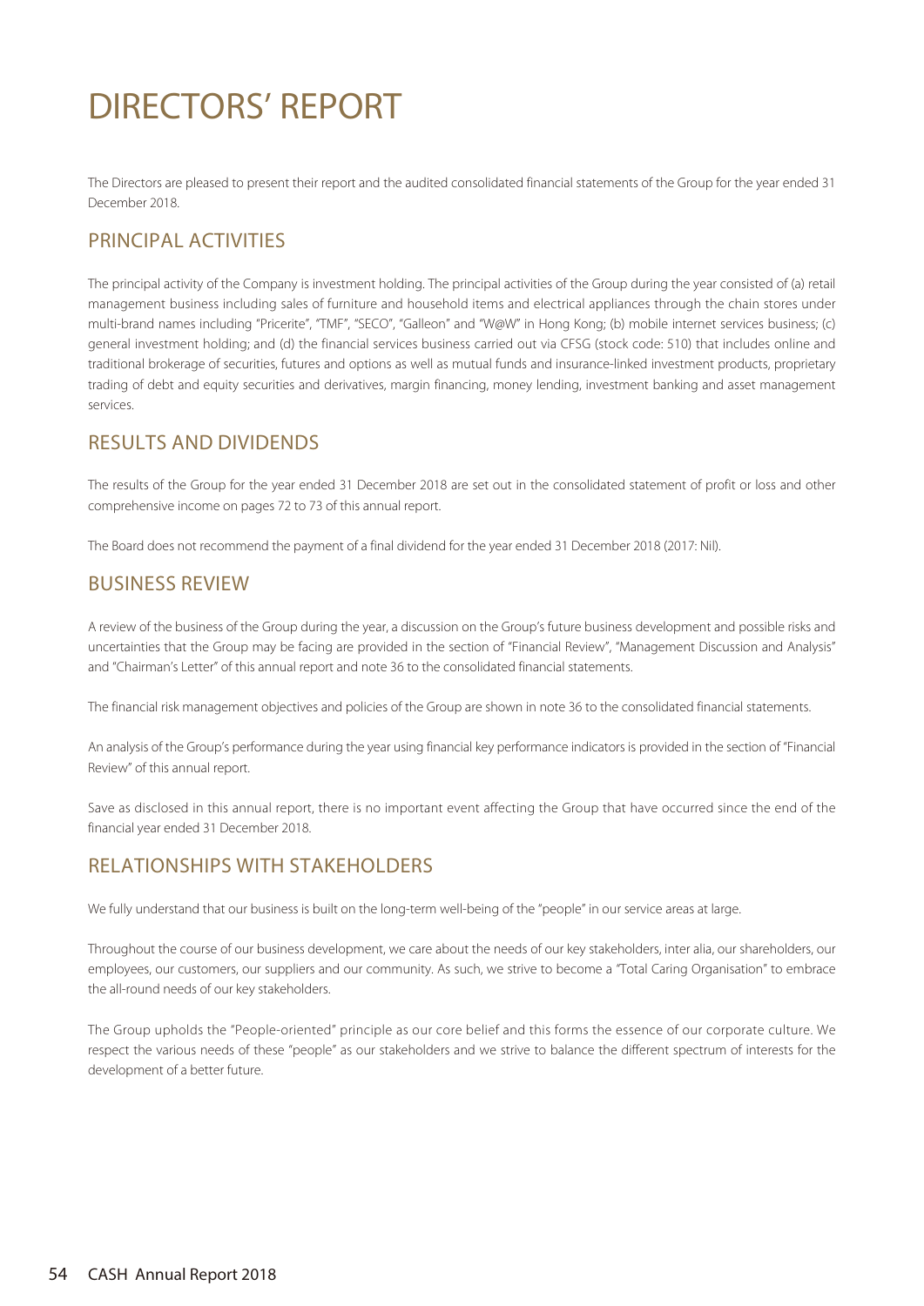# DIRECTORS' REPORT

The Directors are pleased to present their report and the audited consolidated financial statements of the Group for the year ended 31 December 2018.

## PRINCIPAL ACTIVITIES

The principal activity of the Company is investment holding. The principal activities of the Group during the year consisted of (a) retail management business including sales of furniture and household items and electrical appliances through the chain stores under multi-brand names including "Pricerite", "TMF", "SECO", "Galleon" and "W@W" in Hong Kong; (b) mobile internet services business; (c) general investment holding; and (d) the financial services business carried out via CFSG (stock code: 510) that includes online and traditional brokerage of securities, futures and options as well as mutual funds and insurance-linked investment products, proprietary trading of debt and equity securities and derivatives, margin financing, money lending, investment banking and asset management services.

## RESULTS AND DIVIDENDS

The results of the Group for the year ended 31 December 2018 are set out in the consolidated statement of profit or loss and other comprehensive income on pages 72 to 73 of this annual report.

The Board does not recommend the payment of a final dividend for the year ended 31 December 2018 (2017: Nil).

## BUSINESS REVIEW

A review of the business of the Group during the year, a discussion on the Group's future business development and possible risks and uncertainties that the Group may be facing are provided in the section of "Financial Review", "Management Discussion and Analysis" and "Chairman's Letter" of this annual report and note 36 to the consolidated financial statements.

The financial risk management objectives and policies of the Group are shown in note 36 to the consolidated financial statements.

An analysis of the Group's performance during the year using financial key performance indicators is provided in the section of "Financial Review" of this annual report.

Save as disclosed in this annual report, there is no important event affecting the Group that have occurred since the end of the financial year ended 31 December 2018.

## RELATIONSHIPS WITH STAKEHOLDERS

We fully understand that our business is built on the long-term well-being of the "people" in our service areas at large.

Throughout the course of our business development, we care about the needs of our key stakeholders, inter alia, our shareholders, our employees, our customers, our suppliers and our community. As such, we strive to become a "Total Caring Organisation" to embrace the all-round needs of our key stakeholders.

The Group upholds the "People-oriented" principle as our core belief and this forms the essence of our corporate culture. We respect the various needs of these "people" as our stakeholders and we strive to balance the different spectrum of interests for the development of a better future.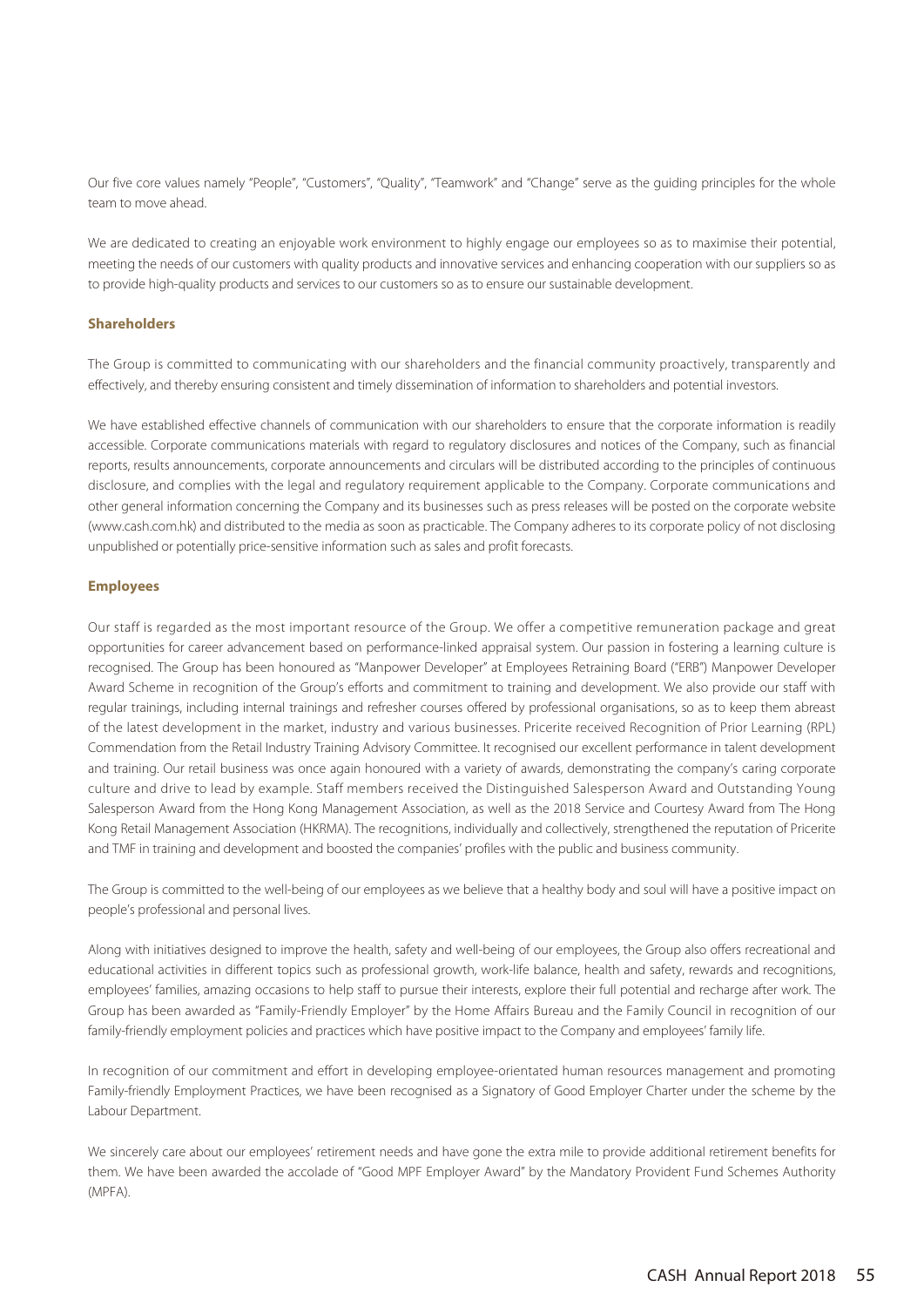Our five core values namely "People", "Customers", "Quality", "Teamwork" and "Change" serve as the guiding principles for the whole team to move ahead.

We are dedicated to creating an enjoyable work environment to highly engage our employees so as to maximise their potential, meeting the needs of our customers with quality products and innovative services and enhancing cooperation with our suppliers so as to provide high-quality products and services to our customers so as to ensure our sustainable development.

**Shareholders**

The Group is committed to communicating with our shareholders and the financial community proactively, transparently and effectively, and thereby ensuring consistent and timely dissemination of information to shareholders and potential investors.

We have established effective channels of communication with our shareholders to ensure that the corporate information is readily accessible. Corporate communications materials with regard to regulatory disclosures and notices of the Company, such as financial reports, results announcements, corporate announcements and circulars will be distributed according to the principles of continuous disclosure, and complies with the legal and regulatory requirement applicable to the Company. Corporate communications and other general information concerning the Company and its businesses such as press releases will be posted on the corporate website (www.cash.com.hk) and distributed to the media as soon as practicable. The Company adheres to its corporate policy of not disclosing unpublished or potentially price-sensitive information such as sales and profit forecasts.

**Employees**

Our staff is regarded as the most important resource of the Group. We offer a competitive remuneration package and great opportunities for career advancement based on performance-linked appraisal system. Our passion in fostering a learning culture is recognised. The Group has been honoured as "Manpower Developer" at Employees Retraining Board ("ERB") Manpower Developer Award Scheme in recognition of the Group's efforts and commitment to training and development. We also provide our staff with regular trainings, including internal trainings and refresher courses offered by professional organisations, so as to keep them abreast of the latest development in the market, industry and various businesses. Pricerite received Recognition of Prior Learning (RPL) Commendation from the Retail Industry Training Advisory Committee. It recognised our excellent performance in talent development and training. Our retail business was once again honoured with a variety of awards, demonstrating the company's caring corporate culture and drive to lead by example. Staff members received the Distinguished Salesperson Award and Outstanding Young Salesperson Award from the Hong Kong Management Association, as well as the 2018 Service and Courtesy Award from The Hong Kong Retail Management Association (HKRMA). The recognitions, individually and collectively, strengthened the reputation of Pricerite and TMF in training and development and boosted the companies' profiles with the public and business community.

The Group is committed to the well-being of our employees as we believe that a healthy body and soul will have a positive impact on people's professional and personal lives.

Along with initiatives designed to improve the health, safety and well-being of our employees, the Group also offers recreational and educational activities in different topics such as professional growth, work-life balance, health and safety, rewards and recognitions, employees' families, amazing occasions to help staff to pursue their interests, explore their full potential and recharge after work. The Group has been awarded as "Family-Friendly Employer" by the Home Affairs Bureau and the Family Council in recognition of our family-friendly employment policies and practices which have positive impact to the Company and employees' family life.

In recognition of our commitment and effort in developing employee-orientated human resources management and promoting Family-friendly Employment Practices, we have been recognised as a Signatory of Good Employer Charter under the scheme by the Labour Department.

We sincerely care about our employees' retirement needs and have gone the extra mile to provide additional retirement benefits for them. We have been awarded the accolade of "Good MPF Employer Award" by the Mandatory Provident Fund Schemes Authority (MPFA).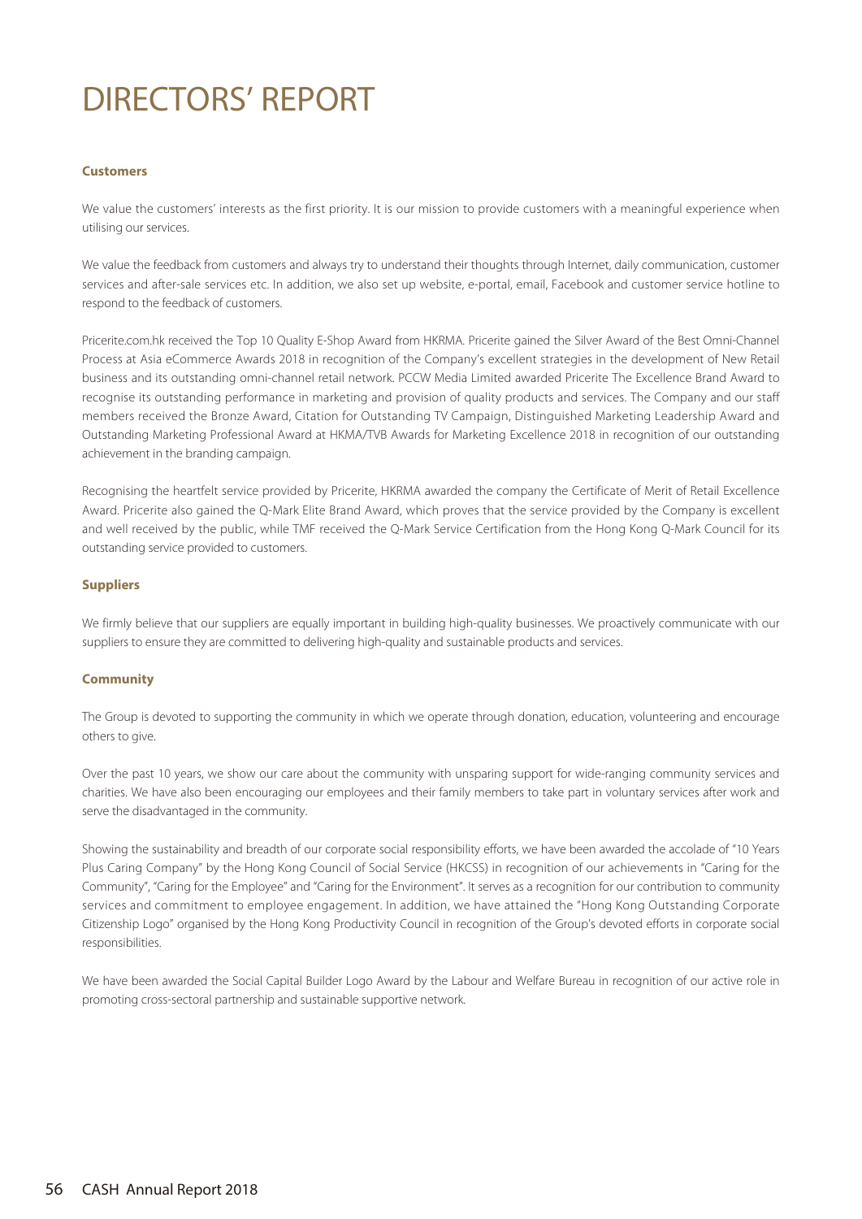# DIRECTORS' REPORT

### Customers

We value the customers' interests as the first priority. It is our mission to provide customers with a meaningful experience when utilising our services.

We value the feedback from customers and always try to understand their thoughts through Internet, daily communication, customer services and after-sale services etc. In addition, we also set up website, e-portal, email, Facebook and customer service hotline to respond to the feedback of customers.

Pricerite.com.hk received the Top 10 Quality E-Shop Award from HKRMA. Pricerite gained the Silver Award of the Best Omni-Channel Process at Asia eCommerce Awards 2018 in recognition of the Company's excellent strategies in the development of New Retail business and its outstanding omni-channel retail network. PCCW Media Limited awarded Pricerite The Excellence Brand Award to recognise its outstanding performance in marketing and provision of quality products and services. The Company and our staff members received the Bronze Award, Citation for Outstanding TV Campaign, Distinguished Marketing Leadership Award and Outstanding Marketing Professional Award at HKMA/TVB Awards for Marketing Excellence 2018 in recognition of our outstanding achievement in the branding campaign.

Recognising the heartfelt service provided by Pricerite, HKRMA awarded the company the Certificate of Merit of Retail Excellence Award. Pricerite also gained the Q-Mark Elite Brand Award, which proves that the service provided by the Company is excellent and well received by the public, while TMF received the Q-Mark Service Certification from the Hong Kong Q-Mark Council for its outstanding service provided to customers.

### Suppliers

We firmly believe that our suppliers are equally important in building high-quality businesses. We proactively communicate with our suppliers to ensure they are committed to delivering high-quality and sustainable products and services.

### Community

The Group is devoted to supporting the community in which we operate through donation, education, volunteering and encourage others to give.

Over the past 10 years, we show our care about the community with unsparing support for wide-ranging community services and charities. We have also been encouraging our employees and their family members to take part in voluntary services after work and serve the disadvantaged in the community.

Showing the sustainability and breadth of our corporate social responsibility efforts, we have been awarded the accolade of "10 Years Plus Caring Company" by the Hong Kong Council of Social Service (HKCSS) in recognition of our achievements in "Caring for the Community", "Caring for the Employee" and "Caring for the Environment". It serves as a recognition for our contribution to community services and commitment to employee engagement. In addition, we have attained the "Hong Kong Outstanding Corporate Citizenship Logo" organised by the Hong Kong Productivity Council in recognition of the Group's devoted efforts in corporate social responsibilities.

We have been awarded the Social Capital Builder Logo Award by the Labour and Welfare Bureau in recognition of our active role in promoting cross-sectoral partnership and sustainable supportive network.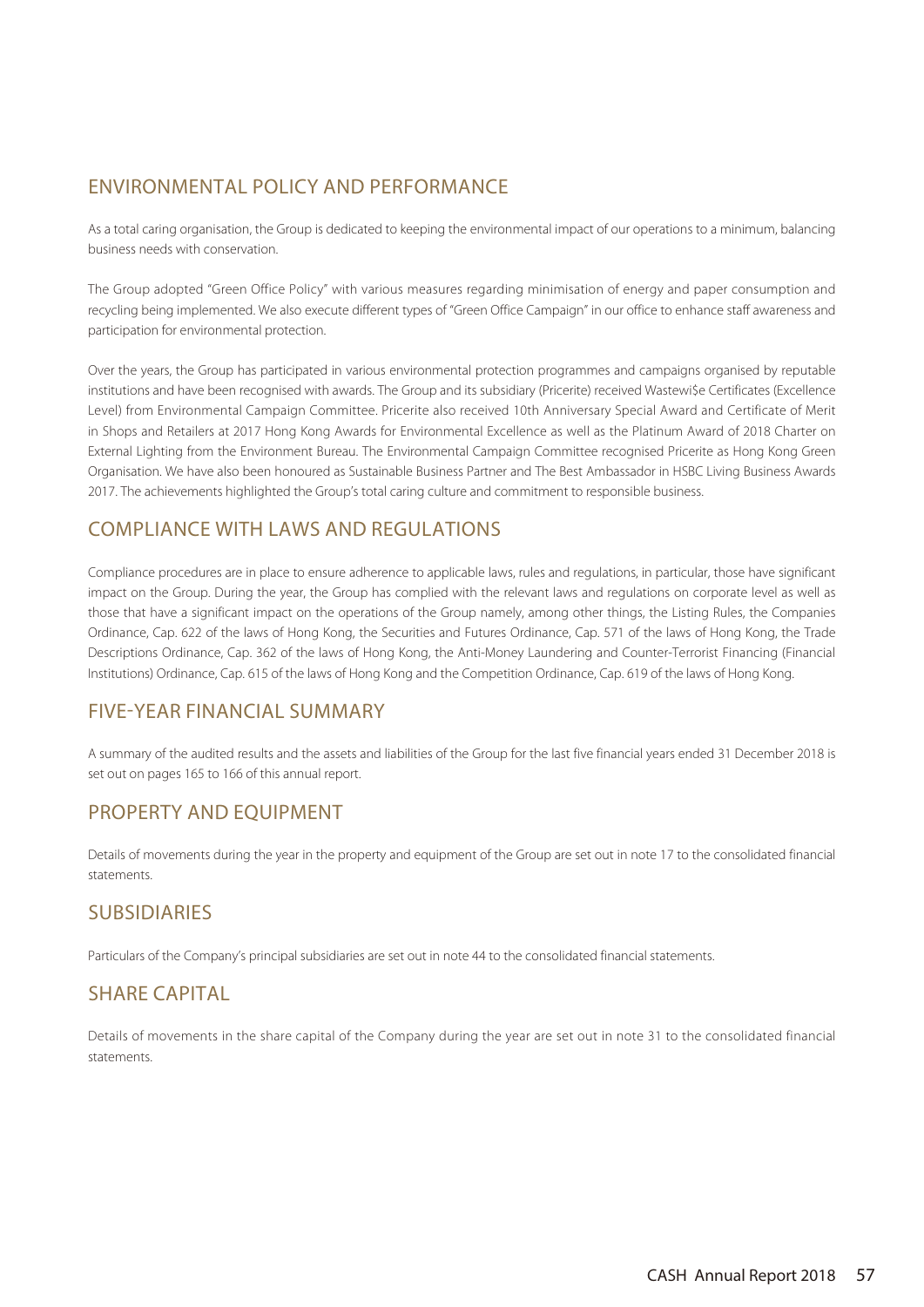## ENVIRONMENTAL POLICY AND PERFORMANCE

As a total caring organisation, the Group is dedicated to keeping the environmental impact of our operations to a minimum, balancing business needs with conservation.

The Group adopted "Green Office Policy" with various measures regarding minimisation of energy and paper consumption and recycling being implemented. We also execute different types of "Green Office Campaign" in our office to enhance staff awareness and participation for environmental protection.

Over the years, the Group has participated in various environmental protection programmes and campaigns organised by reputable institutions and have been recognised with awards. The Group and its subsidiary (Pricerite) received Wastewi$e Certificates (Excellence Level) from Environmental Campaign Committee. Pricerite also received 10th Anniversary Special Award and Certificate of Merit in Shops and Retailers at 2017 Hong Kong Awards for Environmental Excellence as well as the Platinum Award of 2018 Charter on External Lighting from the Environment Bureau. The Environmental Campaign Committee recognised Pricerite as Hong Kong Green Organisation. We have also been honoured as Sustainable Business Partner and The Best Ambassador in HSBC Living Business Awards 2017. The achievements highlighted the Group's total caring culture and commitment to responsible business.

## COMPLIANCE WITH LAWS AND REGULATIONS

Compliance procedures are in place to ensure adherence to applicable laws, rules and regulations, in particular, those have significant impact on the Group. During the year, the Group has complied with the relevant laws and regulations on corporate level as well as those that have a significant impact on the operations of the Group namely, among other things, the Listing Rules, the Companies Ordinance, Cap. 622 of the laws of Hong Kong, the Securities and Futures Ordinance, Cap. 571 of the laws of Hong Kong, the Trade Descriptions Ordinance, Cap. 362 of the laws of Hong Kong, the Anti-Money Laundering and Counter-Terrorist Financing (Financial Institutions) Ordinance, Cap. 615 of the laws of Hong Kong and the Competition Ordinance, Cap. 619 of the laws of Hong Kong.

## FIVE-YEAR FINANCIAL SUMMARY

A summary of the audited results and the assets and liabilities of the Group for the last five financial years ended 31 December 2018 is set out on pages 165 to 166 of this annual report.

## PROPERTY AND EQUIPMENT

Details of movements during the year in the property and equipment of the Group are set out in note 17 to the consolidated financial statements.

## SUBSIDIARIES

Particulars of the Company's principal subsidiaries are set out in note 44 to the consolidated financial statements.

## SHARE CAPITAL

Details of movements in the share capital of the Company during the year are set out in note 31 to the consolidated financial statements.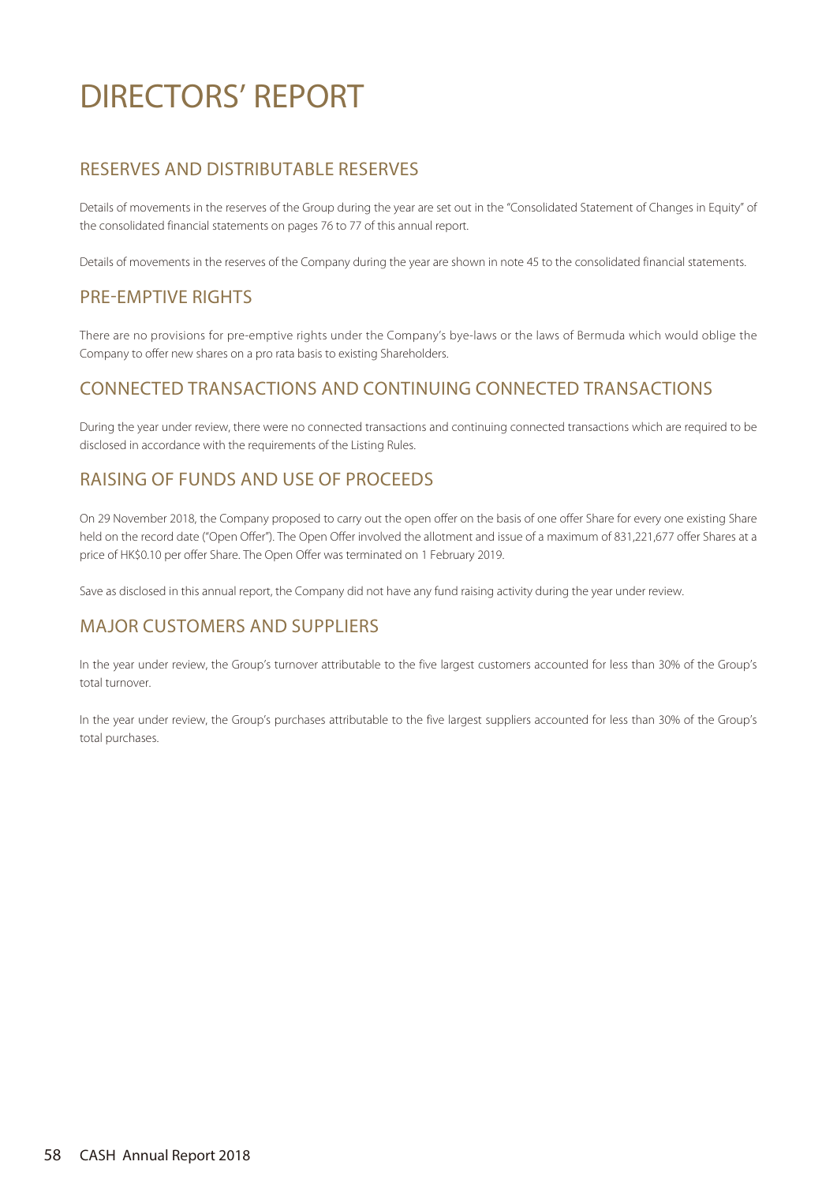# DIRECTORS' REPORT

## RESERVES AND DISTRIBUTABLE RESERVES

Details of movements in the reserves of the Group during the year are set out in the "Consolidated Statement of Changes in Equity" of the consolidated financial statements on pages 76 to 77 of this annual report.

Details of movements in the reserves of the Company during the year are shown in note 45 to the consolidated financial statements.

## PRE-EMPTIVE RIGHTS

There are no provisions for pre-emptive rights under the Company's bye-laws or the laws of Bermuda which would oblige the Company to offer new shares on a pro rata basis to existing Shareholders.

## CONNECTED TRANSACTIONS AND CONTINUING CONNECTED TRANSACTIONS

During the year under review, there were no connected transactions and continuing connected transactions which are required to be disclosed in accordance with the requirements of the Listing Rules.

## RAISING OF FUNDS AND USE OF PROCEEDS

On 29 November 2018, the Company proposed to carry out the open offer on the basis of one offer Share for every one existing Share held on the record date ("Open Offer"). The Open Offer involved the allotment and issue of a maximum of 831,221,677 offer Shares at a price of HK$0.10 per offer Share. The Open Offer was terminated on 1 February 2019.

Save as disclosed in this annual report, the Company did not have any fund raising activity during the year under review.

## MAJOR CUSTOMERS AND SUPPLIERS

In the year under review, the Group's turnover attributable to the five largest customers accounted for less than 30% of the Group's total turnover.

In the year under review, the Group's purchases attributable to the five largest suppliers accounted for less than 30% of the Group's total purchases.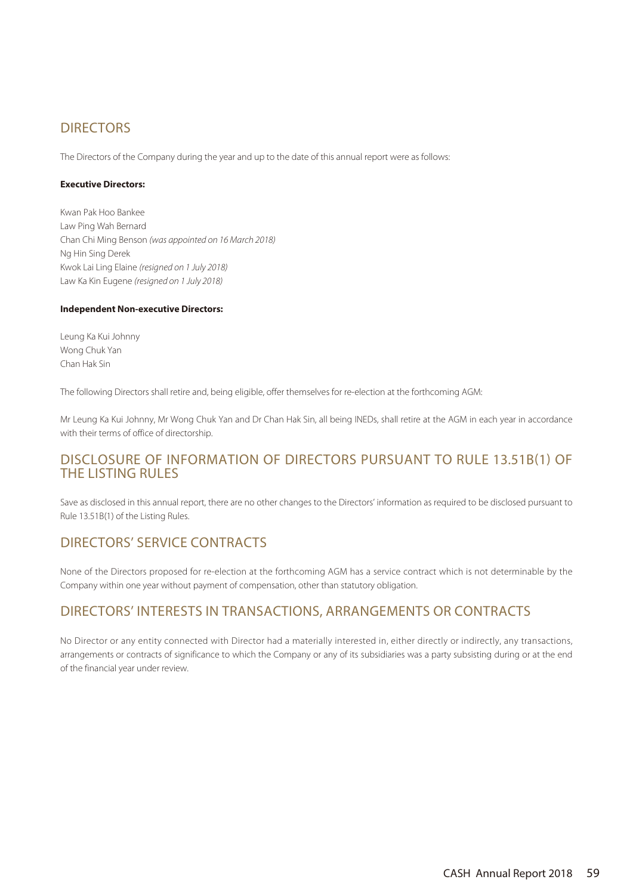## DIRECTORS

The Directors of the Company during the year and up to the date of this annual report were as follows:

**Executive Directors:**

Kwan Pak Hoo Bankee
Law Ping Wah Bernard
Chan Chi Ming Benson *(was appointed on 16 March 2018)*
Ng Hin Sing Derek
Kwok Lai Ling Elaine *(resigned on 1 July 2018)*
Law Ka Kin Eugene *(resigned on 1 July 2018)*

**Independent Non-executive Directors:**

Leung Ka Kui Johnny
Wong Chuk Yan
Chan Hak Sin

The following Directors shall retire and, being eligible, offer themselves for re-election at the forthcoming AGM:

Mr Leung Ka Kui Johnny, Mr Wong Chuk Yan and Dr Chan Hak Sin, all being INEDs, shall retire at the AGM in each year in accordance with their terms of office of directorship.

## DISCLOSURE OF INFORMATION OF DIRECTORS PURSUANT TO RULE 13.51B(1) OF THE LISTING RULES

Save as disclosed in this annual report, there are no other changes to the Directors' information as required to be disclosed pursuant to Rule 13.51B(1) of the Listing Rules.

## DIRECTORS' SERVICE CONTRACTS

None of the Directors proposed for re-election at the forthcoming AGM has a service contract which is not determinable by the Company within one year without payment of compensation, other than statutory obligation.

## DIRECTORS' INTERESTS IN TRANSACTIONS, ARRANGEMENTS OR CONTRACTS

No Director or any entity connected with Director had a materially interested in, either directly or indirectly, any transactions, arrangements or contracts of significance to which the Company or any of its subsidiaries was a party subsisting during or at the end of the financial year under review.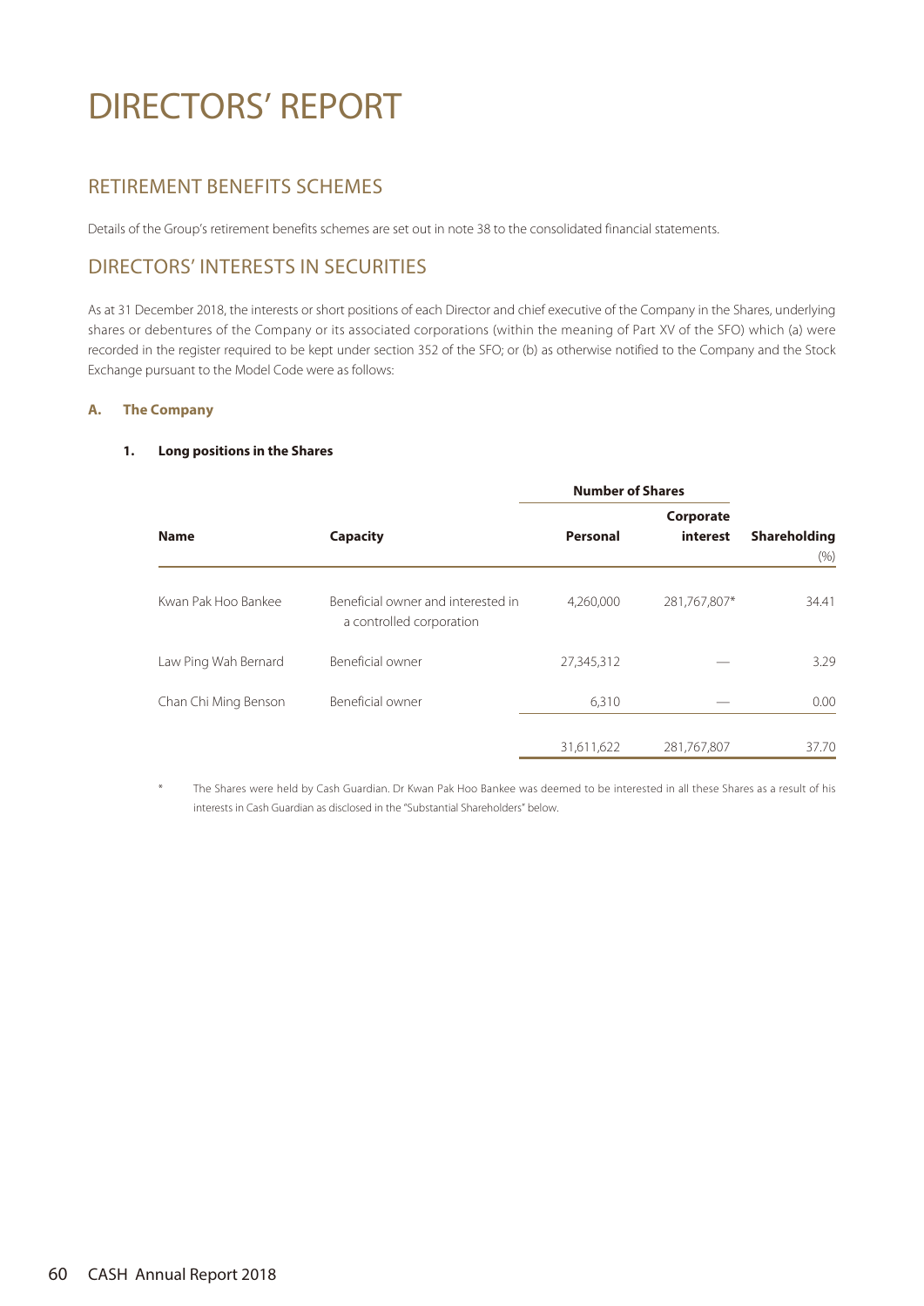# DIRECTORS' REPORT

## RETIREMENT BENEFITS SCHEMES

Details of the Group's retirement benefits schemes are set out in note 38 to the consolidated financial statements.

## DIRECTORS' INTERESTS IN SECURITIES

As at 31 December 2018, the interests or short positions of each Director and chief executive of the Company in the Shares, underlying shares or debentures of the Company or its associated corporations (within the meaning of Part XV of the SFO) which (a) were recorded in the register required to be kept under section 352 of the SFO; or (b) as otherwise notified to the Company and the Stock Exchange pursuant to the Model Code were as follows:

### A. The Company

#### 1. Long positions in the Shares

| Name | Capacity | Number of Shares | | Shareholding |
|---|---|---|---|---|
| | | Personal | Corporate interest | (%) |
| Kwan Pak Hoo Bankee | Beneficial owner and interested in a controlled corporation | 4,260,000 | 281,767,807* | 34.41 |
| Law Ping Wah Bernard | Beneficial owner | 27,345,312 | — | 3.29 |
| Chan Chi Ming Benson | Beneficial owner | 6,310 | — | 0.00 |
| | | 31,611,622 | 281,767,807 | 37.70 |

\* The Shares were held by Cash Guardian. Dr Kwan Pak Hoo Bankee was deemed to be interested in all these Shares as a result of his interests in Cash Guardian as disclosed in the "Substantial Shareholders" below.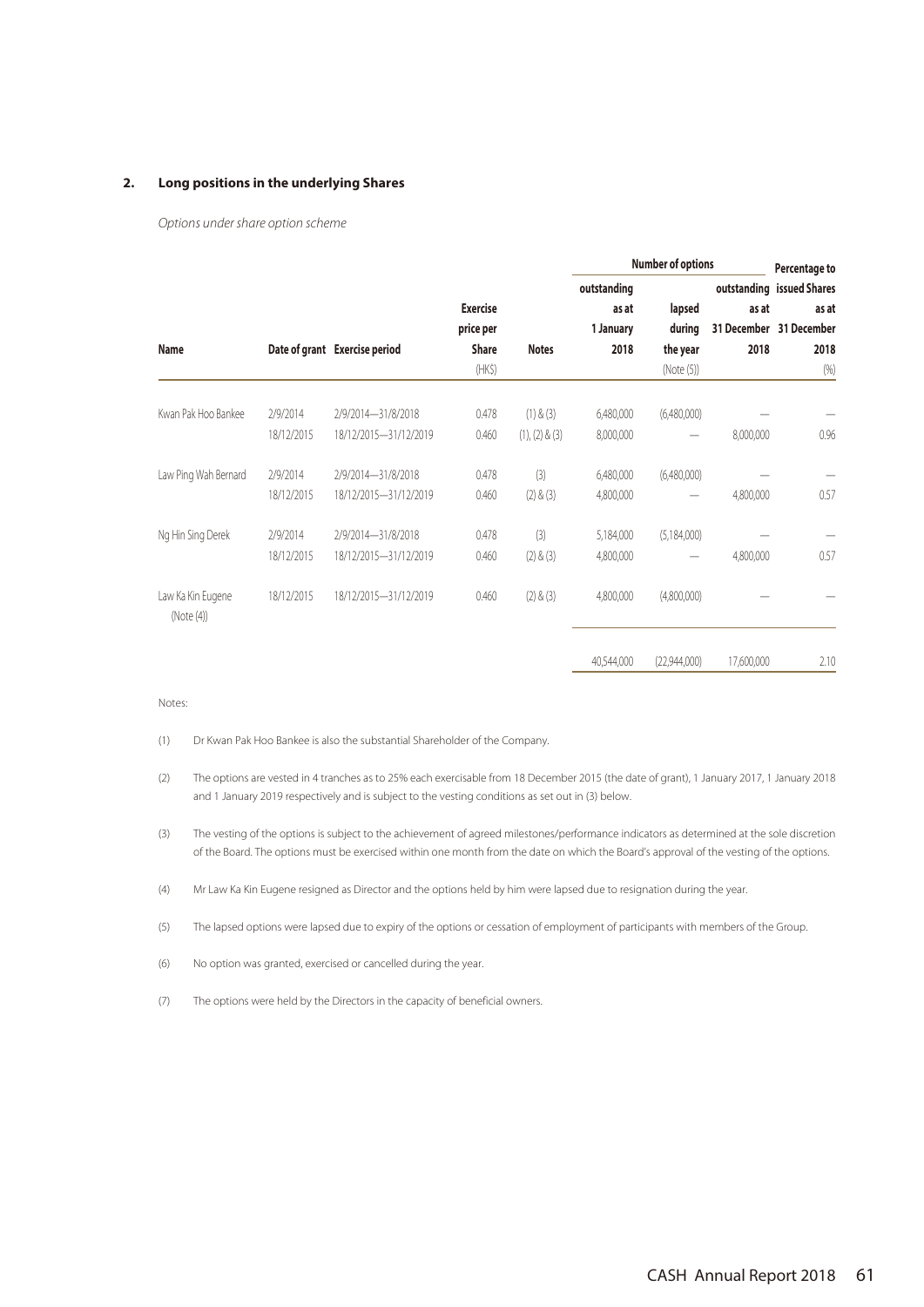### 2. Long positions in the underlying Shares

*Options under share option scheme*

| Name | Date of grant | Exercise period | Exercise price per Share (HK$) | Notes | Number of options outstanding as at 1 January 2018 | Number of options lapsed during the year (Note (5)) | Number of options outstanding as at 31 December 2018 | Percentage to issued Shares as at 31 December 2018 (%) |
|---|---|---|---|---|---|---|---|---|
| Kwan Pak Hoo Bankee | 2/9/2014 | 2/9/2014—31/8/2018 | 0.478 | (1) & (3) | 6,480,000 | (6,480,000) | — | — |
| | 18/12/2015 | 18/12/2015—31/12/2019 | 0.460 | (1), (2) & (3) | 8,000,000 | — | 8,000,000 | 0.96 |
| Law Ping Wah Bernard | 2/9/2014 | 2/9/2014—31/8/2018 | 0.478 | (3) | 6,480,000 | (6,480,000) | — | — |
| | 18/12/2015 | 18/12/2015—31/12/2019 | 0.460 | (2) & (3) | 4,800,000 | — | 4,800,000 | 0.57 |
| Ng Hin Sing Derek | 2/9/2014 | 2/9/2014—31/8/2018 | 0.478 | (3) | 5,184,000 | (5,184,000) | — | — |
| | 18/12/2015 | 18/12/2015—31/12/2019 | 0.460 | (2) & (3) | 4,800,000 | — | 4,800,000 | 0.57 |
| Law Ka Kin Eugene (Note (4)) | 18/12/2015 | 18/12/2015—31/12/2019 | 0.460 | (2) & (3) | 4,800,000 | (4,800,000) | — | — |
| | | | | | 40,544,000 | (22,944,000) | 17,600,000 | 2.10 |

Notes:

(1) Dr Kwan Pak Hoo Bankee is also the substantial Shareholder of the Company.

(2) The options are vested in 4 tranches as to 25% each exercisable from 18 December 2015 (the date of grant), 1 January 2017, 1 January 2018 and 1 January 2019 respectively and is subject to the vesting conditions as set out in (3) below.

(3) The vesting of the options is subject to the achievement of agreed milestones/performance indicators as determined at the sole discretion of the Board. The options must be exercised within one month from the date on which the Board's approval of the vesting of the options.

(4) Mr Law Ka Kin Eugene resigned as Director and the options held by him were lapsed due to resignation during the year.

(5) The lapsed options were lapsed due to expiry of the options or cessation of employment of participants with members of the Group.

(6) No option was granted, exercised or cancelled during the year.

(7) The options were held by the Directors in the capacity of beneficial owners.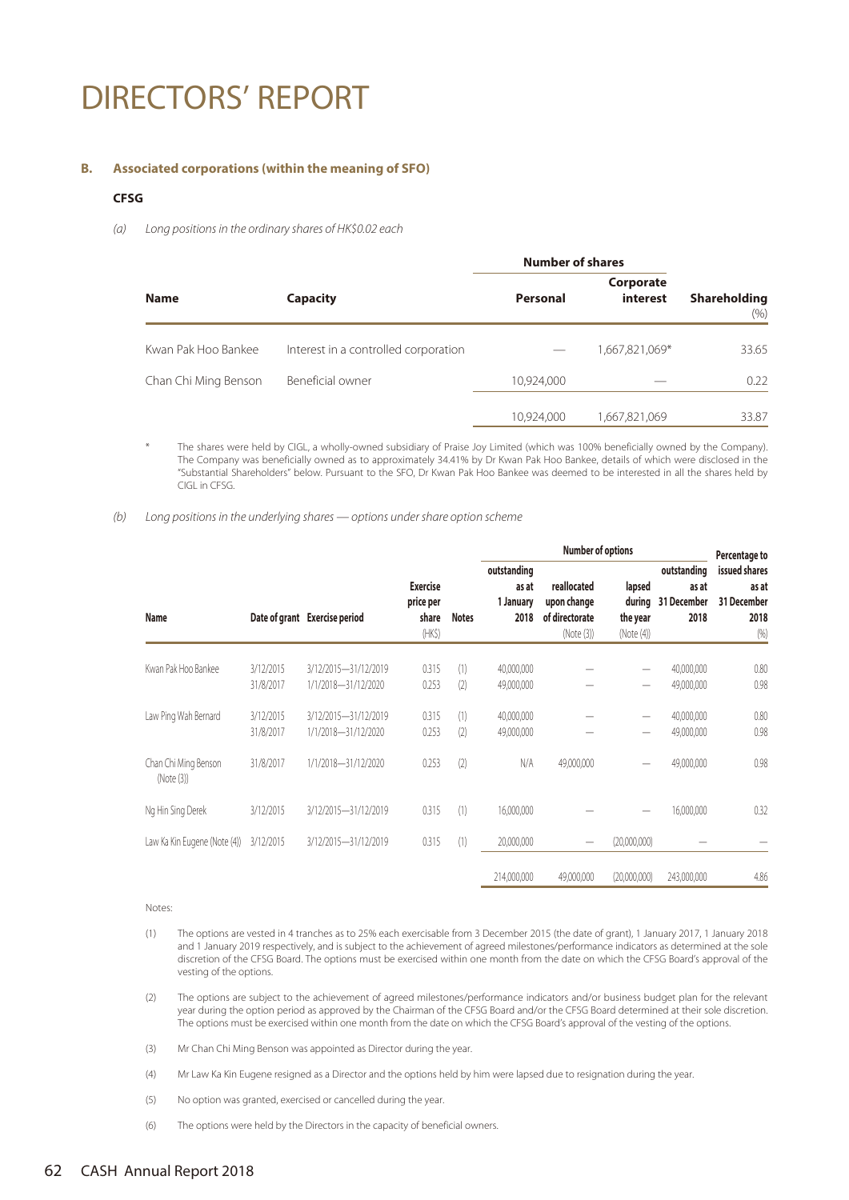# DIRECTORS' REPORT

### B. Associated corporations (within the meaning of SFO)

**CFSG**

*(a) Long positions in the ordinary shares of HK$0.02 each*

| Name | Capacity | Number of shares | | Shareholding |
|---|---|---|---|---|
| | | Personal | Corporate interest | (%) |
| Kwan Pak Hoo Bankee | Interest in a controlled corporation | — | 1,667,821,069* | 33.65 |
| Chan Chi Ming Benson | Beneficial owner | 10,924,000 | — | 0.22 |
| | | 10,924,000 | 1,667,821,069 | 33.87 |

\* The shares were held by CIGL, a wholly-owned subsidiary of Praise Joy Limited (which was 100% beneficially owned by the Company). The Company was beneficially owned as to approximately 34.41% by Dr Kwan Pak Hoo Bankee, details of which were disclosed in the "Substantial Shareholders" below. Pursuant to the SFO, Dr Kwan Pak Hoo Bankee was deemed to be interested in all the shares held by CIGL in CFSG.

*(b) Long positions in the underlying shares — options under share option scheme*

| Name | Date of grant | Exercise period | Exercise price per share (HK$) | Notes | Number of options: outstanding as at 1 January 2018 | reallocated upon change of directorate (Note (3)) | lapsed during the year (Note (4)) | outstanding as at 31 December 2018 | Percentage to issued shares as at 31 December 2018 (%) |
|---|---|---|---|---|---|---|---|---|---|
| Kwan Pak Hoo Bankee | 3/12/2015 | 3/12/2015—31/12/2019 | 0.315 | (1) | 40,000,000 | — | — | 40,000,000 | 0.80 |
| | 31/8/2017 | 1/1/2018—31/12/2020 | 0.253 | (2) | 49,000,000 | — | — | 49,000,000 | 0.98 |
| Law Ping Wah Bernard | 3/12/2015 | 3/12/2015—31/12/2019 | 0.315 | (1) | 40,000,000 | — | — | 40,000,000 | 0.80 |
| | 31/8/2017 | 1/1/2018—31/12/2020 | 0.253 | (2) | 49,000,000 | — | — | 49,000,000 | 0.98 |
| Chan Chi Ming Benson (Note (3)) | 31/8/2017 | 1/1/2018—31/12/2020 | 0.253 | (2) | N/A | 49,000,000 | — | 49,000,000 | 0.98 |
| Ng Hin Sing Derek | 3/12/2015 | 3/12/2015—31/12/2019 | 0.315 | (1) | 16,000,000 | — | — | 16,000,000 | 0.32 |
| Law Ka Kin Eugene (Note (4)) | 3/12/2015 | 3/12/2015—31/12/2019 | 0.315 | (1) | 20,000,000 | — | (20,000,000) | — | — |
| | | | | | 214,000,000 | 49,000,000 | (20,000,000) | 243,000,000 | 4.86 |

Notes:

(1) The options are vested in 4 tranches as to 25% each exercisable from 3 December 2015 (the date of grant), 1 January 2017, 1 January 2018 and 1 January 2019 respectively, and is subject to the achievement of agreed milestones/performance indicators as determined at the sole discretion of the CFSG Board. The options must be exercised within one month from the date on which the CFSG Board's approval of the vesting of the options.

(2) The options are subject to the achievement of agreed milestones/performance indicators and/or business budget plan for the relevant year during the option period as approved by the Chairman of the CFSG Board and/or the CFSG Board determined at their sole discretion. The options must be exercised within one month from the date on which the CFSG Board's approval of the vesting of the options.

(3) Mr Chan Chi Ming Benson was appointed as Director during the year.

(4) Mr Law Ka Kin Eugene resigned as a Director and the options held by him were lapsed due to resignation during the year.

(5) No option was granted, exercised or cancelled during the year.

(6) The options were held by the Directors in the capacity of beneficial owners.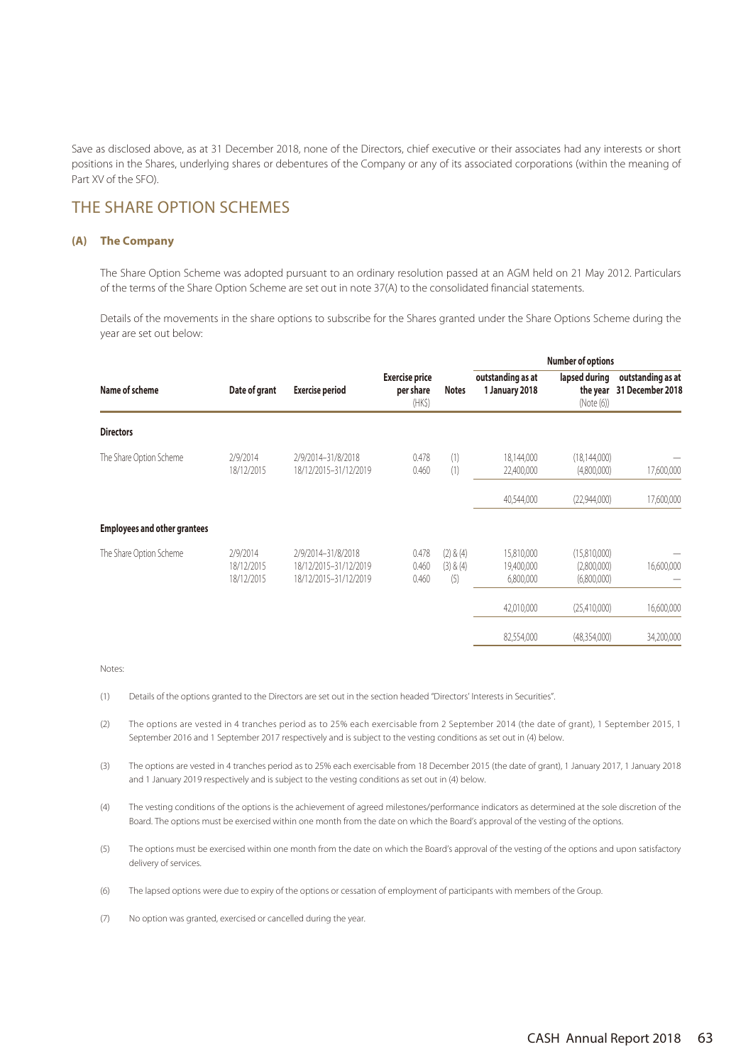Save as disclosed above, as at 31 December 2018, none of the Directors, chief executive or their associates had any interests or short positions in the Shares, underlying shares or debentures of the Company or any of its associated corporations (within the meaning of Part XV of the SFO).

## THE SHARE OPTION SCHEMES

### (A) The Company

The Share Option Scheme was adopted pursuant to an ordinary resolution passed at an AGM held on 21 May 2012. Particulars of the terms of the Share Option Scheme are set out in note 37(A) to the consolidated financial statements.

Details of the movements in the share options to subscribe for the Shares granted under the Share Options Scheme during the year are set out below:

| Name of scheme | Date of grant | Exercise period | Exercise price per share (HK$) | Notes | Number of options outstanding as at 1 January 2018 | lapsed during the year (Note (6)) | outstanding as at 31 December 2018 |
|---|---|---|---|---|---|---|---|
| **Directors** | | | | | | | |
| The Share Option Scheme | 2/9/2014 | 2/9/2014–31/8/2018 | 0.478 | (1) | 18,144,000 | (18,144,000) | — |
| | 18/12/2015 | 18/12/2015–31/12/2019 | 0.460 | (1) | 22,400,000 | (4,800,000) | 17,600,000 |
| | | | | | 40,544,000 | (22,944,000) | 17,600,000 |
| **Employees and other grantees** | | | | | | | |
| The Share Option Scheme | 2/9/2014 | 2/9/2014–31/8/2018 | 0.478 | (2) & (4) | 15,810,000 | (15,810,000) | — |
| | 18/12/2015 | 18/12/2015–31/12/2019 | 0.460 | (3) & (4) | 19,400,000 | (2,800,000) | 16,600,000 |
| | 18/12/2015 | 18/12/2015–31/12/2019 | 0.460 | (5) | 6,800,000 | (6,800,000) | — |
| | | | | | 42,010,000 | (25,410,000) | 16,600,000 |
| | | | | | 82,554,000 | (48,354,000) | 34,200,000 |

Notes:

(1) Details of the options granted to the Directors are set out in the section headed "Directors' Interests in Securities".

(2) The options are vested in 4 tranches period as to 25% each exercisable from 2 September 2014 (the date of grant), 1 September 2015, 1 September 2016 and 1 September 2017 respectively and is subject to the vesting conditions as set out in (4) below.

(3) The options are vested in 4 tranches period as to 25% each exercisable from 18 December 2015 (the date of grant), 1 January 2017, 1 January 2018 and 1 January 2019 respectively and is subject to the vesting conditions as set out in (4) below.

(4) The vesting conditions of the options is the achievement of agreed milestones/performance indicators as determined at the sole discretion of the Board. The options must be exercised within one month from the date on which the Board's approval of the vesting of the options.

(5) The options must be exercised within one month from the date on which the Board's approval of the vesting of the options and upon satisfactory delivery of services.

(6) The lapsed options were due to expiry of the options or cessation of employment of participants with members of the Group.

(7) No option was granted, exercised or cancelled during the year.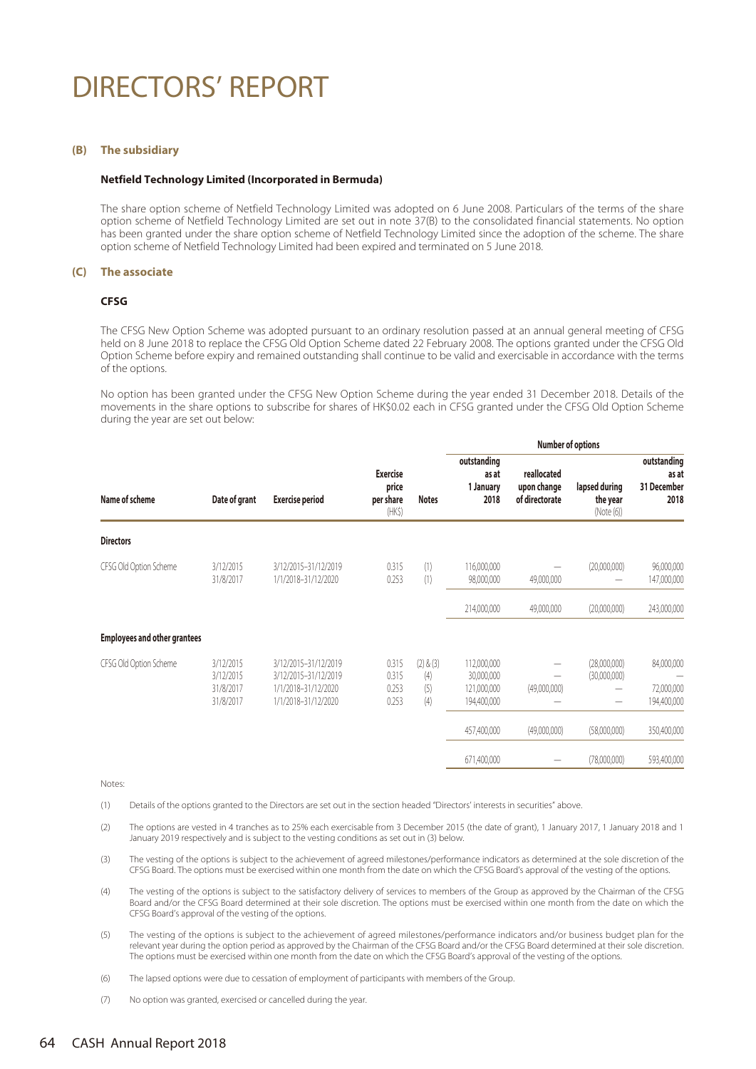# DIRECTORS' REPORT

## (B) The subsidiary

### Netfield Technology Limited (Incorporated in Bermuda)

The share option scheme of Netfield Technology Limited was adopted on 6 June 2008. Particulars of the terms of the share option scheme of Netfield Technology Limited are set out in note 37(B) to the consolidated financial statements. No option has been granted under the share option scheme of Netfield Technology Limited since the adoption of the scheme. The share option scheme of Netfield Technology Limited had been expired and terminated on 5 June 2018.

## (C) The associate

### CFSG

The CFSG New Option Scheme was adopted pursuant to an ordinary resolution passed at an annual general meeting of CFSG held on 8 June 2018 to replace the CFSG Old Option Scheme dated 22 February 2008. The options granted under the CFSG Old Option Scheme before expiry and remained outstanding shall continue to be valid and exercisable in accordance with the terms of the options.

No option has been granted under the CFSG New Option Scheme during the year ended 31 December 2018. Details of the movements in the share options to subscribe for shares of HK$0.02 each in CFSG granted under the CFSG Old Option Scheme during the year are set out below:

| | | | | | Number of options | | | |
|---|---|---|---|---|---|---|---|---|
| Name of scheme | Date of grant | Exercise period | Exercise price per share (HK$) | Notes | outstanding as at 1 January 2018 | reallocated upon change of directorate | lapsed during the year (Note (6)) | outstanding as at 31 December 2018 |
| **Directors** | | | | | | | | |
| CFSG Old Option Scheme | 3/12/2015 | 3/12/2015–31/12/2019 | 0.315 | (1) | 116,000,000 | — | (20,000,000) | 96,000,000 |
| | 31/8/2017 | 1/1/2018–31/12/2020 | 0.253 | (1) | 98,000,000 | 49,000,000 | — | 147,000,000 |
| | | | | | 214,000,000 | 49,000,000 | (20,000,000) | 243,000,000 |
| **Employees and other grantees** | | | | | | | | |
| CFSG Old Option Scheme | 3/12/2015 | 3/12/2015–31/12/2019 | 0.315 | (2) & (3) | 112,000,000 | — | (28,000,000) | 84,000,000 |
| | 3/12/2015 | 3/12/2015–31/12/2019 | 0.315 | (4) | 30,000,000 | — | (30,000,000) | — |
| | 31/8/2017 | 1/1/2018–31/12/2020 | 0.253 | (5) | 121,000,000 | (49,000,000) | — | 72,000,000 |
| | 31/8/2017 | 1/1/2018–31/12/2020 | 0.253 | (4) | 194,400,000 | — | — | 194,400,000 |
| | | | | | 457,400,000 | (49,000,000) | (58,000,000) | 350,400,000 |
| | | | | | 671,400,000 | — | (78,000,000) | 593,400,000 |

Notes:

(1) Details of the options granted to the Directors are set out in the section headed "Directors' interests in securities" above.

(2) The options are vested in 4 tranches as to 25% each exercisable from 3 December 2015 (the date of grant), 1 January 2017, 1 January 2018 and 1 January 2019 respectively and is subject to the vesting conditions as set out in (3) below.

(3) The vesting of the options is subject to the achievement of agreed milestones/performance indicators as determined at the sole discretion of the CFSG Board. The options must be exercised within one month from the date on which the CFSG Board's approval of the vesting of the options.

(4) The vesting of the options is subject to the satisfactory delivery of services to members of the Group as approved by the Chairman of the CFSG Board and/or the CFSG Board determined at their sole discretion. The options must be exercised within one month from the date on which the CFSG Board's approval of the vesting of the options.

(5) The vesting of the options is subject to the achievement of agreed milestones/performance indicators and/or business budget plan for the relevant year during the option period as approved by the Chairman of the CFSG Board and/or the CFSG Board determined at their sole discretion. The options must be exercised within one month from the date on which the CFSG Board's approval of the vesting of the options.

(6) The lapsed options were due to cessation of employment of participants with members of the Group.

(7) No option was granted, exercised or cancelled during the year.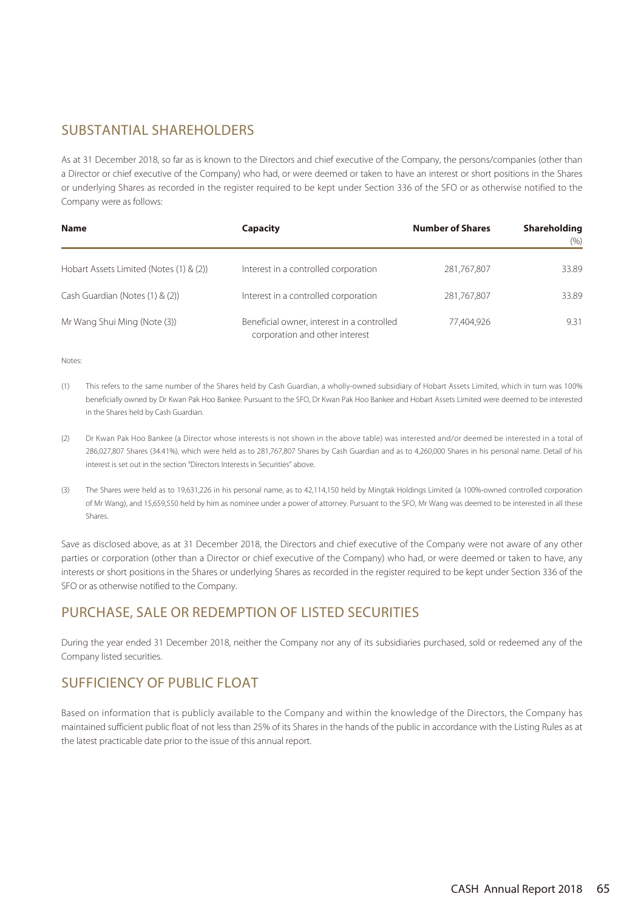## SUBSTANTIAL SHAREHOLDERS

As at 31 December 2018, so far as is known to the Directors and chief executive of the Company, the persons/companies (other than a Director or chief executive of the Company) who had, or were deemed or taken to have an interest or short positions in the Shares or underlying Shares as recorded in the register required to be kept under Section 336 of the SFO or as otherwise notified to the Company were as follows:

| Name | Capacity | Number of Shares | Shareholding (%) |
|---|---|---|---|
| Hobart Assets Limited (Notes (1) & (2)) | Interest in a controlled corporation | 281,767,807 | 33.89 |
| Cash Guardian (Notes (1) & (2)) | Interest in a controlled corporation | 281,767,807 | 33.89 |
| Mr Wang Shui Ming (Note (3)) | Beneficial owner, interest in a controlled corporation and other interest | 77,404,926 | 9.31 |

Notes:

(1) This refers to the same number of the Shares held by Cash Guardian, a wholly-owned subsidiary of Hobart Assets Limited, which in turn was 100% beneficially owned by Dr Kwan Pak Hoo Bankee. Pursuant to the SFO, Dr Kwan Pak Hoo Bankee and Hobart Assets Limited were deemed to be interested in the Shares held by Cash Guardian.

(2) Dr Kwan Pak Hoo Bankee (a Director whose interests is not shown in the above table) was interested and/or deemed be interested in a total of 286,027,807 Shares (34.41%), which were held as to 281,767,807 Shares by Cash Guardian and as to 4,260,000 Shares in his personal name. Detail of his interest is set out in the section "Directors Interests in Securities" above.

(3) The Shares were held as to 19,631,226 in his personal name, as to 42,114,150 held by Mingtak Holdings Limited (a 100%-owned controlled corporation of Mr Wang), and 15,659,550 held by him as nominee under a power of attorney. Pursuant to the SFO, Mr Wang was deemed to be interested in all these Shares.

Save as disclosed above, as at 31 December 2018, the Directors and chief executive of the Company were not aware of any other parties or corporation (other than a Director or chief executive of the Company) who had, or were deemed or taken to have, any interests or short positions in the Shares or underlying Shares as recorded in the register required to be kept under Section 336 of the SFO or as otherwise notified to the Company.

## PURCHASE, SALE OR REDEMPTION OF LISTED SECURITIES

During the year ended 31 December 2018, neither the Company nor any of its subsidiaries purchased, sold or redeemed any of the Company listed securities.

## SUFFICIENCY OF PUBLIC FLOAT

Based on information that is publicly available to the Company and within the knowledge of the Directors, the Company has maintained sufficient public float of not less than 25% of its Shares in the hands of the public in accordance with the Listing Rules as at the latest practicable date prior to the issue of this annual report.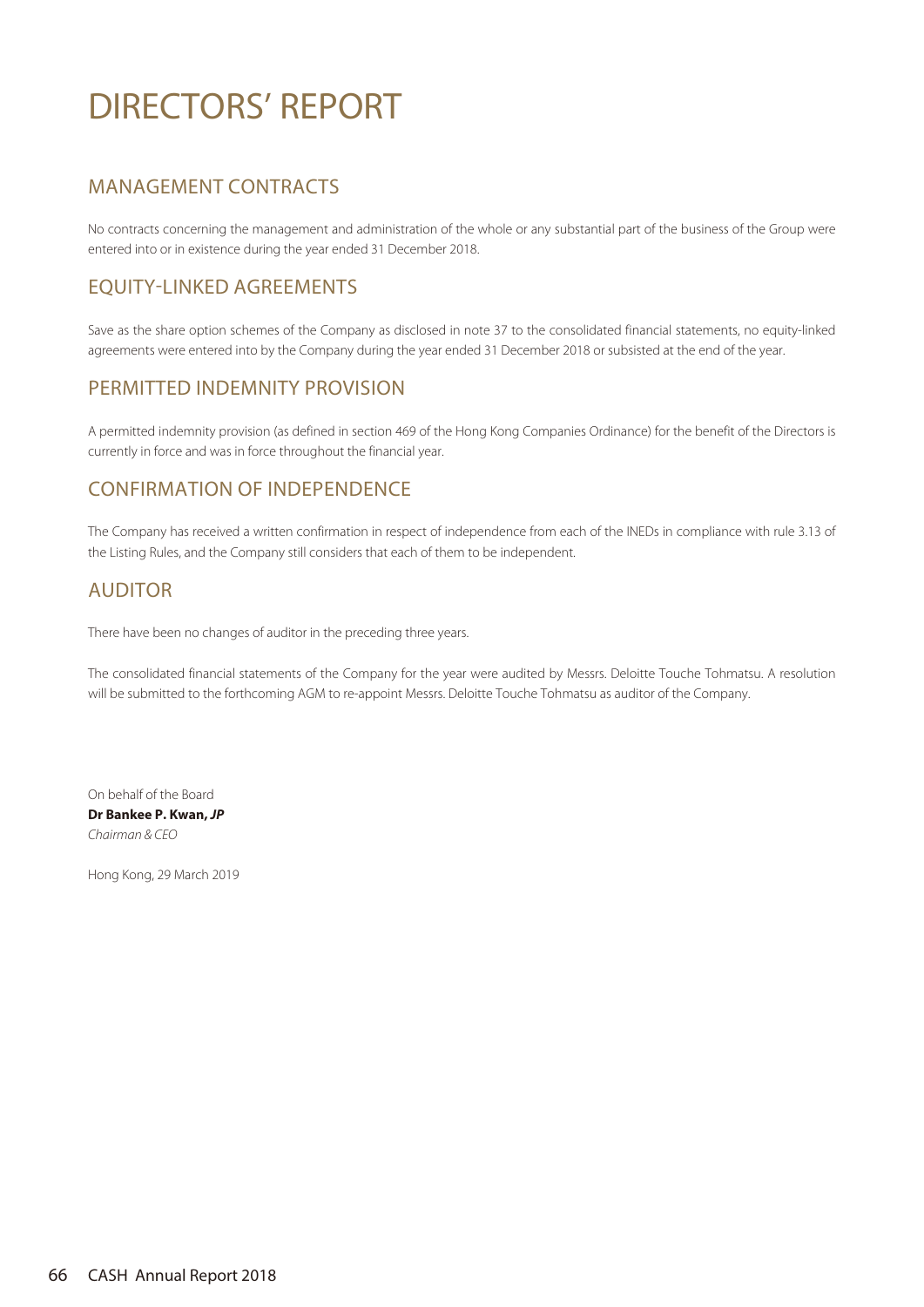# DIRECTORS' REPORT

## MANAGEMENT CONTRACTS

No contracts concerning the management and administration of the whole or any substantial part of the business of the Group were entered into or in existence during the year ended 31 December 2018.

## EQUITY-LINKED AGREEMENTS

Save as the share option schemes of the Company as disclosed in note 37 to the consolidated financial statements, no equity-linked agreements were entered into by the Company during the year ended 31 December 2018 or subsisted at the end of the year.

## PERMITTED INDEMNITY PROVISION

A permitted indemnity provision (as defined in section 469 of the Hong Kong Companies Ordinance) for the benefit of the Directors is currently in force and was in force throughout the financial year.

## CONFIRMATION OF INDEPENDENCE

The Company has received a written confirmation in respect of independence from each of the INEDs in compliance with rule 3.13 of the Listing Rules, and the Company still considers that each of them to be independent.

## AUDITOR

There have been no changes of auditor in the preceding three years.

The consolidated financial statements of the Company for the year were audited by Messrs. Deloitte Touche Tohmatsu. A resolution will be submitted to the forthcoming AGM to re-appoint Messrs. Deloitte Touche Tohmatsu as auditor of the Company.

On behalf of the Board
**Dr Bankee P. Kwan, *JP***
*Chairman & CEO*

Hong Kong, 29 March 2019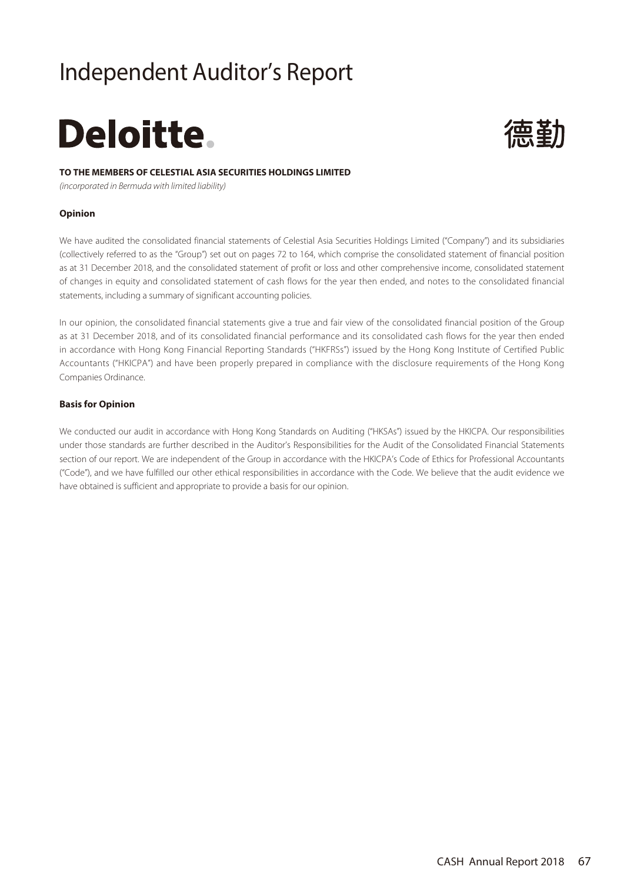# Independent Auditor's Report

**Deloitte.** 德勤

**TO THE MEMBERS OF CELESTIAL ASIA SECURITIES HOLDINGS LIMITED**

*(incorporated in Bermuda with limited liability)*

**Opinion**

We have audited the consolidated financial statements of Celestial Asia Securities Holdings Limited ("Company") and its subsidiaries (collectively referred to as the "Group") set out on pages 72 to 164, which comprise the consolidated statement of financial position as at 31 December 2018, and the consolidated statement of profit or loss and other comprehensive income, consolidated statement of changes in equity and consolidated statement of cash flows for the year then ended, and notes to the consolidated financial statements, including a summary of significant accounting policies.

In our opinion, the consolidated financial statements give a true and fair view of the consolidated financial position of the Group as at 31 December 2018, and of its consolidated financial performance and its consolidated cash flows for the year then ended in accordance with Hong Kong Financial Reporting Standards ("HKFRSs") issued by the Hong Kong Institute of Certified Public Accountants ("HKICPA") and have been properly prepared in compliance with the disclosure requirements of the Hong Kong Companies Ordinance.

**Basis for Opinion**

We conducted our audit in accordance with Hong Kong Standards on Auditing ("HKSAs") issued by the HKICPA. Our responsibilities under those standards are further described in the Auditor's Responsibilities for the Audit of the Consolidated Financial Statements section of our report. We are independent of the Group in accordance with the HKICPA's Code of Ethics for Professional Accountants ("Code"), and we have fulfilled our other ethical responsibilities in accordance with the Code. We believe that the audit evidence we have obtained is sufficient and appropriate to provide a basis for our opinion.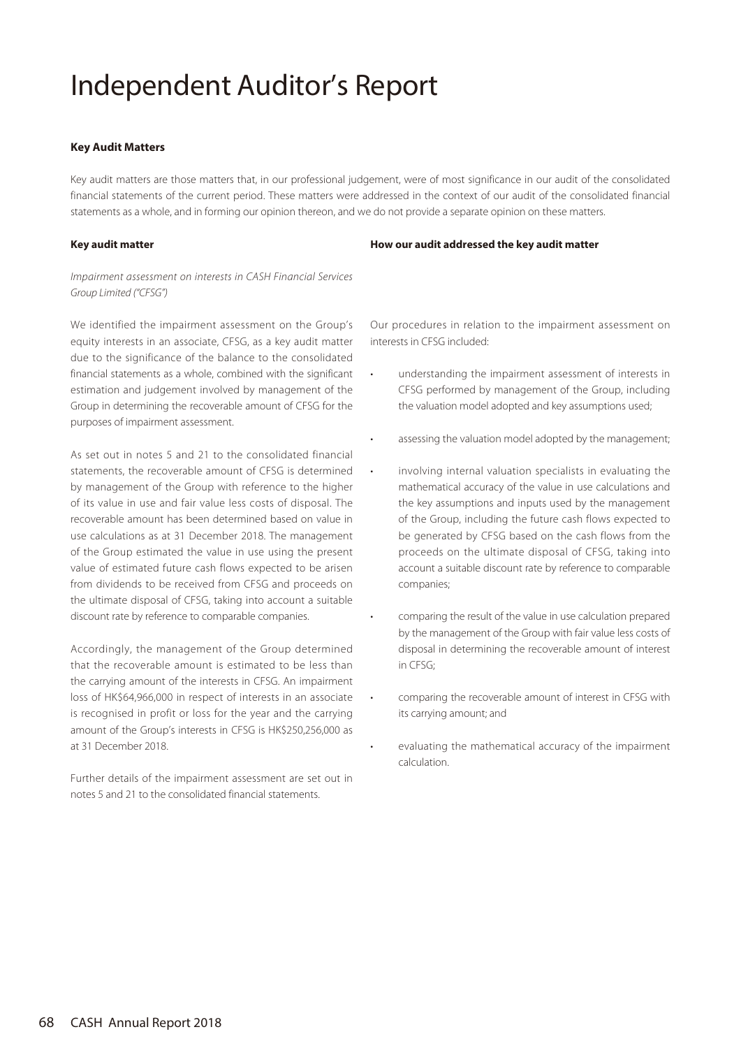# Independent Auditor's Report

**Key Audit Matters**

Key audit matters are those matters that, in our professional judgement, were of most significance in our audit of the consolidated financial statements of the current period. These matters were addressed in the context of our audit of the consolidated financial statements as a whole, and in forming our opinion thereon, and we do not provide a separate opinion on these matters.

| Key audit matter | How our audit addressed the key audit matter |
|---|---|
| *Impairment assessment on interests in CASH Financial Services Group Limited ("CFSG")*<br><br>We identified the impairment assessment on the Group's equity interests in an associate, CFSG, as a key audit matter due to the significance of the balance to the consolidated financial statements as a whole, combined with the significant estimation and judgement involved by management of the Group in determining the recoverable amount of CFSG for the purposes of impairment assessment.<br><br>As set out in notes 5 and 21 to the consolidated financial statements, the recoverable amount of CFSG is determined by management of the Group with reference to the higher of its value in use and fair value less costs of disposal. The recoverable amount has been determined based on value in use calculations as at 31 December 2018. The management of the Group estimated the value in use using the present value of estimated future cash flows expected to be arisen from dividends to be received from CFSG and proceeds on the ultimate disposal of CFSG, taking into account a suitable discount rate by reference to comparable companies.<br><br>Accordingly, the management of the Group determined that the recoverable amount is estimated to be less than the carrying amount of the interests in CFSG. An impairment loss of HK$64,966,000 in respect of interests in an associate is recognised in profit or loss for the year and the carrying amount of the Group's interests in CFSG is HK$250,256,000 as at 31 December 2018.<br><br>Further details of the impairment assessment are set out in notes 5 and 21 to the consolidated financial statements. | Our procedures in relation to the impairment assessment on interests in CFSG included:<br><br>• understanding the impairment assessment of interests in CFSG performed by management of the Group, including the valuation model adopted and key assumptions used;<br><br>• assessing the valuation model adopted by the management;<br><br>• involving internal valuation specialists in evaluating the mathematical accuracy of the value in use calculations and the key assumptions and inputs used by the management of the Group, including the future cash flows expected to be generated by CFSG based on the cash flows from the proceeds on the ultimate disposal of CFSG, taking into account a suitable discount rate by reference to comparable companies;<br><br>• comparing the result of the value in use calculation prepared by the management of the Group with fair value less costs of disposal in determining the recoverable amount of interest in CFSG;<br><br>• comparing the recoverable amount of interest in CFSG with its carrying amount; and<br><br>• evaluating the mathematical accuracy of the impairment calculation. |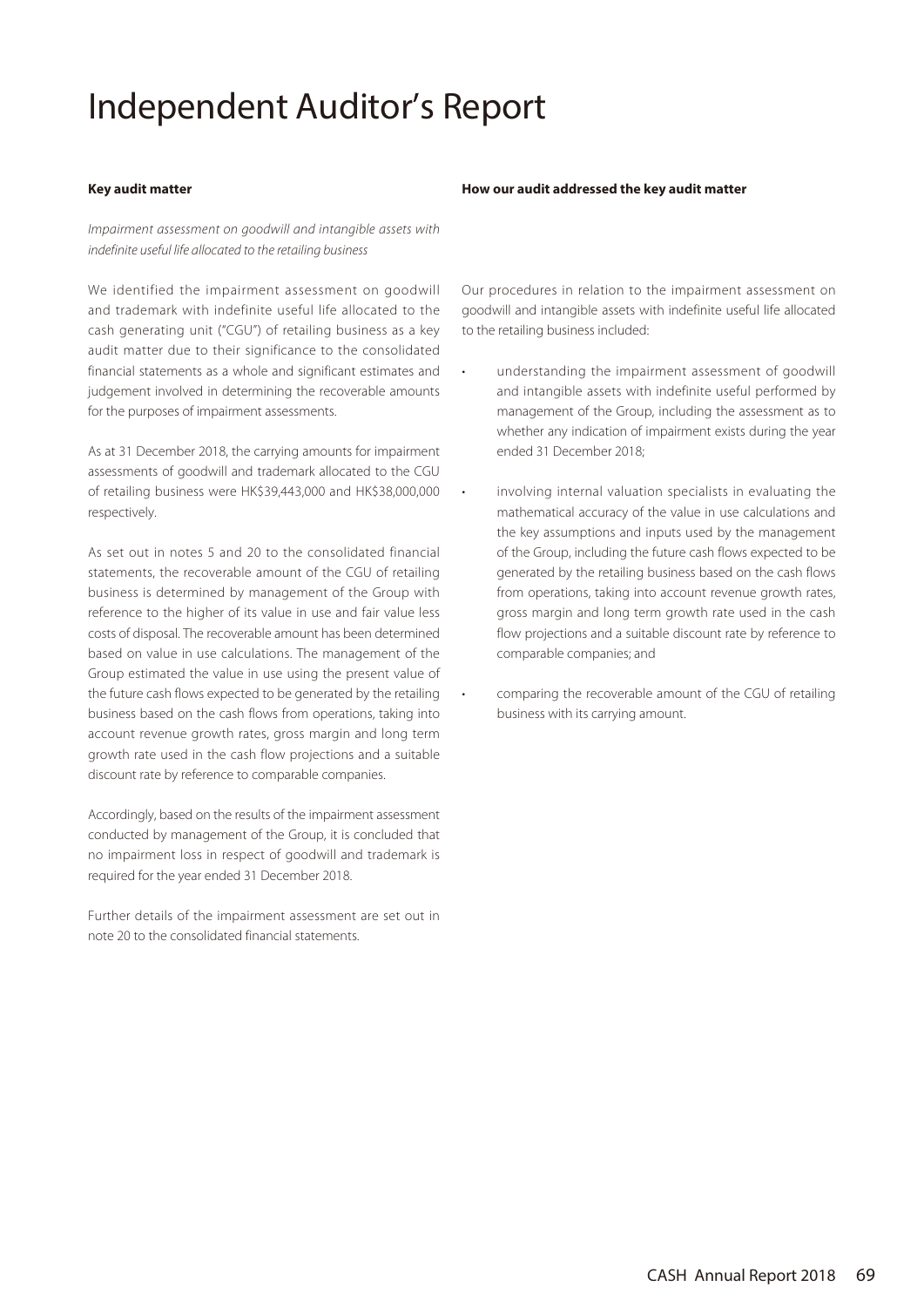# Independent Auditor's Report

| Key audit matter | How our audit addressed the key audit matter |
| --- | --- |
| *Impairment assessment on goodwill and intangible assets with indefinite useful life allocated to the retailing business* | |
| We identified the impairment assessment on goodwill and trademark with indefinite useful life allocated to the cash generating unit ("CGU") of retailing business as a key audit matter due to their significance to the consolidated financial statements as a whole and significant estimates and judgement involved in determining the recoverable amounts for the purposes of impairment assessments.<br><br>As at 31 December 2018, the carrying amounts for impairment assessments of goodwill and trademark allocated to the CGU of retailing business were HK$39,443,000 and HK$38,000,000 respectively.<br><br>As set out in notes 5 and 20 to the consolidated financial statements, the recoverable amount of the CGU of retailing business is determined by management of the Group with reference to the higher of its value in use and fair value less costs of disposal. The recoverable amount has been determined based on value in use calculations. The management of the Group estimated the value in use using the present value of the future cash flows expected to be generated by the retailing business based on the cash flows from operations, taking into account revenue growth rates, gross margin and long term growth rate used in the cash flow projections and a suitable discount rate by reference to comparable companies.<br><br>Accordingly, based on the results of the impairment assessment conducted by management of the Group, it is concluded that no impairment loss in respect of goodwill and trademark is required for the year ended 31 December 2018.<br><br>Further details of the impairment assessment are set out in note 20 to the consolidated financial statements. | Our procedures in relation to the impairment assessment on goodwill and intangible assets with indefinite useful life allocated to the retailing business included:<br><br>• understanding the impairment assessment of goodwill and intangible assets with indefinite useful performed by management of the Group, including the assessment as to whether any indication of impairment exists during the year ended 31 December 2018;<br><br>• involving internal valuation specialists in evaluating the mathematical accuracy of the value in use calculations and the key assumptions and inputs used by the management of the Group, including the future cash flows expected to be generated by the retailing business based on the cash flows from operations, taking into account revenue growth rates, gross margin and long term growth rate used in the cash flow projections and a suitable discount rate by reference to comparable companies; and<br><br>• comparing the recoverable amount of the CGU of retailing business with its carrying amount. |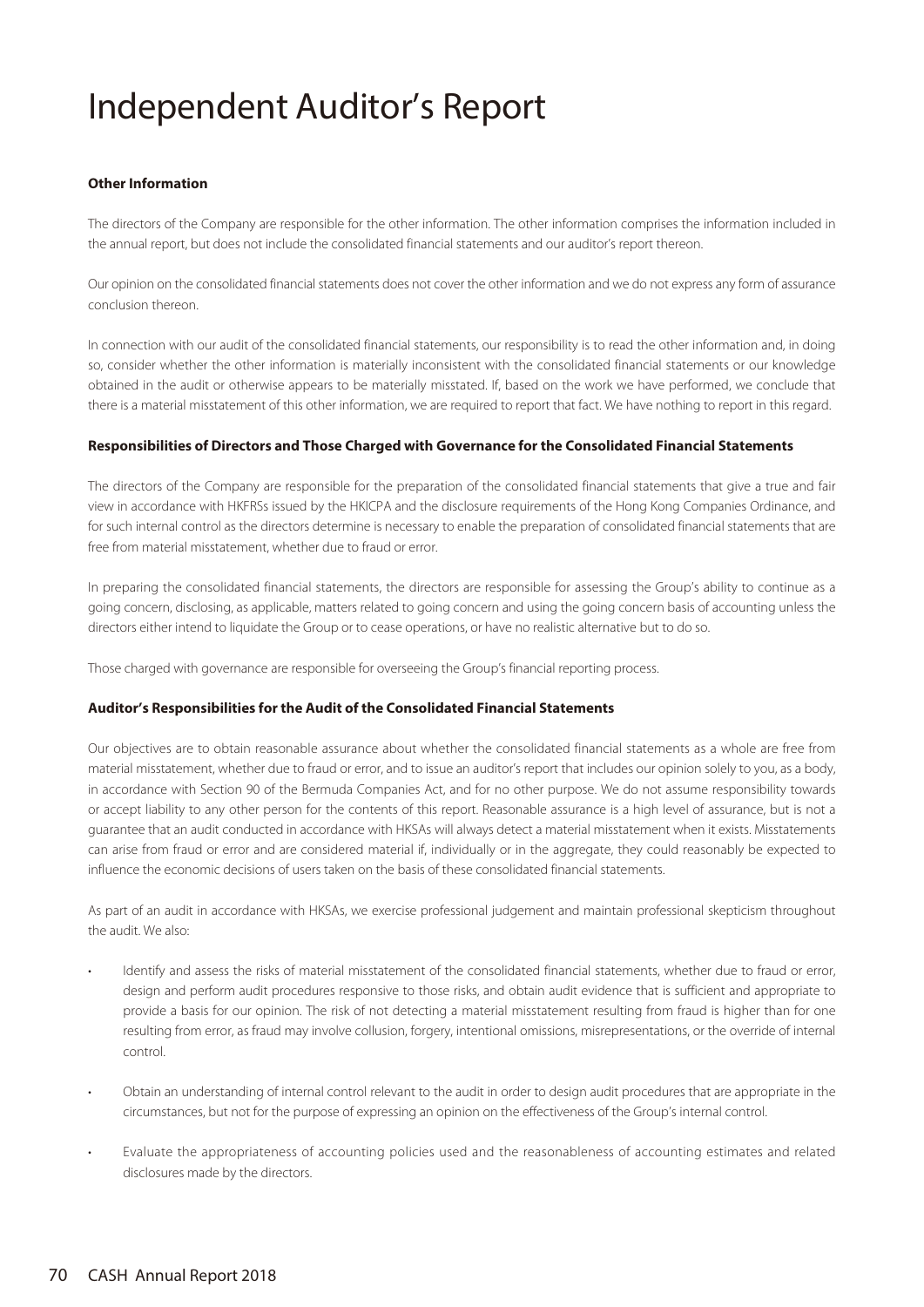# Independent Auditor's Report

### Other Information

The directors of the Company are responsible for the other information. The other information comprises the information included in the annual report, but does not include the consolidated financial statements and our auditor's report thereon.

Our opinion on the consolidated financial statements does not cover the other information and we do not express any form of assurance conclusion thereon.

In connection with our audit of the consolidated financial statements, our responsibility is to read the other information and, in doing so, consider whether the other information is materially inconsistent with the consolidated financial statements or our knowledge obtained in the audit or otherwise appears to be materially misstated. If, based on the work we have performed, we conclude that there is a material misstatement of this other information, we are required to report that fact. We have nothing to report in this regard.

### Responsibilities of Directors and Those Charged with Governance for the Consolidated Financial Statements

The directors of the Company are responsible for the preparation of the consolidated financial statements that give a true and fair view in accordance with HKFRSs issued by the HKICPA and the disclosure requirements of the Hong Kong Companies Ordinance, and for such internal control as the directors determine is necessary to enable the preparation of consolidated financial statements that are free from material misstatement, whether due to fraud or error.

In preparing the consolidated financial statements, the directors are responsible for assessing the Group's ability to continue as a going concern, disclosing, as applicable, matters related to going concern and using the going concern basis of accounting unless the directors either intend to liquidate the Group or to cease operations, or have no realistic alternative but to do so.

Those charged with governance are responsible for overseeing the Group's financial reporting process.

### Auditor's Responsibilities for the Audit of the Consolidated Financial Statements

Our objectives are to obtain reasonable assurance about whether the consolidated financial statements as a whole are free from material misstatement, whether due to fraud or error, and to issue an auditor's report that includes our opinion solely to you, as a body, in accordance with Section 90 of the Bermuda Companies Act, and for no other purpose. We do not assume responsibility towards or accept liability to any other person for the contents of this report. Reasonable assurance is a high level of assurance, but is not a guarantee that an audit conducted in accordance with HKSAs will always detect a material misstatement when it exists. Misstatements can arise from fraud or error and are considered material if, individually or in the aggregate, they could reasonably be expected to influence the economic decisions of users taken on the basis of these consolidated financial statements.

As part of an audit in accordance with HKSAs, we exercise professional judgement and maintain professional skepticism throughout the audit. We also:

- Identify and assess the risks of material misstatement of the consolidated financial statements, whether due to fraud or error, design and perform audit procedures responsive to those risks, and obtain audit evidence that is sufficient and appropriate to provide a basis for our opinion. The risk of not detecting a material misstatement resulting from fraud is higher than for one resulting from error, as fraud may involve collusion, forgery, intentional omissions, misrepresentations, or the override of internal control.

- Obtain an understanding of internal control relevant to the audit in order to design audit procedures that are appropriate in the circumstances, but not for the purpose of expressing an opinion on the effectiveness of the Group's internal control.

- Evaluate the appropriateness of accounting policies used and the reasonableness of accounting estimates and related disclosures made by the directors.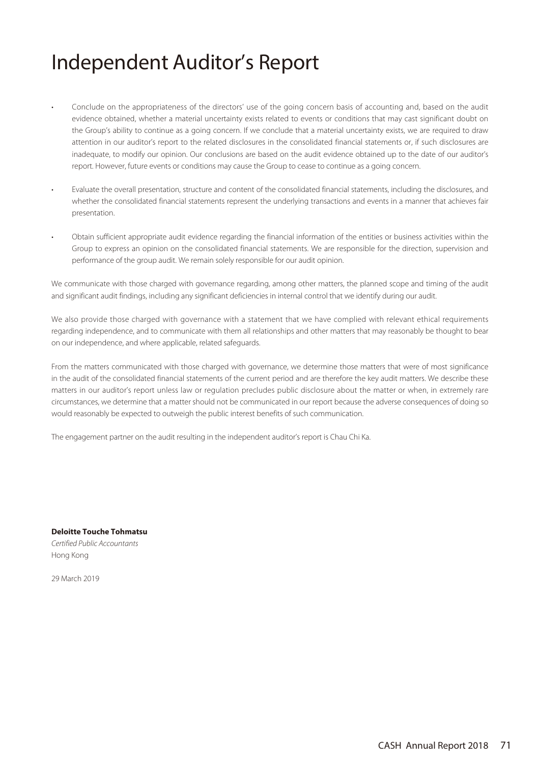# Independent Auditor's Report

- Conclude on the appropriateness of the directors' use of the going concern basis of accounting and, based on the audit evidence obtained, whether a material uncertainty exists related to events or conditions that may cast significant doubt on the Group's ability to continue as a going concern. If we conclude that a material uncertainty exists, we are required to draw attention in our auditor's report to the related disclosures in the consolidated financial statements or, if such disclosures are inadequate, to modify our opinion. Our conclusions are based on the audit evidence obtained up to the date of our auditor's report. However, future events or conditions may cause the Group to cease to continue as a going concern.

- Evaluate the overall presentation, structure and content of the consolidated financial statements, including the disclosures, and whether the consolidated financial statements represent the underlying transactions and events in a manner that achieves fair presentation.

- Obtain sufficient appropriate audit evidence regarding the financial information of the entities or business activities within the Group to express an opinion on the consolidated financial statements. We are responsible for the direction, supervision and performance of the group audit. We remain solely responsible for our audit opinion.

We communicate with those charged with governance regarding, among other matters, the planned scope and timing of the audit and significant audit findings, including any significant deficiencies in internal control that we identify during our audit.

We also provide those charged with governance with a statement that we have complied with relevant ethical requirements regarding independence, and to communicate with them all relationships and other matters that may reasonably be thought to bear on our independence, and where applicable, related safeguards.

From the matters communicated with those charged with governance, we determine those matters that were of most significance in the audit of the consolidated financial statements of the current period and are therefore the key audit matters. We describe these matters in our auditor's report unless law or regulation precludes public disclosure about the matter or when, in extremely rare circumstances, we determine that a matter should not be communicated in our report because the adverse consequences of doing so would reasonably be expected to outweigh the public interest benefits of such communication.

The engagement partner on the audit resulting in the independent auditor's report is Chau Chi Ka.

**Deloitte Touche Tohmatsu**
*Certified Public Accountants*
Hong Kong

29 March 2019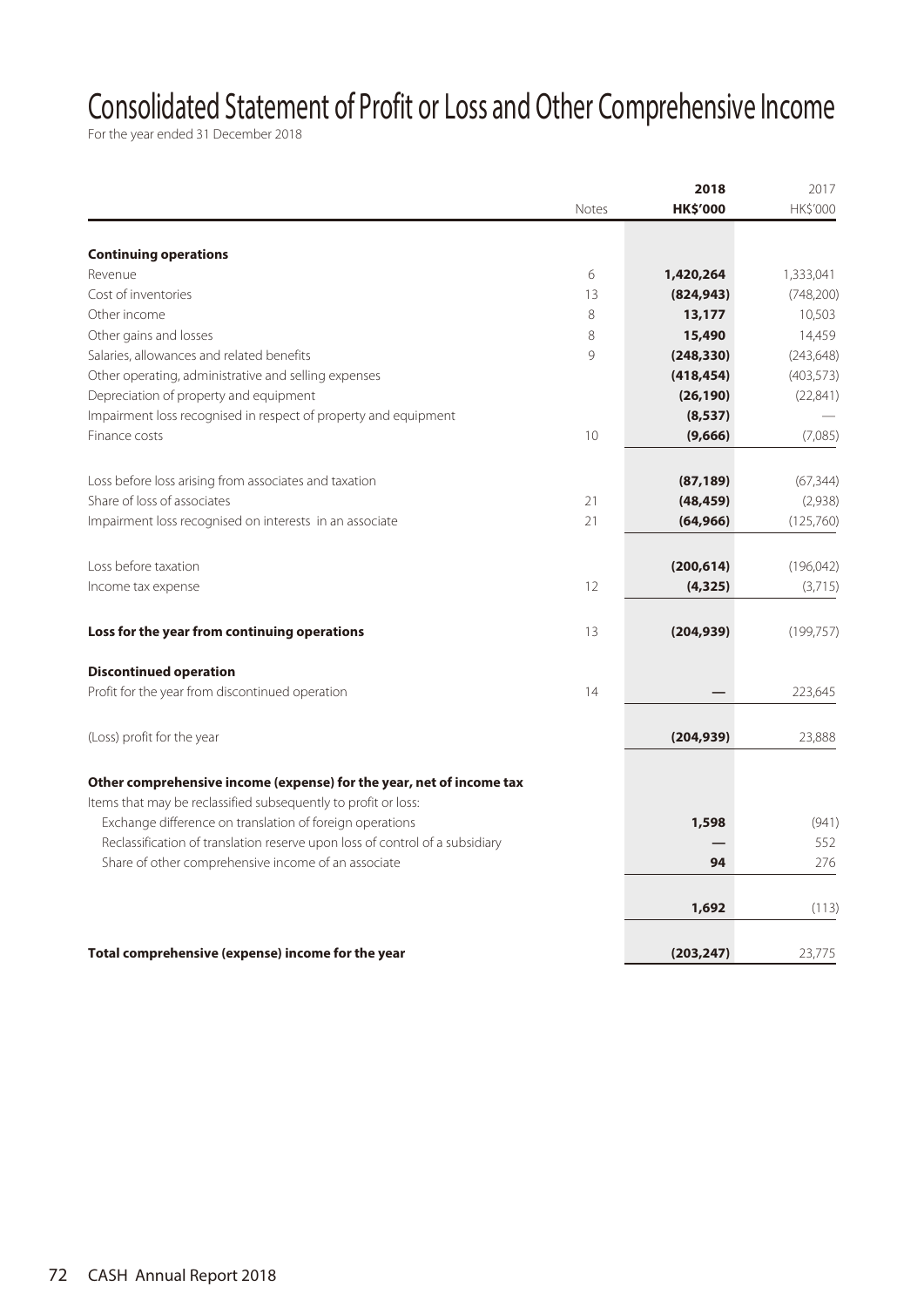# Consolidated Statement of Profit or Loss and Other Comprehensive Income

For the year ended 31 December 2018

| | Notes | 2018<br>HK$'000 | 2017<br>HK$'000 |
|---|---|---|---|
| **Continuing operations** | | | |
| Revenue | 6 | **1,420,264** | 1,333,041 |
| Cost of inventories | 13 | **(824,943)** | (748,200) |
| Other income | 8 | **13,177** | 10,503 |
| Other gains and losses | 8 | **15,490** | 14,459 |
| Salaries, allowances and related benefits | 9 | **(248,330)** | (243,648) |
| Other operating, administrative and selling expenses | | **(418,454)** | (403,573) |
| Depreciation of property and equipment | | **(26,190)** | (22,841) |
| Impairment loss recognised in respect of property and equipment | | **(8,537)** | — |
| Finance costs | 10 | **(9,666)** | (7,085) |
| Loss before loss arising from associates and taxation | | **(87,189)** | (67,344) |
| Share of loss of associates | 21 | **(48,459)** | (2,938) |
| Impairment loss recognised on interests in an associate | 21 | **(64,966)** | (125,760) |
| Loss before taxation | | **(200,614)** | (196,042) |
| Income tax expense | 12 | **(4,325)** | (3,715) |
| **Loss for the year from continuing operations** | 13 | **(204,939)** | (199,757) |
| **Discontinued operation** | | | |
| Profit for the year from discontinued operation | 14 | **—** | 223,645 |
| (Loss) profit for the year | | **(204,939)** | 23,888 |
| **Other comprehensive income (expense) for the year, net of income tax** | | | |
| Items that may be reclassified subsequently to profit or loss: | | | |
| Exchange difference on translation of foreign operations | | **1,598** | (941) |
| Reclassification of translation reserve upon loss of control of a subsidiary | | **—** | 552 |
| Share of other comprehensive income of an associate | | **94** | 276 |
| | | **1,692** | (113) |
| **Total comprehensive (expense) income for the year** | | **(203,247)** | 23,775 |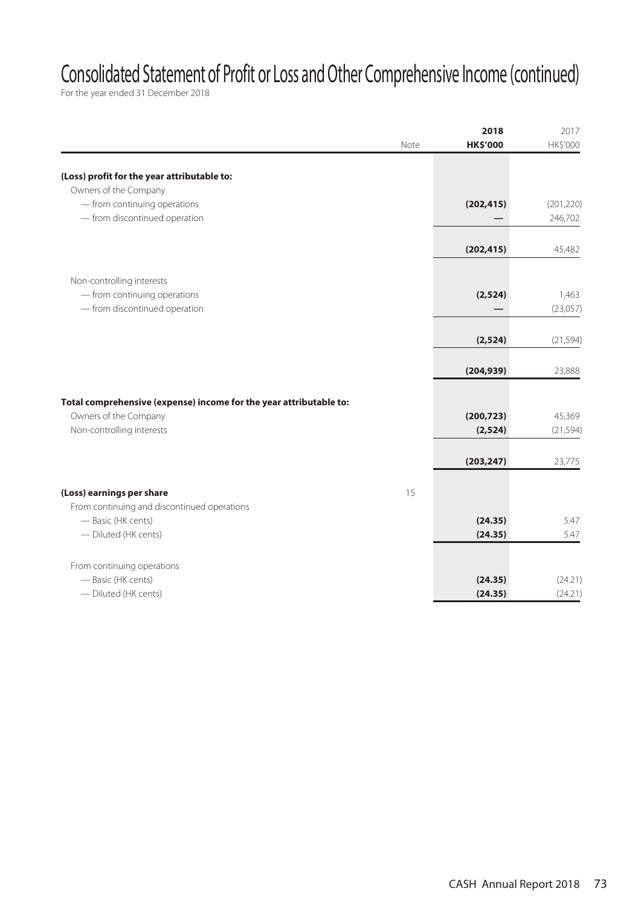# Consolidated Statement of Profit or Loss and Other Comprehensive Income (continued)

For the year ended 31 December 2018

| | Note | 2018<br>HK$'000 | 2017<br>HK$'000 |
|---|---|---|---|
| **(Loss) profit for the year attributable to:** | | | |
| Owners of the Company | | | |
| — from continuing operations | | **(202,415)** | (201,220) |
| — from discontinued operation | | **—** | 246,702 |
| | | **(202,415)** | 45,482 |
| Non-controlling interests | | | |
| — from continuing operations | | **(2,524)** | 1,463 |
| — from discontinued operation | | **—** | (23,057) |
| | | **(2,524)** | (21,594) |
| | | **(204,939)** | 23,888 |
| **Total comprehensive (expense) income for the year attributable to:** | | | |
| Owners of the Company | | **(200,723)** | 45,369 |
| Non-controlling interests | | **(2,524)** | (21,594) |
| | | **(203,247)** | 23,775 |
| **(Loss) earnings per share** | 15 | | |
| From continuing and discontinued operations | | | |
| — Basic (HK cents) | | **(24.35)** | 5.47 |
| — Diluted (HK cents) | | **(24.35)** | 5.47 |
| From continuing operations | | | |
| — Basic (HK cents) | | **(24.35)** | (24.21) |
| — Diluted (HK cents) | | **(24.35)** | (24.21) |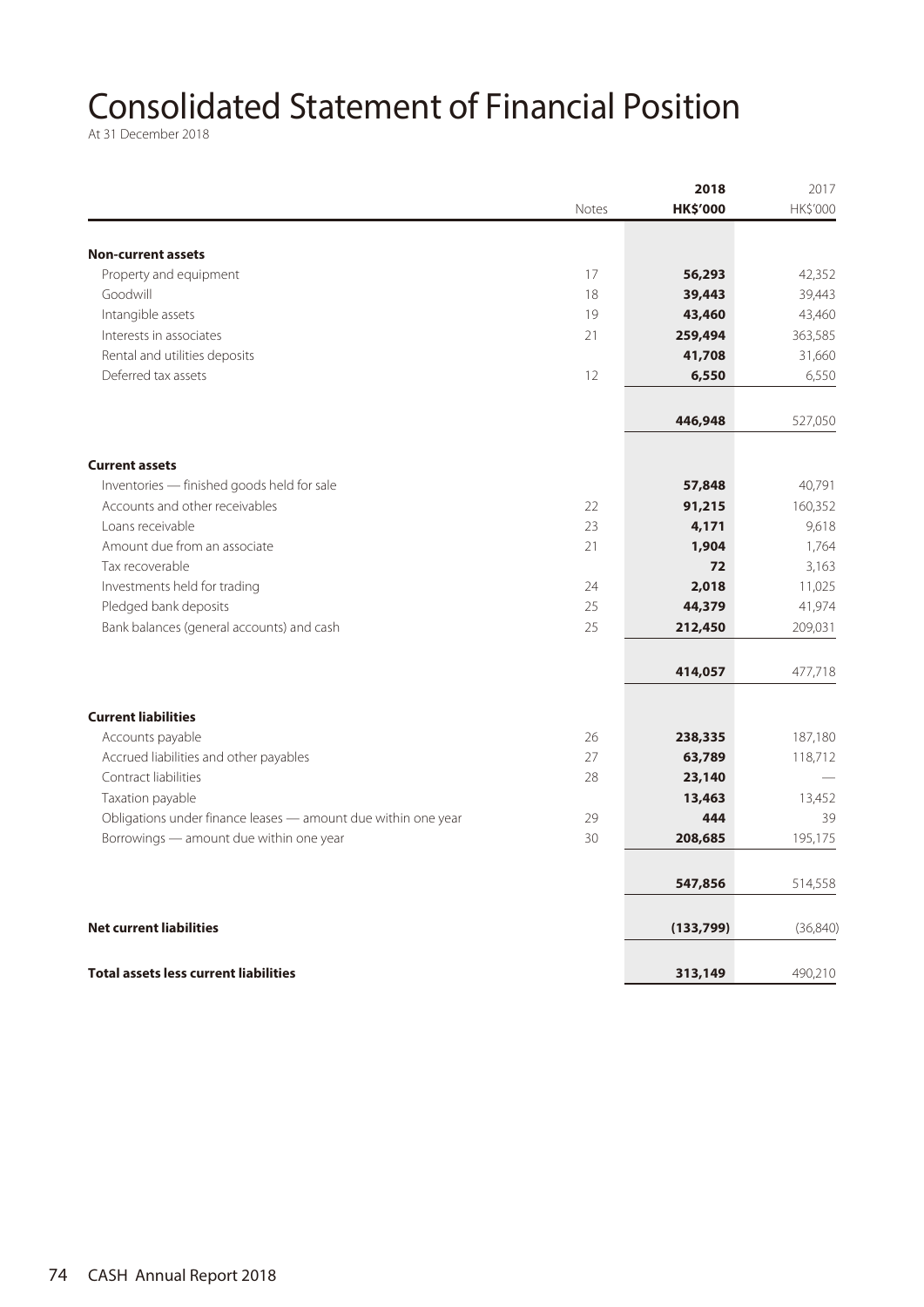# Consolidated Statement of Financial Position

At 31 December 2018

| | Notes | 2018 HK$'000 | 2017 HK$'000 |
|---|---|---|---|
| **Non-current assets** | | | |
| Property and equipment | 17 | **56,293** | 42,352 |
| Goodwill | 18 | **39,443** | 39,443 |
| Intangible assets | 19 | **43,460** | 43,460 |
| Interests in associates | 21 | **259,494** | 363,585 |
| Rental and utilities deposits | | **41,708** | 31,660 |
| Deferred tax assets | 12 | **6,550** | 6,550 |
| | | **446,948** | 527,050 |
| **Current assets** | | | |
| Inventories — finished goods held for sale | | **57,848** | 40,791 |
| Accounts and other receivables | 22 | **91,215** | 160,352 |
| Loans receivable | 23 | **4,171** | 9,618 |
| Amount due from an associate | 21 | **1,904** | 1,764 |
| Tax recoverable | | **72** | 3,163 |
| Investments held for trading | 24 | **2,018** | 11,025 |
| Pledged bank deposits | 25 | **44,379** | 41,974 |
| Bank balances (general accounts) and cash | 25 | **212,450** | 209,031 |
| | | **414,057** | 477,718 |
| **Current liabilities** | | | |
| Accounts payable | 26 | **238,335** | 187,180 |
| Accrued liabilities and other payables | 27 | **63,789** | 118,712 |
| Contract liabilities | 28 | **23,140** | — |
| Taxation payable | | **13,463** | 13,452 |
| Obligations under finance leases — amount due within one year | 29 | **444** | 39 |
| Borrowings — amount due within one year | 30 | **208,685** | 195,175 |
| | | **547,856** | 514,558 |
| **Net current liabilities** | | **(133,799)** | (36,840) |
| **Total assets less current liabilities** | | **313,149** | 490,210 |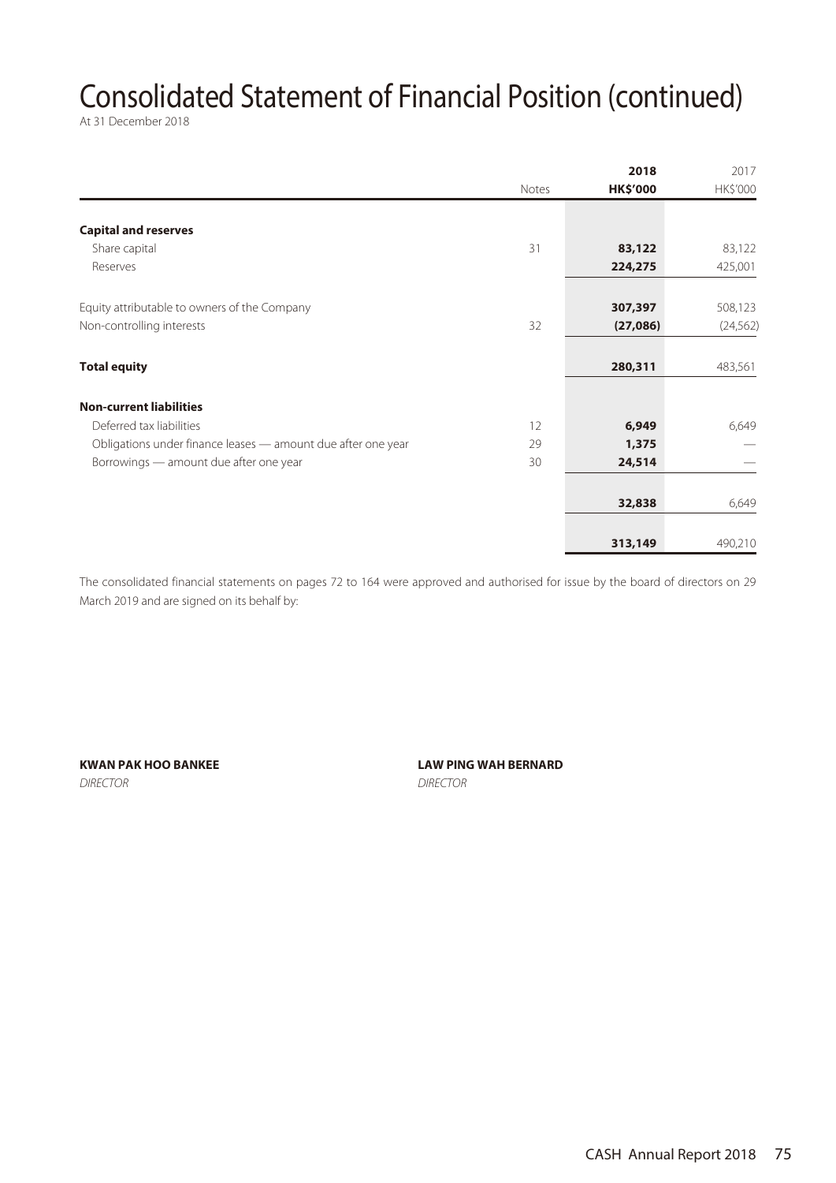# Consolidated Statement of Financial Position (continued)

At 31 December 2018

| | Notes | 2018 HK$'000 | 2017 HK$'000 |
|---|---|---|---|
| **Capital and reserves** | | | |
| Share capital | 31 | **83,122** | 83,122 |
| Reserves | | **224,275** | 425,001 |
| Equity attributable to owners of the Company | | **307,397** | 508,123 |
| Non-controlling interests | 32 | **(27,086)** | (24,562) |
| **Total equity** | | **280,311** | 483,561 |
| **Non-current liabilities** | | | |
| Deferred tax liabilities | 12 | **6,949** | 6,649 |
| Obligations under finance leases — amount due after one year | 29 | **1,375** | — |
| Borrowings — amount due after one year | 30 | **24,514** | — |
| | | **32,838** | 6,649 |
| | | **313,149** | 490,210 |

The consolidated financial statements on pages 72 to 164 were approved and authorised for issue by the board of directors on 29 March 2019 and are signed on its behalf by:

**KWAN PAK HOO BANKEE**
*DIRECTOR*

**LAW PING WAH BERNARD**
*DIRECTOR*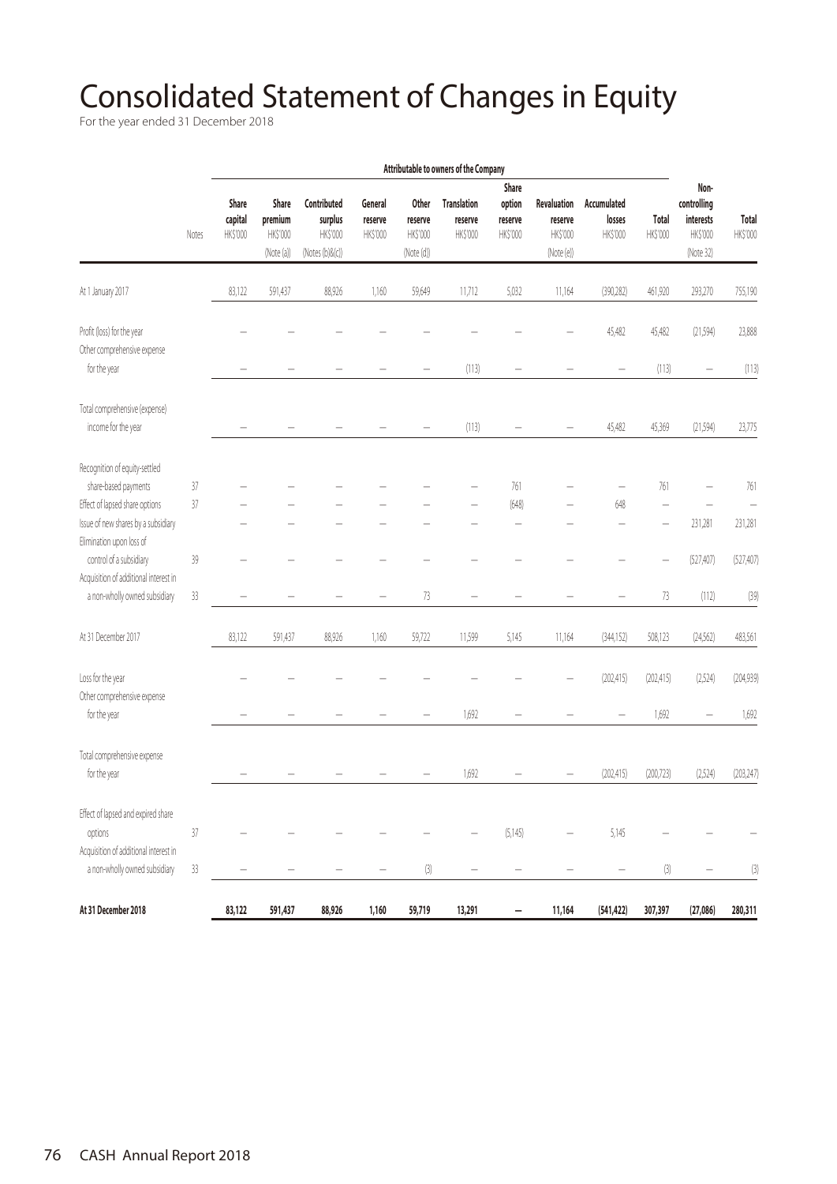# Consolidated Statement of Changes in Equity

For the year ended 31 December 2018

| | | Attributable to owners of the Company | | | | | | | | | | | |
|---|---|---|---|---|---|---|---|---|---|---|---|---|---|
| | Notes | Share capital HK$'000 | Share premium HK$'000 (Note (a)) | Contributed surplus HK$'000 (Notes (b)&(c)) | General reserve HK$'000 | Other reserve HK$'000 (Note (d)) | Translation reserve HK$'000 | Share option reserve HK$'000 | Revaluation reserve HK$'000 (Note (e)) | Accumulated losses HK$'000 | Total HK$'000 | Non-controlling interests HK$'000 (Note 32) | Total HK$'000 |
| At 1 January 2017 | | 83,122 | 591,437 | 88,926 | 1,160 | 59,649 | 11,712 | 5,032 | 11,164 | (390,282) | 461,920 | 293,270 | 755,190 |
| Profit (loss) for the year | | – | – | – | – | – | – | – | – | 45,482 | 45,482 | (21,594) | 23,888 |
| Other comprehensive expense for the year | | – | – | – | – | – | (113) | – | – | – | (113) | – | (113) |
| Total comprehensive (expense) income for the year | | – | – | – | – | – | (113) | – | – | 45,482 | 45,369 | (21,594) | 23,775 |
| Recognition of equity-settled share-based payments | 37 | – | – | – | – | – | – | 761 | – | – | 761 | – | 761 |
| Effect of lapsed share options | 37 | – | – | – | – | – | – | (648) | – | 648 | – | – | – |
| Issue of new shares by a subsidiary | | – | – | – | – | – | – | – | – | – | – | 231,281 | 231,281 |
| Elimination upon loss of control of a subsidiary | 39 | – | – | – | – | – | – | – | – | – | – | (527,407) | (527,407) |
| Acquisition of additional interest in a non-wholly owned subsidiary | 33 | – | – | – | – | 73 | – | – | – | – | 73 | (112) | (39) |
| At 31 December 2017 | | 83,122 | 591,437 | 88,926 | 1,160 | 59,722 | 11,599 | 5,145 | 11,164 | (344,152) | 508,123 | (24,562) | 483,561 |
| Loss for the year | | – | – | – | – | – | – | – | – | (202,415) | (202,415) | (2,524) | (204,939) |
| Other comprehensive expense for the year | | – | – | – | – | – | 1,692 | – | – | – | 1,692 | – | 1,692 |
| Total comprehensive expense for the year | | – | – | – | – | – | 1,692 | – | – | (202,415) | (200,723) | (2,524) | (203,247) |
| Effect of lapsed and expired share options | 37 | – | – | – | – | – | – | (5,145) | – | 5,145 | – | – | – |
| Acquisition of additional interest in a non-wholly owned subsidiary | 33 | – | – | – | – | (3) | – | – | – | – | (3) | – | (3) |
| **At 31 December 2018** | | **83,122** | **591,437** | **88,926** | **1,160** | **59,719** | **13,291** | **–** | **11,164** | **(541,422)** | **307,397** | **(27,086)** | **280,311** |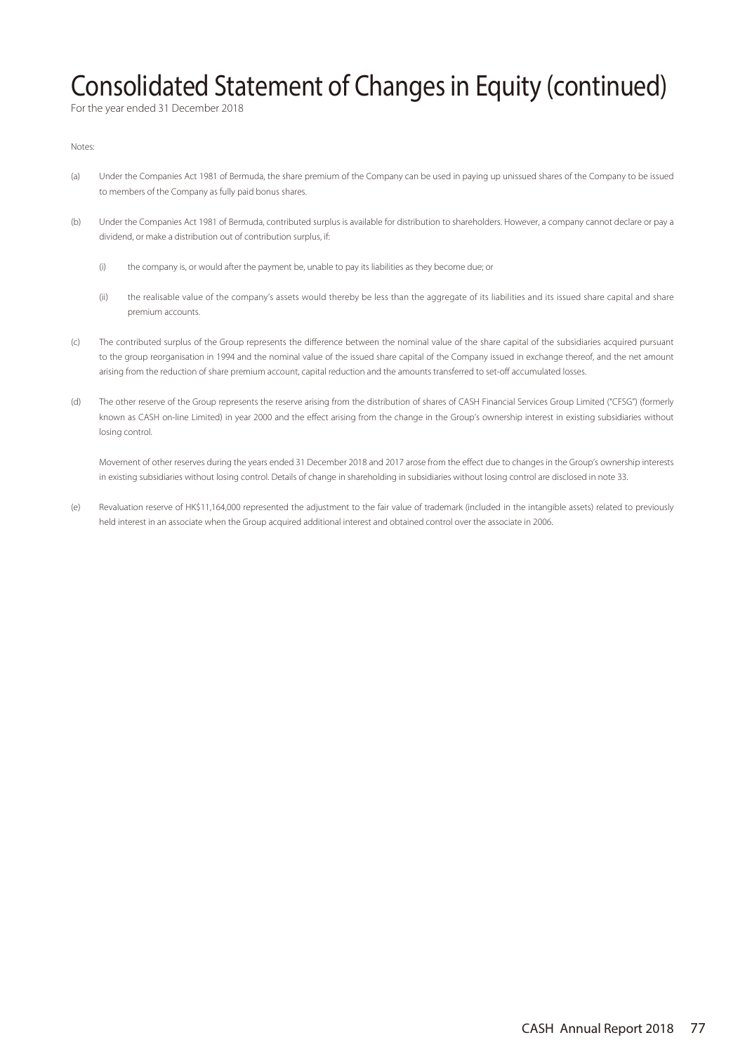# Consolidated Statement of Changes in Equity (continued)

For the year ended 31 December 2018

Notes:

(a) Under the Companies Act 1981 of Bermuda, the share premium of the Company can be used in paying up unissued shares of the Company to be issued to members of the Company as fully paid bonus shares.

(b) Under the Companies Act 1981 of Bermuda, contributed surplus is available for distribution to shareholders. However, a company cannot declare or pay a dividend, or make a distribution out of contribution surplus, if:

  (i) the company is, or would after the payment be, unable to pay its liabilities as they become due; or

  (ii) the realisable value of the company's assets would thereby be less than the aggregate of its liabilities and its issued share capital and share premium accounts.

(c) The contributed surplus of the Group represents the difference between the nominal value of the share capital of the subsidiaries acquired pursuant to the group reorganisation in 1994 and the nominal value of the issued share capital of the Company issued in exchange thereof, and the net amount arising from the reduction of share premium account, capital reduction and the amounts transferred to set-off accumulated losses.

(d) The other reserve of the Group represents the reserve arising from the distribution of shares of CASH Financial Services Group Limited ("CFSG") (formerly known as CASH on-line Limited) in year 2000 and the effect arising from the change in the Group's ownership interest in existing subsidiaries without losing control.

  Movement of other reserves during the years ended 31 December 2018 and 2017 arose from the effect due to changes in the Group's ownership interests in existing subsidiaries without losing control. Details of change in shareholding in subsidiaries without losing control are disclosed in note 33.

(e) Revaluation reserve of HK$11,164,000 represented the adjustment to the fair value of trademark (included in the intangible assets) related to previously held interest in an associate when the Group acquired additional interest and obtained control over the associate in 2006.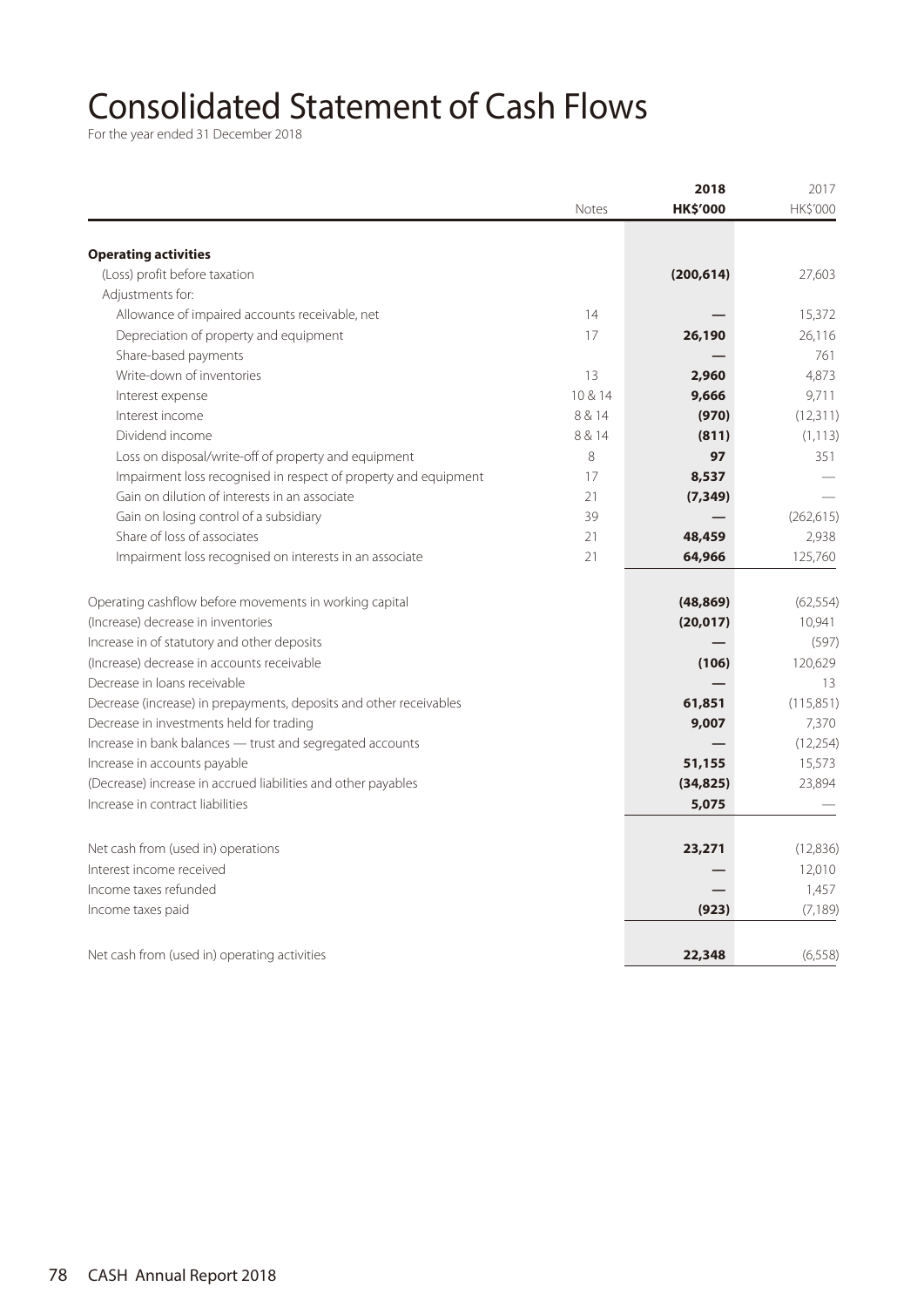# Consolidated Statement of Cash Flows

For the year ended 31 December 2018

| | Notes | 2018 HK$'000 | 2017 HK$'000 |
|---|---|---|---|
| **Operating activities** | | | |
| (Loss) profit before taxation | | **(200,614)** | 27,603 |
| Adjustments for: | | | |
| Allowance of impaired accounts receivable, net | 14 | **—** | 15,372 |
| Depreciation of property and equipment | 17 | **26,190** | 26,116 |
| Share-based payments | | **—** | 761 |
| Write-down of inventories | 13 | **2,960** | 4,873 |
| Interest expense | 10 & 14 | **9,666** | 9,711 |
| Interest income | 8 & 14 | **(970)** | (12,311) |
| Dividend income | 8 & 14 | **(811)** | (1,113) |
| Loss on disposal/write-off of property and equipment | 8 | **97** | 351 |
| Impairment loss recognised in respect of property and equipment | 17 | **8,537** | — |
| Gain on dilution of interests in an associate | 21 | **(7,349)** | — |
| Gain on losing control of a subsidiary | 39 | **—** | (262,615) |
| Share of loss of associates | 21 | **48,459** | 2,938 |
| Impairment loss recognised on interests in an associate | 21 | **64,966** | 125,760 |
| Operating cashflow before movements in working capital | | **(48,869)** | (62,554) |
| (Increase) decrease in inventories | | **(20,017)** | 10,941 |
| Increase in of statutory and other deposits | | **—** | (597) |
| (Increase) decrease in accounts receivable | | **(106)** | 120,629 |
| Decrease in loans receivable | | **—** | 13 |
| Decrease (increase) in prepayments, deposits and other receivables | | **61,851** | (115,851) |
| Decrease in investments held for trading | | **9,007** | 7,370 |
| Increase in bank balances — trust and segregated accounts | | **—** | (12,254) |
| Increase in accounts payable | | **51,155** | 15,573 |
| (Decrease) increase in accrued liabilities and other payables | | **(34,825)** | 23,894 |
| Increase in contract liabilities | | **5,075** | — |
| Net cash from (used in) operations | | **23,271** | (12,836) |
| Interest income received | | **—** | 12,010 |
| Income taxes refunded | | **—** | 1,457 |
| Income taxes paid | | **(923)** | (7,189) |
| Net cash from (used in) operating activities | | **22,348** | (6,558) |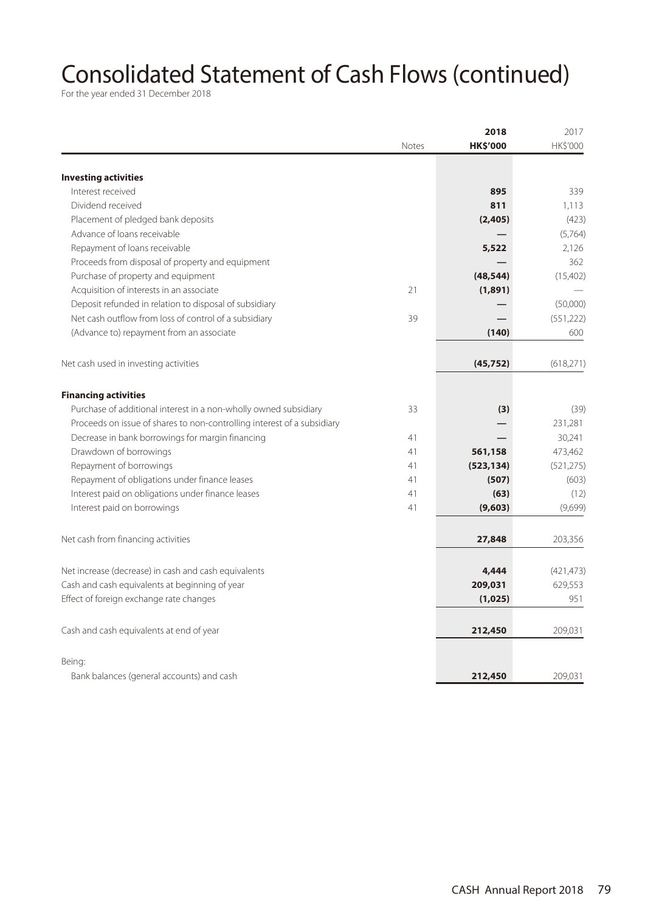# Consolidated Statement of Cash Flows (continued)

For the year ended 31 December 2018

| | Notes | 2018<br>HK$'000 | 2017<br>HK$'000 |
|---|---|---|---|
| **Investing activities** | | | |
| Interest received | | **895** | 339 |
| Dividend received | | **811** | 1,113 |
| Placement of pledged bank deposits | | **(2,405)** | (423) |
| Advance of loans receivable | | **—** | (5,764) |
| Repayment of loans receivable | | **5,522** | 2,126 |
| Proceeds from disposal of property and equipment | | **—** | 362 |
| Purchase of property and equipment | | **(48,544)** | (15,402) |
| Acquisition of interests in an associate | 21 | **(1,891)** | — |
| Deposit refunded in relation to disposal of subsidiary | | **—** | (50,000) |
| Net cash outflow from loss of control of a subsidiary | 39 | **—** | (551,222) |
| (Advance to) repayment from an associate | | **(140)** | 600 |
| Net cash used in investing activities | | **(45,752)** | (618,271) |
| **Financing activities** | | | |
| Purchase of additional interest in a non-wholly owned subsidiary | 33 | **(3)** | (39) |
| Proceeds on issue of shares to non-controlling interest of a subsidiary | | **—** | 231,281 |
| Decrease in bank borrowings for margin financing | 41 | **—** | 30,241 |
| Drawdown of borrowings | 41 | **561,158** | 473,462 |
| Repayment of borrowings | 41 | **(523,134)** | (521,275) |
| Repayment of obligations under finance leases | 41 | **(507)** | (603) |
| Interest paid on obligations under finance leases | 41 | **(63)** | (12) |
| Interest paid on borrowings | 41 | **(9,603)** | (9,699) |
| Net cash from financing activities | | **27,848** | 203,356 |
| Net increase (decrease) in cash and cash equivalents | | **4,444** | (421,473) |
| Cash and cash equivalents at beginning of year | | **209,031** | 629,553 |
| Effect of foreign exchange rate changes | | **(1,025)** | 951 |
| Cash and cash equivalents at end of year | | **212,450** | 209,031 |
| Being: | | | |
| Bank balances (general accounts) and cash | | **212,450** | 209,031 |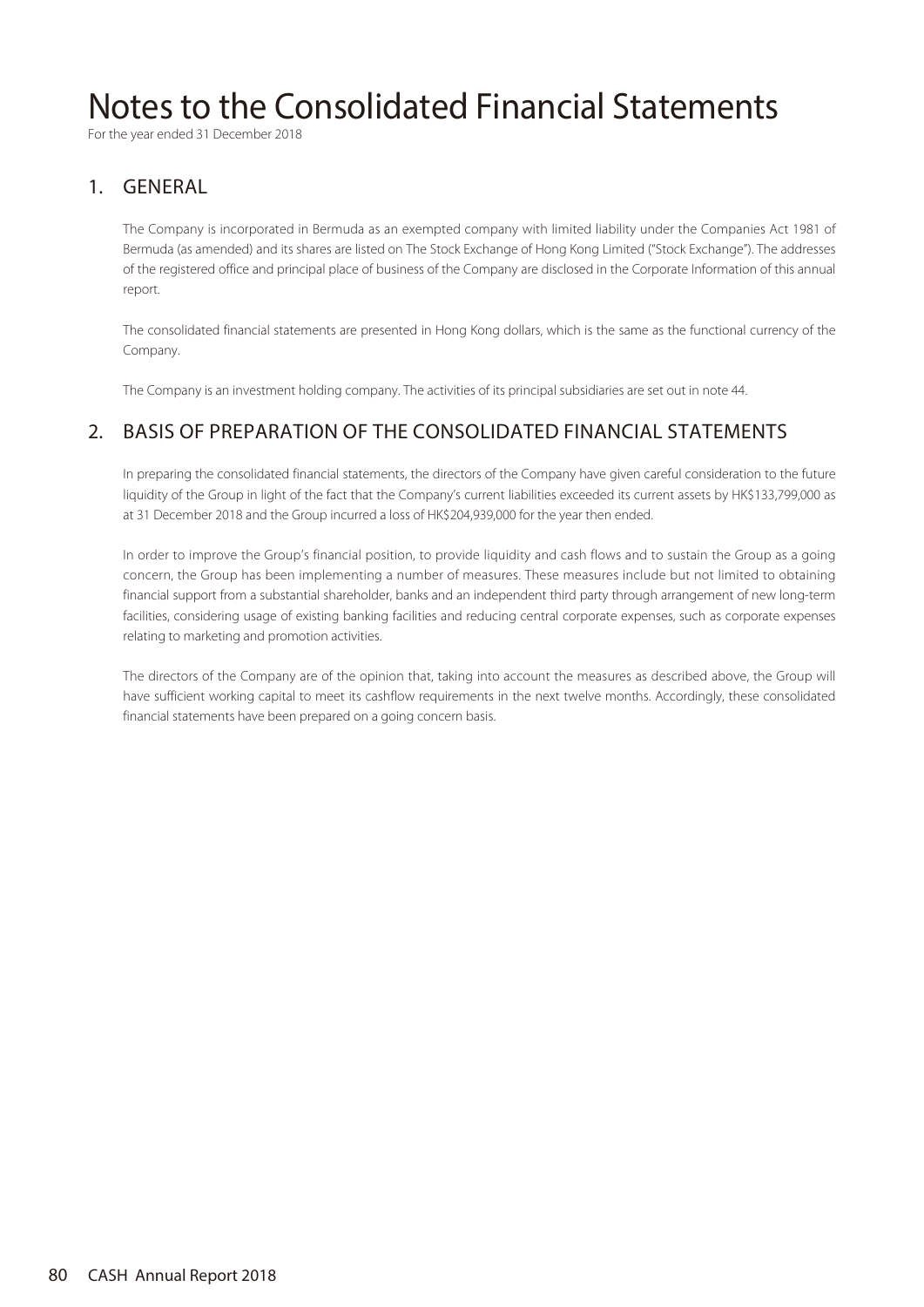# Notes to the Consolidated Financial Statements

For the year ended 31 December 2018

## 1. GENERAL

The Company is incorporated in Bermuda as an exempted company with limited liability under the Companies Act 1981 of Bermuda (as amended) and its shares are listed on The Stock Exchange of Hong Kong Limited ("Stock Exchange"). The addresses of the registered office and principal place of business of the Company are disclosed in the Corporate Information of this annual report.

The consolidated financial statements are presented in Hong Kong dollars, which is the same as the functional currency of the Company.

The Company is an investment holding company. The activities of its principal subsidiaries are set out in note 44.

## 2. BASIS OF PREPARATION OF THE CONSOLIDATED FINANCIAL STATEMENTS

In preparing the consolidated financial statements, the directors of the Company have given careful consideration to the future liquidity of the Group in light of the fact that the Company's current liabilities exceeded its current assets by HK$133,799,000 as at 31 December 2018 and the Group incurred a loss of HK$204,939,000 for the year then ended.

In order to improve the Group's financial position, to provide liquidity and cash flows and to sustain the Group as a going concern, the Group has been implementing a number of measures. These measures include but not limited to obtaining financial support from a substantial shareholder, banks and an independent third party through arrangement of new long-term facilities, considering usage of existing banking facilities and reducing central corporate expenses, such as corporate expenses relating to marketing and promotion activities.

The directors of the Company are of the opinion that, taking into account the measures as described above, the Group will have sufficient working capital to meet its cashflow requirements in the next twelve months. Accordingly, these consolidated financial statements have been prepared on a going concern basis.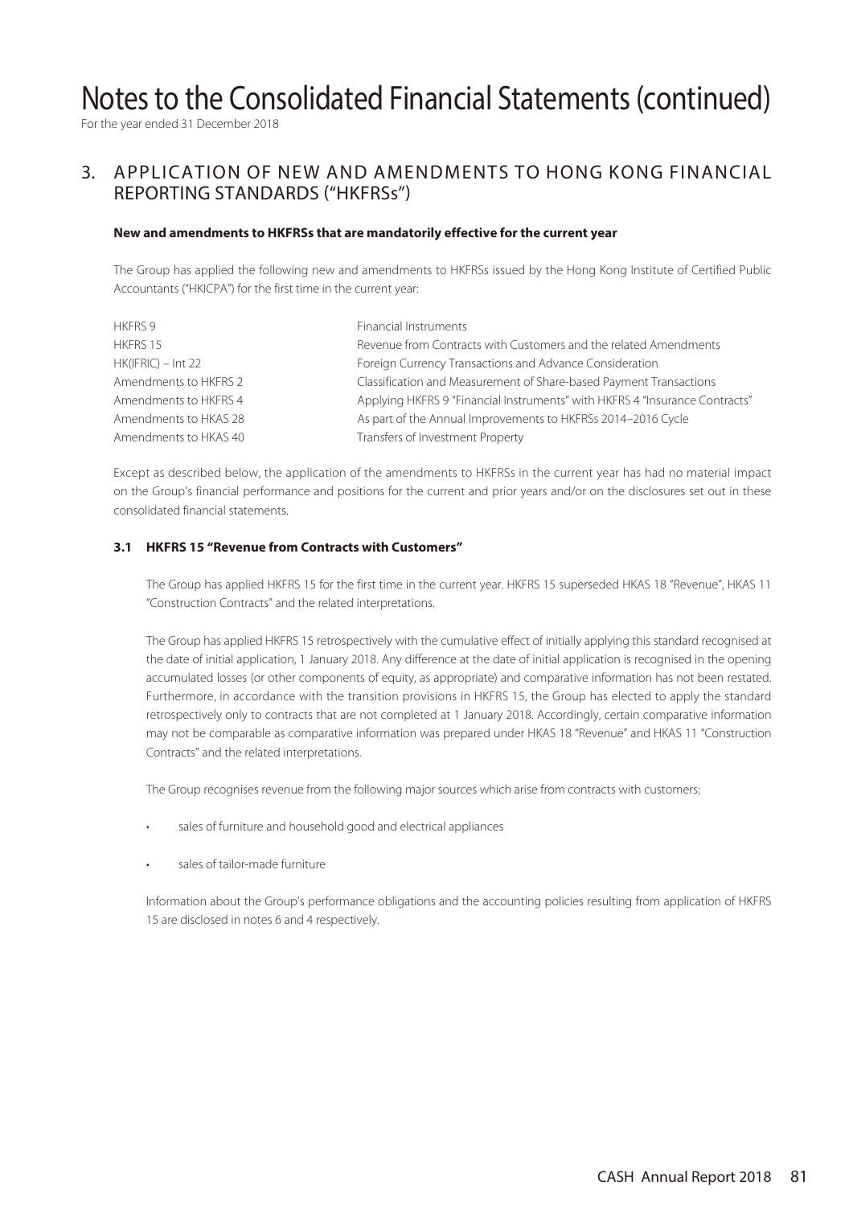# Notes to the Consolidated Financial Statements (continued)

For the year ended 31 December 2018

## 3. APPLICATION OF NEW AND AMENDMENTS TO HONG KONG FINANCIAL REPORTING STANDARDS ("HKFRSs")

**New and amendments to HKFRSs that are mandatorily effective for the current year**

The Group has applied the following new and amendments to HKFRSs issued by the Hong Kong Institute of Certified Public Accountants ("HKICPA") for the first time in the current year:

| | |
|---|---|
| HKFRS 9 | Financial Instruments |
| HKFRS 15 | Revenue from Contracts with Customers and the related Amendments |
| HK(IFRIC) – Int 22 | Foreign Currency Transactions and Advance Consideration |
| Amendments to HKFRS 2 | Classification and Measurement of Share-based Payment Transactions |
| Amendments to HKFRS 4 | Applying HKFRS 9 "Financial Instruments" with HKFRS 4 "Insurance Contracts" |
| Amendments to HKAS 28 | As part of the Annual Improvements to HKFRSs 2014–2016 Cycle |
| Amendments to HKAS 40 | Transfers of Investment Property |

Except as described below, the application of the amendments to HKFRSs in the current year has had no material impact on the Group's financial performance and positions for the current and prior years and/or on the disclosures set out in these consolidated financial statements.

### 3.1 HKFRS 15 "Revenue from Contracts with Customers"

The Group has applied HKFRS 15 for the first time in the current year. HKFRS 15 superseded HKAS 18 "Revenue", HKAS 11 "Construction Contracts" and the related interpretations.

The Group has applied HKFRS 15 retrospectively with the cumulative effect of initially applying this standard recognised at the date of initial application, 1 January 2018. Any difference at the date of initial application is recognised in the opening accumulated losses (or other components of equity, as appropriate) and comparative information has not been restated. Furthermore, in accordance with the transition provisions in HKFRS 15, the Group has elected to apply the standard retrospectively only to contracts that are not completed at 1 January 2018. Accordingly, certain comparative information may not be comparable as comparative information was prepared under HKAS 18 "Revenue" and HKAS 11 "Construction Contracts" and the related interpretations.

The Group recognises revenue from the following major sources which arise from contracts with customers:

- sales of furniture and household good and electrical appliances
- sales of tailor-made furniture

Information about the Group's performance obligations and the accounting policies resulting from application of HKFRS 15 are disclosed in notes 6 and 4 respectively.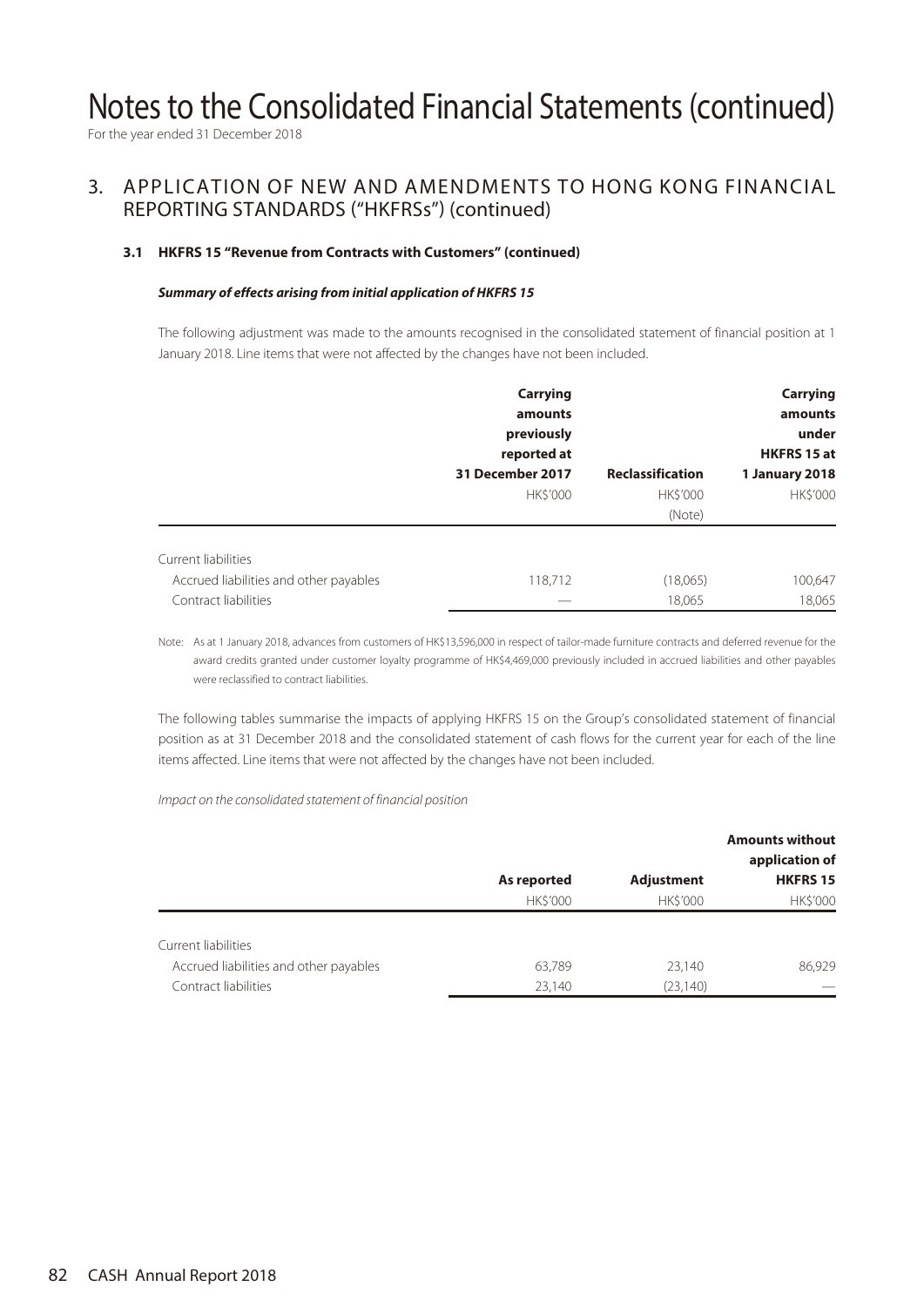# Notes to the Consolidated Financial Statements (continued)

For the year ended 31 December 2018

## 3. APPLICATION OF NEW AND AMENDMENTS TO HONG KONG FINANCIAL REPORTING STANDARDS ("HKFRSs") (continued)

### 3.1 HKFRS 15 "Revenue from Contracts with Customers" (continued)

***Summary of effects arising from initial application of HKFRS 15***

The following adjustment was made to the amounts recognised in the consolidated statement of financial position at 1 January 2018. Line items that were not affected by the changes have not been included.

| | **Carrying amounts previously reported at 31 December 2017** | **Reclassification** | **Carrying amounts under HKFRS 15 at 1 January 2018** |
|---|---|---|---|
| | HK$'000 | HK$'000 (Note) | HK$'000 |
| Current liabilities | | | |
| Accrued liabilities and other payables | 118,712 | (18,065) | 100,647 |
| Contract liabilities | — | 18,065 | 18,065 |

Note: As at 1 January 2018, advances from customers of HK$13,596,000 in respect of tailor-made furniture contracts and deferred revenue for the award credits granted under customer loyalty programme of HK$4,469,000 previously included in accrued liabilities and other payables were reclassified to contract liabilities.

The following tables summarise the impacts of applying HKFRS 15 on the Group's consolidated statement of financial position as at 31 December 2018 and the consolidated statement of cash flows for the current year for each of the line items affected. Line items that were not affected by the changes have not been included.

*Impact on the consolidated statement of financial position*

| | **As reported** | **Adjustment** | **Amounts without application of HKFRS 15** |
|---|---|---|---|
| | HK$'000 | HK$'000 | HK$'000 |
| Current liabilities | | | |
| Accrued liabilities and other payables | 63,789 | 23,140 | 86,929 |
| Contract liabilities | 23,140 | (23,140) | — |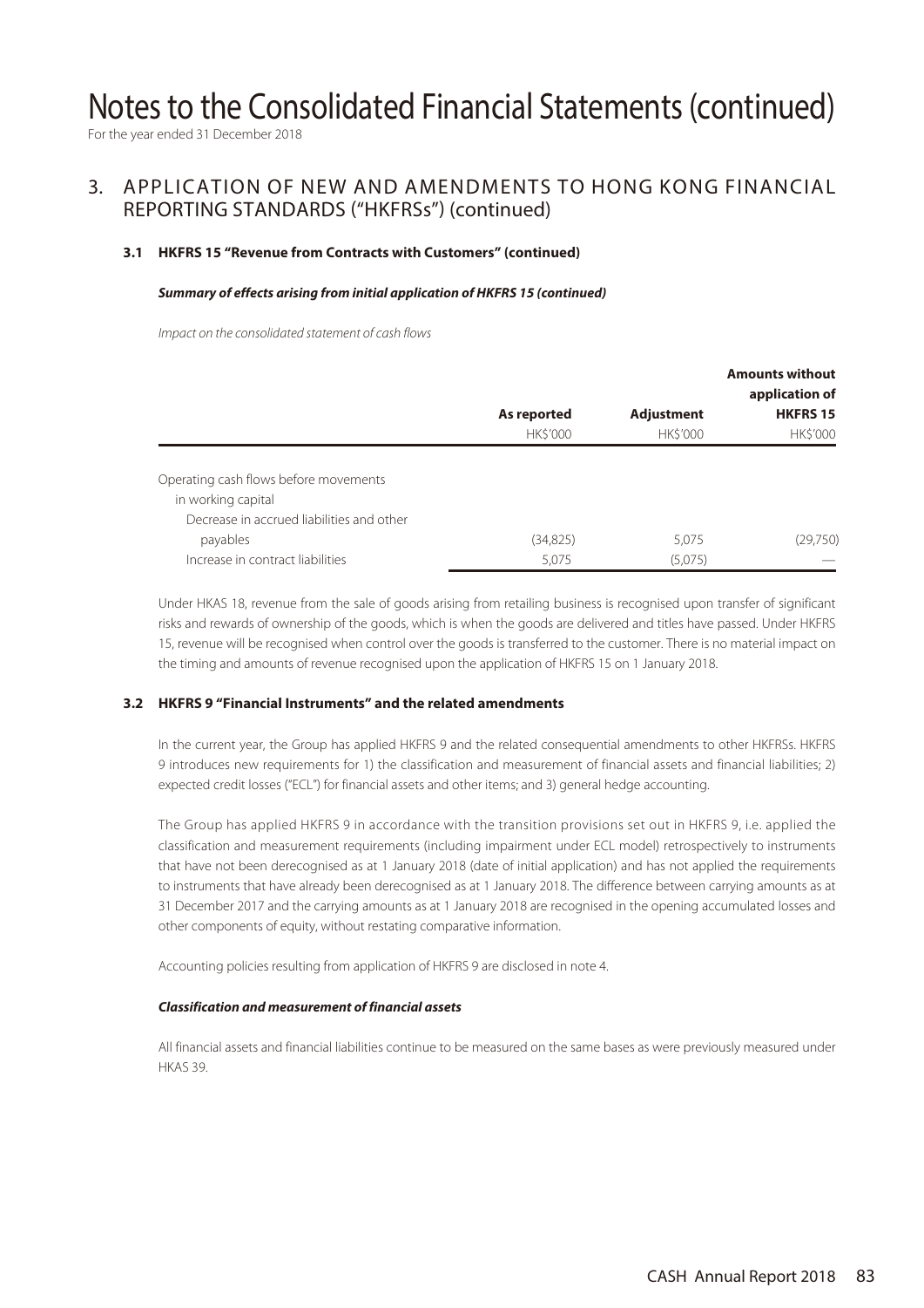# Notes to the Consolidated Financial Statements (continued)

For the year ended 31 December 2018

## 3. APPLICATION OF NEW AND AMENDMENTS TO HONG KONG FINANCIAL REPORTING STANDARDS ("HKFRSs") (continued)

### 3.1 HKFRS 15 "Revenue from Contracts with Customers" (continued)

***Summary of effects arising from initial application of HKFRS 15 (continued)***

*Impact on the consolidated statement of cash flows*

| | As reported | Adjustment | Amounts without application of HKFRS 15 |
|---|---|---|---|
| | HK$'000 | HK$'000 | HK$'000 |
| Operating cash flows before movements in working capital | | | |
| Decrease in accrued liabilities and other payables | (34,825) | 5,075 | (29,750) |
| Increase in contract liabilities | 5,075 | (5,075) | — |

Under HKAS 18, revenue from the sale of goods arising from retailing business is recognised upon transfer of significant risks and rewards of ownership of the goods, which is when the goods are delivered and titles have passed. Under HKFRS 15, revenue will be recognised when control over the goods is transferred to the customer. There is no material impact on the timing and amounts of revenue recognised upon the application of HKFRS 15 on 1 January 2018.

### 3.2 HKFRS 9 "Financial Instruments" and the related amendments

In the current year, the Group has applied HKFRS 9 and the related consequential amendments to other HKFRSs. HKFRS 9 introduces new requirements for 1) the classification and measurement of financial assets and financial liabilities; 2) expected credit losses ("ECL") for financial assets and other items; and 3) general hedge accounting.

The Group has applied HKFRS 9 in accordance with the transition provisions set out in HKFRS 9, i.e. applied the classification and measurement requirements (including impairment under ECL model) retrospectively to instruments that have not been derecognised as at 1 January 2018 (date of initial application) and has not applied the requirements to instruments that have already been derecognised as at 1 January 2018. The difference between carrying amounts as at 31 December 2017 and the carrying amounts as at 1 January 2018 are recognised in the opening accumulated losses and other components of equity, without restating comparative information.

Accounting policies resulting from application of HKFRS 9 are disclosed in note 4.

***Classification and measurement of financial assets***

All financial assets and financial liabilities continue to be measured on the same bases as were previously measured under HKAS 39.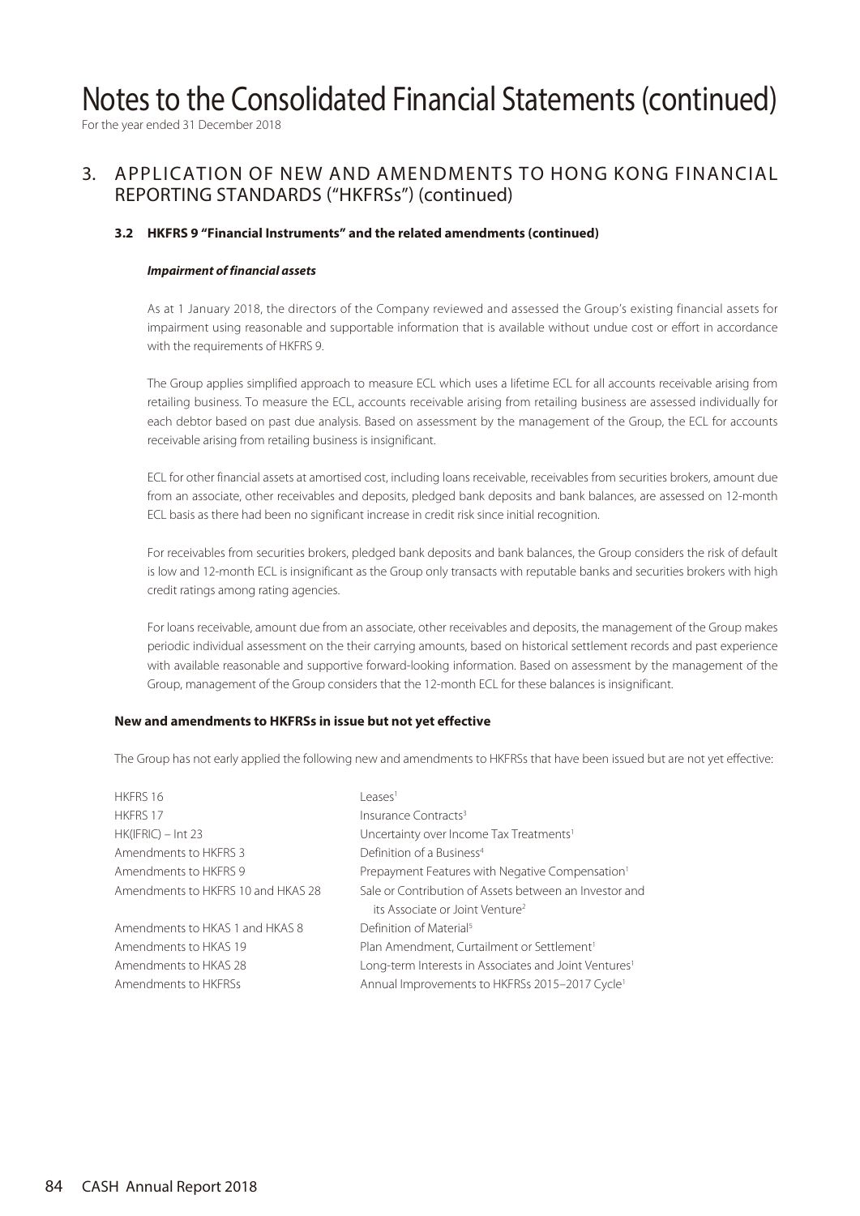# Notes to the Consolidated Financial Statements (continued)

For the year ended 31 December 2018

## 3. APPLICATION OF NEW AND AMENDMENTS TO HONG KONG FINANCIAL REPORTING STANDARDS ("HKFRSs") (continued)

### 3.2 HKFRS 9 "Financial Instruments" and the related amendments (continued)

***Impairment of financial assets***

As at 1 January 2018, the directors of the Company reviewed and assessed the Group's existing financial assets for impairment using reasonable and supportable information that is available without undue cost or effort in accordance with the requirements of HKFRS 9.

The Group applies simplified approach to measure ECL which uses a lifetime ECL for all accounts receivable arising from retailing business. To measure the ECL, accounts receivable arising from retailing business are assessed individually for each debtor based on past due analysis. Based on assessment by the management of the Group, the ECL for accounts receivable arising from retailing business is insignificant.

ECL for other financial assets at amortised cost, including loans receivable, receivables from securities brokers, amount due from an associate, other receivables and deposits, pledged bank deposits and bank balances, are assessed on 12-month ECL basis as there had been no significant increase in credit risk since initial recognition.

For receivables from securities brokers, pledged bank deposits and bank balances, the Group considers the risk of default is low and 12-month ECL is insignificant as the Group only transacts with reputable banks and securities brokers with high credit ratings among rating agencies.

For loans receivable, amount due from an associate, other receivables and deposits, the management of the Group makes periodic individual assessment on the their carrying amounts, based on historical settlement records and past experience with available reasonable and supportive forward-looking information. Based on assessment by the management of the Group, management of the Group considers that the 12-month ECL for these balances is insignificant.

**New and amendments to HKFRSs in issue but not yet effective**

The Group has not early applied the following new and amendments to HKFRSs that have been issued but are not yet effective:

| | |
|---|---|
| HKFRS 16 | Leases[1] |
| HKFRS 17 | Insurance Contracts[3] |
| HK(IFRIC) – Int 23 | Uncertainty over Income Tax Treatments[1] |
| Amendments to HKFRS 3 | Definition of a Business[4] |
| Amendments to HKFRS 9 | Prepayment Features with Negative Compensation[1] |
| Amendments to HKFRS 10 and HKAS 28 | Sale or Contribution of Assets between an Investor and its Associate or Joint Venture[2] |
| Amendments to HKAS 1 and HKAS 8 | Definition of Material[5] |
| Amendments to HKAS 19 | Plan Amendment, Curtailment or Settlement[1] |
| Amendments to HKAS 28 | Long-term Interests in Associates and Joint Ventures[1] |
| Amendments to HKFRSs | Annual Improvements to HKFRSs 2015–2017 Cycle[1] |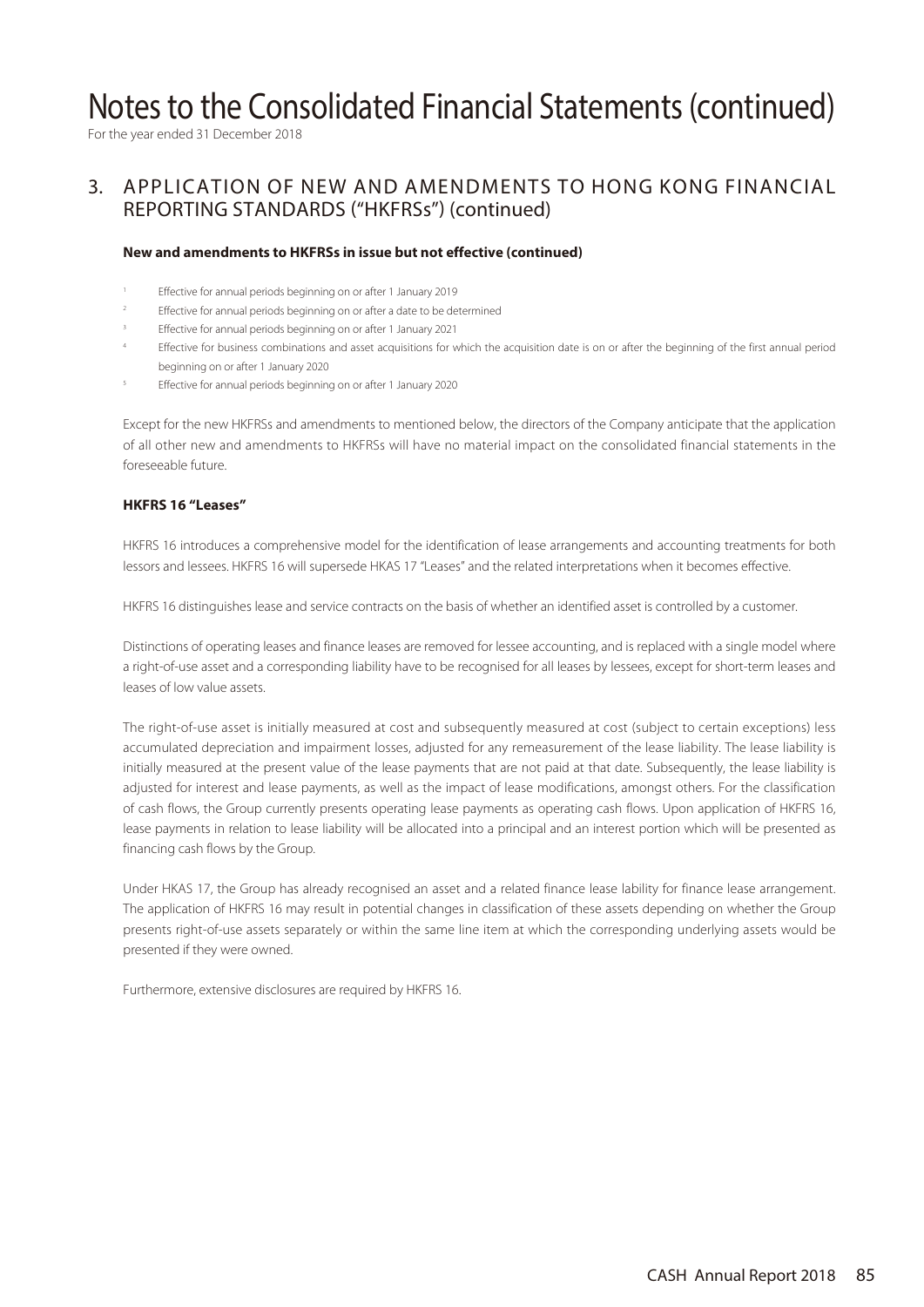# Notes to the Consolidated Financial Statements (continued)

For the year ended 31 December 2018

## 3. APPLICATION OF NEW AND AMENDMENTS TO HONG KONG FINANCIAL REPORTING STANDARDS ("HKFRSs") (continued)

**New and amendments to HKFRSs in issue but not effective (continued)**

[1] Effective for annual periods beginning on or after 1 January 2019

[2] Effective for annual periods beginning on or after a date to be determined

[3] Effective for annual periods beginning on or after 1 January 2021

[4] Effective for business combinations and asset acquisitions for which the acquisition date is on or after the beginning of the first annual period beginning on or after 1 January 2020

[5] Effective for annual periods beginning on or after 1 January 2020

Except for the new HKFRSs and amendments to mentioned below, the directors of the Company anticipate that the application of all other new and amendments to HKFRSs will have no material impact on the consolidated financial statements in the foreseeable future.

**HKFRS 16 "Leases"**

HKFRS 16 introduces a comprehensive model for the identification of lease arrangements and accounting treatments for both lessors and lessees. HKFRS 16 will supersede HKAS 17 "Leases" and the related interpretations when it becomes effective.

HKFRS 16 distinguishes lease and service contracts on the basis of whether an identified asset is controlled by a customer.

Distinctions of operating leases and finance leases are removed for lessee accounting, and is replaced with a single model where a right-of-use asset and a corresponding liability have to be recognised for all leases by lessees, except for short-term leases and leases of low value assets.

The right-of-use asset is initially measured at cost and subsequently measured at cost (subject to certain exceptions) less accumulated depreciation and impairment losses, adjusted for any remeasurement of the lease liability. The lease liability is initially measured at the present value of the lease payments that are not paid at that date. Subsequently, the lease liability is adjusted for interest and lease payments, as well as the impact of lease modifications, amongst others. For the classification of cash flows, the Group currently presents operating lease payments as operating cash flows. Upon application of HKFRS 16, lease payments in relation to lease liability will be allocated into a principal and an interest portion which will be presented as financing cash flows by the Group.

Under HKAS 17, the Group has already recognised an asset and a related finance lease lability for finance lease arrangement. The application of HKFRS 16 may result in potential changes in classification of these assets depending on whether the Group presents right-of-use assets separately or within the same line item at which the corresponding underlying assets would be presented if they were owned.

Furthermore, extensive disclosures are required by HKFRS 16.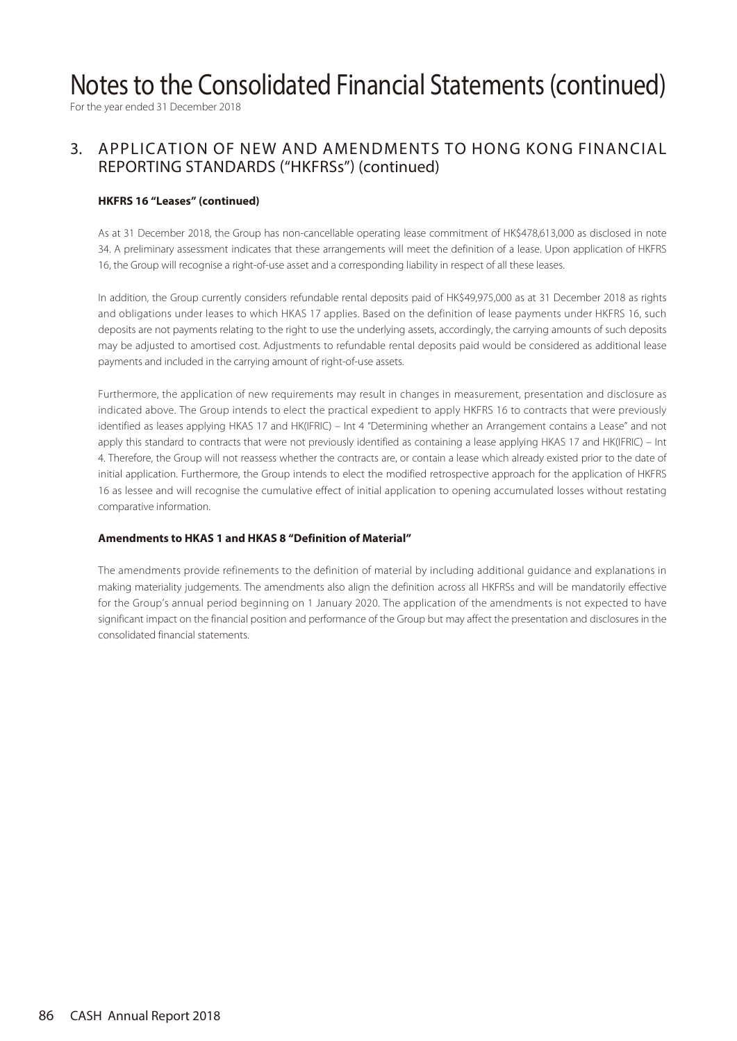# Notes to the Consolidated Financial Statements (continued)

For the year ended 31 December 2018

## 3. APPLICATION OF NEW AND AMENDMENTS TO HONG KONG FINANCIAL REPORTING STANDARDS ("HKFRSs") (continued)

**HKFRS 16 "Leases" (continued)**

As at 31 December 2018, the Group has non-cancellable operating lease commitment of HK$478,613,000 as disclosed in note 34. A preliminary assessment indicates that these arrangements will meet the definition of a lease. Upon application of HKFRS 16, the Group will recognise a right-of-use asset and a corresponding liability in respect of all these leases.

In addition, the Group currently considers refundable rental deposits paid of HK$49,975,000 as at 31 December 2018 as rights and obligations under leases to which HKAS 17 applies. Based on the definition of lease payments under HKFRS 16, such deposits are not payments relating to the right to use the underlying assets, accordingly, the carrying amounts of such deposits may be adjusted to amortised cost. Adjustments to refundable rental deposits paid would be considered as additional lease payments and included in the carrying amount of right-of-use assets.

Furthermore, the application of new requirements may result in changes in measurement, presentation and disclosure as indicated above. The Group intends to elect the practical expedient to apply HKFRS 16 to contracts that were previously identified as leases applying HKAS 17 and HK(IFRIC) – Int 4 "Determining whether an Arrangement contains a Lease" and not apply this standard to contracts that were not previously identified as containing a lease applying HKAS 17 and HK(IFRIC) – Int 4. Therefore, the Group will not reassess whether the contracts are, or contain a lease which already existed prior to the date of initial application. Furthermore, the Group intends to elect the modified retrospective approach for the application of HKFRS 16 as lessee and will recognise the cumulative effect of initial application to opening accumulated losses without restating comparative information.

**Amendments to HKAS 1 and HKAS 8 "Definition of Material"**

The amendments provide refinements to the definition of material by including additional guidance and explanations in making materiality judgements. The amendments also align the definition across all HKFRSs and will be mandatorily effective for the Group's annual period beginning on 1 January 2020. The application of the amendments is not expected to have significant impact on the financial position and performance of the Group but may affect the presentation and disclosures in the consolidated financial statements.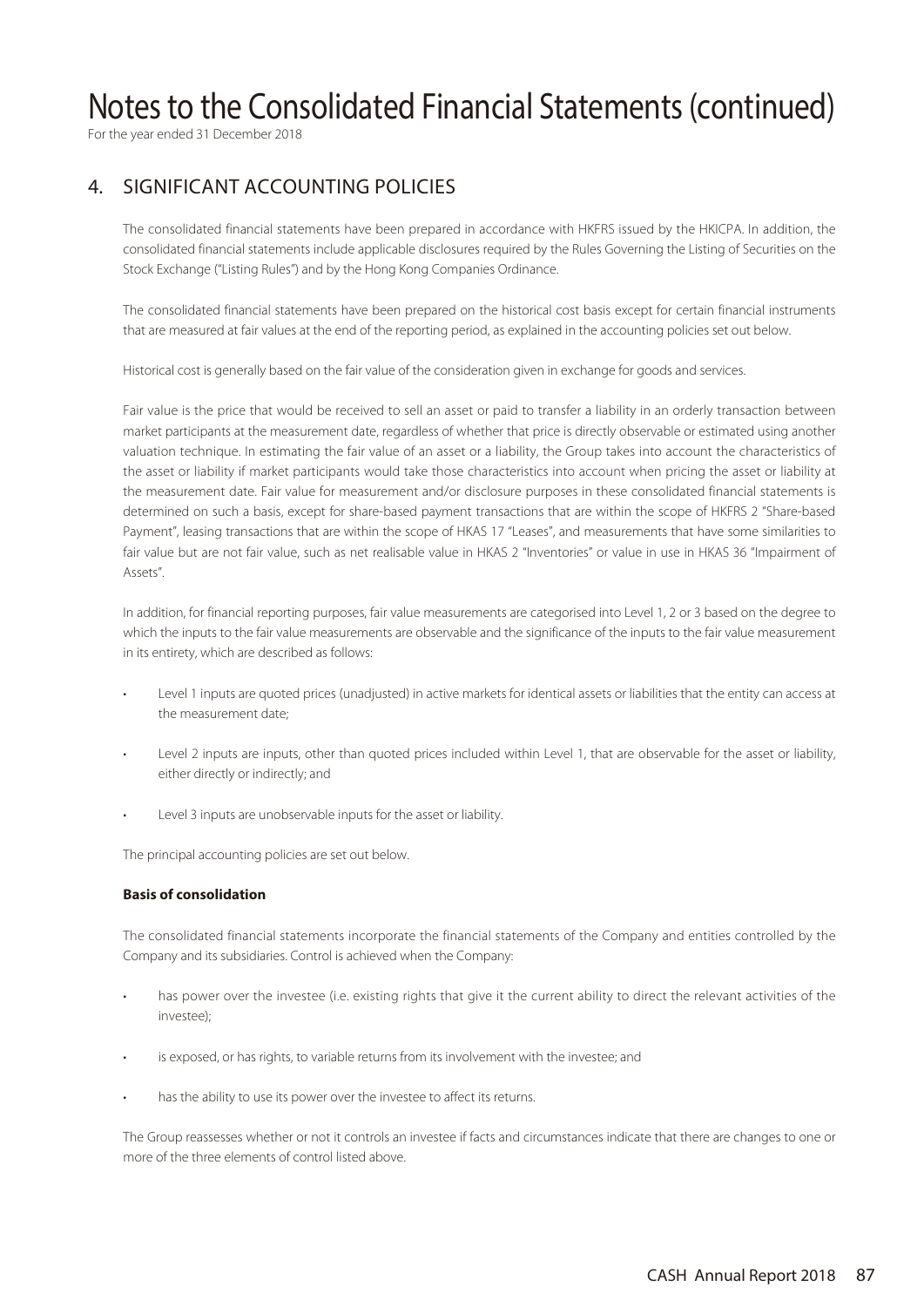# Notes to the Consolidated Financial Statements (continued)

For the year ended 31 December 2018

## 4. SIGNIFICANT ACCOUNTING POLICIES

The consolidated financial statements have been prepared in accordance with HKFRS issued by the HKICPA. In addition, the consolidated financial statements include applicable disclosures required by the Rules Governing the Listing of Securities on the Stock Exchange ("Listing Rules") and by the Hong Kong Companies Ordinance.

The consolidated financial statements have been prepared on the historical cost basis except for certain financial instruments that are measured at fair values at the end of the reporting period, as explained in the accounting policies set out below.

Historical cost is generally based on the fair value of the consideration given in exchange for goods and services.

Fair value is the price that would be received to sell an asset or paid to transfer a liability in an orderly transaction between market participants at the measurement date, regardless of whether that price is directly observable or estimated using another valuation technique. In estimating the fair value of an asset or a liability, the Group takes into account the characteristics of the asset or liability if market participants would take those characteristics into account when pricing the asset or liability at the measurement date. Fair value for measurement and/or disclosure purposes in these consolidated financial statements is determined on such a basis, except for share-based payment transactions that are within the scope of HKFRS 2 "Share-based Payment", leasing transactions that are within the scope of HKAS 17 "Leases", and measurements that have some similarities to fair value but are not fair value, such as net realisable value in HKAS 2 "Inventories" or value in use in HKAS 36 "Impairment of Assets".

In addition, for financial reporting purposes, fair value measurements are categorised into Level 1, 2 or 3 based on the degree to which the inputs to the fair value measurements are observable and the significance of the inputs to the fair value measurement in its entirety, which are described as follows:

- Level 1 inputs are quoted prices (unadjusted) in active markets for identical assets or liabilities that the entity can access at the measurement date;
- Level 2 inputs are inputs, other than quoted prices included within Level 1, that are observable for the asset or liability, either directly or indirectly; and
- Level 3 inputs are unobservable inputs for the asset or liability.

The principal accounting policies are set out below.

**Basis of consolidation**

The consolidated financial statements incorporate the financial statements of the Company and entities controlled by the Company and its subsidiaries. Control is achieved when the Company:

- has power over the investee (i.e. existing rights that give it the current ability to direct the relevant activities of the investee);
- is exposed, or has rights, to variable returns from its involvement with the investee; and
- has the ability to use its power over the investee to affect its returns.

The Group reassesses whether or not it controls an investee if facts and circumstances indicate that there are changes to one or more of the three elements of control listed above.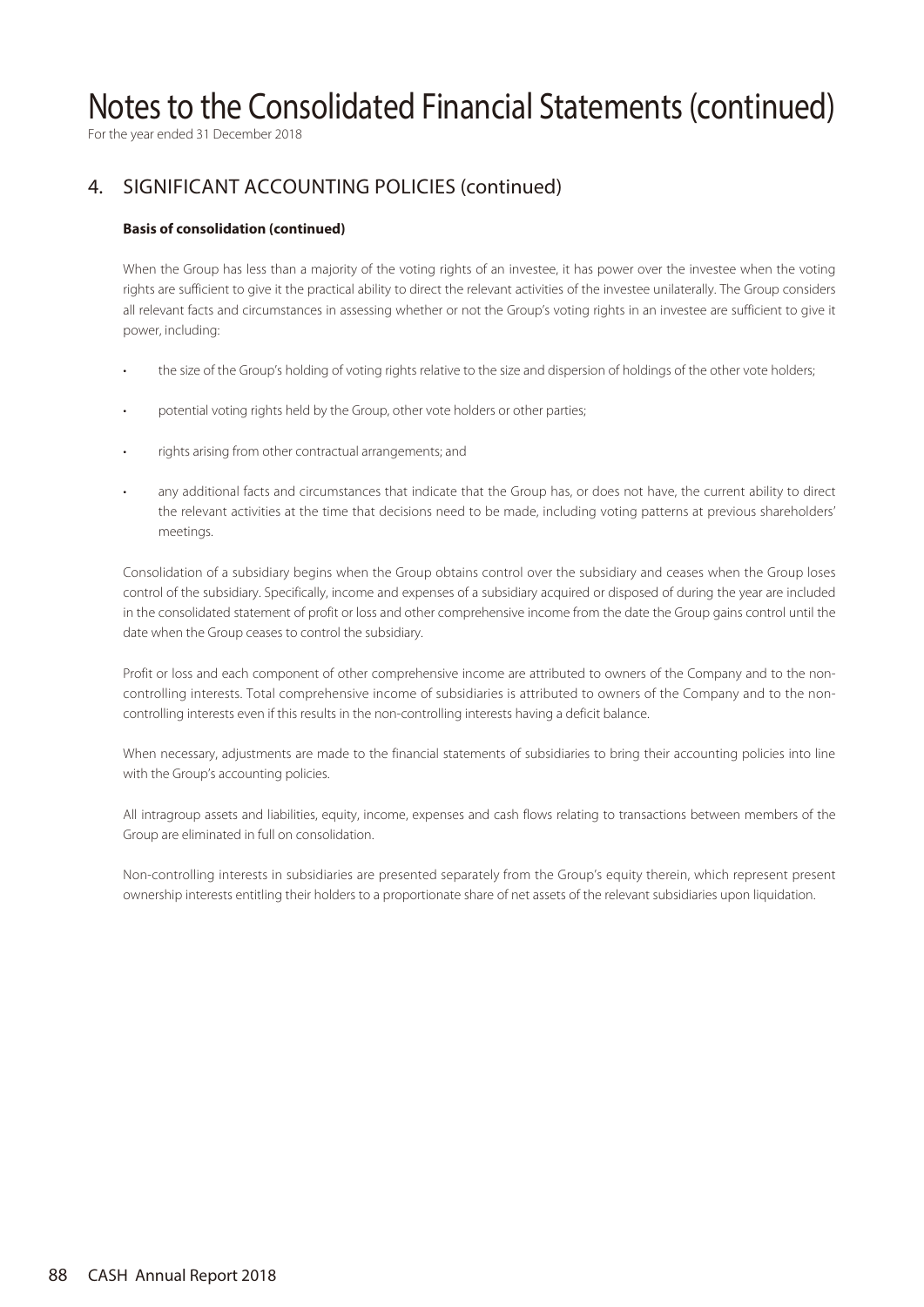# Notes to the Consolidated Financial Statements (continued)

For the year ended 31 December 2018

## 4. SIGNIFICANT ACCOUNTING POLICIES (continued)

### Basis of consolidation (continued)

When the Group has less than a majority of the voting rights of an investee, it has power over the investee when the voting rights are sufficient to give it the practical ability to direct the relevant activities of the investee unilaterally. The Group considers all relevant facts and circumstances in assessing whether or not the Group's voting rights in an investee are sufficient to give it power, including:

- the size of the Group's holding of voting rights relative to the size and dispersion of holdings of the other vote holders;
- potential voting rights held by the Group, other vote holders or other parties;
- rights arising from other contractual arrangements; and
- any additional facts and circumstances that indicate that the Group has, or does not have, the current ability to direct the relevant activities at the time that decisions need to be made, including voting patterns at previous shareholders' meetings.

Consolidation of a subsidiary begins when the Group obtains control over the subsidiary and ceases when the Group loses control of the subsidiary. Specifically, income and expenses of a subsidiary acquired or disposed of during the year are included in the consolidated statement of profit or loss and other comprehensive income from the date the Group gains control until the date when the Group ceases to control the subsidiary.

Profit or loss and each component of other comprehensive income are attributed to owners of the Company and to the non-controlling interests. Total comprehensive income of subsidiaries is attributed to owners of the Company and to the non-controlling interests even if this results in the non-controlling interests having a deficit balance.

When necessary, adjustments are made to the financial statements of subsidiaries to bring their accounting policies into line with the Group's accounting policies.

All intragroup assets and liabilities, equity, income, expenses and cash flows relating to transactions between members of the Group are eliminated in full on consolidation.

Non-controlling interests in subsidiaries are presented separately from the Group's equity therein, which represent present ownership interests entitling their holders to a proportionate share of net assets of the relevant subsidiaries upon liquidation.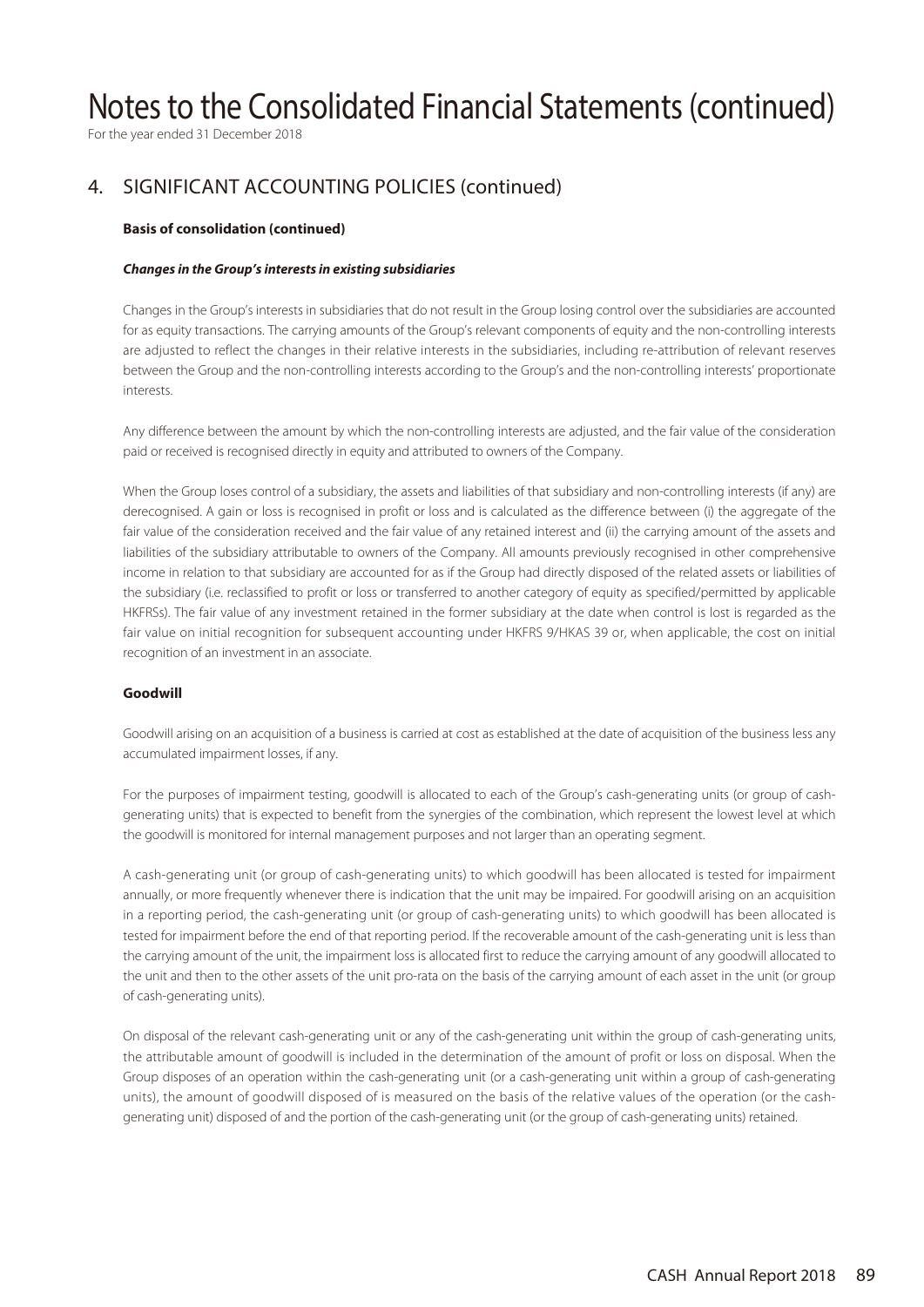# Notes to the Consolidated Financial Statements (continued)

For the year ended 31 December 2018

## 4. SIGNIFICANT ACCOUNTING POLICIES (continued)

**Basis of consolidation (continued)**

***Changes in the Group's interests in existing subsidiaries***

Changes in the Group's interests in subsidiaries that do not result in the Group losing control over the subsidiaries are accounted for as equity transactions. The carrying amounts of the Group's relevant components of equity and the non-controlling interests are adjusted to reflect the changes in their relative interests in the subsidiaries, including re-attribution of relevant reserves between the Group and the non-controlling interests according to the Group's and the non-controlling interests' proportionate interests.

Any difference between the amount by which the non-controlling interests are adjusted, and the fair value of the consideration paid or received is recognised directly in equity and attributed to owners of the Company.

When the Group loses control of a subsidiary, the assets and liabilities of that subsidiary and non-controlling interests (if any) are derecognised. A gain or loss is recognised in profit or loss and is calculated as the difference between (i) the aggregate of the fair value of the consideration received and the fair value of any retained interest and (ii) the carrying amount of the assets and liabilities of the subsidiary attributable to owners of the Company. All amounts previously recognised in other comprehensive income in relation to that subsidiary are accounted for as if the Group had directly disposed of the related assets or liabilities of the subsidiary (i.e. reclassified to profit or loss or transferred to another category of equity as specified/permitted by applicable HKFRSs). The fair value of any investment retained in the former subsidiary at the date when control is lost is regarded as the fair value on initial recognition for subsequent accounting under HKFRS 9/HKAS 39 or, when applicable, the cost on initial recognition of an investment in an associate.

**Goodwill**

Goodwill arising on an acquisition of a business is carried at cost as established at the date of acquisition of the business less any accumulated impairment losses, if any.

For the purposes of impairment testing, goodwill is allocated to each of the Group's cash-generating units (or group of cash-generating units) that is expected to benefit from the synergies of the combination, which represent the lowest level at which the goodwill is monitored for internal management purposes and not larger than an operating segment.

A cash-generating unit (or group of cash-generating units) to which goodwill has been allocated is tested for impairment annually, or more frequently whenever there is indication that the unit may be impaired. For goodwill arising on an acquisition in a reporting period, the cash-generating unit (or group of cash-generating units) to which goodwill has been allocated is tested for impairment before the end of that reporting period. If the recoverable amount of the cash-generating unit is less than the carrying amount of the unit, the impairment loss is allocated first to reduce the carrying amount of any goodwill allocated to the unit and then to the other assets of the unit pro-rata on the basis of the carrying amount of each asset in the unit (or group of cash-generating units).

On disposal of the relevant cash-generating unit or any of the cash-generating unit within the group of cash-generating units, the attributable amount of goodwill is included in the determination of the amount of profit or loss on disposal. When the Group disposes of an operation within the cash-generating unit (or a cash-generating unit within a group of cash-generating units), the amount of goodwill disposed of is measured on the basis of the relative values of the operation (or the cash-generating unit) disposed of and the portion of the cash-generating unit (or the group of cash-generating units) retained.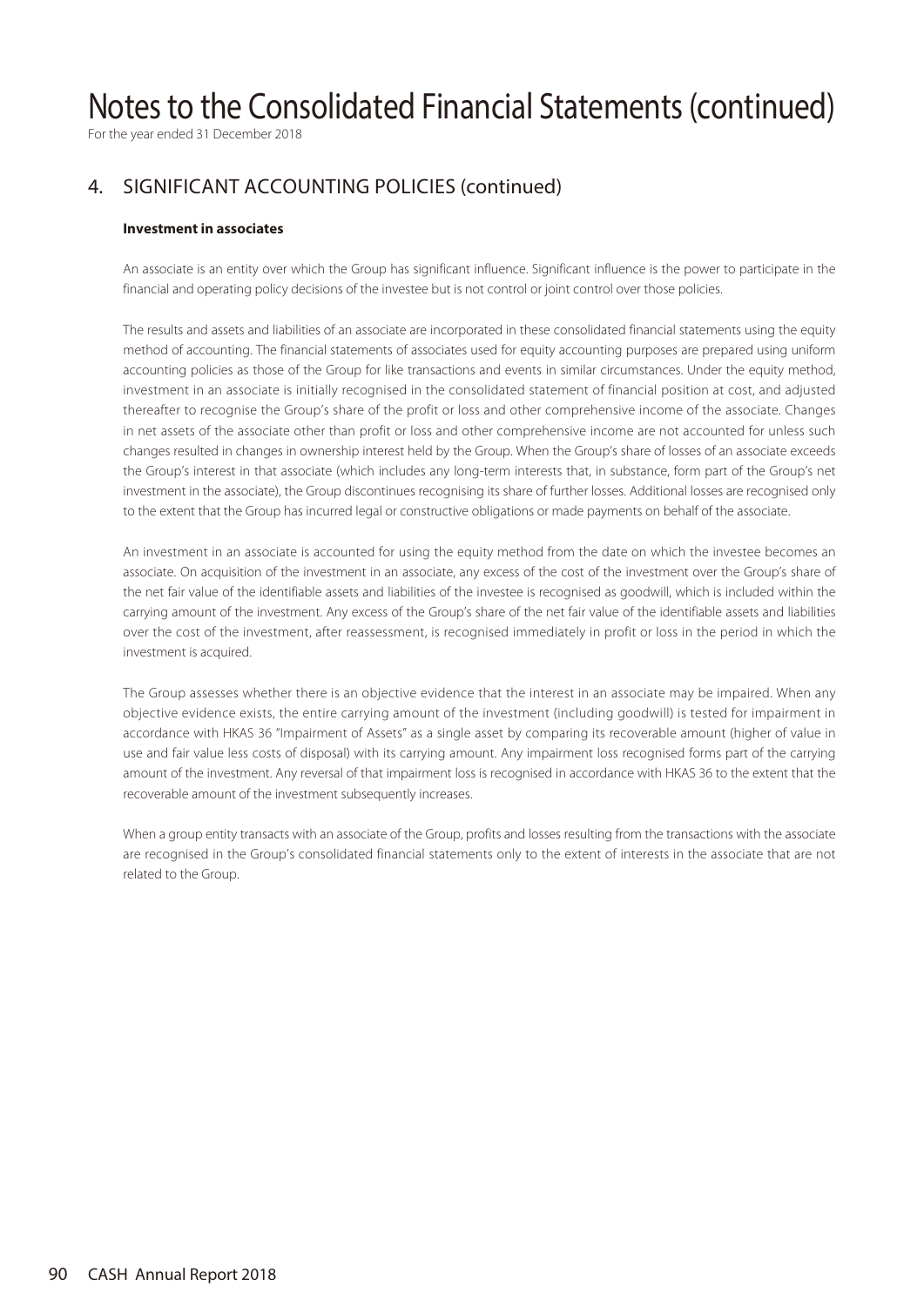# Notes to the Consolidated Financial Statements (continued)

For the year ended 31 December 2018

## 4. SIGNIFICANT ACCOUNTING POLICIES (continued)

### Investment in associates

An associate is an entity over which the Group has significant influence. Significant influence is the power to participate in the financial and operating policy decisions of the investee but is not control or joint control over those policies.

The results and assets and liabilities of an associate are incorporated in these consolidated financial statements using the equity method of accounting. The financial statements of associates used for equity accounting purposes are prepared using uniform accounting policies as those of the Group for like transactions and events in similar circumstances. Under the equity method, investment in an associate is initially recognised in the consolidated statement of financial position at cost, and adjusted thereafter to recognise the Group's share of the profit or loss and other comprehensive income of the associate. Changes in net assets of the associate other than profit or loss and other comprehensive income are not accounted for unless such changes resulted in changes in ownership interest held by the Group. When the Group's share of losses of an associate exceeds the Group's interest in that associate (which includes any long-term interests that, in substance, form part of the Group's net investment in the associate), the Group discontinues recognising its share of further losses. Additional losses are recognised only to the extent that the Group has incurred legal or constructive obligations or made payments on behalf of the associate.

An investment in an associate is accounted for using the equity method from the date on which the investee becomes an associate. On acquisition of the investment in an associate, any excess of the cost of the investment over the Group's share of the net fair value of the identifiable assets and liabilities of the investee is recognised as goodwill, which is included within the carrying amount of the investment. Any excess of the Group's share of the net fair value of the identifiable assets and liabilities over the cost of the investment, after reassessment, is recognised immediately in profit or loss in the period in which the investment is acquired.

The Group assesses whether there is an objective evidence that the interest in an associate may be impaired. When any objective evidence exists, the entire carrying amount of the investment (including goodwill) is tested for impairment in accordance with HKAS 36 "Impairment of Assets" as a single asset by comparing its recoverable amount (higher of value in use and fair value less costs of disposal) with its carrying amount. Any impairment loss recognised forms part of the carrying amount of the investment. Any reversal of that impairment loss is recognised in accordance with HKAS 36 to the extent that the recoverable amount of the investment subsequently increases.

When a group entity transacts with an associate of the Group, profits and losses resulting from the transactions with the associate are recognised in the Group's consolidated financial statements only to the extent of interests in the associate that are not related to the Group.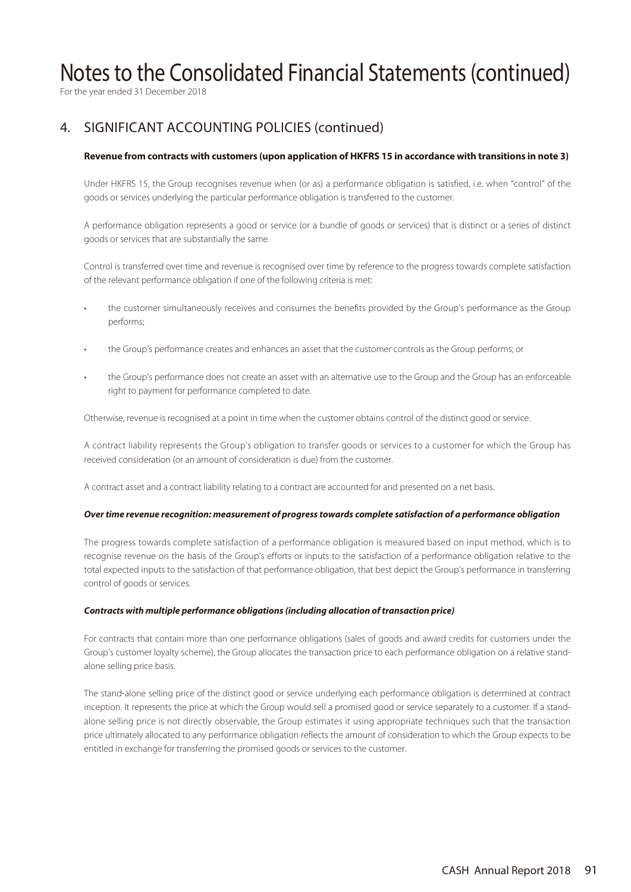# Notes to the Consolidated Financial Statements (continued)

For the year ended 31 December 2018

## 4. SIGNIFICANT ACCOUNTING POLICIES (continued)

**Revenue from contracts with customers (upon application of HKFRS 15 in accordance with transitions in note 3)**

Under HKFRS 15, the Group recognises revenue when (or as) a performance obligation is satisfied, i.e. when "control" of the goods or services underlying the particular performance obligation is transferred to the customer.

A performance obligation represents a good or service (or a bundle of goods or services) that is distinct or a series of distinct goods or services that are substantially the same.

Control is transferred over time and revenue is recognised over time by reference to the progress towards complete satisfaction of the relevant performance obligation if one of the following criteria is met:

- the customer simultaneously receives and consumes the benefits provided by the Group's performance as the Group performs;
- the Group's performance creates and enhances an asset that the customer controls as the Group performs; or
- the Group's performance does not create an asset with an alternative use to the Group and the Group has an enforceable right to payment for performance completed to date.

Otherwise, revenue is recognised at a point in time when the customer obtains control of the distinct good or service.

A contract liability represents the Group's obligation to transfer goods or services to a customer for which the Group has received consideration (or an amount of consideration is due) from the customer.

A contract asset and a contract liability relating to a contract are accounted for and presented on a net basis.

***Over time revenue recognition: measurement of progress towards complete satisfaction of a performance obligation***

The progress towards complete satisfaction of a performance obligation is measured based on input method, which is to recognise revenue on the basis of the Group's efforts or inputs to the satisfaction of a performance obligation relative to the total expected inputs to the satisfaction of that performance obligation, that best depict the Group's performance in transferring control of goods or services.

***Contracts with multiple performance obligations (including allocation of transaction price)***

For contracts that contain more than one performance obligations (sales of goods and award credits for customers under the Group's customer loyalty scheme), the Group allocates the transaction price to each performance obligation on a relative stand-alone selling price basis.

The stand-alone selling price of the distinct good or service underlying each performance obligation is determined at contract inception. It represents the price at which the Group would sell a promised good or service separately to a customer. If a stand-alone selling price is not directly observable, the Group estimates it using appropriate techniques such that the transaction price ultimately allocated to any performance obligation reflects the amount of consideration to which the Group expects to be entitled in exchange for transferring the promised goods or services to the customer.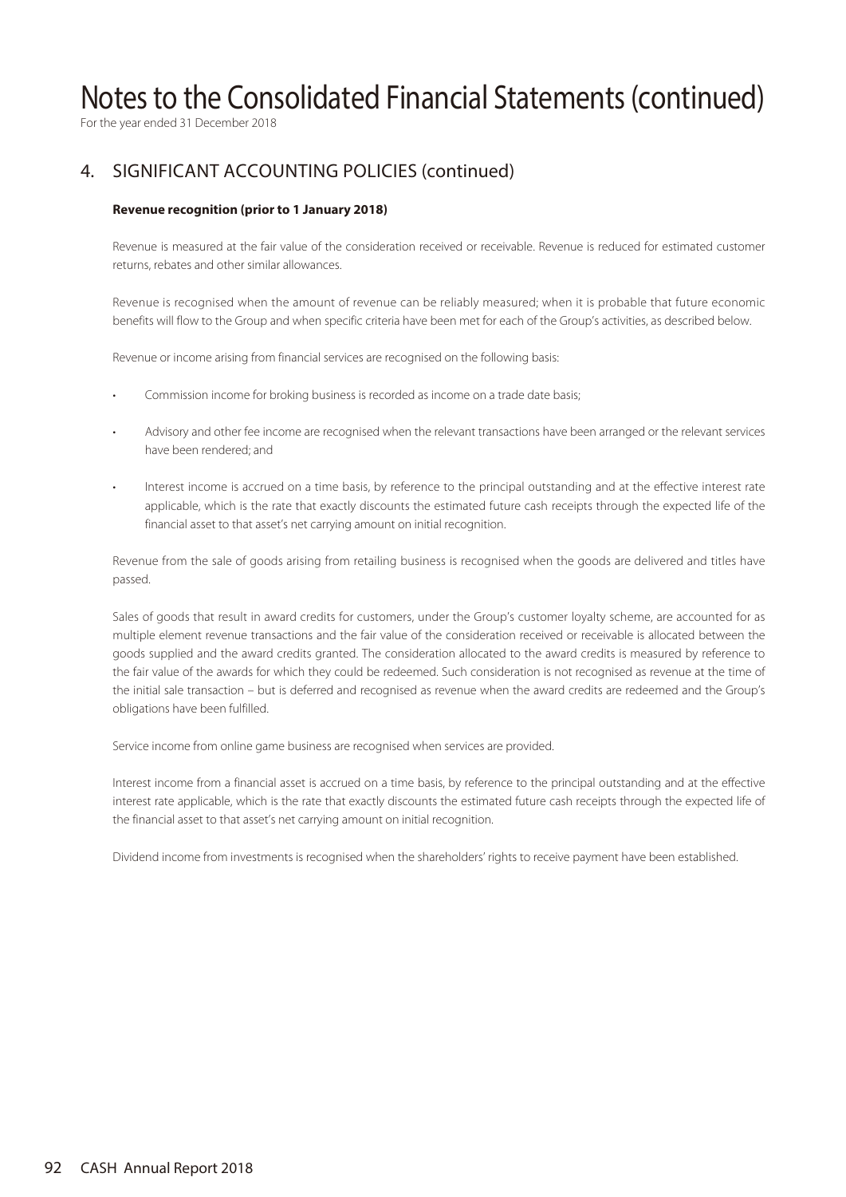# Notes to the Consolidated Financial Statements (continued)

For the year ended 31 December 2018

## 4. SIGNIFICANT ACCOUNTING POLICIES (continued)

**Revenue recognition (prior to 1 January 2018)**

Revenue is measured at the fair value of the consideration received or receivable. Revenue is reduced for estimated customer returns, rebates and other similar allowances.

Revenue is recognised when the amount of revenue can be reliably measured; when it is probable that future economic benefits will flow to the Group and when specific criteria have been met for each of the Group's activities, as described below.

Revenue or income arising from financial services are recognised on the following basis:

- Commission income for broking business is recorded as income on a trade date basis;
- Advisory and other fee income are recognised when the relevant transactions have been arranged or the relevant services have been rendered; and
- Interest income is accrued on a time basis, by reference to the principal outstanding and at the effective interest rate applicable, which is the rate that exactly discounts the estimated future cash receipts through the expected life of the financial asset to that asset's net carrying amount on initial recognition.

Revenue from the sale of goods arising from retailing business is recognised when the goods are delivered and titles have passed.

Sales of goods that result in award credits for customers, under the Group's customer loyalty scheme, are accounted for as multiple element revenue transactions and the fair value of the consideration received or receivable is allocated between the goods supplied and the award credits granted. The consideration allocated to the award credits is measured by reference to the fair value of the awards for which they could be redeemed. Such consideration is not recognised as revenue at the time of the initial sale transaction – but is deferred and recognised as revenue when the award credits are redeemed and the Group's obligations have been fulfilled.

Service income from online game business are recognised when services are provided.

Interest income from a financial asset is accrued on a time basis, by reference to the principal outstanding and at the effective interest rate applicable, which is the rate that exactly discounts the estimated future cash receipts through the expected life of the financial asset to that asset's net carrying amount on initial recognition.

Dividend income from investments is recognised when the shareholders' rights to receive payment have been established.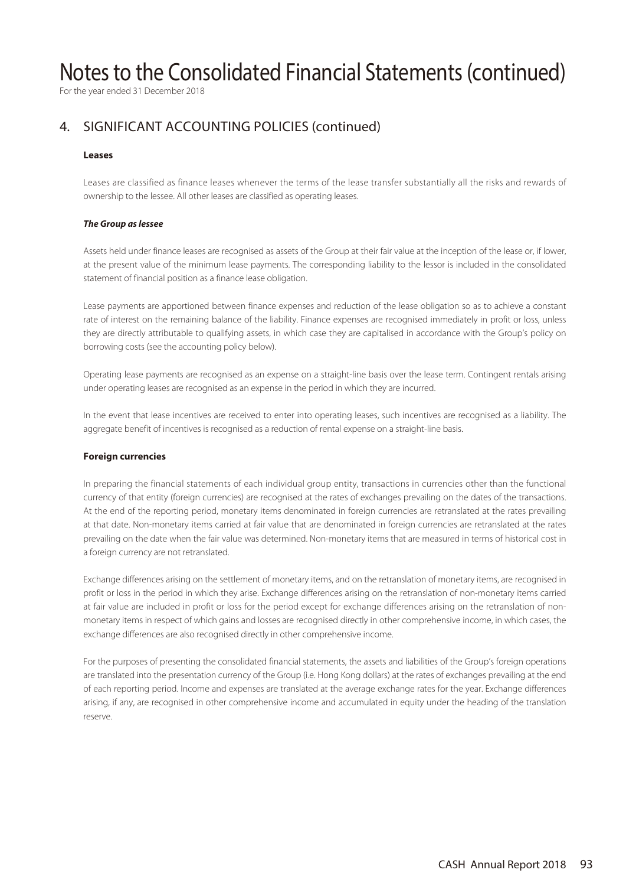# Notes to the Consolidated Financial Statements (continued)

For the year ended 31 December 2018

## 4. SIGNIFICANT ACCOUNTING POLICIES (continued)

### Leases

Leases are classified as finance leases whenever the terms of the lease transfer substantially all the risks and rewards of ownership to the lessee. All other leases are classified as operating leases.

#### *The Group as lessee*

Assets held under finance leases are recognised as assets of the Group at their fair value at the inception of the lease or, if lower, at the present value of the minimum lease payments. The corresponding liability to the lessor is included in the consolidated statement of financial position as a finance lease obligation.

Lease payments are apportioned between finance expenses and reduction of the lease obligation so as to achieve a constant rate of interest on the remaining balance of the liability. Finance expenses are recognised immediately in profit or loss, unless they are directly attributable to qualifying assets, in which case they are capitalised in accordance with the Group's policy on borrowing costs (see the accounting policy below).

Operating lease payments are recognised as an expense on a straight-line basis over the lease term. Contingent rentals arising under operating leases are recognised as an expense in the period in which they are incurred.

In the event that lease incentives are received to enter into operating leases, such incentives are recognised as a liability. The aggregate benefit of incentives is recognised as a reduction of rental expense on a straight-line basis.

### Foreign currencies

In preparing the financial statements of each individual group entity, transactions in currencies other than the functional currency of that entity (foreign currencies) are recognised at the rates of exchanges prevailing on the dates of the transactions. At the end of the reporting period, monetary items denominated in foreign currencies are retranslated at the rates prevailing at that date. Non-monetary items carried at fair value that are denominated in foreign currencies are retranslated at the rates prevailing on the date when the fair value was determined. Non-monetary items that are measured in terms of historical cost in a foreign currency are not retranslated.

Exchange differences arising on the settlement of monetary items, and on the retranslation of monetary items, are recognised in profit or loss in the period in which they arise. Exchange differences arising on the retranslation of non-monetary items carried at fair value are included in profit or loss for the period except for exchange differences arising on the retranslation of non-monetary items in respect of which gains and losses are recognised directly in other comprehensive income, in which cases, the exchange differences are also recognised directly in other comprehensive income.

For the purposes of presenting the consolidated financial statements, the assets and liabilities of the Group's foreign operations are translated into the presentation currency of the Group (i.e. Hong Kong dollars) at the rates of exchanges prevailing at the end of each reporting period. Income and expenses are translated at the average exchange rates for the year. Exchange differences arising, if any, are recognised in other comprehensive income and accumulated in equity under the heading of the translation reserve.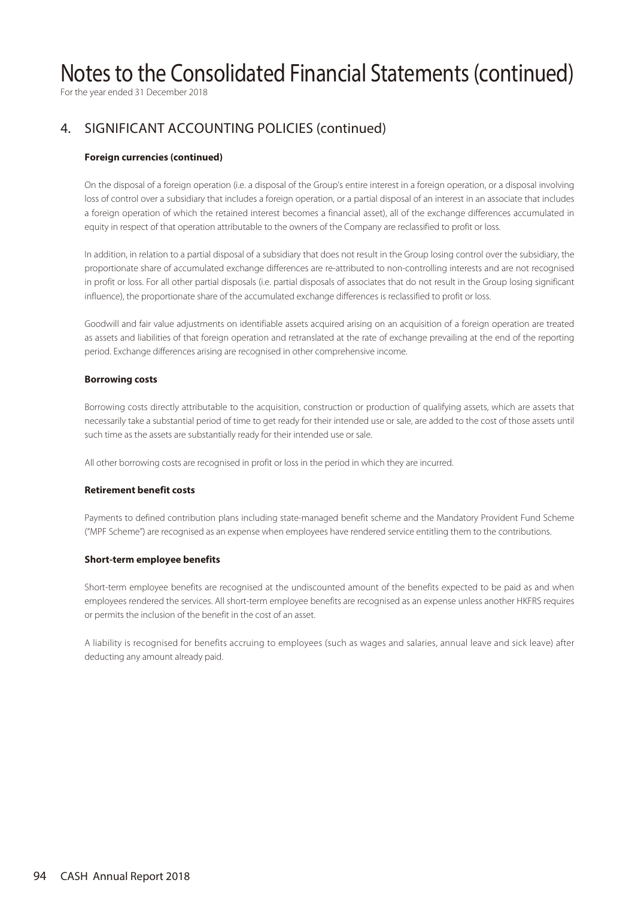## 4. SIGNIFICANT ACCOUNTING POLICIES (continued)

**Foreign currencies (continued)**

On the disposal of a foreign operation (i.e. a disposal of the Group's entire interest in a foreign operation, or a disposal involving loss of control over a subsidiary that includes a foreign operation, or a partial disposal of an interest in an associate that includes a foreign operation of which the retained interest becomes a financial asset), all of the exchange differences accumulated in equity in respect of that operation attributable to the owners of the Company are reclassified to profit or loss.

In addition, in relation to a partial disposal of a subsidiary that does not result in the Group losing control over the subsidiary, the proportionate share of accumulated exchange differences are re-attributed to non-controlling interests and are not recognised in profit or loss. For all other partial disposals (i.e. partial disposals of associates that do not result in the Group losing significant influence), the proportionate share of the accumulated exchange differences is reclassified to profit or loss.

Goodwill and fair value adjustments on identifiable assets acquired arising on an acquisition of a foreign operation are treated as assets and liabilities of that foreign operation and retranslated at the rate of exchange prevailing at the end of the reporting period. Exchange differences arising are recognised in other comprehensive income.

**Borrowing costs**

Borrowing costs directly attributable to the acquisition, construction or production of qualifying assets, which are assets that necessarily take a substantial period of time to get ready for their intended use or sale, are added to the cost of those assets until such time as the assets are substantially ready for their intended use or sale.

All other borrowing costs are recognised in profit or loss in the period in which they are incurred.

**Retirement benefit costs**

Payments to defined contribution plans including state-managed benefit scheme and the Mandatory Provident Fund Scheme ("MPF Scheme") are recognised as an expense when employees have rendered service entitling them to the contributions.

**Short-term employee benefits**

Short-term employee benefits are recognised at the undiscounted amount of the benefits expected to be paid as and when employees rendered the services. All short-term employee benefits are recognised as an expense unless another HKFRS requires or permits the inclusion of the benefit in the cost of an asset.

A liability is recognised for benefits accruing to employees (such as wages and salaries, annual leave and sick leave) after deducting any amount already paid.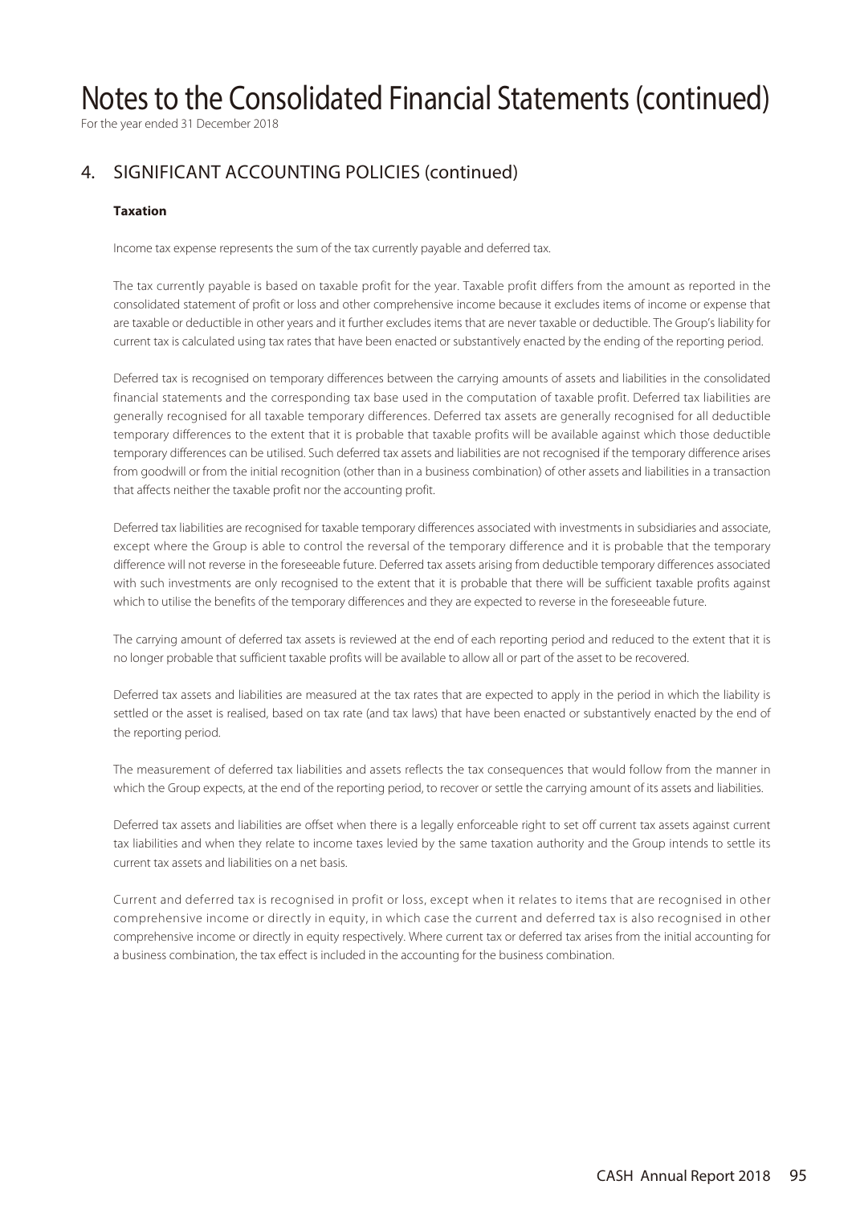# Notes to the Consolidated Financial Statements (continued)

For the year ended 31 December 2018

## 4. SIGNIFICANT ACCOUNTING POLICIES (continued)

### Taxation

Income tax expense represents the sum of the tax currently payable and deferred tax.

The tax currently payable is based on taxable profit for the year. Taxable profit differs from the amount as reported in the consolidated statement of profit or loss and other comprehensive income because it excludes items of income or expense that are taxable or deductible in other years and it further excludes items that are never taxable or deductible. The Group's liability for current tax is calculated using tax rates that have been enacted or substantively enacted by the ending of the reporting period.

Deferred tax is recognised on temporary differences between the carrying amounts of assets and liabilities in the consolidated financial statements and the corresponding tax base used in the computation of taxable profit. Deferred tax liabilities are generally recognised for all taxable temporary differences. Deferred tax assets are generally recognised for all deductible temporary differences to the extent that it is probable that taxable profits will be available against which those deductible temporary differences can be utilised. Such deferred tax assets and liabilities are not recognised if the temporary difference arises from goodwill or from the initial recognition (other than in a business combination) of other assets and liabilities in a transaction that affects neither the taxable profit nor the accounting profit.

Deferred tax liabilities are recognised for taxable temporary differences associated with investments in subsidiaries and associate, except where the Group is able to control the reversal of the temporary difference and it is probable that the temporary difference will not reverse in the foreseeable future. Deferred tax assets arising from deductible temporary differences associated with such investments are only recognised to the extent that it is probable that there will be sufficient taxable profits against which to utilise the benefits of the temporary differences and they are expected to reverse in the foreseeable future.

The carrying amount of deferred tax assets is reviewed at the end of each reporting period and reduced to the extent that it is no longer probable that sufficient taxable profits will be available to allow all or part of the asset to be recovered.

Deferred tax assets and liabilities are measured at the tax rates that are expected to apply in the period in which the liability is settled or the asset is realised, based on tax rate (and tax laws) that have been enacted or substantively enacted by the end of the reporting period.

The measurement of deferred tax liabilities and assets reflects the tax consequences that would follow from the manner in which the Group expects, at the end of the reporting period, to recover or settle the carrying amount of its assets and liabilities.

Deferred tax assets and liabilities are offset when there is a legally enforceable right to set off current tax assets against current tax liabilities and when they relate to income taxes levied by the same taxation authority and the Group intends to settle its current tax assets and liabilities on a net basis.

Current and deferred tax is recognised in profit or loss, except when it relates to items that are recognised in other comprehensive income or directly in equity, in which case the current and deferred tax is also recognised in other comprehensive income or directly in equity respectively. Where current tax or deferred tax arises from the initial accounting for a business combination, the tax effect is included in the accounting for the business combination.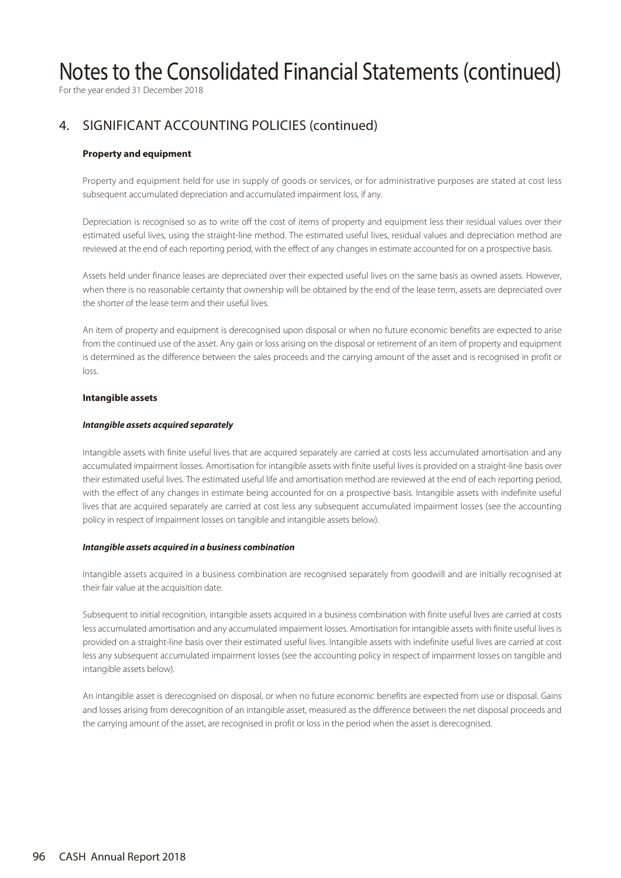# Notes to the Consolidated Financial Statements (continued)

For the year ended 31 December 2018

## 4. SIGNIFICANT ACCOUNTING POLICIES (continued)

### Property and equipment

Property and equipment held for use in supply of goods or services, or for administrative purposes are stated at cost less subsequent accumulated depreciation and accumulated impairment loss, if any.

Depreciation is recognised so as to write off the cost of items of property and equipment less their residual values over their estimated useful lives, using the straight-line method. The estimated useful lives, residual values and depreciation method are reviewed at the end of each reporting period, with the effect of any changes in estimate accounted for on a prospective basis.

Assets held under finance leases are depreciated over their expected useful lives on the same basis as owned assets. However, when there is no reasonable certainty that ownership will be obtained by the end of the lease term, assets are depreciated over the shorter of the lease term and their useful lives.

An item of property and equipment is derecognised upon disposal or when no future economic benefits are expected to arise from the continued use of the asset. Any gain or loss arising on the disposal or retirement of an item of property and equipment is determined as the difference between the sales proceeds and the carrying amount of the asset and is recognised in profit or loss.

### Intangible assets

***Intangible assets acquired separately***

Intangible assets with finite useful lives that are acquired separately are carried at costs less accumulated amortisation and any accumulated impairment losses. Amortisation for intangible assets with finite useful lives is provided on a straight-line basis over their estimated useful lives. The estimated useful life and amortisation method are reviewed at the end of each reporting period, with the effect of any changes in estimate being accounted for on a prospective basis. Intangible assets with indefinite useful lives that are acquired separately are carried at cost less any subsequent accumulated impairment losses (see the accounting policy in respect of impairment losses on tangible and intangible assets below).

***Intangible assets acquired in a business combination***

Intangible assets acquired in a business combination are recognised separately from goodwill and are initially recognised at their fair value at the acquisition date.

Subsequent to initial recognition, intangible assets acquired in a business combination with finite useful lives are carried at costs less accumulated amortisation and any accumulated impairment losses. Amortisation for intangible assets with finite useful lives is provided on a straight-line basis over their estimated useful lives. Intangible assets with indefinite useful lives are carried at cost less any subsequent accumulated impairment losses (see the accounting policy in respect of impairment losses on tangible and intangible assets below).

An intangible asset is derecognised on disposal, or when no future economic benefits are expected from use or disposal. Gains and losses arising from derecognition of an intangible asset, measured as the difference between the net disposal proceeds and the carrying amount of the asset, are recognised in profit or loss in the period when the asset is derecognised.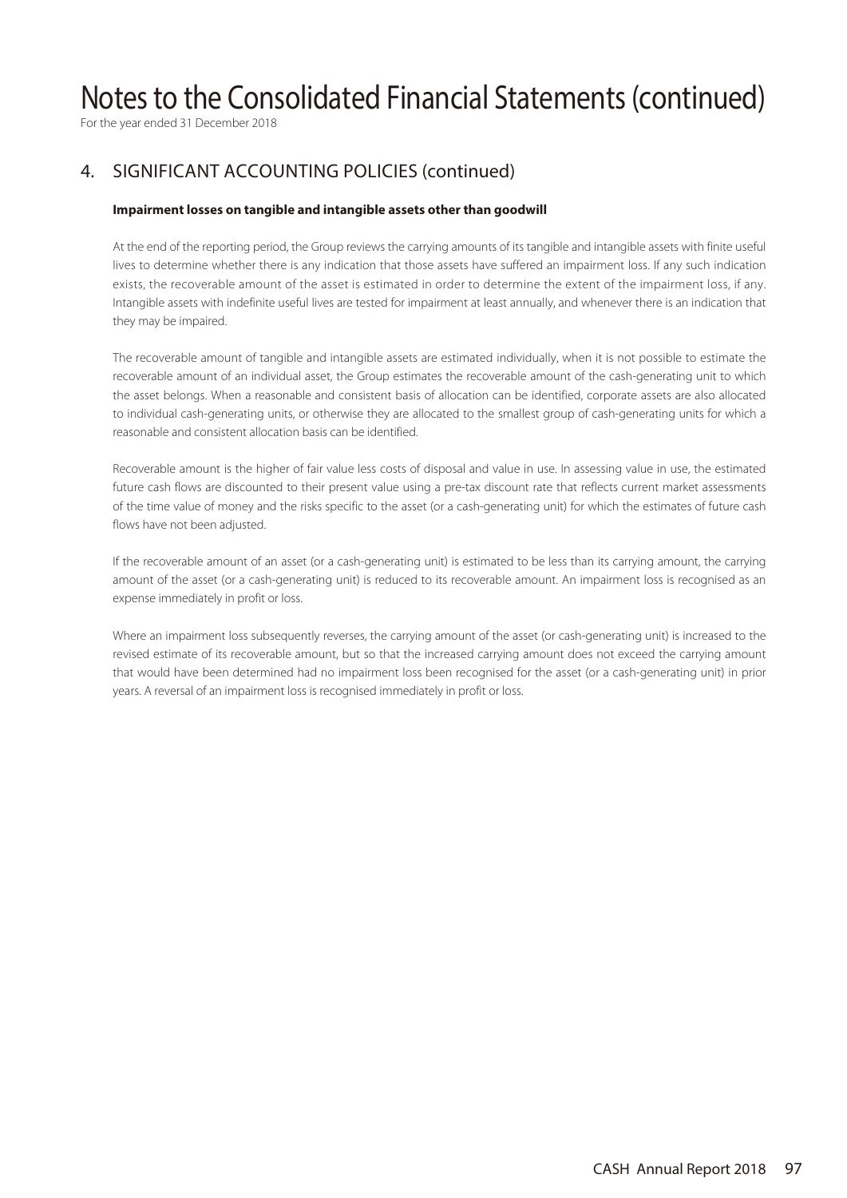# Notes to the Consolidated Financial Statements (continued)

For the year ended 31 December 2018

## 4. SIGNIFICANT ACCOUNTING POLICIES (continued)

**Impairment losses on tangible and intangible assets other than goodwill**

At the end of the reporting period, the Group reviews the carrying amounts of its tangible and intangible assets with finite useful lives to determine whether there is any indication that those assets have suffered an impairment loss. If any such indication exists, the recoverable amount of the asset is estimated in order to determine the extent of the impairment loss, if any. Intangible assets with indefinite useful lives are tested for impairment at least annually, and whenever there is an indication that they may be impaired.

The recoverable amount of tangible and intangible assets are estimated individually, when it is not possible to estimate the recoverable amount of an individual asset, the Group estimates the recoverable amount of the cash-generating unit to which the asset belongs. When a reasonable and consistent basis of allocation can be identified, corporate assets are also allocated to individual cash-generating units, or otherwise they are allocated to the smallest group of cash-generating units for which a reasonable and consistent allocation basis can be identified.

Recoverable amount is the higher of fair value less costs of disposal and value in use. In assessing value in use, the estimated future cash flows are discounted to their present value using a pre-tax discount rate that reflects current market assessments of the time value of money and the risks specific to the asset (or a cash-generating unit) for which the estimates of future cash flows have not been adjusted.

If the recoverable amount of an asset (or a cash-generating unit) is estimated to be less than its carrying amount, the carrying amount of the asset (or a cash-generating unit) is reduced to its recoverable amount. An impairment loss is recognised as an expense immediately in profit or loss.

Where an impairment loss subsequently reverses, the carrying amount of the asset (or cash-generating unit) is increased to the revised estimate of its recoverable amount, but so that the increased carrying amount does not exceed the carrying amount that would have been determined had no impairment loss been recognised for the asset (or a cash-generating unit) in prior years. A reversal of an impairment loss is recognised immediately in profit or loss.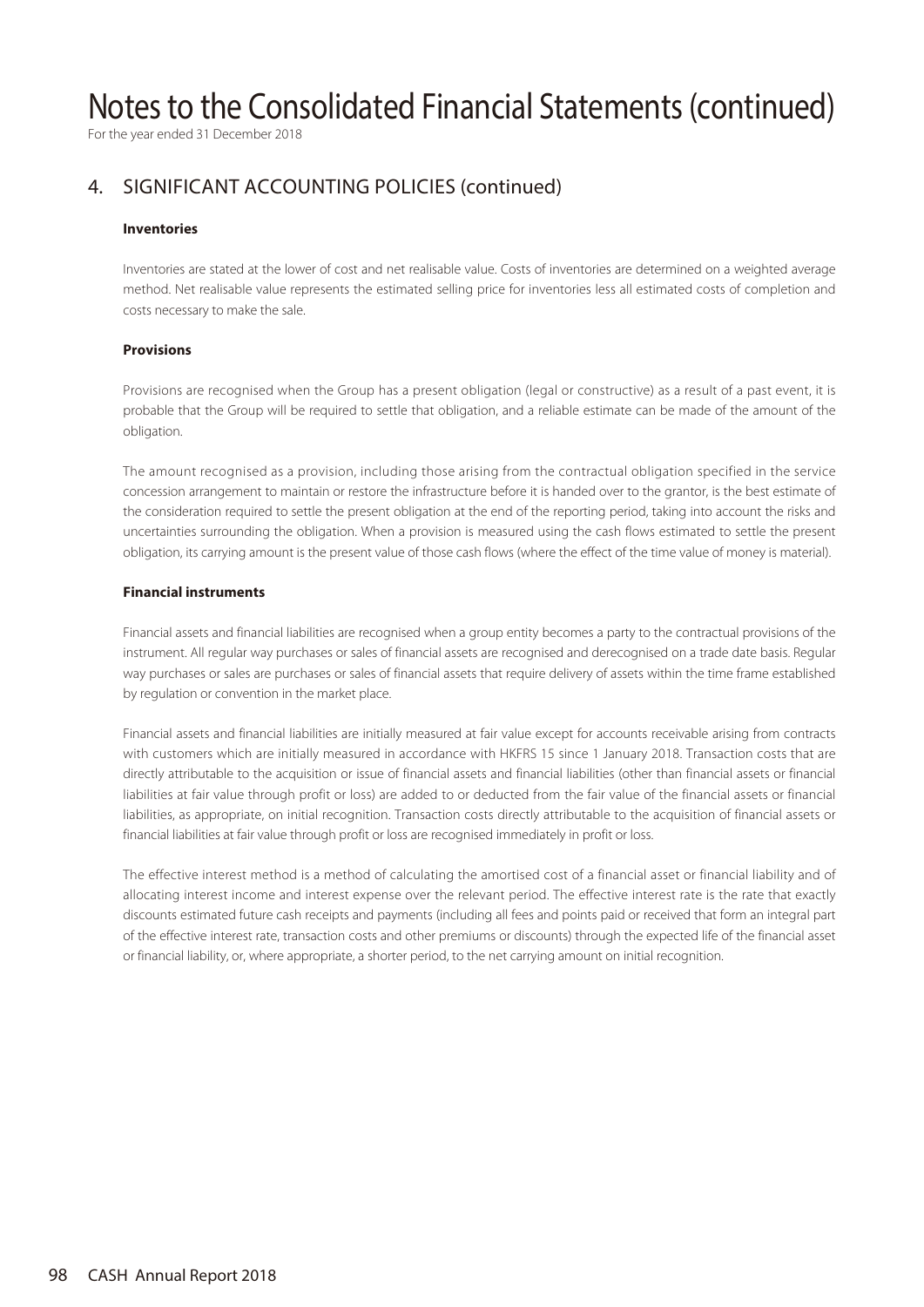# Notes to the Consolidated Financial Statements (continued)

For the year ended 31 December 2018

## 4. SIGNIFICANT ACCOUNTING POLICIES (continued)

### Inventories

Inventories are stated at the lower of cost and net realisable value. Costs of inventories are determined on a weighted average method. Net realisable value represents the estimated selling price for inventories less all estimated costs of completion and costs necessary to make the sale.

### Provisions

Provisions are recognised when the Group has a present obligation (legal or constructive) as a result of a past event, it is probable that the Group will be required to settle that obligation, and a reliable estimate can be made of the amount of the obligation.

The amount recognised as a provision, including those arising from the contractual obligation specified in the service concession arrangement to maintain or restore the infrastructure before it is handed over to the grantor, is the best estimate of the consideration required to settle the present obligation at the end of the reporting period, taking into account the risks and uncertainties surrounding the obligation. When a provision is measured using the cash flows estimated to settle the present obligation, its carrying amount is the present value of those cash flows (where the effect of the time value of money is material).

### Financial instruments

Financial assets and financial liabilities are recognised when a group entity becomes a party to the contractual provisions of the instrument. All regular way purchases or sales of financial assets are recognised and derecognised on a trade date basis. Regular way purchases or sales are purchases or sales of financial assets that require delivery of assets within the time frame established by regulation or convention in the market place.

Financial assets and financial liabilities are initially measured at fair value except for accounts receivable arising from contracts with customers which are initially measured in accordance with HKFRS 15 since 1 January 2018. Transaction costs that are directly attributable to the acquisition or issue of financial assets and financial liabilities (other than financial assets or financial liabilities at fair value through profit or loss) are added to or deducted from the fair value of the financial assets or financial liabilities, as appropriate, on initial recognition. Transaction costs directly attributable to the acquisition of financial assets or financial liabilities at fair value through profit or loss are recognised immediately in profit or loss.

The effective interest method is a method of calculating the amortised cost of a financial asset or financial liability and of allocating interest income and interest expense over the relevant period. The effective interest rate is the rate that exactly discounts estimated future cash receipts and payments (including all fees and points paid or received that form an integral part of the effective interest rate, transaction costs and other premiums or discounts) through the expected life of the financial asset or financial liability, or, where appropriate, a shorter period, to the net carrying amount on initial recognition.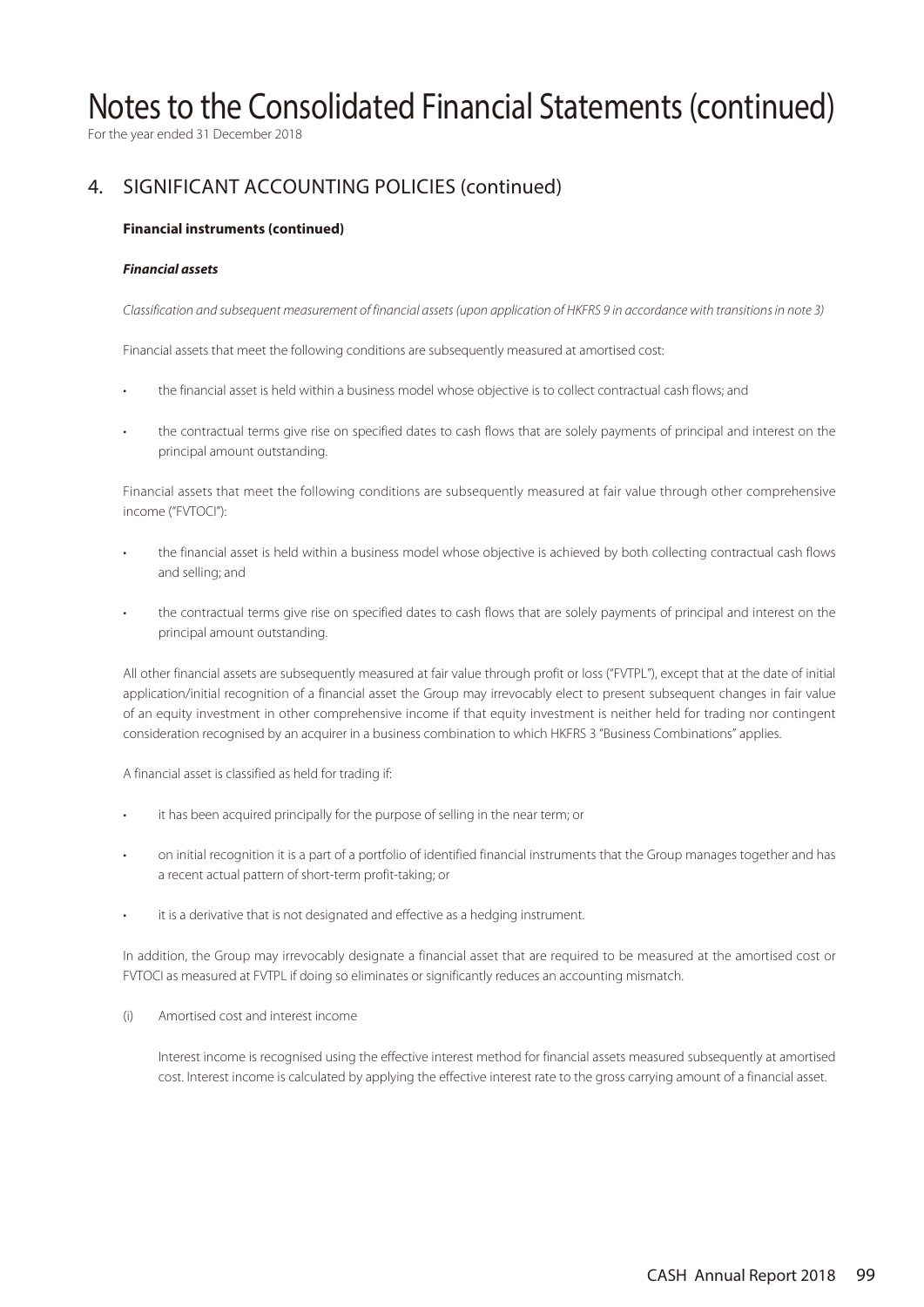# Notes to the Consolidated Financial Statements (continued)

For the year ended 31 December 2018

## 4. SIGNIFICANT ACCOUNTING POLICIES (continued)

### Financial instruments (continued)

#### *Financial assets*

*Classification and subsequent measurement of financial assets (upon application of HKFRS 9 in accordance with transitions in note 3)*

Financial assets that meet the following conditions are subsequently measured at amortised cost:

- the financial asset is held within a business model whose objective is to collect contractual cash flows; and
- the contractual terms give rise on specified dates to cash flows that are solely payments of principal and interest on the principal amount outstanding.

Financial assets that meet the following conditions are subsequently measured at fair value through other comprehensive income ("FVTOCI"):

- the financial asset is held within a business model whose objective is achieved by both collecting contractual cash flows and selling; and
- the contractual terms give rise on specified dates to cash flows that are solely payments of principal and interest on the principal amount outstanding.

All other financial assets are subsequently measured at fair value through profit or loss ("FVTPL"), except that at the date of initial application/initial recognition of a financial asset the Group may irrevocably elect to present subsequent changes in fair value of an equity investment in other comprehensive income if that equity investment is neither held for trading nor contingent consideration recognised by an acquirer in a business combination to which HKFRS 3 "Business Combinations" applies.

A financial asset is classified as held for trading if:

- it has been acquired principally for the purpose of selling in the near term; or
- on initial recognition it is a part of a portfolio of identified financial instruments that the Group manages together and has a recent actual pattern of short-term profit-taking; or
- it is a derivative that is not designated and effective as a hedging instrument.

In addition, the Group may irrevocably designate a financial asset that are required to be measured at the amortised cost or FVTOCI as measured at FVTPL if doing so eliminates or significantly reduces an accounting mismatch.

(i) Amortised cost and interest income

Interest income is recognised using the effective interest method for financial assets measured subsequently at amortised cost. Interest income is calculated by applying the effective interest rate to the gross carrying amount of a financial asset.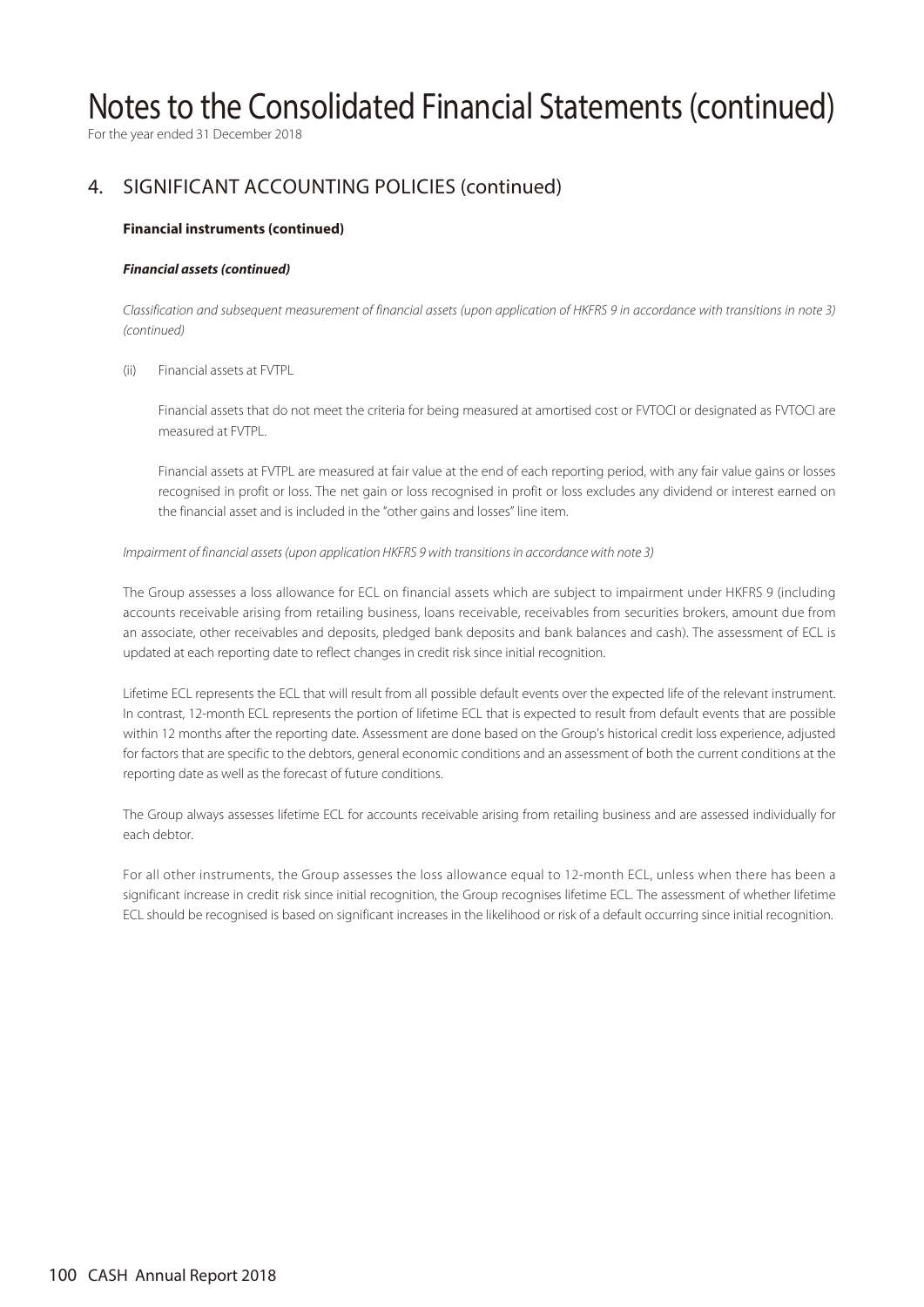# Notes to the Consolidated Financial Statements (continued)

For the year ended 31 December 2018

## 4. SIGNIFICANT ACCOUNTING POLICIES (continued)

**Financial instruments (continued)**

***Financial assets (continued)***

*Classification and subsequent measurement of financial assets (upon application of HKFRS 9 in accordance with transitions in note 3) (continued)*

(ii) Financial assets at FVTPL

Financial assets that do not meet the criteria for being measured at amortised cost or FVTOCI or designated as FVTOCI are measured at FVTPL.

Financial assets at FVTPL are measured at fair value at the end of each reporting period, with any fair value gains or losses recognised in profit or loss. The net gain or loss recognised in profit or loss excludes any dividend or interest earned on the financial asset and is included in the "other gains and losses" line item.

*Impairment of financial assets (upon application HKFRS 9 with transitions in accordance with note 3)*

The Group assesses a loss allowance for ECL on financial assets which are subject to impairment under HKFRS 9 (including accounts receivable arising from retailing business, loans receivable, receivables from securities brokers, amount due from an associate, other receivables and deposits, pledged bank deposits and bank balances and cash). The assessment of ECL is updated at each reporting date to reflect changes in credit risk since initial recognition.

Lifetime ECL represents the ECL that will result from all possible default events over the expected life of the relevant instrument. In contrast, 12-month ECL represents the portion of lifetime ECL that is expected to result from default events that are possible within 12 months after the reporting date. Assessment are done based on the Group's historical credit loss experience, adjusted for factors that are specific to the debtors, general economic conditions and an assessment of both the current conditions at the reporting date as well as the forecast of future conditions.

The Group always assesses lifetime ECL for accounts receivable arising from retailing business and are assessed individually for each debtor.

For all other instruments, the Group assesses the loss allowance equal to 12-month ECL, unless when there has been a significant increase in credit risk since initial recognition, the Group recognises lifetime ECL. The assessment of whether lifetime ECL should be recognised is based on significant increases in the likelihood or risk of a default occurring since initial recognition.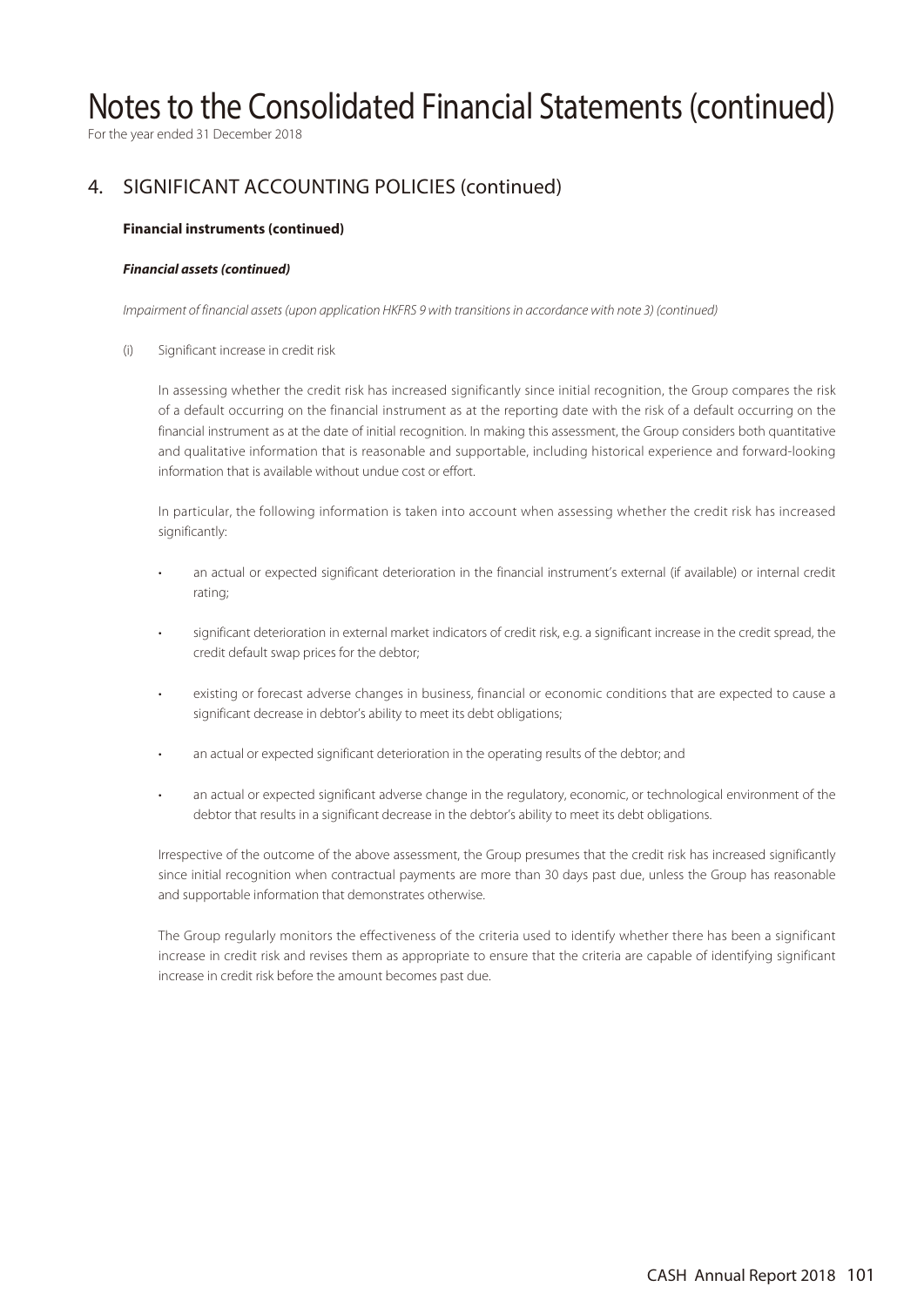# Notes to the Consolidated Financial Statements (continued)

For the year ended 31 December 2018

## 4. SIGNIFICANT ACCOUNTING POLICIES (continued)

**Financial instruments (continued)**

***Financial assets (continued)***

*Impairment of financial assets (upon application HKFRS 9 with transitions in accordance with note 3) (continued)*

(i) Significant increase in credit risk

In assessing whether the credit risk has increased significantly since initial recognition, the Group compares the risk of a default occurring on the financial instrument as at the reporting date with the risk of a default occurring on the financial instrument as at the date of initial recognition. In making this assessment, the Group considers both quantitative and qualitative information that is reasonable and supportable, including historical experience and forward-looking information that is available without undue cost or effort.

In particular, the following information is taken into account when assessing whether the credit risk has increased significantly:

- an actual or expected significant deterioration in the financial instrument's external (if available) or internal credit rating;
- significant deterioration in external market indicators of credit risk, e.g. a significant increase in the credit spread, the credit default swap prices for the debtor;
- existing or forecast adverse changes in business, financial or economic conditions that are expected to cause a significant decrease in debtor's ability to meet its debt obligations;
- an actual or expected significant deterioration in the operating results of the debtor; and
- an actual or expected significant adverse change in the regulatory, economic, or technological environment of the debtor that results in a significant decrease in the debtor's ability to meet its debt obligations.

Irrespective of the outcome of the above assessment, the Group presumes that the credit risk has increased significantly since initial recognition when contractual payments are more than 30 days past due, unless the Group has reasonable and supportable information that demonstrates otherwise.

The Group regularly monitors the effectiveness of the criteria used to identify whether there has been a significant increase in credit risk and revises them as appropriate to ensure that the criteria are capable of identifying significant increase in credit risk before the amount becomes past due.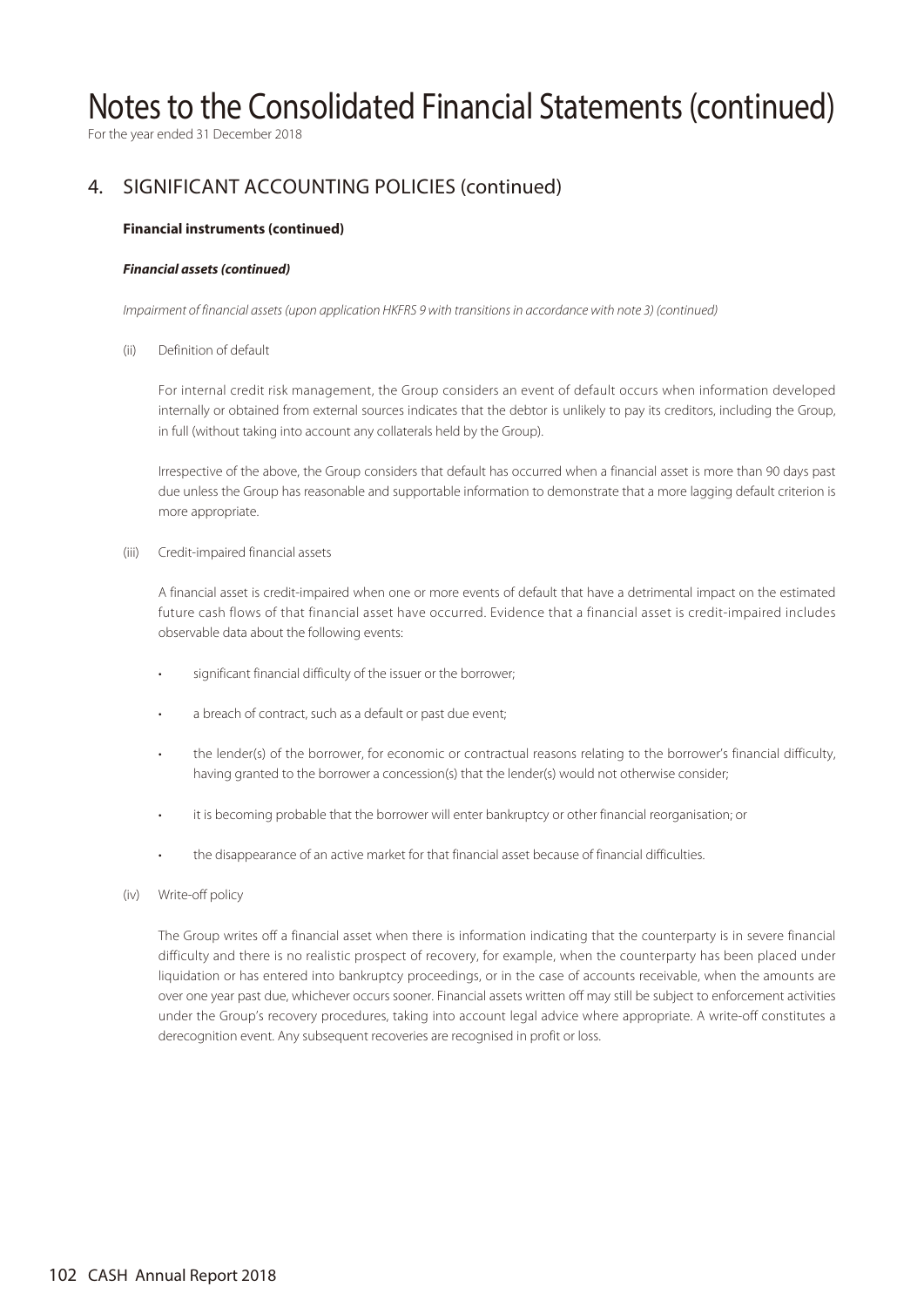# Notes to the Consolidated Financial Statements (continued)

For the year ended 31 December 2018

## 4. SIGNIFICANT ACCOUNTING POLICIES (continued)

**Financial instruments (continued)**

***Financial assets (continued)***

*Impairment of financial assets (upon application HKFRS 9 with transitions in accordance with note 3) (continued)*

(ii) Definition of default

For internal credit risk management, the Group considers an event of default occurs when information developed internally or obtained from external sources indicates that the debtor is unlikely to pay its creditors, including the Group, in full (without taking into account any collaterals held by the Group).

Irrespective of the above, the Group considers that default has occurred when a financial asset is more than 90 days past due unless the Group has reasonable and supportable information to demonstrate that a more lagging default criterion is more appropriate.

(iii) Credit-impaired financial assets

A financial asset is credit-impaired when one or more events of default that have a detrimental impact on the estimated future cash flows of that financial asset have occurred. Evidence that a financial asset is credit-impaired includes observable data about the following events:

- significant financial difficulty of the issuer or the borrower;
- a breach of contract, such as a default or past due event;
- the lender(s) of the borrower, for economic or contractual reasons relating to the borrower's financial difficulty, having granted to the borrower a concession(s) that the lender(s) would not otherwise consider;
- it is becoming probable that the borrower will enter bankruptcy or other financial reorganisation; or
- the disappearance of an active market for that financial asset because of financial difficulties.

(iv) Write-off policy

The Group writes off a financial asset when there is information indicating that the counterparty is in severe financial difficulty and there is no realistic prospect of recovery, for example, when the counterparty has been placed under liquidation or has entered into bankruptcy proceedings, or in the case of accounts receivable, when the amounts are over one year past due, whichever occurs sooner. Financial assets written off may still be subject to enforcement activities under the Group's recovery procedures, taking into account legal advice where appropriate. A write-off constitutes a derecognition event. Any subsequent recoveries are recognised in profit or loss.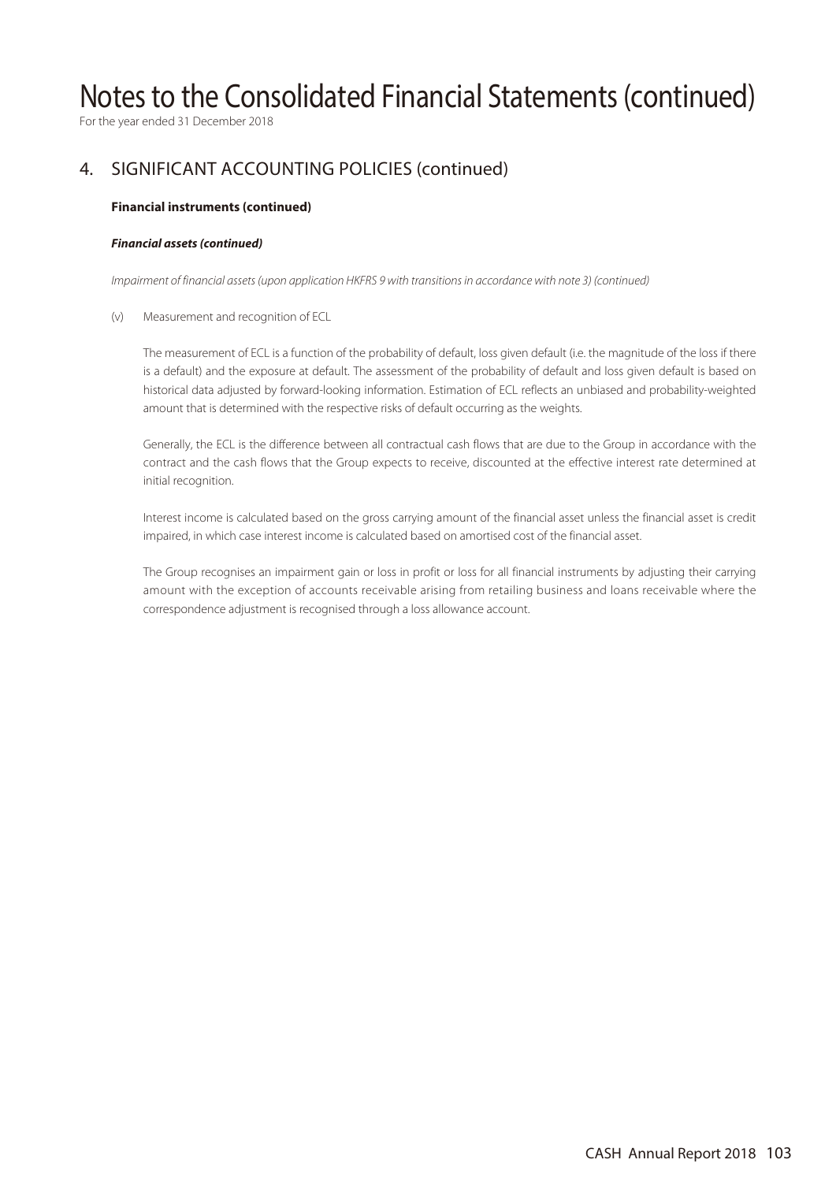# Notes to the Consolidated Financial Statements (continued)

For the year ended 31 December 2018

## 4. SIGNIFICANT ACCOUNTING POLICIES (continued)

### Financial instruments (continued)

#### *Financial assets (continued)*

*Impairment of financial assets (upon application HKFRS 9 with transitions in accordance with note 3) (continued)*

(v) Measurement and recognition of ECL

The measurement of ECL is a function of the probability of default, loss given default (i.e. the magnitude of the loss if there is a default) and the exposure at default. The assessment of the probability of default and loss given default is based on historical data adjusted by forward-looking information. Estimation of ECL reflects an unbiased and probability-weighted amount that is determined with the respective risks of default occurring as the weights.

Generally, the ECL is the difference between all contractual cash flows that are due to the Group in accordance with the contract and the cash flows that the Group expects to receive, discounted at the effective interest rate determined at initial recognition.

Interest income is calculated based on the gross carrying amount of the financial asset unless the financial asset is credit impaired, in which case interest income is calculated based on amortised cost of the financial asset.

The Group recognises an impairment gain or loss in profit or loss for all financial instruments by adjusting their carrying amount with the exception of accounts receivable arising from retailing business and loans receivable where the correspondence adjustment is recognised through a loss allowance account.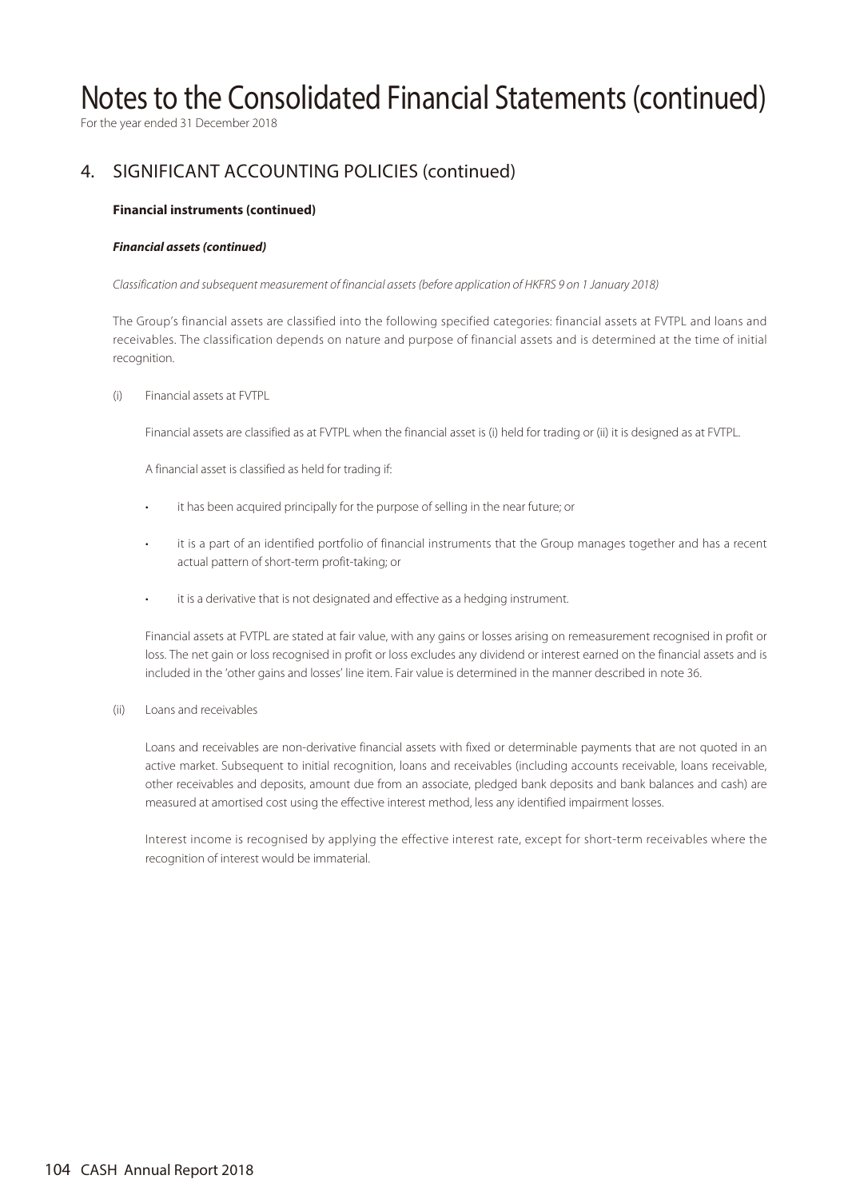# Notes to the Consolidated Financial Statements (continued)

For the year ended 31 December 2018

## 4. SIGNIFICANT ACCOUNTING POLICIES (continued)

**Financial instruments (continued)**

***Financial assets (continued)***

*Classification and subsequent measurement of financial assets (before application of HKFRS 9 on 1 January 2018)*

The Group's financial assets are classified into the following specified categories: financial assets at FVTPL and loans and receivables. The classification depends on nature and purpose of financial assets and is determined at the time of initial recognition.

(i) Financial assets at FVTPL

Financial assets are classified as at FVTPL when the financial asset is (i) held for trading or (ii) it is designed as at FVTPL.

A financial asset is classified as held for trading if:

- it has been acquired principally for the purpose of selling in the near future; or
- it is a part of an identified portfolio of financial instruments that the Group manages together and has a recent actual pattern of short-term profit-taking; or
- it is a derivative that is not designated and effective as a hedging instrument.

Financial assets at FVTPL are stated at fair value, with any gains or losses arising on remeasurement recognised in profit or loss. The net gain or loss recognised in profit or loss excludes any dividend or interest earned on the financial assets and is included in the 'other gains and losses' line item. Fair value is determined in the manner described in note 36.

(ii) Loans and receivables

Loans and receivables are non-derivative financial assets with fixed or determinable payments that are not quoted in an active market. Subsequent to initial recognition, loans and receivables (including accounts receivable, loans receivable, other receivables and deposits, amount due from an associate, pledged bank deposits and bank balances and cash) are measured at amortised cost using the effective interest method, less any identified impairment losses.

Interest income is recognised by applying the effective interest rate, except for short-term receivables where the recognition of interest would be immaterial.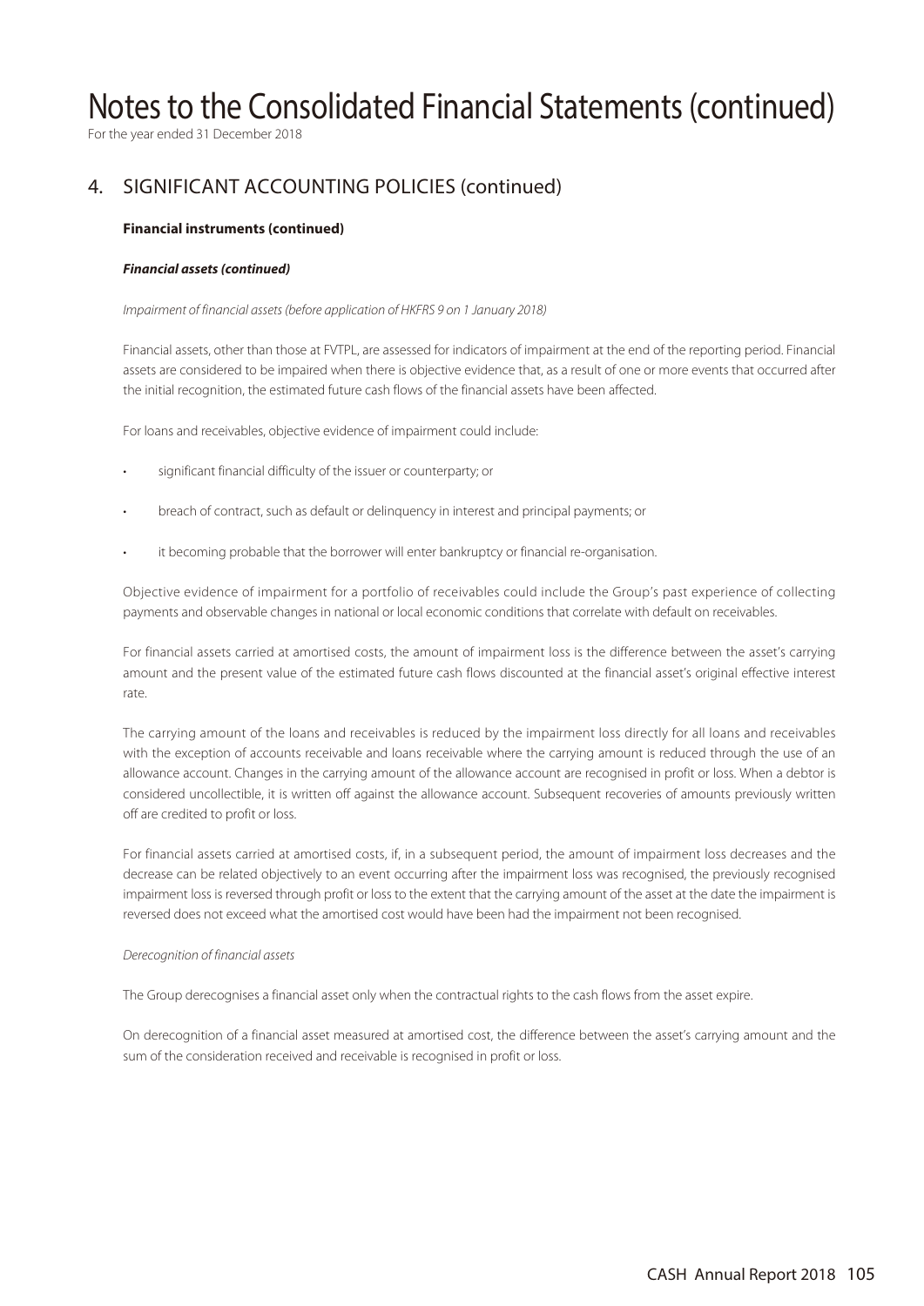# Notes to the Consolidated Financial Statements (continued)

For the year ended 31 December 2018

## 4. SIGNIFICANT ACCOUNTING POLICIES (continued)

**Financial instruments (continued)**

***Financial assets (continued)***

*Impairment of financial assets (before application of HKFRS 9 on 1 January 2018)*

Financial assets, other than those at FVTPL, are assessed for indicators of impairment at the end of the reporting period. Financial assets are considered to be impaired when there is objective evidence that, as a result of one or more events that occurred after the initial recognition, the estimated future cash flows of the financial assets have been affected.

For loans and receivables, objective evidence of impairment could include:

- significant financial difficulty of the issuer or counterparty; or
- breach of contract, such as default or delinquency in interest and principal payments; or
- it becoming probable that the borrower will enter bankruptcy or financial re-organisation.

Objective evidence of impairment for a portfolio of receivables could include the Group's past experience of collecting payments and observable changes in national or local economic conditions that correlate with default on receivables.

For financial assets carried at amortised costs, the amount of impairment loss is the difference between the asset's carrying amount and the present value of the estimated future cash flows discounted at the financial asset's original effective interest rate.

The carrying amount of the loans and receivables is reduced by the impairment loss directly for all loans and receivables with the exception of accounts receivable and loans receivable where the carrying amount is reduced through the use of an allowance account. Changes in the carrying amount of the allowance account are recognised in profit or loss. When a debtor is considered uncollectible, it is written off against the allowance account. Subsequent recoveries of amounts previously written off are credited to profit or loss.

For financial assets carried at amortised costs, if, in a subsequent period, the amount of impairment loss decreases and the decrease can be related objectively to an event occurring after the impairment loss was recognised, the previously recognised impairment loss is reversed through profit or loss to the extent that the carrying amount of the asset at the date the impairment is reversed does not exceed what the amortised cost would have been had the impairment not been recognised.

*Derecognition of financial assets*

The Group derecognises a financial asset only when the contractual rights to the cash flows from the asset expire.

On derecognition of a financial asset measured at amortised cost, the difference between the asset's carrying amount and the sum of the consideration received and receivable is recognised in profit or loss.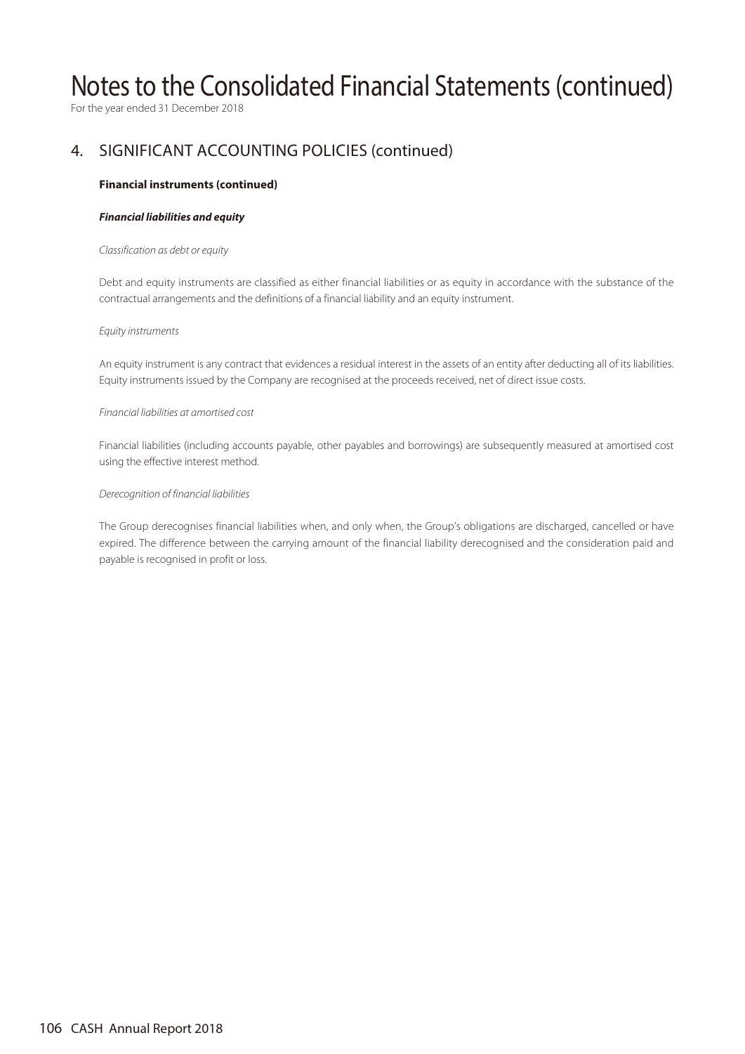# Notes to the Consolidated Financial Statements (continued)

For the year ended 31 December 2018

## 4. SIGNIFICANT ACCOUNTING POLICIES (continued)

**Financial instruments (continued)**

***Financial liabilities and equity***

*Classification as debt or equity*

Debt and equity instruments are classified as either financial liabilities or as equity in accordance with the substance of the contractual arrangements and the definitions of a financial liability and an equity instrument.

*Equity instruments*

An equity instrument is any contract that evidences a residual interest in the assets of an entity after deducting all of its liabilities. Equity instruments issued by the Company are recognised at the proceeds received, net of direct issue costs.

*Financial liabilities at amortised cost*

Financial liabilities (including accounts payable, other payables and borrowings) are subsequently measured at amortised cost using the effective interest method.

*Derecognition of financial liabilities*

The Group derecognises financial liabilities when, and only when, the Group's obligations are discharged, cancelled or have expired. The difference between the carrying amount of the financial liability derecognised and the consideration paid and payable is recognised in profit or loss.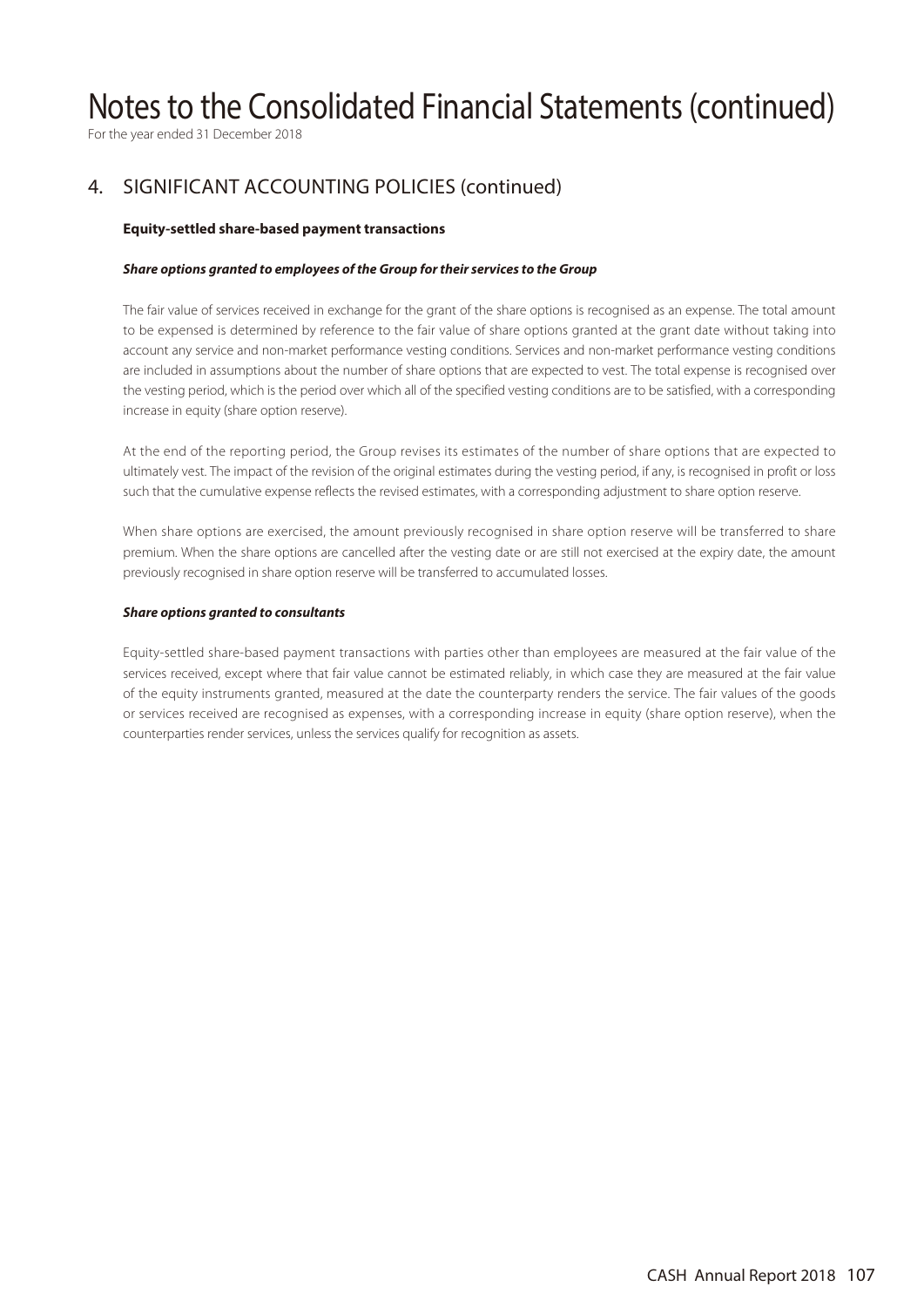## 4. SIGNIFICANT ACCOUNTING POLICIES (continued)

**Equity-settled share-based payment transactions**

***Share options granted to employees of the Group for their services to the Group***

The fair value of services received in exchange for the grant of the share options is recognised as an expense. The total amount to be expensed is determined by reference to the fair value of share options granted at the grant date without taking into account any service and non-market performance vesting conditions. Services and non-market performance vesting conditions are included in assumptions about the number of share options that are expected to vest. The total expense is recognised over the vesting period, which is the period over which all of the specified vesting conditions are to be satisfied, with a corresponding increase in equity (share option reserve).

At the end of the reporting period, the Group revises its estimates of the number of share options that are expected to ultimately vest. The impact of the revision of the original estimates during the vesting period, if any, is recognised in profit or loss such that the cumulative expense reflects the revised estimates, with a corresponding adjustment to share option reserve.

When share options are exercised, the amount previously recognised in share option reserve will be transferred to share premium. When the share options are cancelled after the vesting date or are still not exercised at the expiry date, the amount previously recognised in share option reserve will be transferred to accumulated losses.

***Share options granted to consultants***

Equity-settled share-based payment transactions with parties other than employees are measured at the fair value of the services received, except where that fair value cannot be estimated reliably, in which case they are measured at the fair value of the equity instruments granted, measured at the date the counterparty renders the service. The fair values of the goods or services received are recognised as expenses, with a corresponding increase in equity (share option reserve), when the counterparties render services, unless the services qualify for recognition as assets.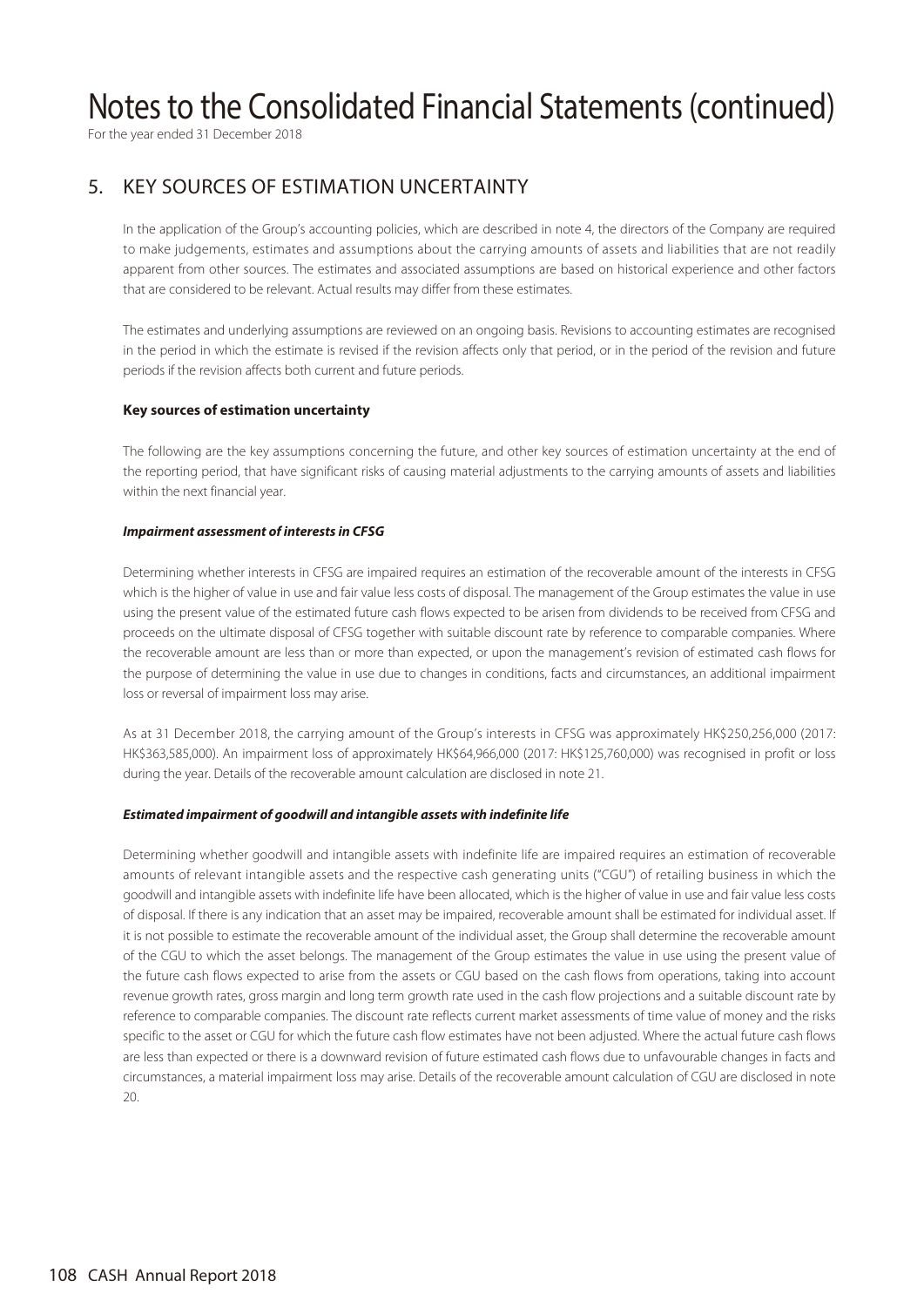# Notes to the Consolidated Financial Statements (continued)

For the year ended 31 December 2018

## 5. KEY SOURCES OF ESTIMATION UNCERTAINTY

In the application of the Group's accounting policies, which are described in note 4, the directors of the Company are required to make judgements, estimates and assumptions about the carrying amounts of assets and liabilities that are not readily apparent from other sources. The estimates and associated assumptions are based on historical experience and other factors that are considered to be relevant. Actual results may differ from these estimates.

The estimates and underlying assumptions are reviewed on an ongoing basis. Revisions to accounting estimates are recognised in the period in which the estimate is revised if the revision affects only that period, or in the period of the revision and future periods if the revision affects both current and future periods.

**Key sources of estimation uncertainty**

The following are the key assumptions concerning the future, and other key sources of estimation uncertainty at the end of the reporting period, that have significant risks of causing material adjustments to the carrying amounts of assets and liabilities within the next financial year.

***Impairment assessment of interests in CFSG***

Determining whether interests in CFSG are impaired requires an estimation of the recoverable amount of the interests in CFSG which is the higher of value in use and fair value less costs of disposal. The management of the Group estimates the value in use using the present value of the estimated future cash flows expected to be arisen from dividends to be received from CFSG and proceeds on the ultimate disposal of CFSG together with suitable discount rate by reference to comparable companies. Where the recoverable amount are less than or more than expected, or upon the management's revision of estimated cash flows for the purpose of determining the value in use due to changes in conditions, facts and circumstances, an additional impairment loss or reversal of impairment loss may arise.

As at 31 December 2018, the carrying amount of the Group's interests in CFSG was approximately HK$250,256,000 (2017: HK$363,585,000). An impairment loss of approximately HK$64,966,000 (2017: HK$125,760,000) was recognised in profit or loss during the year. Details of the recoverable amount calculation are disclosed in note 21.

***Estimated impairment of goodwill and intangible assets with indefinite life***

Determining whether goodwill and intangible assets with indefinite life are impaired requires an estimation of recoverable amounts of relevant intangible assets and the respective cash generating units ("CGU") of retailing business in which the goodwill and intangible assets with indefinite life have been allocated, which is the higher of value in use and fair value less costs of disposal. If there is any indication that an asset may be impaired, recoverable amount shall be estimated for individual asset. If it is not possible to estimate the recoverable amount of the individual asset, the Group shall determine the recoverable amount of the CGU to which the asset belongs. The management of the Group estimates the value in use using the present value of the future cash flows expected to arise from the assets or CGU based on the cash flows from operations, taking into account revenue growth rates, gross margin and long term growth rate used in the cash flow projections and a suitable discount rate by reference to comparable companies. The discount rate reflects current market assessments of time value of money and the risks specific to the asset or CGU for which the future cash flow estimates have not been adjusted. Where the actual future cash flows are less than expected or there is a downward revision of future estimated cash flows due to unfavourable changes in facts and circumstances, a material impairment loss may arise. Details of the recoverable amount calculation of CGU are disclosed in note 20.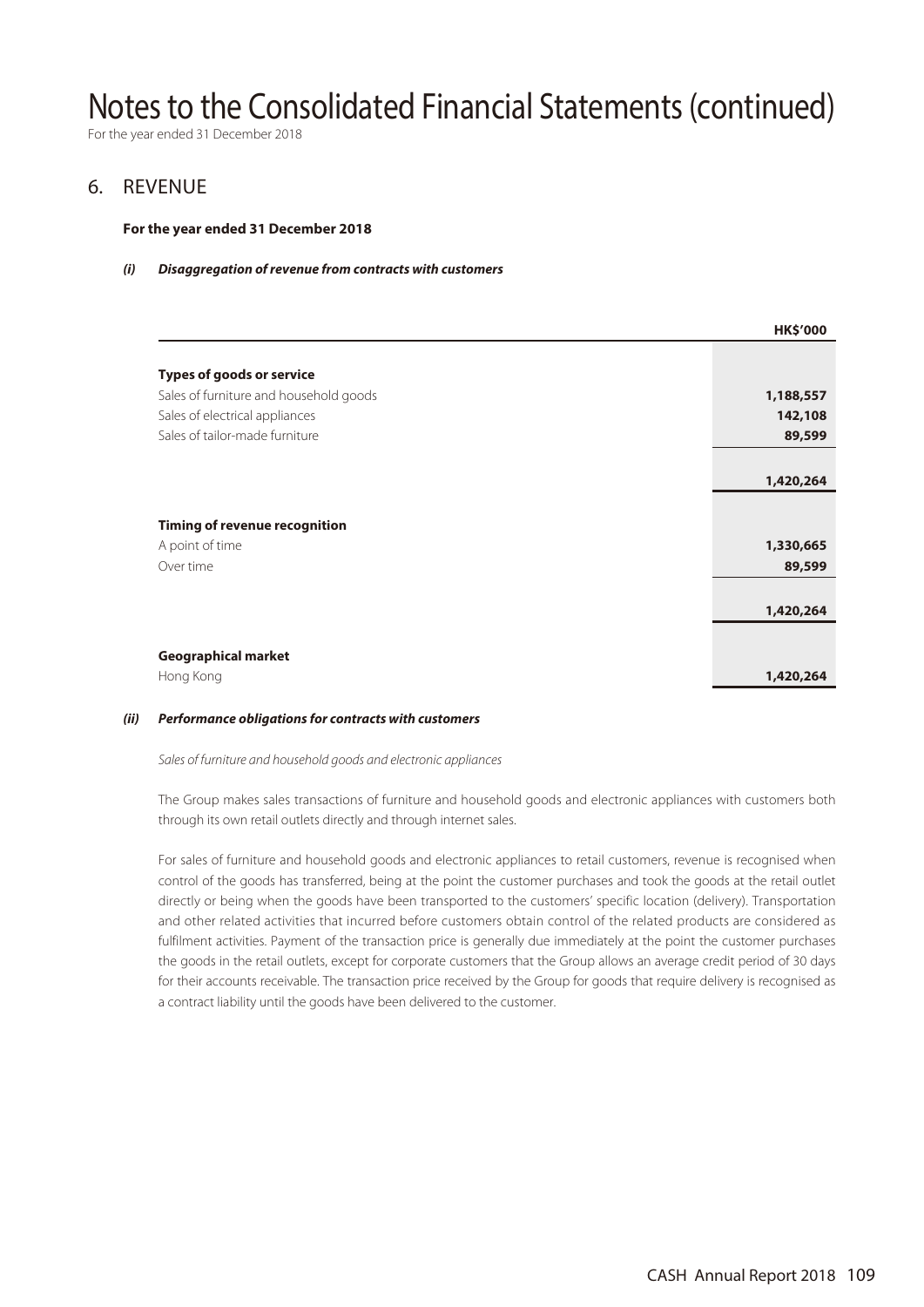# Notes to the Consolidated Financial Statements (continued)

For the year ended 31 December 2018

## 6. REVENUE

**For the year ended 31 December 2018**

***(i) Disaggregation of revenue from contracts with customers***

| | HK$'000 |
|---|---|
| **Types of goods or service** | |
| Sales of furniture and household goods | 1,188,557 |
| Sales of electrical appliances | 142,108 |
| Sales of tailor-made furniture | 89,599 |
| | 1,420,264 |
| **Timing of revenue recognition** | |
| A point of time | 1,330,665 |
| Over time | 89,599 |
| | 1,420,264 |
| **Geographical market** | |
| Hong Kong | 1,420,264 |

***(ii) Performance obligations for contracts with customers***

*Sales of furniture and household goods and electronic appliances*

The Group makes sales transactions of furniture and household goods and electronic appliances with customers both through its own retail outlets directly and through internet sales.

For sales of furniture and household goods and electronic appliances to retail customers, revenue is recognised when control of the goods has transferred, being at the point the customer purchases and took the goods at the retail outlet directly or being when the goods have been transported to the customers' specific location (delivery). Transportation and other related activities that incurred before customers obtain control of the related products are considered as fulfilment activities. Payment of the transaction price is generally due immediately at the point the customer purchases the goods in the retail outlets, except for corporate customers that the Group allows an average credit period of 30 days for their accounts receivable. The transaction price received by the Group for goods that require delivery is recognised as a contract liability until the goods have been delivered to the customer.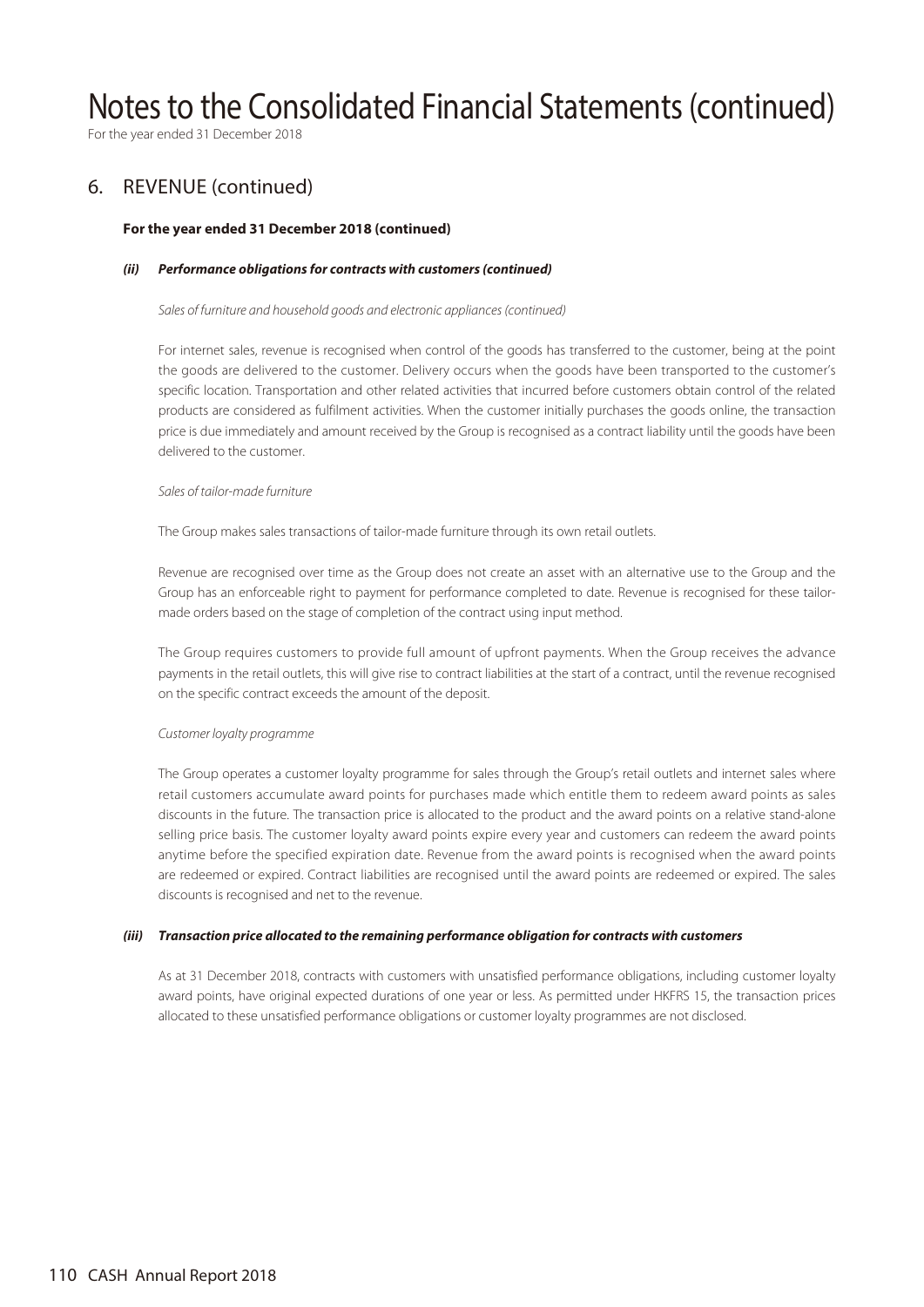# Notes to the Consolidated Financial Statements (continued)

For the year ended 31 December 2018

## 6. REVENUE (continued)

**For the year ended 31 December 2018 (continued)**

***(ii) Performance obligations for contracts with customers (continued)***

*Sales of furniture and household goods and electronic appliances (continued)*

For internet sales, revenue is recognised when control of the goods has transferred to the customer, being at the point the goods are delivered to the customer. Delivery occurs when the goods have been transported to the customer's specific location. Transportation and other related activities that incurred before customers obtain control of the related products are considered as fulfilment activities. When the customer initially purchases the goods online, the transaction price is due immediately and amount received by the Group is recognised as a contract liability until the goods have been delivered to the customer.

*Sales of tailor-made furniture*

The Group makes sales transactions of tailor-made furniture through its own retail outlets.

Revenue are recognised over time as the Group does not create an asset with an alternative use to the Group and the Group has an enforceable right to payment for performance completed to date. Revenue is recognised for these tailor-made orders based on the stage of completion of the contract using input method.

The Group requires customers to provide full amount of upfront payments. When the Group receives the advance payments in the retail outlets, this will give rise to contract liabilities at the start of a contract, until the revenue recognised on the specific contract exceeds the amount of the deposit.

*Customer loyalty programme*

The Group operates a customer loyalty programme for sales through the Group's retail outlets and internet sales where retail customers accumulate award points for purchases made which entitle them to redeem award points as sales discounts in the future. The transaction price is allocated to the product and the award points on a relative stand-alone selling price basis. The customer loyalty award points expire every year and customers can redeem the award points anytime before the specified expiration date. Revenue from the award points is recognised when the award points are redeemed or expired. Contract liabilities are recognised until the award points are redeemed or expired. The sales discounts is recognised and net to the revenue.

***(iii) Transaction price allocated to the remaining performance obligation for contracts with customers***

As at 31 December 2018, contracts with customers with unsatisfied performance obligations, including customer loyalty award points, have original expected durations of one year or less. As permitted under HKFRS 15, the transaction prices allocated to these unsatisfied performance obligations or customer loyalty programmes are not disclosed.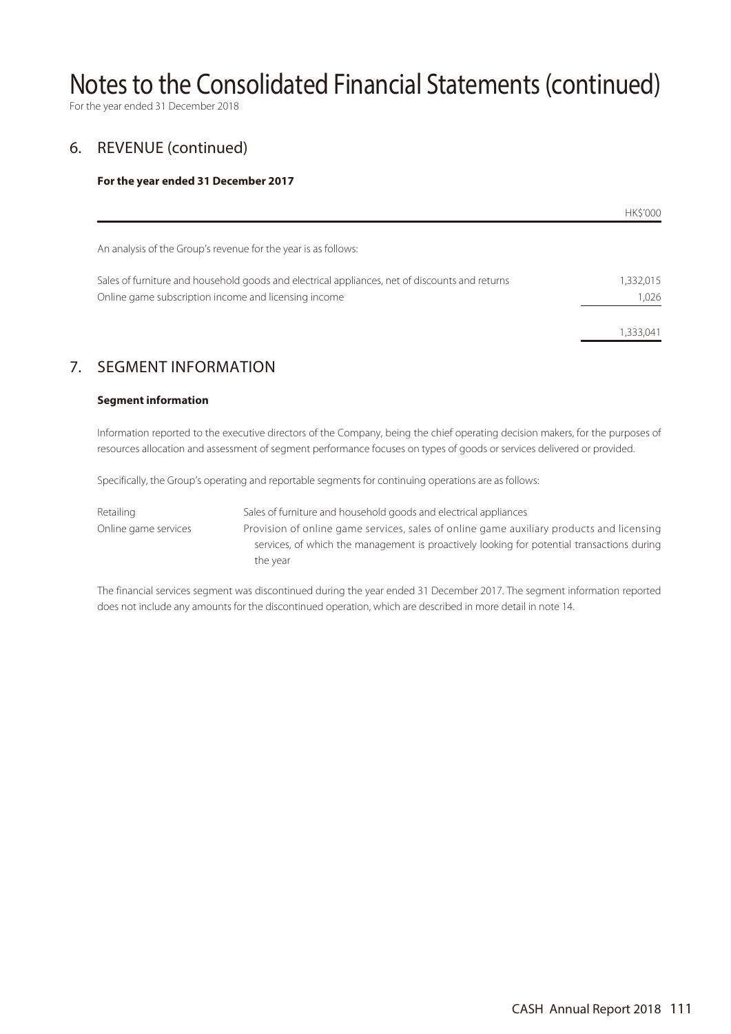# Notes to the Consolidated Financial Statements (continued)

For the year ended 31 December 2018

## 6. REVENUE (continued)

**For the year ended 31 December 2017**

| | HK$'000 |
|---|---|
| An analysis of the Group's revenue for the year is as follows: | |
| Sales of furniture and household goods and electrical appliances, net of discounts and returns | 1,332,015 |
| Online game subscription income and licensing income | 1,026 |
| | 1,333,041 |

## 7. SEGMENT INFORMATION

**Segment information**

Information reported to the executive directors of the Company, being the chief operating decision makers, for the purposes of resources allocation and assessment of segment performance focuses on types of goods or services delivered or provided.

Specifically, the Group's operating and reportable segments for continuing operations are as follows:

| | |
|---|---|
| Retailing | Sales of furniture and household goods and electrical appliances |
| Online game services | Provision of online game services, sales of online game auxiliary products and licensing services, of which the management is proactively looking for potential transactions during the year |

The financial services segment was discontinued during the year ended 31 December 2017. The segment information reported does not include any amounts for the discontinued operation, which are described in more detail in note 14.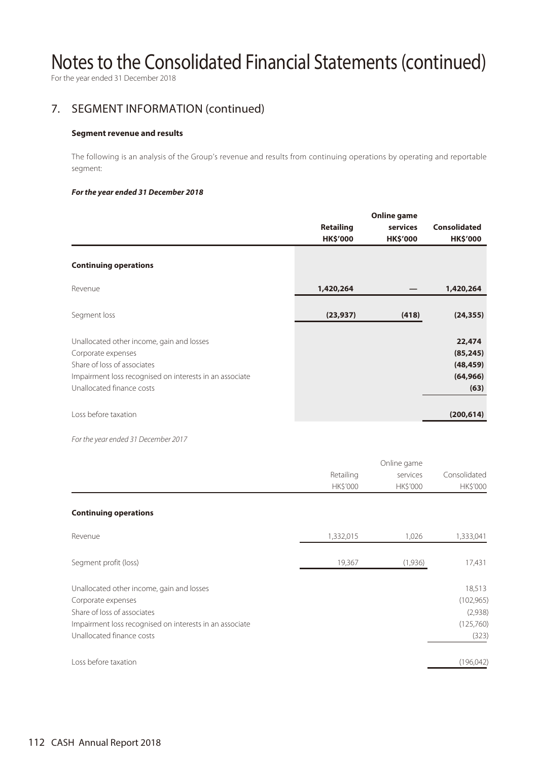# Notes to the Consolidated Financial Statements (continued)

For the year ended 31 December 2018

## 7. SEGMENT INFORMATION (continued)

### Segment revenue and results

The following is an analysis of the Group's revenue and results from continuing operations by operating and reportable segment:

***For the year ended 31 December 2018***

| | **Retailing HK$'000** | **Online game services HK$'000** | **Consolidated HK$'000** |
|---|---|---|---|
| **Continuing operations** | | | |
| Revenue | **1,420,264** | **—** | **1,420,264** |
| Segment loss | **(23,937)** | **(418)** | **(24,355)** |
| Unallocated other income, gain and losses | | | **22,474** |
| Corporate expenses | | | **(85,245)** |
| Share of loss of associates | | | **(48,459)** |
| Impairment loss recognised on interests in an associate | | | **(64,966)** |
| Unallocated finance costs | | | **(63)** |
| Loss before taxation | | | **(200,614)** |

*For the year ended 31 December 2017*

| | Retailing HK$'000 | Online game services HK$'000 | Consolidated HK$'000 |
|---|---|---|---|
| **Continuing operations** | | | |
| Revenue | 1,332,015 | 1,026 | 1,333,041 |
| Segment profit (loss) | 19,367 | (1,936) | 17,431 |
| Unallocated other income, gain and losses | | | 18,513 |
| Corporate expenses | | | (102,965) |
| Share of loss of associates | | | (2,938) |
| Impairment loss recognised on interests in an associate | | | (125,760) |
| Unallocated finance costs | | | (323) |
| Loss before taxation | | | (196,042) |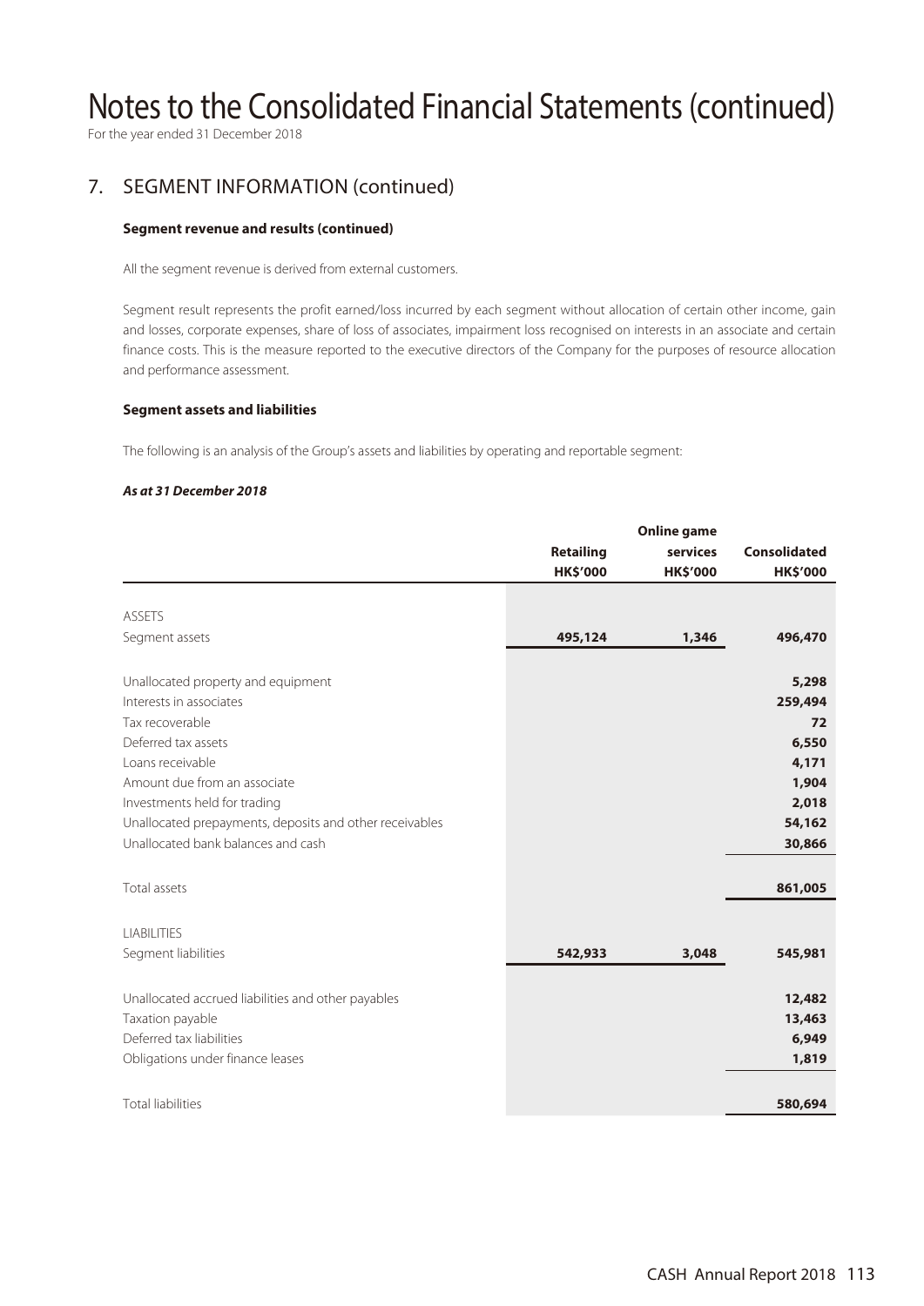# Notes to the Consolidated Financial Statements (continued)

For the year ended 31 December 2018

## 7. SEGMENT INFORMATION (continued)

**Segment revenue and results (continued)**

All the segment revenue is derived from external customers.

Segment result represents the profit earned/loss incurred by each segment without allocation of certain other income, gain and losses, corporate expenses, share of loss of associates, impairment loss recognised on interests in an associate and certain finance costs. This is the measure reported to the executive directors of the Company for the purposes of resource allocation and performance assessment.

**Segment assets and liabilities**

The following is an analysis of the Group's assets and liabilities by operating and reportable segment:

***As at 31 December 2018***

| | Retailing HK$'000 | Online game services HK$'000 | Consolidated HK$'000 |
|---|---|---|---|
| ASSETS | | | |
| Segment assets | **495,124** | **1,346** | **496,470** |
| Unallocated property and equipment | | | **5,298** |
| Interests in associates | | | **259,494** |
| Tax recoverable | | | **72** |
| Deferred tax assets | | | **6,550** |
| Loans receivable | | | **4,171** |
| Amount due from an associate | | | **1,904** |
| Investments held for trading | | | **2,018** |
| Unallocated prepayments, deposits and other receivables | | | **54,162** |
| Unallocated bank balances and cash | | | **30,866** |
| Total assets | | | **861,005** |
| LIABILITIES | | | |
| Segment liabilities | **542,933** | **3,048** | **545,981** |
| Unallocated accrued liabilities and other payables | | | **12,482** |
| Taxation payable | | | **13,463** |
| Deferred tax liabilities | | | **6,949** |
| Obligations under finance leases | | | **1,819** |
| Total liabilities | | | **580,694** |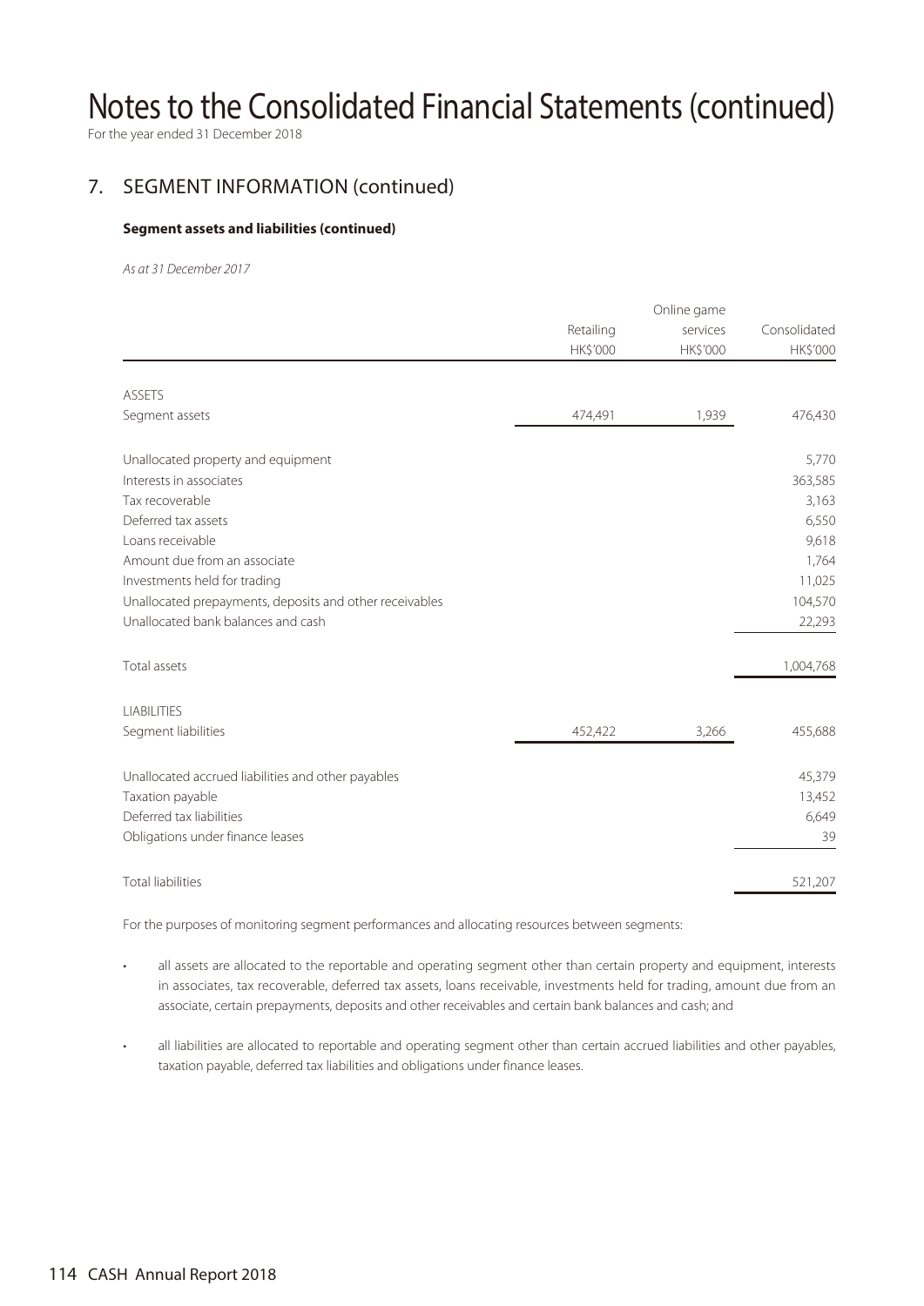# Notes to the Consolidated Financial Statements (continued)

For the year ended 31 December 2018

## 7. SEGMENT INFORMATION (continued)

### Segment assets and liabilities (continued)

*As at 31 December 2017*

| | Retailing HK$'000 | Online game services HK$'000 | Consolidated HK$'000 |
|---|---|---|---|
| ASSETS | | | |
| Segment assets | 474,491 | 1,939 | 476,430 |
| Unallocated property and equipment | | | 5,770 |
| Interests in associates | | | 363,585 |
| Tax recoverable | | | 3,163 |
| Deferred tax assets | | | 6,550 |
| Loans receivable | | | 9,618 |
| Amount due from an associate | | | 1,764 |
| Investments held for trading | | | 11,025 |
| Unallocated prepayments, deposits and other receivables | | | 104,570 |
| Unallocated bank balances and cash | | | 22,293 |
| Total assets | | | 1,004,768 |
| LIABILITIES | | | |
| Segment liabilities | 452,422 | 3,266 | 455,688 |
| Unallocated accrued liabilities and other payables | | | 45,379 |
| Taxation payable | | | 13,452 |
| Deferred tax liabilities | | | 6,649 |
| Obligations under finance leases | | | 39 |
| Total liabilities | | | 521,207 |

For the purposes of monitoring segment performances and allocating resources between segments:

- all assets are allocated to the reportable and operating segment other than certain property and equipment, interests in associates, tax recoverable, deferred tax assets, loans receivable, investments held for trading, amount due from an associate, certain prepayments, deposits and other receivables and certain bank balances and cash; and
- all liabilities are allocated to reportable and operating segment other than certain accrued liabilities and other payables, taxation payable, deferred tax liabilities and obligations under finance leases.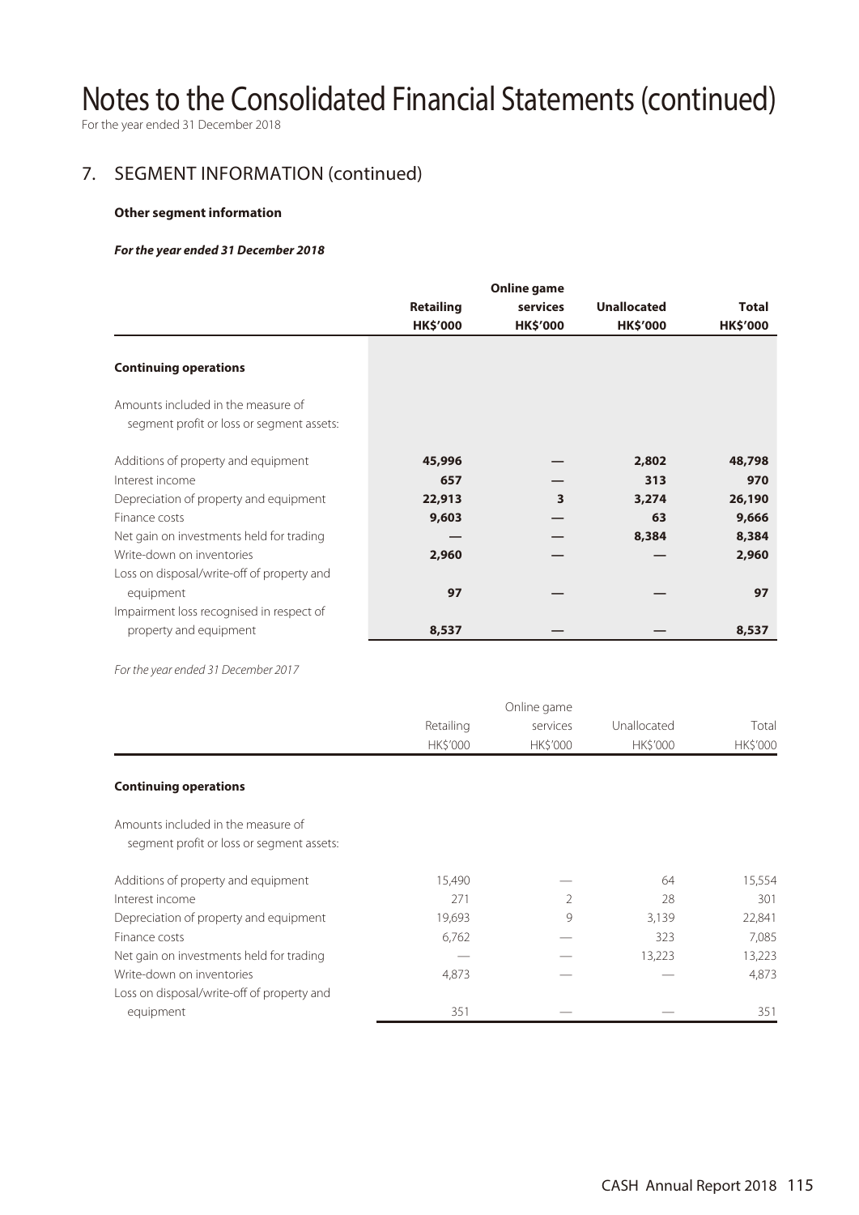# Notes to the Consolidated Financial Statements (continued)

For the year ended 31 December 2018

## 7. SEGMENT INFORMATION (continued)

### Other segment information

***For the year ended 31 December 2018***

| | Retailing HK$'000 | Online game services HK$'000 | Unallocated HK$'000 | Total HK$'000 |
|---|---|---|---|---|
| **Continuing operations** | | | | |
| Amounts included in the measure of segment profit or loss or segment assets: | | | | |
| Additions of property and equipment | **45,996** | **—** | **2,802** | **48,798** |
| Interest income | **657** | **—** | **313** | **970** |
| Depreciation of property and equipment | **22,913** | **3** | **3,274** | **26,190** |
| Finance costs | **9,603** | **—** | **63** | **9,666** |
| Net gain on investments held for trading | **—** | **—** | **8,384** | **8,384** |
| Write-down on inventories | **2,960** | **—** | **—** | **2,960** |
| Loss on disposal/write-off of property and equipment | **97** | **—** | **—** | **97** |
| Impairment loss recognised in respect of property and equipment | **8,537** | **—** | **—** | **8,537** |

*For the year ended 31 December 2017*

| | Retailing HK$'000 | Online game services HK$'000 | Unallocated HK$'000 | Total HK$'000 |
|---|---|---|---|---|
| **Continuing operations** | | | | |
| Amounts included in the measure of segment profit or loss or segment assets: | | | | |
| Additions of property and equipment | 15,490 | — | 64 | 15,554 |
| Interest income | 271 | 2 | 28 | 301 |
| Depreciation of property and equipment | 19,693 | 9 | 3,139 | 22,841 |
| Finance costs | 6,762 | — | 323 | 7,085 |
| Net gain on investments held for trading | — | — | 13,223 | 13,223 |
| Write-down on inventories | 4,873 | — | — | 4,873 |
| Loss on disposal/write-off of property and equipment | 351 | — | — | 351 |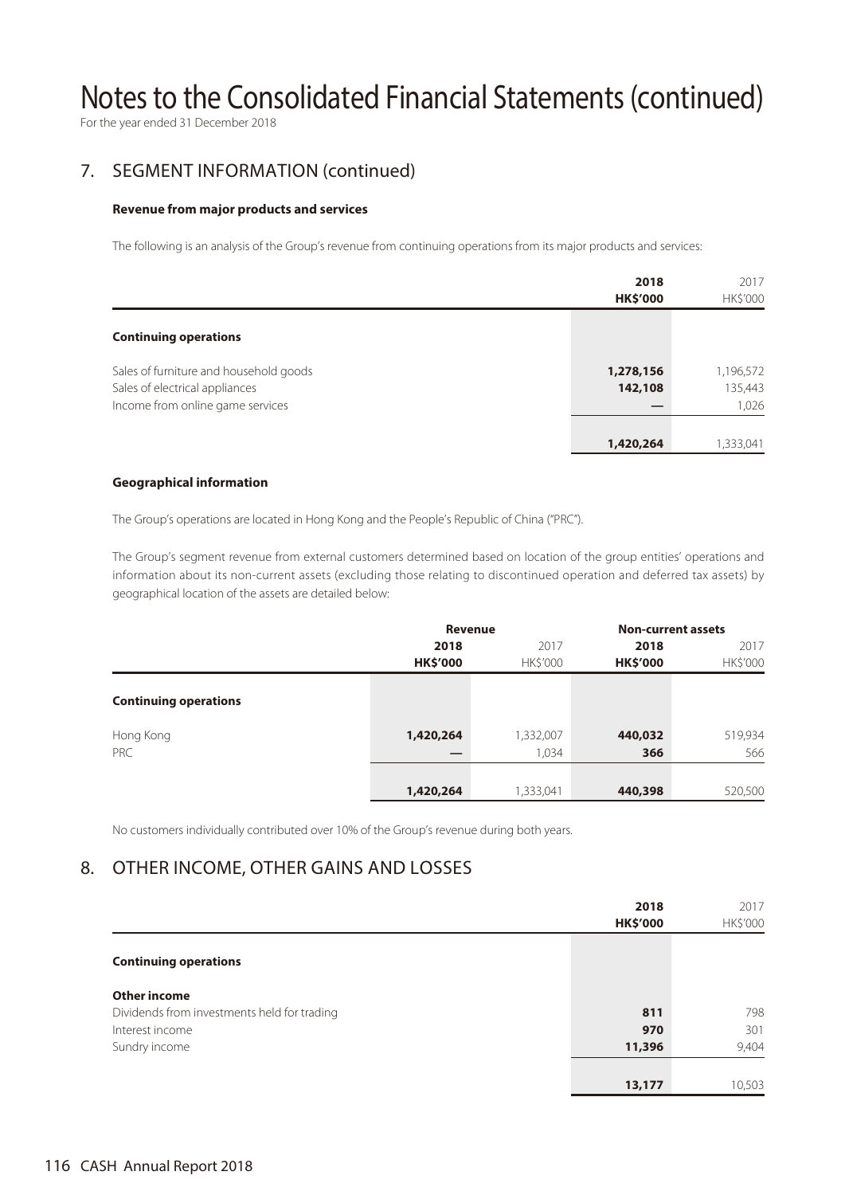# Notes to the Consolidated Financial Statements (continued)

For the year ended 31 December 2018

## 7. SEGMENT INFORMATION (continued)

### Revenue from major products and services

The following is an analysis of the Group's revenue from continuing operations from its major products and services:

| | 2018<br>HK$'000 | 2017<br>HK$'000 |
|---|---|---|
| **Continuing operations** | | |
| Sales of furniture and household goods | **1,278,156** | 1,196,572 |
| Sales of electrical appliances | **142,108** | 135,443 |
| Income from online game services | **—** | 1,026 |
| | **1,420,264** | 1,333,041 |

### Geographical information

The Group's operations are located in Hong Kong and the People's Republic of China ("PRC").

The Group's segment revenue from external customers determined based on location of the group entities' operations and information about its non-current assets (excluding those relating to discontinued operation and deferred tax assets) by geographical location of the assets are detailed below:

| | Revenue | | Non-current assets | |
|---|---|---|---|---|
| | 2018<br>HK$'000 | 2017<br>HK$'000 | 2018<br>HK$'000 | 2017<br>HK$'000 |
| **Continuing operations** | | | | |
| Hong Kong | **1,420,264** | 1,332,007 | **440,032** | 519,934 |
| PRC | **—** | 1,034 | **366** | 566 |
| | **1,420,264** | 1,333,041 | **440,398** | 520,500 |

No customers individually contributed over 10% of the Group's revenue during both years.

## 8. OTHER INCOME, OTHER GAINS AND LOSSES

| | 2018<br>HK$'000 | 2017<br>HK$'000 |
|---|---|---|
| **Continuing operations** | | |
| **Other income** | | |
| Dividends from investments held for trading | **811** | 798 |
| Interest income | **970** | 301 |
| Sundry income | **11,396** | 9,404 |
| | **13,177** | 10,503 |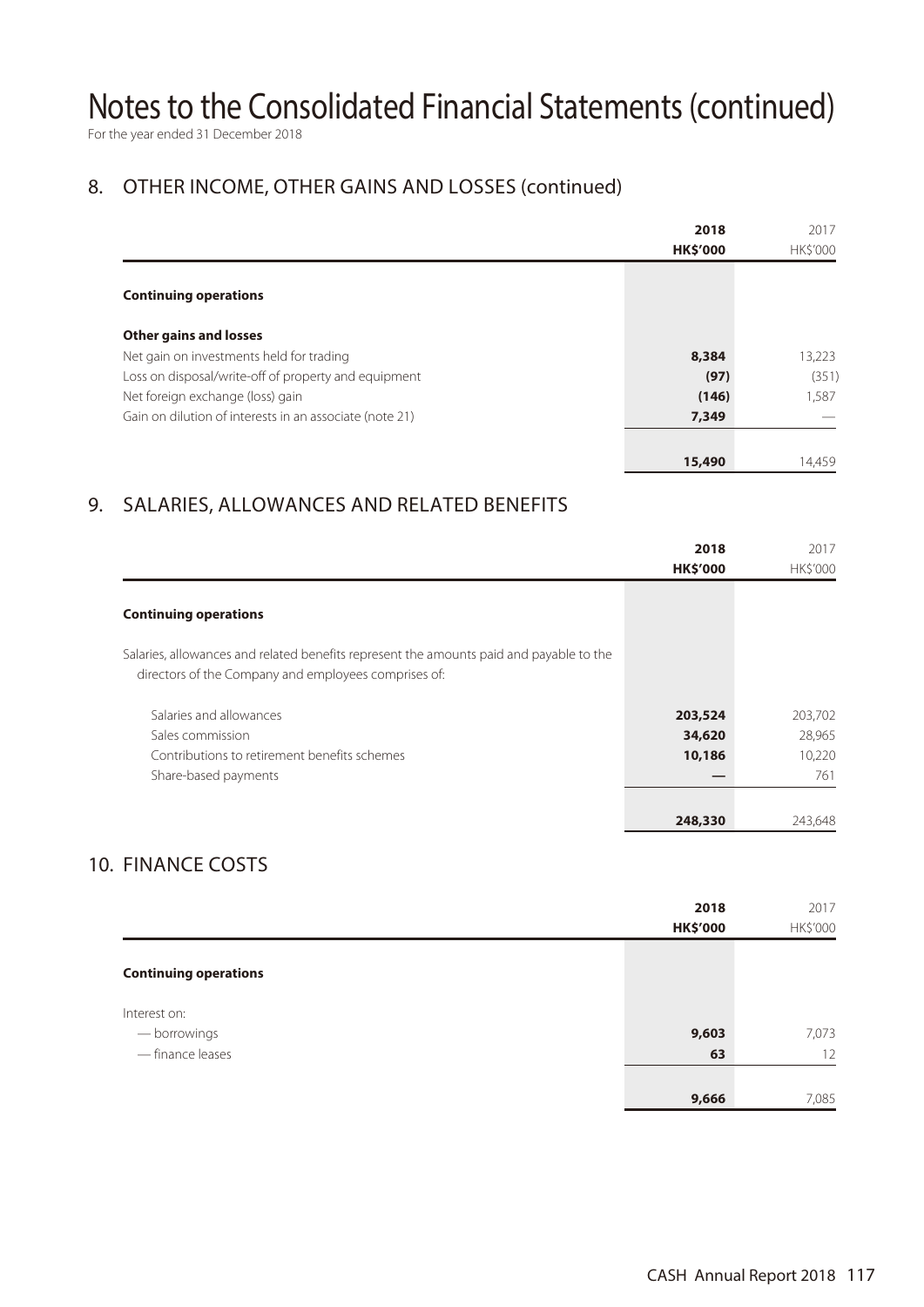# Notes to the Consolidated Financial Statements (continued)

For the year ended 31 December 2018

## 8. OTHER INCOME, OTHER GAINS AND LOSSES (continued)

| | 2018 | 2017 |
|---|---|---|
| | HK$'000 | HK$'000 |
| **Continuing operations** | | |
| **Other gains and losses** | | |
| Net gain on investments held for trading | 8,384 | 13,223 |
| Loss on disposal/write-off of property and equipment | (97) | (351) |
| Net foreign exchange (loss) gain | (146) | 1,587 |
| Gain on dilution of interests in an associate (note 21) | 7,349 | — |
| | 15,490 | 14,459 |

## 9. SALARIES, ALLOWANCES AND RELATED BENEFITS

| | 2018 | 2017 |
|---|---|---|
| | HK$'000 | HK$'000 |
| **Continuing operations** | | |
| Salaries, allowances and related benefits represent the amounts paid and payable to the directors of the Company and employees comprises of: | | |
| Salaries and allowances | 203,524 | 203,702 |
| Sales commission | 34,620 | 28,965 |
| Contributions to retirement benefits schemes | 10,186 | 10,220 |
| Share-based payments | — | 761 |
| | 248,330 | 243,648 |

## 10. FINANCE COSTS

| | 2018 | 2017 |
|---|---|---|
| | HK$'000 | HK$'000 |
| **Continuing operations** | | |
| Interest on: | | |
| — borrowings | 9,603 | 7,073 |
| — finance leases | 63 | 12 |
| | 9,666 | 7,085 |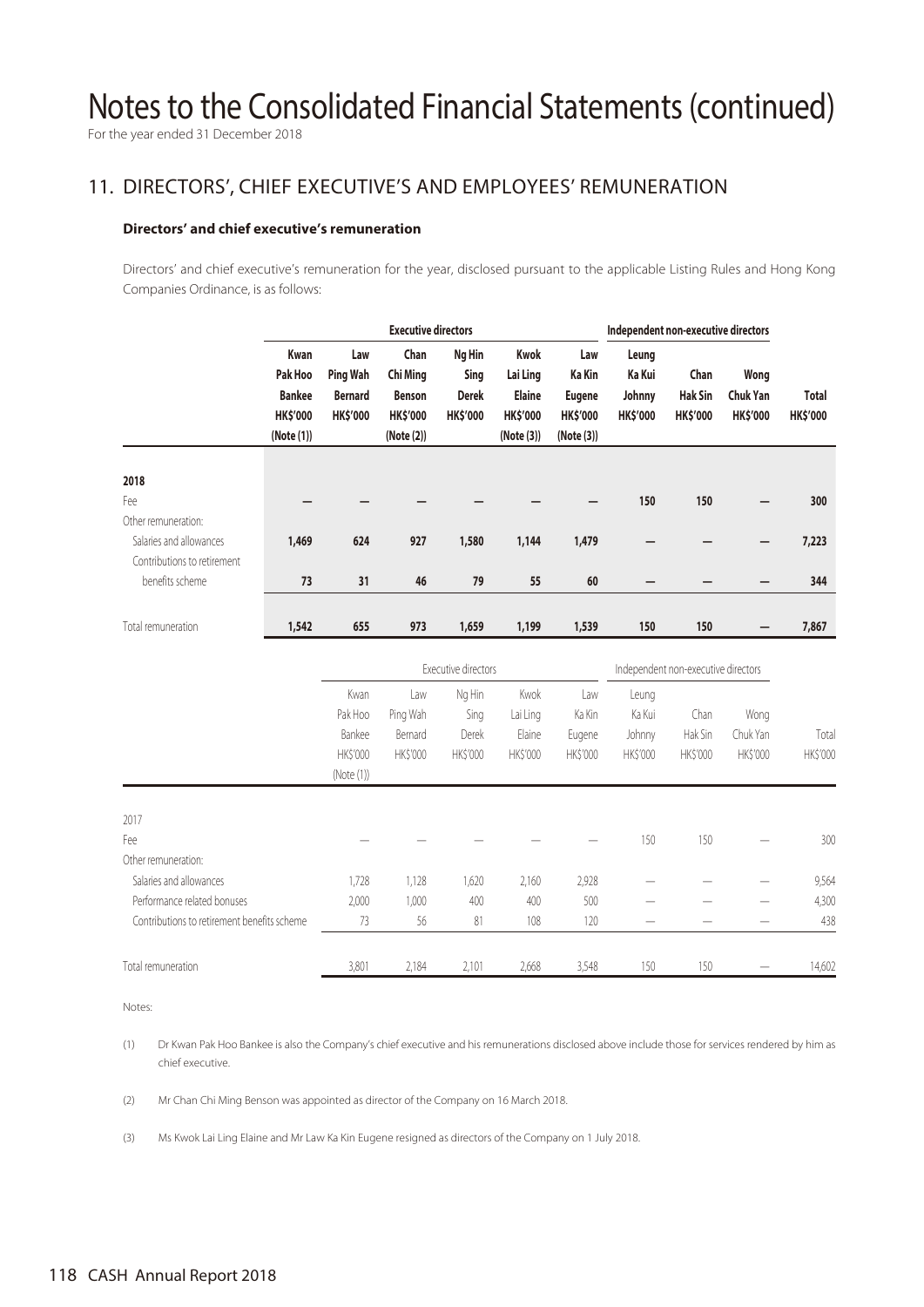# Notes to the Consolidated Financial Statements (continued)

For the year ended 31 December 2018

## 11. DIRECTORS', CHIEF EXECUTIVE'S AND EMPLOYEES' REMUNERATION

### Directors' and chief executive's remuneration

Directors' and chief executive's remuneration for the year, disclosed pursuant to the applicable Listing Rules and Hong Kong Companies Ordinance, is as follows:

| | Executive directors | | | | | | Independent non-executive directors | | | |
|---|---|---|---|---|---|---|---|---|---|---|
| | **Kwan Pak Hoo Bankee HK$'000 (Note (1))** | **Law Ping Wah Bernard HK$'000** | **Chan Chi Ming Benson HK$'000 (Note (2))** | **Ng Hin Sing Derek HK$'000** | **Kwok Lai Ling Elaine HK$'000 (Note (3))** | **Law Ka Kin Eugene HK$'000 (Note (3))** | **Leung Ka Kui Johnny HK$'000** | **Chan Hak Sin HK$'000** | **Wong Chuk Yan HK$'000** | **Total HK$'000** |
| **2018** | | | | | | | | | | |
| Fee | **—** | **—** | **—** | **—** | **—** | **—** | **150** | **150** | **—** | **300** |
| Other remuneration: | | | | | | | | | | |
| Salaries and allowances | **1,469** | **624** | **927** | **1,580** | **1,144** | **1,479** | **—** | **—** | **—** | **7,223** |
| Contributions to retirement benefits scheme | **73** | **31** | **46** | **79** | **55** | **60** | **—** | **—** | **—** | **344** |
| Total remuneration | **1,542** | **655** | **973** | **1,659** | **1,199** | **1,539** | **150** | **150** | **—** | **7,867** |

| | Executive directors | | | | | Independent non-executive directors | | | |
|---|---|---|---|---|---|---|---|---|---|
| | Kwan Pak Hoo Bankee HK$'000 (Note (1)) | Law Ping Wah Bernard HK$'000 | Ng Hin Sing Derek HK$'000 | Kwok Lai Ling Elaine HK$'000 | Law Ka Kin Eugene HK$'000 | Leung Ka Kui Johnny HK$'000 | Chan Hak Sin HK$'000 | Wong Chuk Yan HK$'000 | Total HK$'000 |
| 2017 | | | | | | | | | |
| Fee | — | — | — | — | — | 150 | 150 | — | 300 |
| Other remuneration: | | | | | | | | | |
| Salaries and allowances | 1,728 | 1,128 | 1,620 | 2,160 | 2,928 | — | — | — | 9,564 |
| Performance related bonuses | 2,000 | 1,000 | 400 | 400 | 500 | — | — | — | 4,300 |
| Contributions to retirement benefits scheme | 73 | 56 | 81 | 108 | 120 | — | — | — | 438 |
| Total remuneration | 3,801 | 2,184 | 2,101 | 2,668 | 3,548 | 150 | 150 | — | 14,602 |

Notes:

(1) Dr Kwan Pak Hoo Bankee is also the Company's chief executive and his remunerations disclosed above include those for services rendered by him as chief executive.

(2) Mr Chan Chi Ming Benson was appointed as director of the Company on 16 March 2018.

(3) Ms Kwok Lai Ling Elaine and Mr Law Ka Kin Eugene resigned as directors of the Company on 1 July 2018.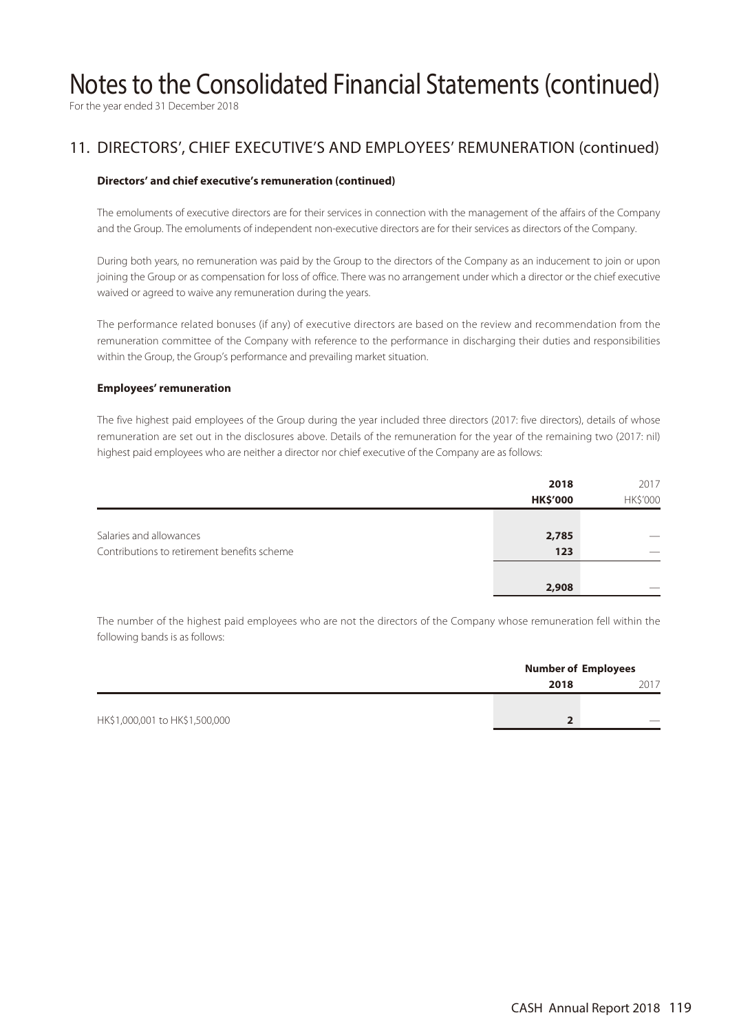# Notes to the Consolidated Financial Statements (continued)

For the year ended 31 December 2018

## 11. DIRECTORS', CHIEF EXECUTIVE'S AND EMPLOYEES' REMUNERATION (continued)

### Directors' and chief executive's remuneration (continued)

The emoluments of executive directors are for their services in connection with the management of the affairs of the Company and the Group. The emoluments of independent non-executive directors are for their services as directors of the Company.

During both years, no remuneration was paid by the Group to the directors of the Company as an inducement to join or upon joining the Group or as compensation for loss of office. There was no arrangement under which a director or the chief executive waived or agreed to waive any remuneration during the years.

The performance related bonuses (if any) of executive directors are based on the review and recommendation from the remuneration committee of the Company with reference to the performance in discharging their duties and responsibilities within the Group, the Group's performance and prevailing market situation.

### Employees' remuneration

The five highest paid employees of the Group during the year included three directors (2017: five directors), details of whose remuneration are set out in the disclosures above. Details of the remuneration for the year of the remaining two (2017: nil) highest paid employees who are neither a director nor chief executive of the Company are as follows:

| | **2018** | 2017 |
|---|---|---|
| | **HK$'000** | HK$'000 |
| Salaries and allowances | **2,785** | — |
| Contributions to retirement benefits scheme | **123** | — |
| | **2,908** | — |

The number of the highest paid employees who are not the directors of the Company whose remuneration fell within the following bands is as follows:

| | **Number of Employees** | |
|---|---|---|
| | **2018** | 2017 |
| HK$1,000,001 to HK$1,500,000 | **2** | — |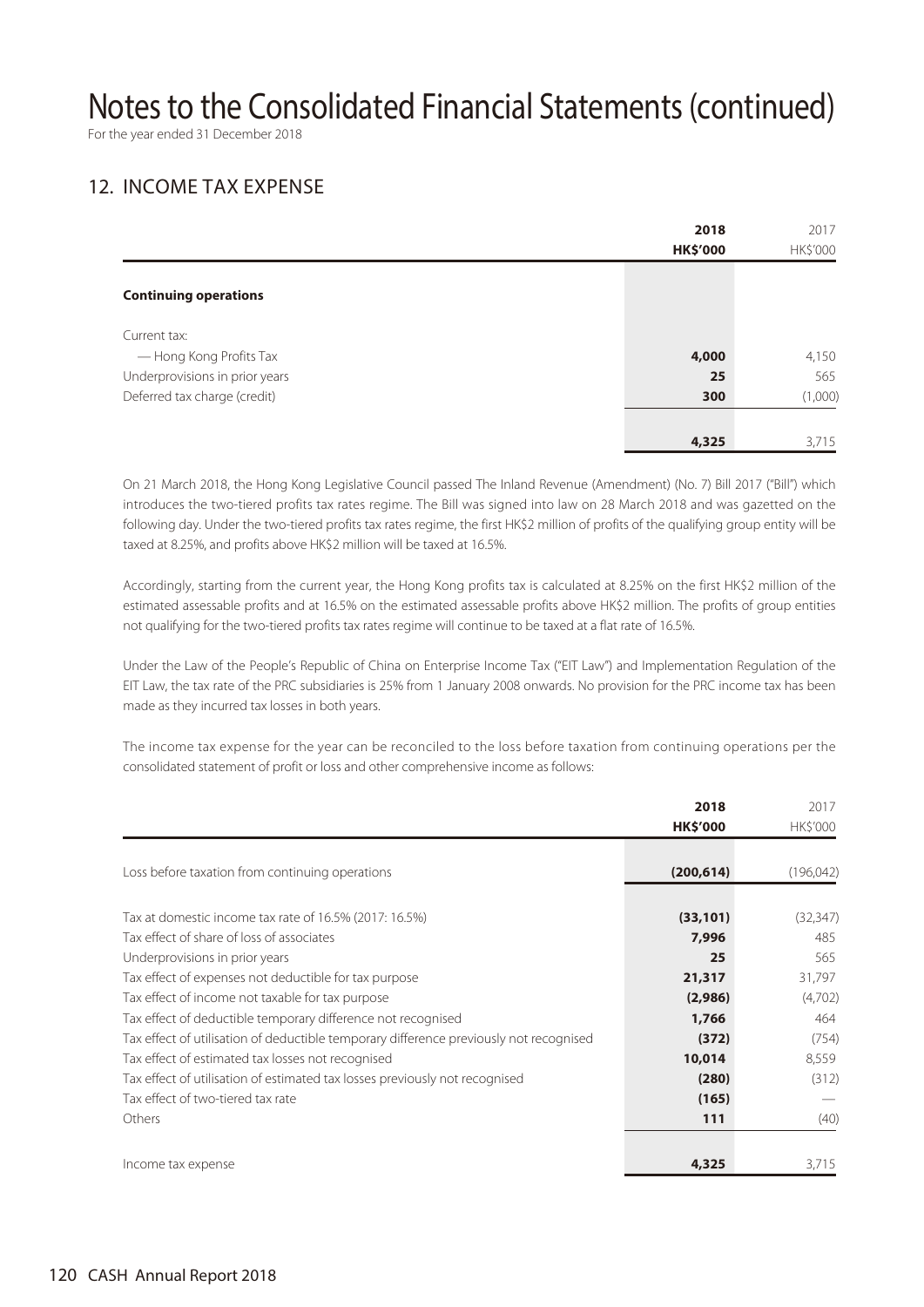# Notes to the Consolidated Financial Statements (continued)

For the year ended 31 December 2018

## 12. INCOME TAX EXPENSE

| | 2018 HK$'000 | 2017 HK$'000 |
|---|---|---|
| **Continuing operations** | | |
| Current tax: | | |
| — Hong Kong Profits Tax | **4,000** | 4,150 |
| Underprovisions in prior years | **25** | 565 |
| Deferred tax charge (credit) | **300** | (1,000) |
| | **4,325** | 3,715 |

On 21 March 2018, the Hong Kong Legislative Council passed The Inland Revenue (Amendment) (No. 7) Bill 2017 ("Bill") which introduces the two-tiered profits tax rates regime. The Bill was signed into law on 28 March 2018 and was gazetted on the following day. Under the two-tiered profits tax rates regime, the first HK$2 million of profits of the qualifying group entity will be taxed at 8.25%, and profits above HK$2 million will be taxed at 16.5%.

Accordingly, starting from the current year, the Hong Kong profits tax is calculated at 8.25% on the first HK$2 million of the estimated assessable profits and at 16.5% on the estimated assessable profits above HK$2 million. The profits of group entities not qualifying for the two-tiered profits tax rates regime will continue to be taxed at a flat rate of 16.5%.

Under the Law of the People's Republic of China on Enterprise Income Tax ("EIT Law") and Implementation Regulation of the EIT Law, the tax rate of the PRC subsidiaries is 25% from 1 January 2008 onwards. No provision for the PRC income tax has been made as they incurred tax losses in both years.

The income tax expense for the year can be reconciled to the loss before taxation from continuing operations per the consolidated statement of profit or loss and other comprehensive income as follows:

| | 2018 HK$'000 | 2017 HK$'000 |
|---|---|---|
| Loss before taxation from continuing operations | **(200,614)** | (196,042) |
| Tax at domestic income tax rate of 16.5% (2017: 16.5%) | **(33,101)** | (32,347) |
| Tax effect of share of loss of associates | **7,996** | 485 |
| Underprovisions in prior years | **25** | 565 |
| Tax effect of expenses not deductible for tax purpose | **21,317** | 31,797 |
| Tax effect of income not taxable for tax purpose | **(2,986)** | (4,702) |
| Tax effect of deductible temporary difference not recognised | **1,766** | 464 |
| Tax effect of utilisation of deductible temporary difference previously not recognised | **(372)** | (754) |
| Tax effect of estimated tax losses not recognised | **10,014** | 8,559 |
| Tax effect of utilisation of estimated tax losses previously not recognised | **(280)** | (312) |
| Tax effect of two-tiered tax rate | **(165)** | — |
| Others | **111** | (40) |
| Income tax expense | **4,325** | 3,715 |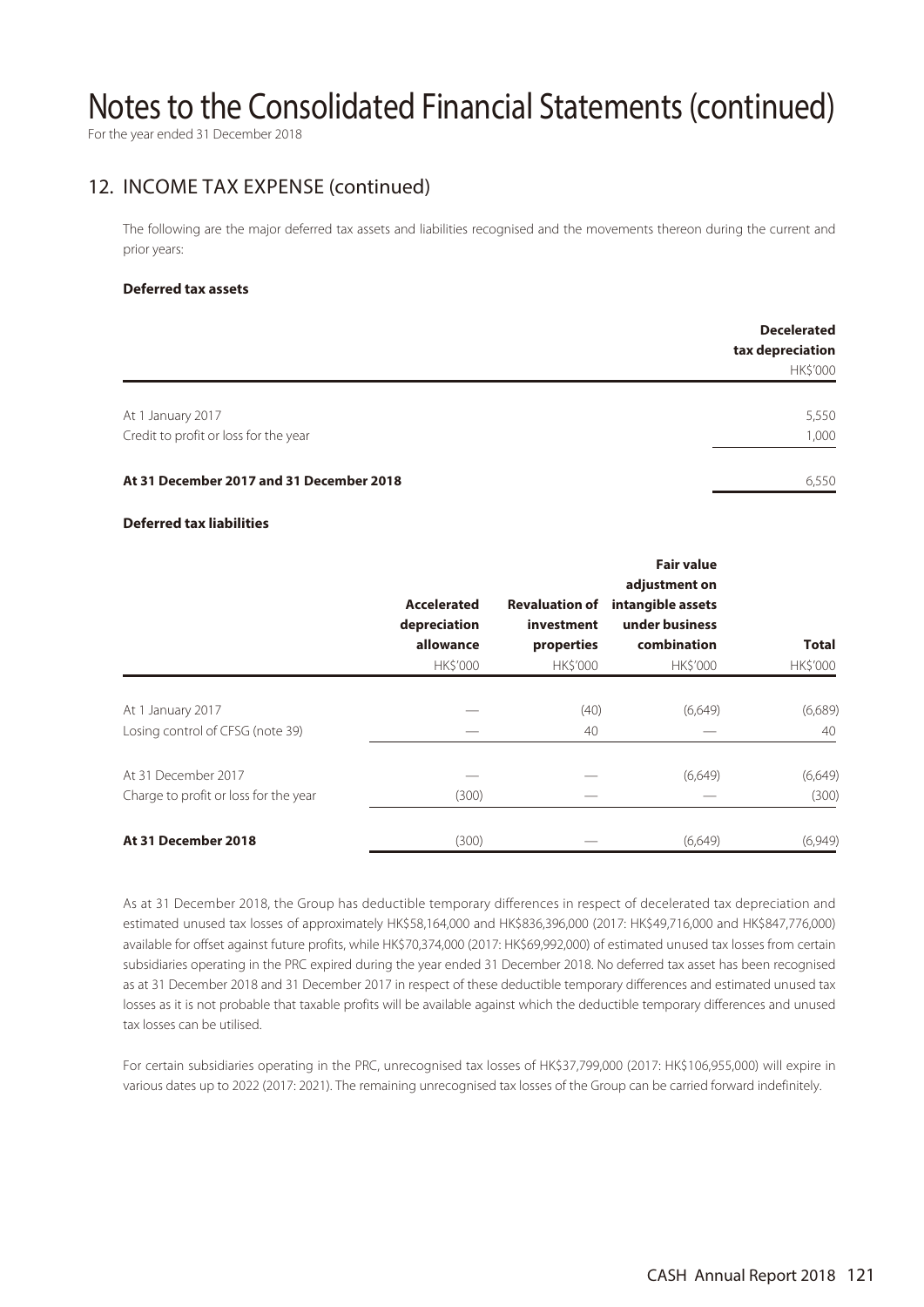# Notes to the Consolidated Financial Statements (continued)

For the year ended 31 December 2018

## 12. INCOME TAX EXPENSE (continued)

The following are the major deferred tax assets and liabilities recognised and the movements thereon during the current and prior years:

**Deferred tax assets**

| | Decelerated tax depreciation |
|---|---|
| | HK$'000 |
| At 1 January 2017 | 5,550 |
| Credit to profit or loss for the year | 1,000 |
| **At 31 December 2017 and 31 December 2018** | 6,550 |

**Deferred tax liabilities**

| | Accelerated depreciation allowance | Revaluation of investment properties | Fair value adjustment on intangible assets under business combination | Total |
|---|---|---|---|---|
| | HK$'000 | HK$'000 | HK$'000 | HK$'000 |
| At 1 January 2017 | — | (40) | (6,649) | (6,689) |
| Losing control of CFSG (note 39) | — | 40 | — | 40 |
| At 31 December 2017 | — | — | (6,649) | (6,649) |
| Charge to profit or loss for the year | (300) | — | — | (300) |
| **At 31 December 2018** | (300) | — | (6,649) | (6,949) |

As at 31 December 2018, the Group has deductible temporary differences in respect of decelerated tax depreciation and estimated unused tax losses of approximately HK$58,164,000 and HK$836,396,000 (2017: HK$49,716,000 and HK$847,776,000) available for offset against future profits, while HK$70,374,000 (2017: HK$69,992,000) of estimated unused tax losses from certain subsidiaries operating in the PRC expired during the year ended 31 December 2018. No deferred tax asset has been recognised as at 31 December 2018 and 31 December 2017 in respect of these deductible temporary differences and estimated unused tax losses as it is not probable that taxable profits will be available against which the deductible temporary differences and unused tax losses can be utilised.

For certain subsidiaries operating in the PRC, unrecognised tax losses of HK$37,799,000 (2017: HK$106,955,000) will expire in various dates up to 2022 (2017: 2021). The remaining unrecognised tax losses of the Group can be carried forward indefinitely.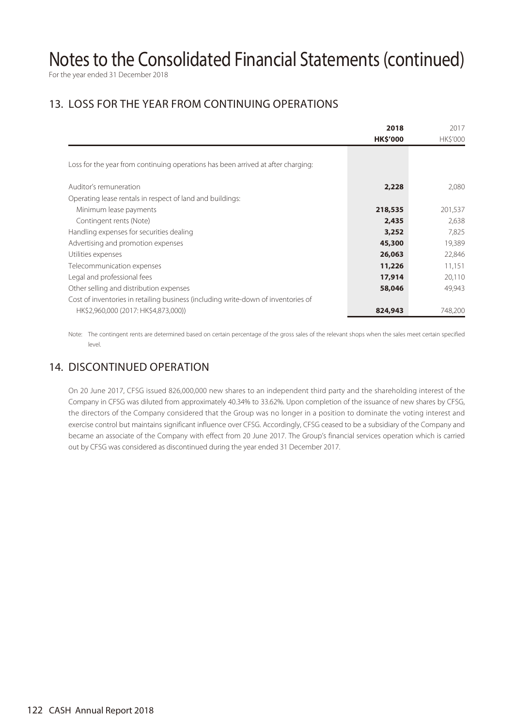# Notes to the Consolidated Financial Statements (continued)

For the year ended 31 December 2018

## 13. LOSS FOR THE YEAR FROM CONTINUING OPERATIONS

| | **2018** | 2017 |
|---|---|---|
| | **HK$'000** | HK$'000 |
| Loss for the year from continuing operations has been arrived at after charging: | | |
| Auditor's remuneration | **2,228** | 2,080 |
| Operating lease rentals in respect of land and buildings: | | |
| Minimum lease payments | **218,535** | 201,537 |
| Contingent rents (Note) | **2,435** | 2,638 |
| Handling expenses for securities dealing | **3,252** | 7,825 |
| Advertising and promotion expenses | **45,300** | 19,389 |
| Utilities expenses | **26,063** | 22,846 |
| Telecommunication expenses | **11,226** | 11,151 |
| Legal and professional fees | **17,914** | 20,110 |
| Other selling and distribution expenses | **58,046** | 49,943 |
| Cost of inventories in retailing business (including write-down of inventories of HK$2,960,000 (2017: HK$4,873,000)) | **824,943** | 748,200 |

Note: The contingent rents are determined based on certain percentage of the gross sales of the relevant shops when the sales meet certain specified level.

## 14. DISCONTINUED OPERATION

On 20 June 2017, CFSG issued 826,000,000 new shares to an independent third party and the shareholding interest of the Company in CFSG was diluted from approximately 40.34% to 33.62%. Upon completion of the issuance of new shares by CFSG, the directors of the Company considered that the Group was no longer in a position to dominate the voting interest and exercise control but maintains significant influence over CFSG. Accordingly, CFSG ceased to be a subsidiary of the Company and became an associate of the Company with effect from 20 June 2017. The Group's financial services operation which is carried out by CFSG was considered as discontinued during the year ended 31 December 2017.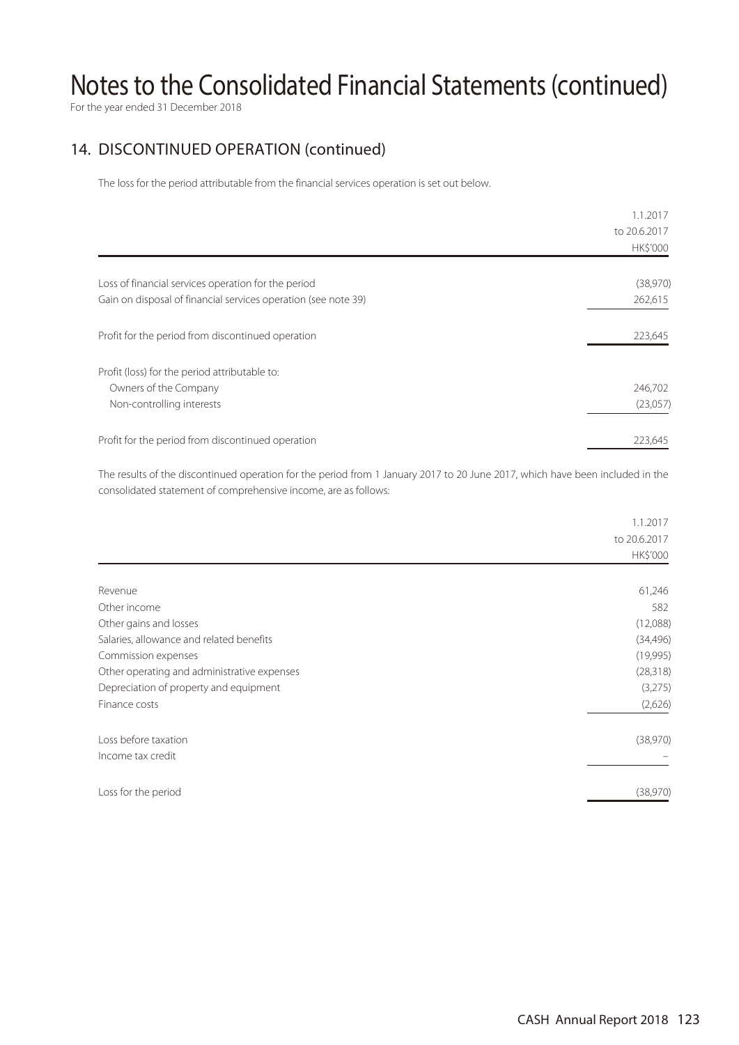# Notes to the Consolidated Financial Statements (continued)

For the year ended 31 December 2018

## 14. DISCONTINUED OPERATION (continued)

The loss for the period attributable from the financial services operation is set out below.

| | 1.1.2017 to 20.6.2017 HK$'000 |
|---|---|
| Loss of financial services operation for the period | (38,970) |
| Gain on disposal of financial services operation (see note 39) | 262,615 |
| Profit for the period from discontinued operation | 223,645 |
| Profit (loss) for the period attributable to: | |
| Owners of the Company | 246,702 |
| Non-controlling interests | (23,057) |
| Profit for the period from discontinued operation | 223,645 |

The results of the discontinued operation for the period from 1 January 2017 to 20 June 2017, which have been included in the consolidated statement of comprehensive income, are as follows:

| | 1.1.2017 to 20.6.2017 HK$'000 |
|---|---|
| Revenue | 61,246 |
| Other income | 582 |
| Other gains and losses | (12,088) |
| Salaries, allowance and related benefits | (34,496) |
| Commission expenses | (19,995) |
| Other operating and administrative expenses | (28,318) |
| Depreciation of property and equipment | (3,275) |
| Finance costs | (2,626) |
| Loss before taxation | (38,970) |
| Income tax credit | – |
| Loss for the period | (38,970) |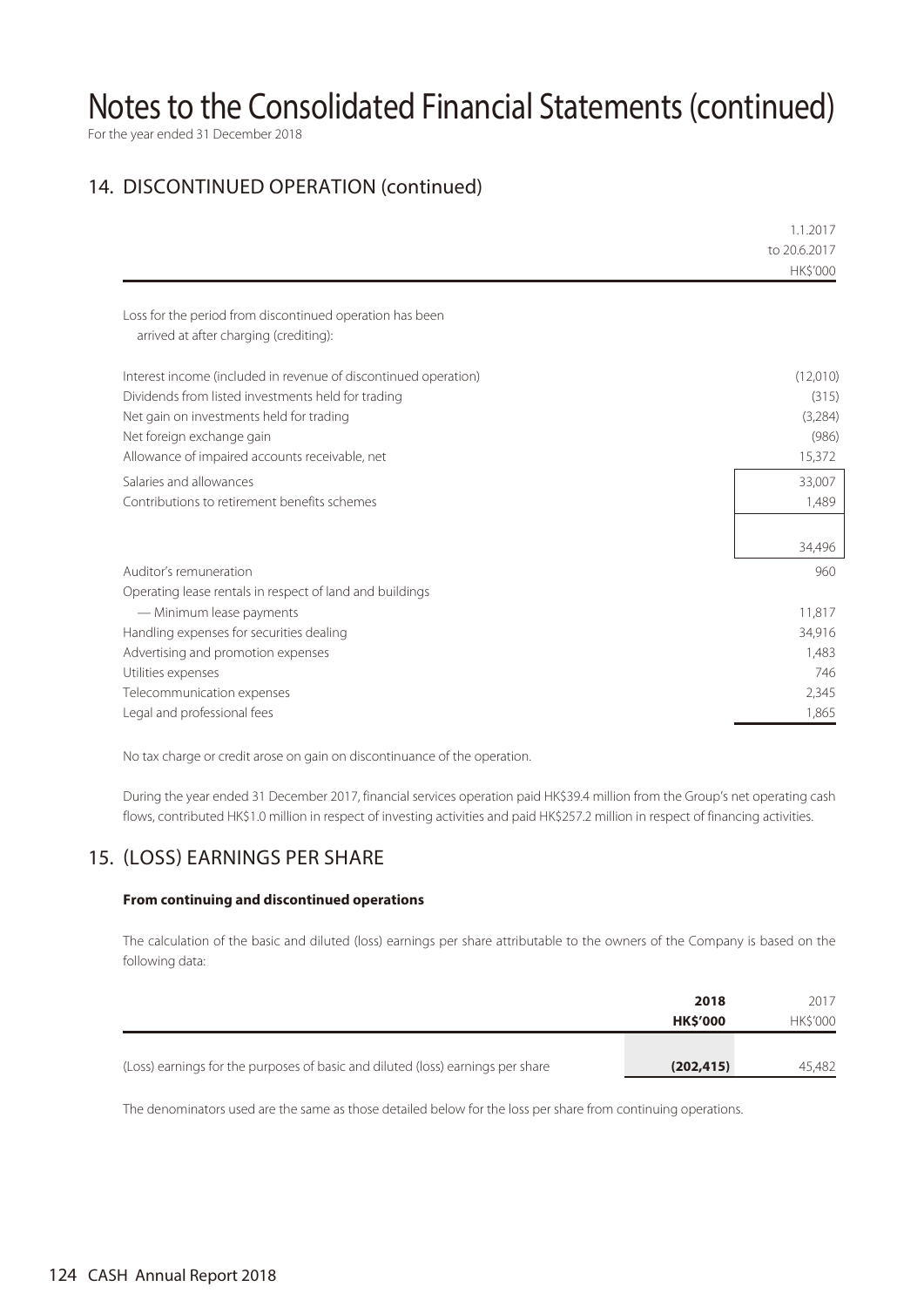# Notes to the Consolidated Financial Statements (continued)

For the year ended 31 December 2018

## 14. DISCONTINUED OPERATION (continued)

| | 1.1.2017 to 20.6.2017 HK$'000 |
|---|---|
| Loss for the period from discontinued operation has been arrived at after charging (crediting): | |
| Interest income (included in revenue of discontinued operation) | (12,010) |
| Dividends from listed investments held for trading | (315) |
| Net gain on investments held for trading | (3,284) |
| Net foreign exchange gain | (986) |
| Allowance of impaired accounts receivable, net | 15,372 |
| Salaries and allowances | 33,007 |
| Contributions to retirement benefits schemes | 1,489 |
| | 34,496 |
| Auditor's remuneration | 960 |
| Operating lease rentals in respect of land and buildings | |
| — Minimum lease payments | 11,817 |
| Handling expenses for securities dealing | 34,916 |
| Advertising and promotion expenses | 1,483 |
| Utilities expenses | 746 |
| Telecommunication expenses | 2,345 |
| Legal and professional fees | 1,865 |

No tax charge or credit arose on gain on discontinuance of the operation.

During the year ended 31 December 2017, financial services operation paid HK$39.4 million from the Group's net operating cash flows, contributed HK$1.0 million in respect of investing activities and paid HK$257.2 million in respect of financing activities.

## 15. (LOSS) EARNINGS PER SHARE

**From continuing and discontinued operations**

The calculation of the basic and diluted (loss) earnings per share attributable to the owners of the Company is based on the following data:

| | **2018 HK$'000** | 2017 HK$'000 |
|---|---|---|
| (Loss) earnings for the purposes of basic and diluted (loss) earnings per share | **(202,415)** | 45,482 |

The denominators used are the same as those detailed below for the loss per share from continuing operations.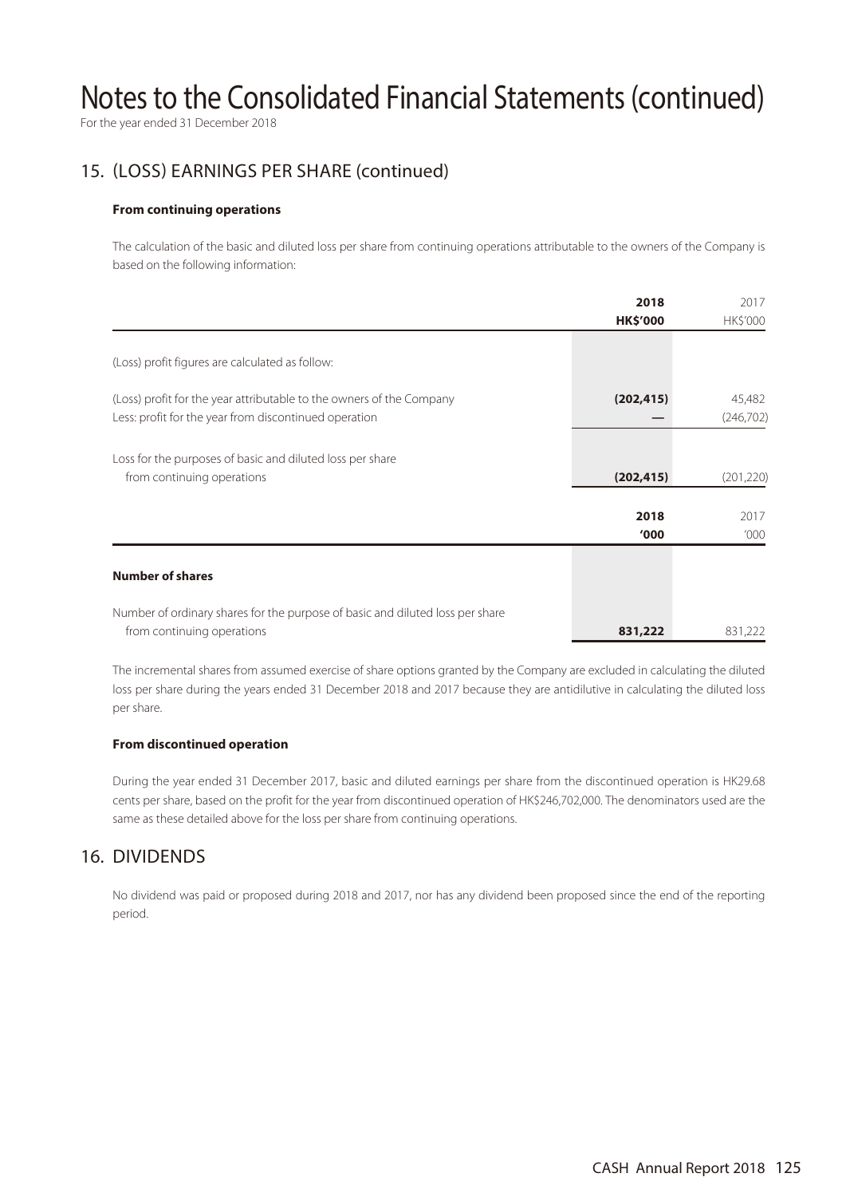# Notes to the Consolidated Financial Statements (continued)

For the year ended 31 December 2018

## 15. (LOSS) EARNINGS PER SHARE (continued)

### From continuing operations

The calculation of the basic and diluted loss per share from continuing operations attributable to the owners of the Company is based on the following information:

| | 2018 HK$'000 | 2017 HK$'000 |
|---|---|---|
| (Loss) profit figures are calculated as follow: | | |
| (Loss) profit for the year attributable to the owners of the Company | **(202,415)** | 45,482 |
| Less: profit for the year from discontinued operation | **—** | (246,702) |
| Loss for the purposes of basic and diluted loss per share from continuing operations | **(202,415)** | (201,220) |

| | 2018 '000 | 2017 '000 |
|---|---|---|
| **Number of shares** | | |
| Number of ordinary shares for the purpose of basic and diluted loss per share from continuing operations | **831,222** | 831,222 |

The incremental shares from assumed exercise of share options granted by the Company are excluded in calculating the diluted loss per share during the years ended 31 December 2018 and 2017 because they are antidilutive in calculating the diluted loss per share.

### From discontinued operation

During the year ended 31 December 2017, basic and diluted earnings per share from the discontinued operation is HK29.68 cents per share, based on the profit for the year from discontinued operation of HK$246,702,000. The denominators used are the same as these detailed above for the loss per share from continuing operations.

## 16. DIVIDENDS

No dividend was paid or proposed during 2018 and 2017, nor has any dividend been proposed since the end of the reporting period.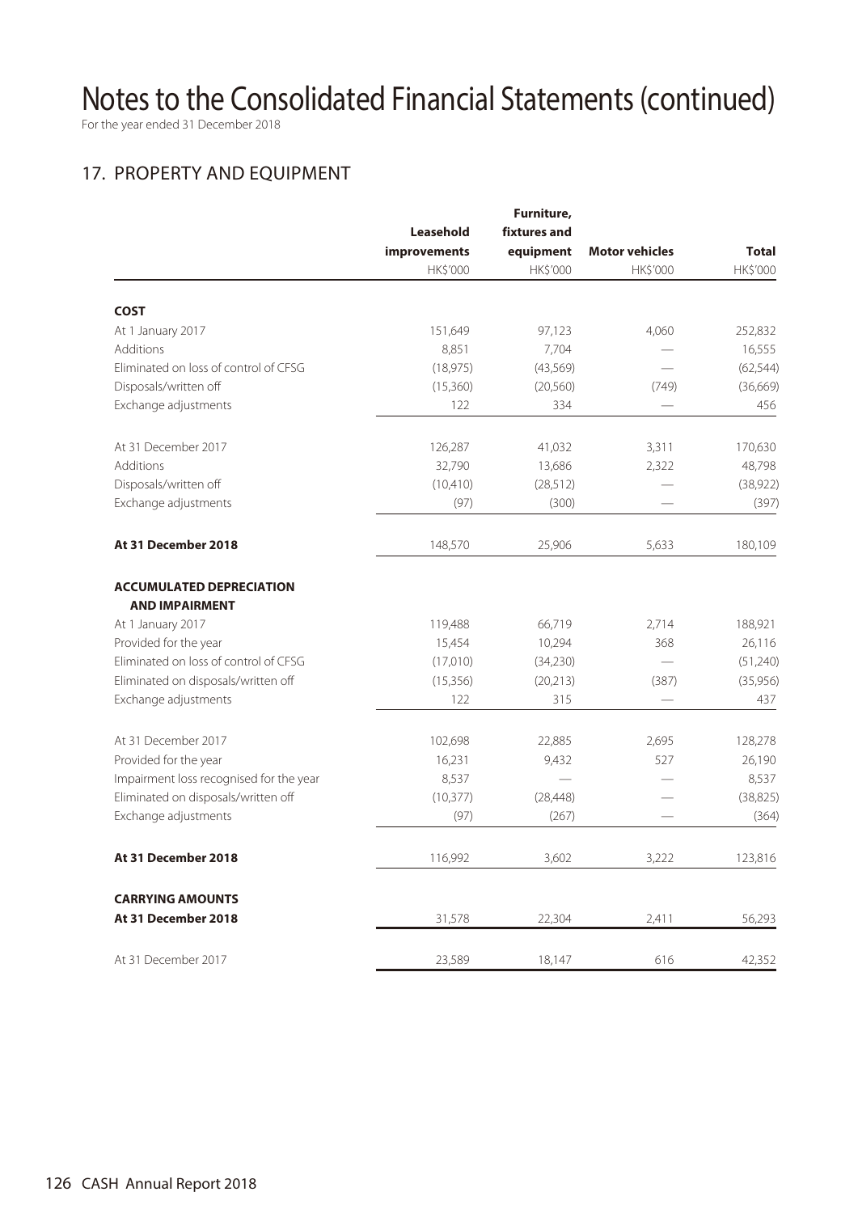# Notes to the Consolidated Financial Statements (continued)

For the year ended 31 December 2018

## 17. PROPERTY AND EQUIPMENT

| | Leasehold improvements | Furniture, fixtures and equipment | Motor vehicles | Total |
|---|---|---|---|---|
| | HK$'000 | HK$'000 | HK$'000 | HK$'000 |
| **COST** | | | | |
| At 1 January 2017 | 151,649 | 97,123 | 4,060 | 252,832 |
| Additions | 8,851 | 7,704 | — | 16,555 |
| Eliminated on loss of control of CFSG | (18,975) | (43,569) | — | (62,544) |
| Disposals/written off | (15,360) | (20,560) | (749) | (36,669) |
| Exchange adjustments | 122 | 334 | — | 456 |
| At 31 December 2017 | 126,287 | 41,032 | 3,311 | 170,630 |
| Additions | 32,790 | 13,686 | 2,322 | 48,798 |
| Disposals/written off | (10,410) | (28,512) | — | (38,922) |
| Exchange adjustments | (97) | (300) | — | (397) |
| **At 31 December 2018** | 148,570 | 25,906 | 5,633 | 180,109 |
| **ACCUMULATED DEPRECIATION AND IMPAIRMENT** | | | | |
| At 1 January 2017 | 119,488 | 66,719 | 2,714 | 188,921 |
| Provided for the year | 15,454 | 10,294 | 368 | 26,116 |
| Eliminated on loss of control of CFSG | (17,010) | (34,230) | — | (51,240) |
| Eliminated on disposals/written off | (15,356) | (20,213) | (387) | (35,956) |
| Exchange adjustments | 122 | 315 | — | 437 |
| At 31 December 2017 | 102,698 | 22,885 | 2,695 | 128,278 |
| Provided for the year | 16,231 | 9,432 | 527 | 26,190 |
| Impairment loss recognised for the year | 8,537 | — | — | 8,537 |
| Eliminated on disposals/written off | (10,377) | (28,448) | — | (38,825) |
| Exchange adjustments | (97) | (267) | — | (364) |
| **At 31 December 2018** | 116,992 | 3,602 | 3,222 | 123,816 |
| **CARRYING AMOUNTS** | | | | |
| **At 31 December 2018** | 31,578 | 22,304 | 2,411 | 56,293 |
| At 31 December 2017 | 23,589 | 18,147 | 616 | 42,352 |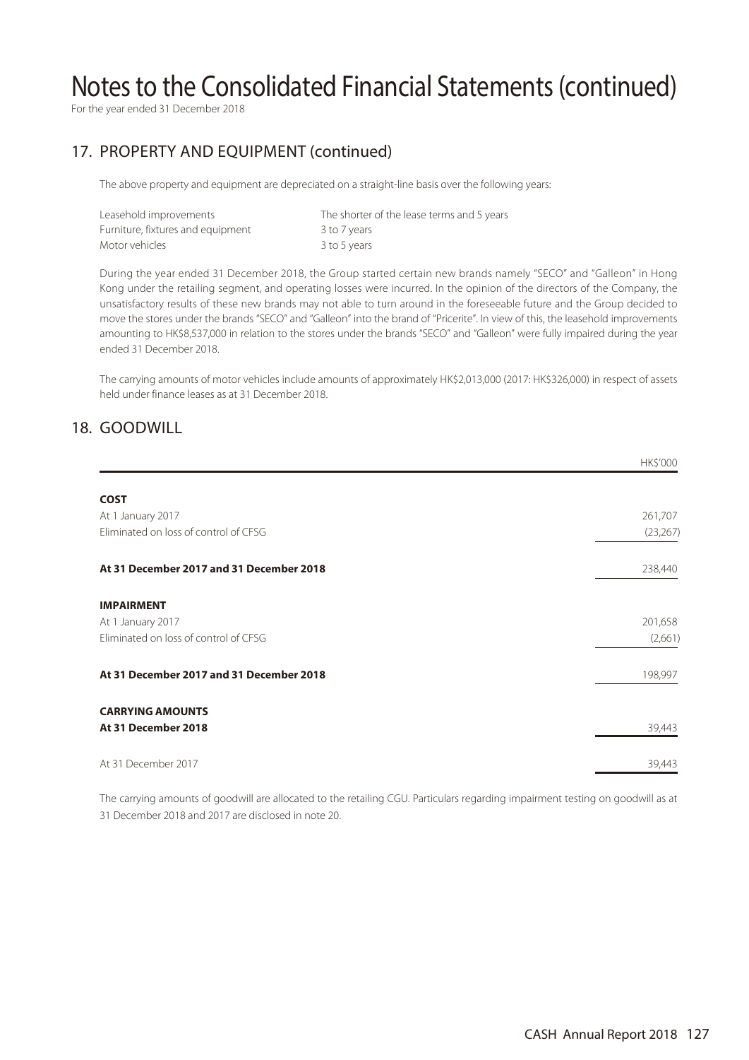# Notes to the Consolidated Financial Statements (continued)

For the year ended 31 December 2018

## 17. PROPERTY AND EQUIPMENT (continued)

The above property and equipment are depreciated on a straight-line basis over the following years:

| | |
|---|---|
| Leasehold improvements | The shorter of the lease terms and 5 years |
| Furniture, fixtures and equipment | 3 to 7 years |
| Motor vehicles | 3 to 5 years |

During the year ended 31 December 2018, the Group started certain new brands namely "SECO" and "Galleon" in Hong Kong under the retailing segment, and operating losses were incurred. In the opinion of the directors of the Company, the unsatisfactory results of these new brands may not able to turn around in the foreseeable future and the Group decided to move the stores under the brands "SECO" and "Galleon" into the brand of "Pricerite". In view of this, the leasehold improvements amounting to HK$8,537,000 in relation to the stores under the brands "SECO" and "Galleon" were fully impaired during the year ended 31 December 2018.

The carrying amounts of motor vehicles include amounts of approximately HK$2,013,000 (2017: HK$326,000) in respect of assets held under finance leases as at 31 December 2018.

## 18. GOODWILL

| | HK$'000 |
|---|---|
| **COST** | |
| At 1 January 2017 | 261,707 |
| Eliminated on loss of control of CFSG | (23,267) |
| **At 31 December 2017 and 31 December 2018** | 238,440 |
| **IMPAIRMENT** | |
| At 1 January 2017 | 201,658 |
| Eliminated on loss of control of CFSG | (2,661) |
| **At 31 December 2017 and 31 December 2018** | 198,997 |
| **CARRYING AMOUNTS** | |
| **At 31 December 2018** | 39,443 |
| At 31 December 2017 | 39,443 |

The carrying amounts of goodwill are allocated to the retailing CGU. Particulars regarding impairment testing on goodwill as at 31 December 2018 and 2017 are disclosed in note 20.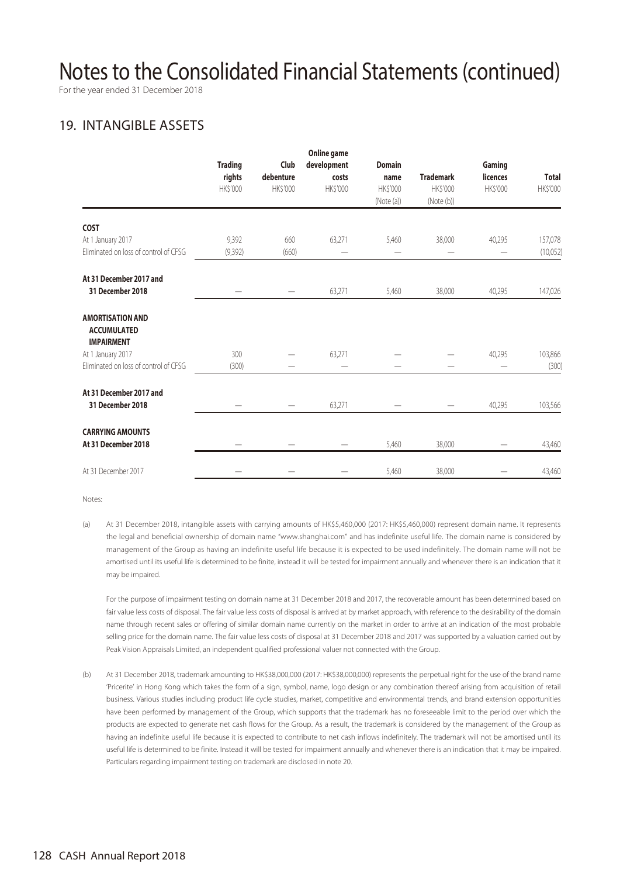# Notes to the Consolidated Financial Statements (continued)

For the year ended 31 December 2018

## 19. INTANGIBLE ASSETS

| | Trading rights HK$'000 | Club debenture HK$'000 | Online game development costs HK$'000 | Domain name HK$'000 (Note (a)) | Trademark HK$'000 (Note (b)) | Gaming licences HK$'000 | Total HK$'000 |
|---|---|---|---|---|---|---|---|
| **COST** | | | | | | | |
| At 1 January 2017 | 9,392 | 660 | 63,271 | 5,460 | 38,000 | 40,295 | 157,078 |
| Eliminated on loss of control of CFSG | (9,392) | (660) | — | — | — | — | (10,052) |
| **At 31 December 2017 and 31 December 2018** | — | — | 63,271 | 5,460 | 38,000 | 40,295 | 147,026 |
| **AMORTISATION AND ACCUMULATED IMPAIRMENT** | | | | | | | |
| At 1 January 2017 | 300 | — | 63,271 | — | — | 40,295 | 103,866 |
| Eliminated on loss of control of CFSG | (300) | — | — | — | — | — | (300) |
| **At 31 December 2017 and 31 December 2018** | — | — | 63,271 | — | — | 40,295 | 103,566 |
| **CARRYING AMOUNTS** | | | | | | | |
| **At 31 December 2018** | — | — | — | 5,460 | 38,000 | — | 43,460 |
| At 31 December 2017 | — | — | — | 5,460 | 38,000 | — | 43,460 |

Notes:

(a) At 31 December 2018, intangible assets with carrying amounts of HK$5,460,000 (2017: HK$5,460,000) represent domain name. It represents the legal and beneficial ownership of domain name "www.shanghai.com" and has indefinite useful life. The domain name is considered by management of the Group as having an indefinite useful life because it is expected to be used indefinitely. The domain name will not be amortised until its useful life is determined to be finite, instead it will be tested for impairment annually and whenever there is an indication that it may be impaired.

For the purpose of impairment testing on domain name at 31 December 2018 and 2017, the recoverable amount has been determined based on fair value less costs of disposal. The fair value less costs of disposal is arrived at by market approach, with reference to the desirability of the domain name through recent sales or offering of similar domain name currently on the market in order to arrive at an indication of the most probable selling price for the domain name. The fair value less costs of disposal at 31 December 2018 and 2017 was supported by a valuation carried out by Peak Vision Appraisals Limited, an independent qualified professional valuer not connected with the Group.

(b) At 31 December 2018, trademark amounting to HK$38,000,000 (2017: HK$38,000,000) represents the perpetual right for the use of the brand name 'Pricerite' in Hong Kong which takes the form of a sign, symbol, name, logo design or any combination thereof arising from acquisition of retail business. Various studies including product life cycle studies, market, competitive and environmental trends, and brand extension opportunities have been performed by management of the Group, which supports that the trademark has no foreseeable limit to the period over which the products are expected to generate net cash flows for the Group. As a result, the trademark is considered by the management of the Group as having an indefinite useful life because it is expected to contribute to net cash inflows indefinitely. The trademark will not be amortised until its useful life is determined to be finite. Instead it will be tested for impairment annually and whenever there is an indication that it may be impaired. Particulars regarding impairment testing on trademark are disclosed in note 20.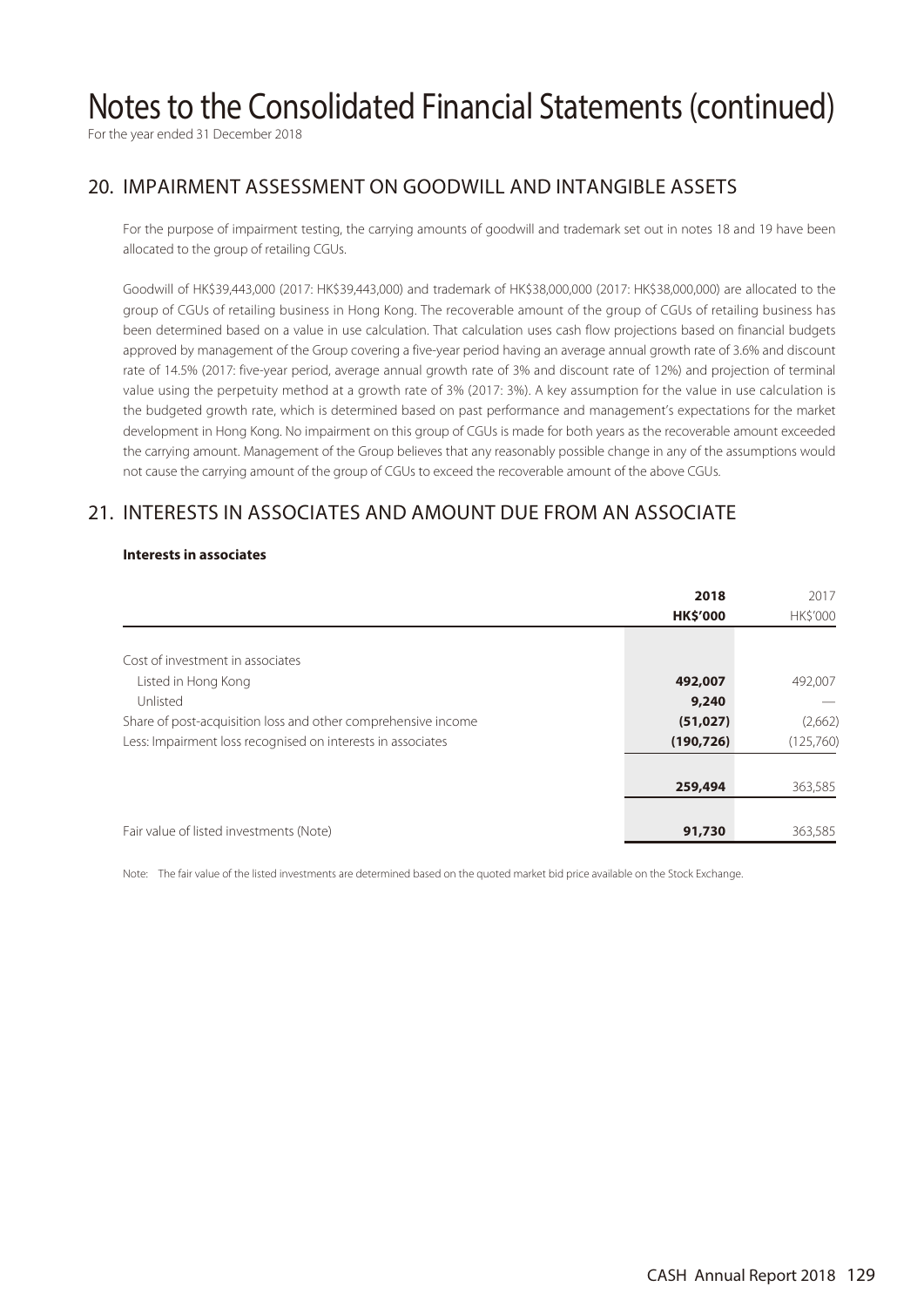# Notes to the Consolidated Financial Statements (continued)

For the year ended 31 December 2018

## 20. IMPAIRMENT ASSESSMENT ON GOODWILL AND INTANGIBLE ASSETS

For the purpose of impairment testing, the carrying amounts of goodwill and trademark set out in notes 18 and 19 have been allocated to the group of retailing CGUs.

Goodwill of HK$39,443,000 (2017: HK$39,443,000) and trademark of HK$38,000,000 (2017: HK$38,000,000) are allocated to the group of CGUs of retailing business in Hong Kong. The recoverable amount of the group of CGUs of retailing business has been determined based on a value in use calculation. That calculation uses cash flow projections based on financial budgets approved by management of the Group covering a five-year period having an average annual growth rate of 3.6% and discount rate of 14.5% (2017: five-year period, average annual growth rate of 3% and discount rate of 12%) and projection of terminal value using the perpetuity method at a growth rate of 3% (2017: 3%). A key assumption for the value in use calculation is the budgeted growth rate, which is determined based on past performance and management's expectations for the market development in Hong Kong. No impairment on this group of CGUs is made for both years as the recoverable amount exceeded the carrying amount. Management of the Group believes that any reasonably possible change in any of the assumptions would not cause the carrying amount of the group of CGUs to exceed the recoverable amount of the above CGUs.

## 21. INTERESTS IN ASSOCIATES AND AMOUNT DUE FROM AN ASSOCIATE

**Interests in associates**

| | **2018** | 2017 |
|---|---|---|
| | **HK$'000** | HK$'000 |
| Cost of investment in associates | | |
| Listed in Hong Kong | **492,007** | 492,007 |
| Unlisted | **9,240** | — |
| Share of post-acquisition loss and other comprehensive income | **(51,027)** | (2,662) |
| Less: Impairment loss recognised on interests in associates | **(190,726)** | (125,760) |
| | **259,494** | 363,585 |
| Fair value of listed investments (Note) | **91,730** | 363,585 |

Note: The fair value of the listed investments are determined based on the quoted market bid price available on the Stock Exchange.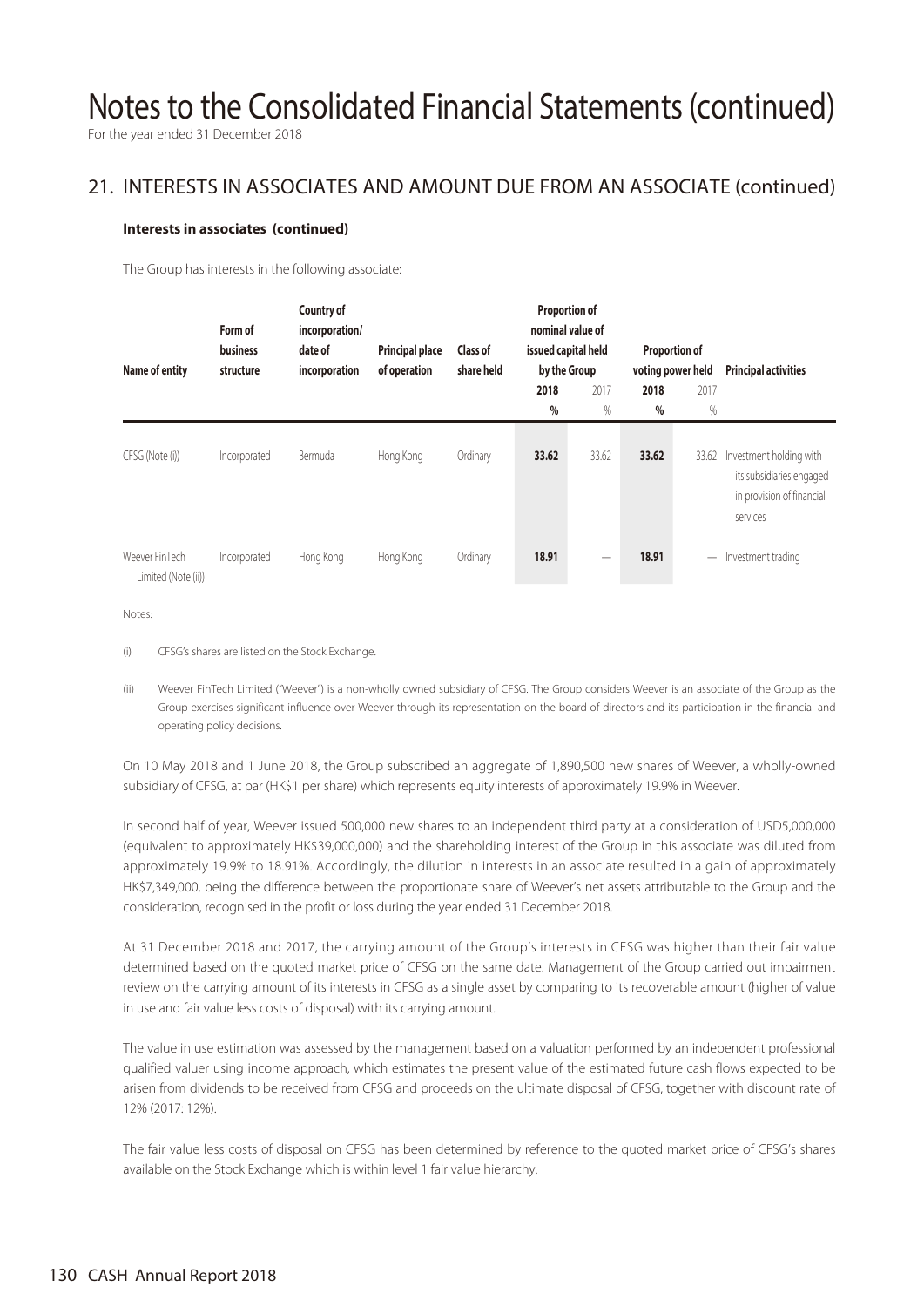# Notes to the Consolidated Financial Statements (continued)

For the year ended 31 December 2018

## 21. INTERESTS IN ASSOCIATES AND AMOUNT DUE FROM AN ASSOCIATE (continued)

### Interests in associates (continued)

The Group has interests in the following associate:

| Name of entity | Form of business structure | Country of incorporation/ date of incorporation | Principal place of operation | Class of share held | Proportion of nominal value of issued capital held by the Group | | Proportion of voting power held | | Principal activities |
|---|---|---|---|---|---|---|---|---|---|
| | | | | | **2018** | 2017 | **2018** | 2017 | |
| | | | | | **%** | % | **%** | % | |
| CFSG (Note (i)) | Incorporated | Bermuda | Hong Kong | Ordinary | **33.62** | 33.62 | **33.62** | 33.62 | Investment holding with its subsidiaries engaged in provision of financial services |
| Weever FinTech Limited (Note (ii)) | Incorporated | Hong Kong | Hong Kong | Ordinary | **18.91** | — | **18.91** | — | Investment trading |

Notes:

(i) CFSG's shares are listed on the Stock Exchange.

(ii) Weever FinTech Limited ("Weever") is a non-wholly owned subsidiary of CFSG. The Group considers Weever is an associate of the Group as the Group exercises significant influence over Weever through its representation on the board of directors and its participation in the financial and operating policy decisions.

On 10 May 2018 and 1 June 2018, the Group subscribed an aggregate of 1,890,500 new shares of Weever, a wholly-owned subsidiary of CFSG, at par (HK$1 per share) which represents equity interests of approximately 19.9% in Weever.

In second half of year, Weever issued 500,000 new shares to an independent third party at a consideration of USD5,000,000 (equivalent to approximately HK$39,000,000) and the shareholding interest of the Group in this associate was diluted from approximately 19.9% to 18.91%. Accordingly, the dilution in interests in an associate resulted in a gain of approximately HK$7,349,000, being the difference between the proportionate share of Weever's net assets attributable to the Group and the consideration, recognised in the profit or loss during the year ended 31 December 2018.

At 31 December 2018 and 2017, the carrying amount of the Group's interests in CFSG was higher than their fair value determined based on the quoted market price of CFSG on the same date. Management of the Group carried out impairment review on the carrying amount of its interests in CFSG as a single asset by comparing to its recoverable amount (higher of value in use and fair value less costs of disposal) with its carrying amount.

The value in use estimation was assessed by the management based on a valuation performed by an independent professional qualified valuer using income approach, which estimates the present value of the estimated future cash flows expected to be arisen from dividends to be received from CFSG and proceeds on the ultimate disposal of CFSG, together with discount rate of 12% (2017: 12%).

The fair value less costs of disposal on CFSG has been determined by reference to the quoted market price of CFSG's shares available on the Stock Exchange which is within level 1 fair value hierarchy.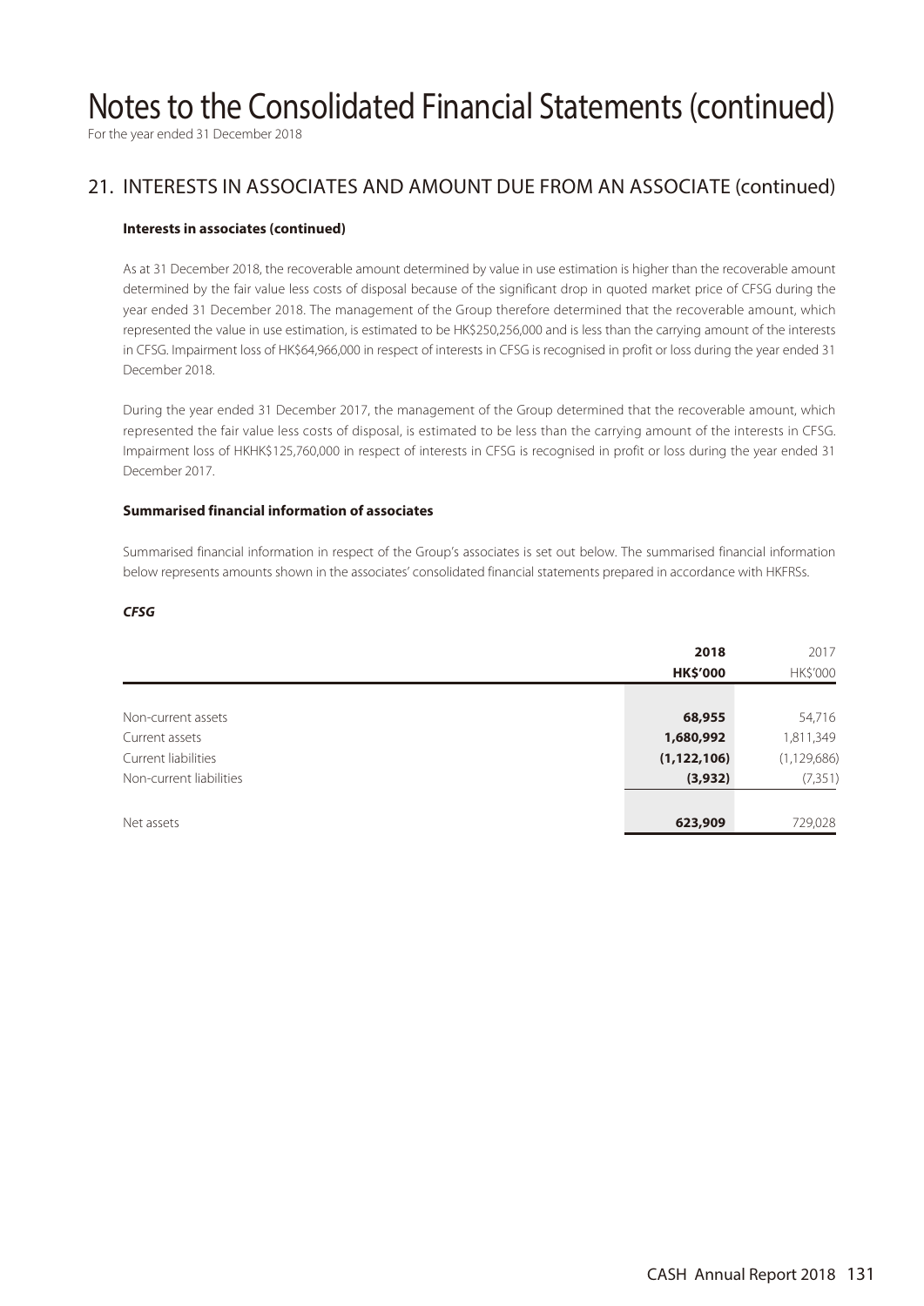# Notes to the Consolidated Financial Statements (continued)

For the year ended 31 December 2018

## 21. INTERESTS IN ASSOCIATES AND AMOUNT DUE FROM AN ASSOCIATE (continued)

### Interests in associates (continued)

As at 31 December 2018, the recoverable amount determined by value in use estimation is higher than the recoverable amount determined by the fair value less costs of disposal because of the significant drop in quoted market price of CFSG during the year ended 31 December 2018. The management of the Group therefore determined that the recoverable amount, which represented the value in use estimation, is estimated to be HK$250,256,000 and is less than the carrying amount of the interests in CFSG. Impairment loss of HK$64,966,000 in respect of interests in CFSG is recognised in profit or loss during the year ended 31 December 2018.

During the year ended 31 December 2017, the management of the Group determined that the recoverable amount, which represented the fair value less costs of disposal, is estimated to be less than the carrying amount of the interests in CFSG. Impairment loss of HKHK$125,760,000 in respect of interests in CFSG is recognised in profit or loss during the year ended 31 December 2017.

### Summarised financial information of associates

Summarised financial information in respect of the Group's associates is set out below. The summarised financial information below represents amounts shown in the associates' consolidated financial statements prepared in accordance with HKFRSs.

***CFSG***

| | **2018** | 2017 |
|---|---|---|
| | **HK$'000** | HK$'000 |
| Non-current assets | **68,955** | 54,716 |
| Current assets | **1,680,992** | 1,811,349 |
| Current liabilities | **(1,122,106)** | (1,129,686) |
| Non-current liabilities | **(3,932)** | (7,351) |
| Net assets | **623,909** | 729,028 |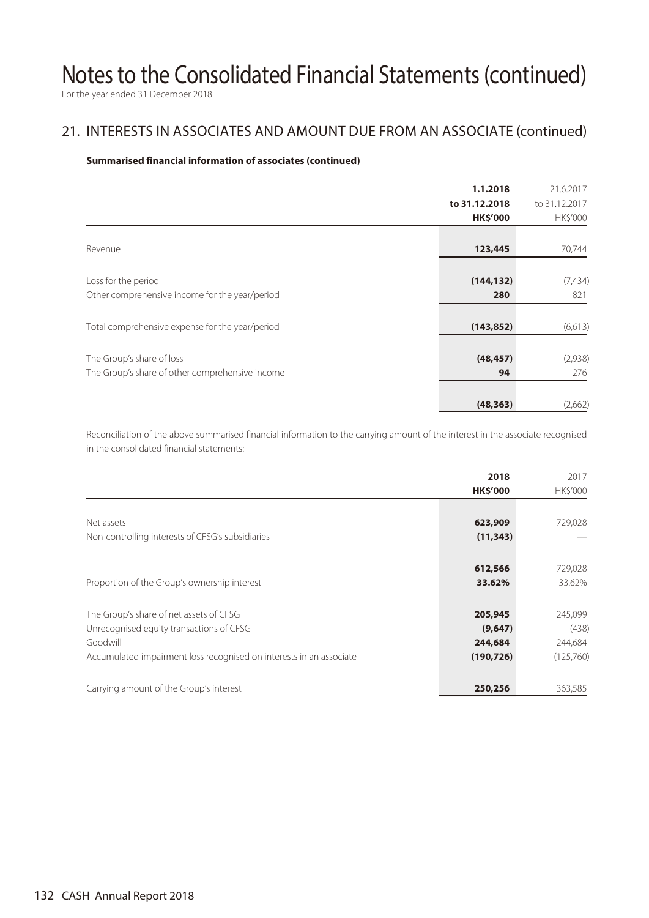# Notes to the Consolidated Financial Statements (continued)

For the year ended 31 December 2018

## 21. INTERESTS IN ASSOCIATES AND AMOUNT DUE FROM AN ASSOCIATE (continued)

**Summarised financial information of associates (continued)**

| | **1.1.2018 to 31.12.2018 HK$'000** | 21.6.2017 to 31.12.2017 HK$'000 |
|---|---|---|
| Revenue | **123,445** | 70,744 |
| Loss for the period | **(144,132)** | (7,434) |
| Other comprehensive income for the year/period | **280** | 821 |
| Total comprehensive expense for the year/period | **(143,852)** | (6,613) |
| The Group's share of loss | **(48,457)** | (2,938) |
| The Group's share of other comprehensive income | **94** | 276 |
| | **(48,363)** | (2,662) |

Reconciliation of the above summarised financial information to the carrying amount of the interest in the associate recognised in the consolidated financial statements:

| | **2018 HK$'000** | 2017 HK$'000 |
|---|---|---|
| Net assets | **623,909** | 729,028 |
| Non-controlling interests of CFSG's subsidiaries | **(11,343)** | — |
| | **612,566** | 729,028 |
| Proportion of the Group's ownership interest | **33.62%** | 33.62% |
| The Group's share of net assets of CFSG | **205,945** | 245,099 |
| Unrecognised equity transactions of CFSG | **(9,647)** | (438) |
| Goodwill | **244,684** | 244,684 |
| Accumulated impairment loss recognised on interests in an associate | **(190,726)** | (125,760) |
| Carrying amount of the Group's interest | **250,256** | 363,585 |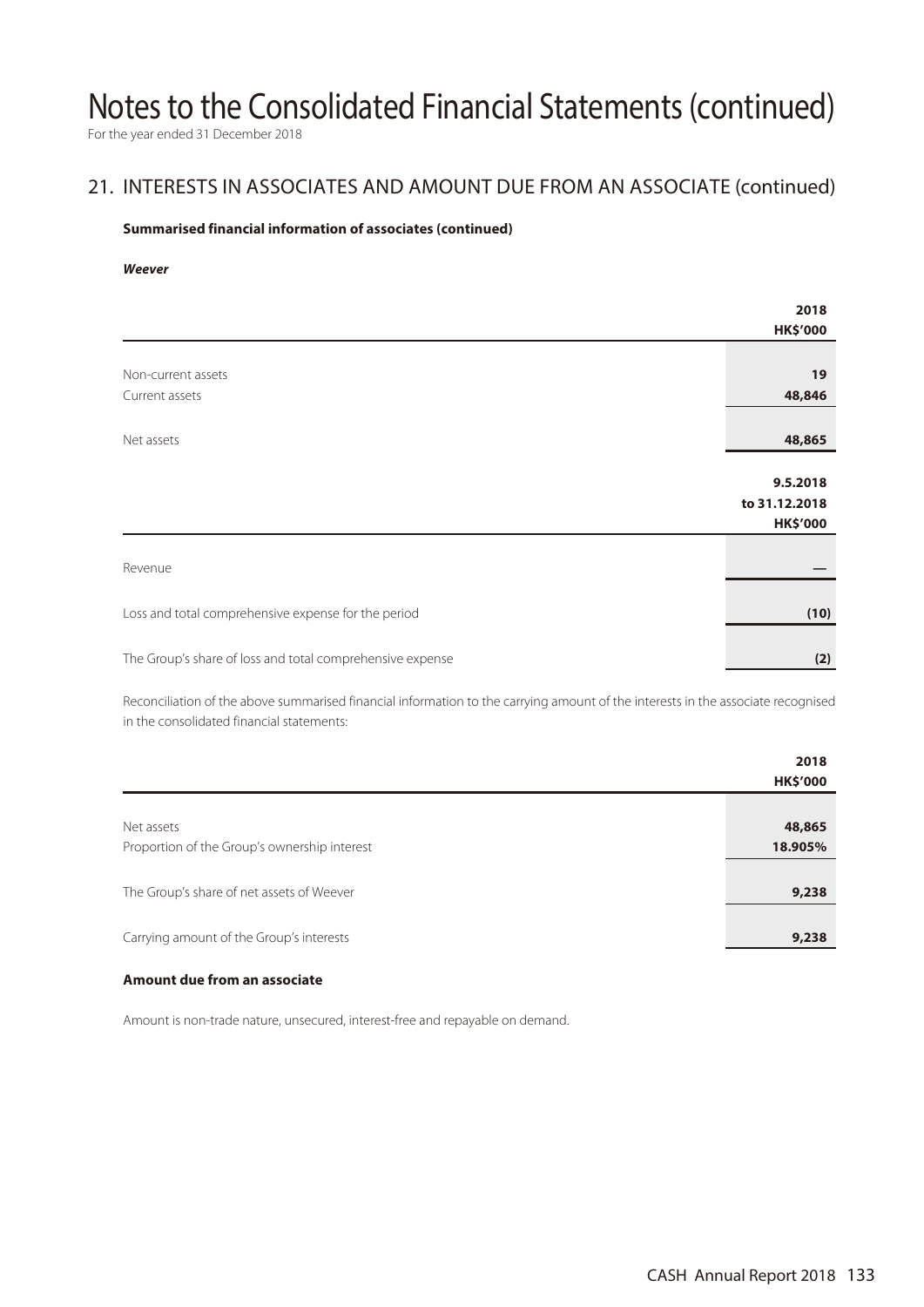# Notes to the Consolidated Financial Statements (continued)

For the year ended 31 December 2018

## 21. INTERESTS IN ASSOCIATES AND AMOUNT DUE FROM AN ASSOCIATE (continued)

**Summarised financial information of associates (continued)**

***Weever***

| | 2018<br>HK$'000 |
|---|---|
| Non-current assets | 19 |
| Current assets | 48,846 |
| Net assets | 48,865 |

| | 9.5.2018<br>to 31.12.2018<br>HK$'000 |
|---|---|
| Revenue | — |
| Loss and total comprehensive expense for the period | (10) |
| The Group's share of loss and total comprehensive expense | (2) |

Reconciliation of the above summarised financial information to the carrying amount of the interests in the associate recognised in the consolidated financial statements:

| | 2018<br>HK$'000 |
|---|---|
| Net assets | 48,865 |
| Proportion of the Group's ownership interest | 18.905% |
| The Group's share of net assets of Weever | 9,238 |
| Carrying amount of the Group's interests | 9,238 |

**Amount due from an associate**

Amount is non-trade nature, unsecured, interest-free and repayable on demand.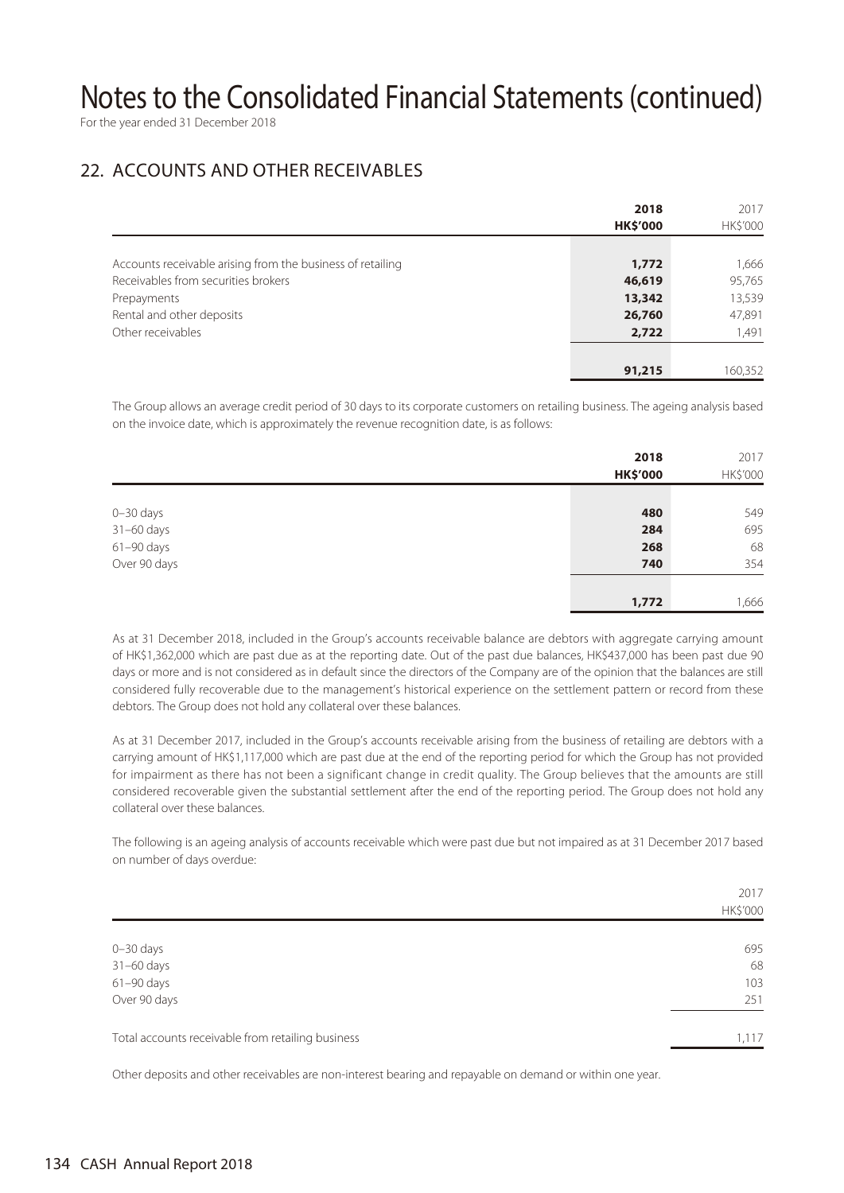# Notes to the Consolidated Financial Statements (continued)

For the year ended 31 December 2018

## 22. ACCOUNTS AND OTHER RECEIVABLES

| | 2018<br>HK$'000 | 2017<br>HK$'000 |
|---|---|---|
| Accounts receivable arising from the business of retailing | 1,772 | 1,666 |
| Receivables from securities brokers | 46,619 | 95,765 |
| Prepayments | 13,342 | 13,539 |
| Rental and other deposits | 26,760 | 47,891 |
| Other receivables | 2,722 | 1,491 |
| | 91,215 | 160,352 |

The Group allows an average credit period of 30 days to its corporate customers on retailing business. The ageing analysis based on the invoice date, which is approximately the revenue recognition date, is as follows:

| | 2018<br>HK$'000 | 2017<br>HK$'000 |
|---|---|---|
| 0–30 days | 480 | 549 |
| 31–60 days | 284 | 695 |
| 61–90 days | 268 | 68 |
| Over 90 days | 740 | 354 |
| | 1,772 | 1,666 |

As at 31 December 2018, included in the Group's accounts receivable balance are debtors with aggregate carrying amount of HK$1,362,000 which are past due as at the reporting date. Out of the past due balances, HK$437,000 has been past due 90 days or more and is not considered as in default since the directors of the Company are of the opinion that the balances are still considered fully recoverable due to the management's historical experience on the settlement pattern or record from these debtors. The Group does not hold any collateral over these balances.

As at 31 December 2017, included in the Group's accounts receivable arising from the business of retailing are debtors with a carrying amount of HK$1,117,000 which are past due at the end of the reporting period for which the Group has not provided for impairment as there has not been a significant change in credit quality. The Group believes that the amounts are still considered recoverable given the substantial settlement after the end of the reporting period. The Group does not hold any collateral over these balances.

The following is an ageing analysis of accounts receivable which were past due but not impaired as at 31 December 2017 based on number of days overdue:

| | 2017<br>HK$'000 |
|---|---|
| 0–30 days | 695 |
| 31–60 days | 68 |
| 61–90 days | 103 |
| Over 90 days | 251 |
| Total accounts receivable from retailing business | 1,117 |

Other deposits and other receivables are non-interest bearing and repayable on demand or within one year.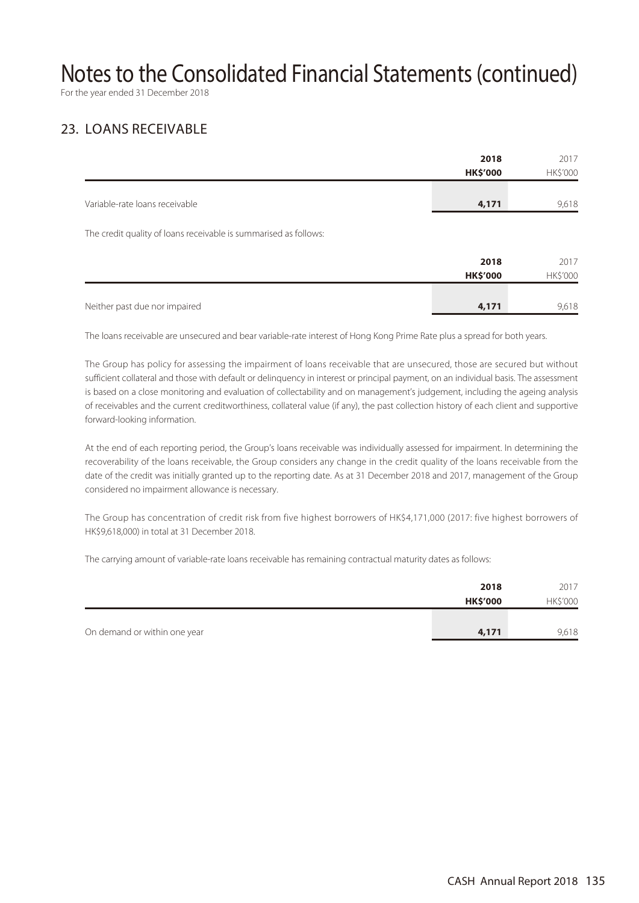# Notes to the Consolidated Financial Statements (continued)

For the year ended 31 December 2018

## 23. LOANS RECEIVABLE

| | 2018 HK$'000 | 2017 HK$'000 |
|---|---|---|
| Variable-rate loans receivable | **4,171** | 9,618 |

The credit quality of loans receivable is summarised as follows:

| | 2018 HK$'000 | 2017 HK$'000 |
|---|---|---|
| Neither past due nor impaired | **4,171** | 9,618 |

The loans receivable are unsecured and bear variable-rate interest of Hong Kong Prime Rate plus a spread for both years.

The Group has policy for assessing the impairment of loans receivable that are unsecured, those are secured but without sufficient collateral and those with default or delinquency in interest or principal payment, on an individual basis. The assessment is based on a close monitoring and evaluation of collectability and on management's judgement, including the ageing analysis of receivables and the current creditworthiness, collateral value (if any), the past collection history of each client and supportive forward-looking information.

At the end of each reporting period, the Group's loans receivable was individually assessed for impairment. In determining the recoverability of the loans receivable, the Group considers any change in the credit quality of the loans receivable from the date of the credit was initially granted up to the reporting date. As at 31 December 2018 and 2017, management of the Group considered no impairment allowance is necessary.

The Group has concentration of credit risk from five highest borrowers of HK$4,171,000 (2017: five highest borrowers of HK$9,618,000) in total at 31 December 2018.

The carrying amount of variable-rate loans receivable has remaining contractual maturity dates as follows:

| | 2018 HK$'000 | 2017 HK$'000 |
|---|---|---|
| On demand or within one year | **4,171** | 9,618 |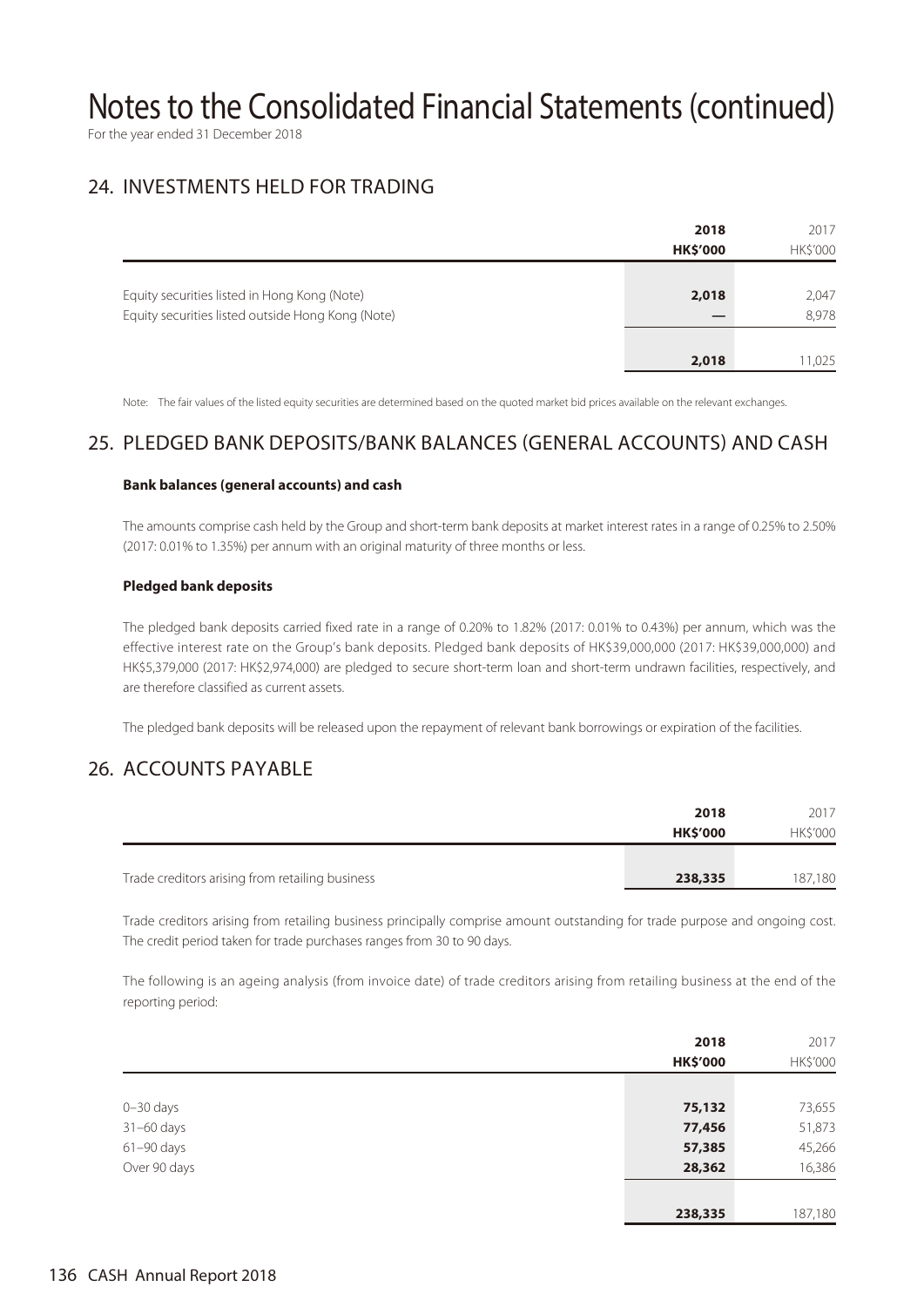# Notes to the Consolidated Financial Statements (continued)

For the year ended 31 December 2018

## 24. INVESTMENTS HELD FOR TRADING

| | 2018<br>HK$'000 | 2017<br>HK$'000 |
|---|---|---|
| Equity securities listed in Hong Kong (Note) | **2,018** | 2,047 |
| Equity securities listed outside Hong Kong (Note) | — | 8,978 |
| | **2,018** | 11,025 |

Note: The fair values of the listed equity securities are determined based on the quoted market bid prices available on the relevant exchanges.

## 25. PLEDGED BANK DEPOSITS/BANK BALANCES (GENERAL ACCOUNTS) AND CASH

**Bank balances (general accounts) and cash**

The amounts comprise cash held by the Group and short-term bank deposits at market interest rates in a range of 0.25% to 2.50% (2017: 0.01% to 1.35%) per annum with an original maturity of three months or less.

**Pledged bank deposits**

The pledged bank deposits carried fixed rate in a range of 0.20% to 1.82% (2017: 0.01% to 0.43%) per annum, which was the effective interest rate on the Group's bank deposits. Pledged bank deposits of HK$39,000,000 (2017: HK$39,000,000) and HK$5,379,000 (2017: HK$2,974,000) are pledged to secure short-term loan and short-term undrawn facilities, respectively, and are therefore classified as current assets.

The pledged bank deposits will be released upon the repayment of relevant bank borrowings or expiration of the facilities.

## 26. ACCOUNTS PAYABLE

| | 2018<br>HK$'000 | 2017<br>HK$'000 |
|---|---|---|
| Trade creditors arising from retailing business | **238,335** | 187,180 |

Trade creditors arising from retailing business principally comprise amount outstanding for trade purpose and ongoing cost. The credit period taken for trade purchases ranges from 30 to 90 days.

The following is an ageing analysis (from invoice date) of trade creditors arising from retailing business at the end of the reporting period:

| | 2018<br>HK$'000 | 2017<br>HK$'000 |
|---|---|---|
| 0–30 days | **75,132** | 73,655 |
| 31–60 days | **77,456** | 51,873 |
| 61–90 days | **57,385** | 45,266 |
| Over 90 days | **28,362** | 16,386 |
| | **238,335** | 187,180 |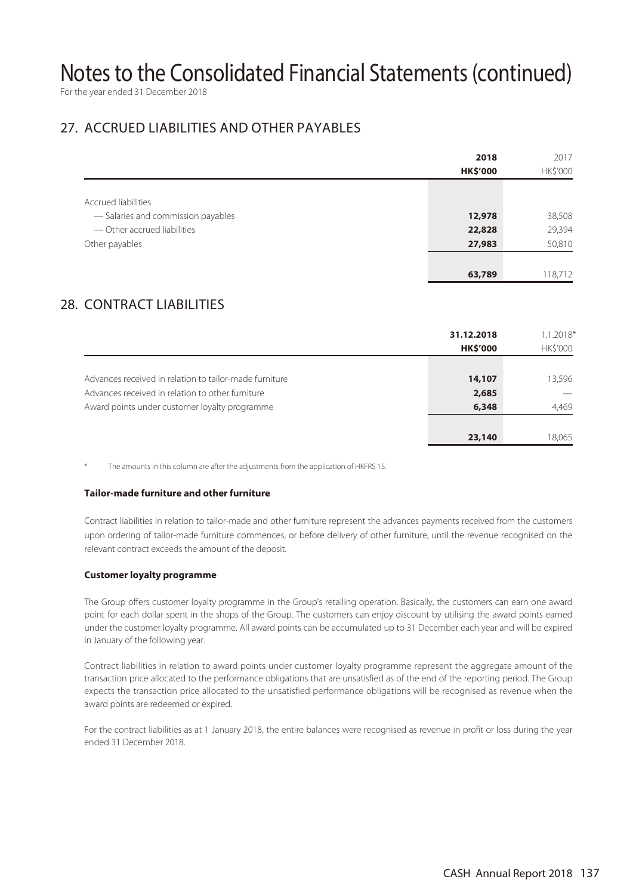# Notes to the Consolidated Financial Statements (continued)

For the year ended 31 December 2018

## 27. ACCRUED LIABILITIES AND OTHER PAYABLES

| | 2018 HK$'000 | 2017 HK$'000 |
|---|---|---|
| Accrued liabilities | | |
| — Salaries and commission payables | 12,978 | 38,508 |
| — Other accrued liabilities | 22,828 | 29,394 |
| Other payables | 27,983 | 50,810 |
| | 63,789 | 118,712 |

## 28. CONTRACT LIABILITIES

| | 31.12.2018 HK$'000 | 1.1.2018* HK$'000 |
|---|---|---|
| Advances received in relation to tailor-made furniture | 14,107 | 13,596 |
| Advances received in relation to other furniture | 2,685 | — |
| Award points under customer loyalty programme | 6,348 | 4,469 |
| | 23,140 | 18,065 |

\* The amounts in this column are after the adjustments from the application of HKFRS 15.

**Tailor-made furniture and other furniture**

Contract liabilities in relation to tailor-made and other furniture represent the advances payments received from the customers upon ordering of tailor-made furniture commences, or before delivery of other furniture, until the revenue recognised on the relevant contract exceeds the amount of the deposit.

**Customer loyalty programme**

The Group offers customer loyalty programme in the Group's retailing operation. Basically, the customers can earn one award point for each dollar spent in the shops of the Group. The customers can enjoy discount by utilising the award points earned under the customer loyalty programme. All award points can be accumulated up to 31 December each year and will be expired in January of the following year.

Contract liabilities in relation to award points under customer loyalty programme represent the aggregate amount of the transaction price allocated to the performance obligations that are unsatisfied as of the end of the reporting period. The Group expects the transaction price allocated to the unsatisfied performance obligations will be recognised as revenue when the award points are redeemed or expired.

For the contract liabilities as at 1 January 2018, the entire balances were recognised as revenue in profit or loss during the year ended 31 December 2018.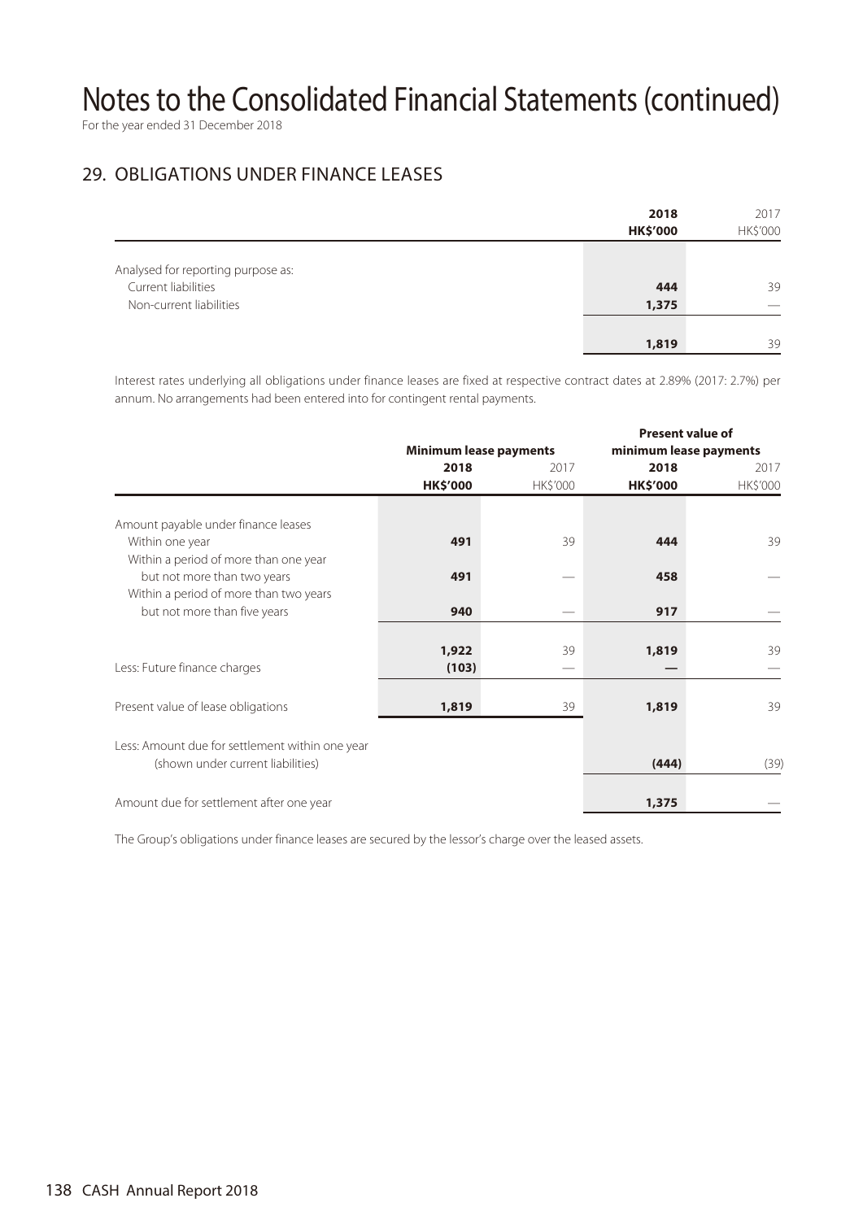# Notes to the Consolidated Financial Statements (continued)

For the year ended 31 December 2018

## 29. OBLIGATIONS UNDER FINANCE LEASES

| | **2018** | 2017 |
|---|---|---|
| | **HK$'000** | HK$'000 |
| Analysed for reporting purpose as: | | |
| Current liabilities | **444** | 39 |
| Non-current liabilities | **1,375** | — |
| | **1,819** | 39 |

Interest rates underlying all obligations under finance leases are fixed at respective contract dates at 2.89% (2017: 2.7%) per annum. No arrangements had been entered into for contingent rental payments.

| | **Minimum lease payments** | | **Present value of minimum lease payments** | |
|---|---|---|---|---|
| | **2018** | 2017 | **2018** | 2017 |
| | **HK$'000** | HK$'000 | **HK$'000** | HK$'000 |
| Amount payable under finance leases | | | | |
| Within one year | **491** | 39 | **444** | 39 |
| Within a period of more than one year but not more than two years | **491** | — | **458** | — |
| Within a period of more than two years but not more than five years | **940** | — | **917** | — |
| | **1,922** | 39 | **1,819** | 39 |
| Less: Future finance charges | **(103)** | — | **—** | — |
| Present value of lease obligations | **1,819** | 39 | **1,819** | 39 |
| Less: Amount due for settlement within one year (shown under current liabilities) | | | **(444)** | (39) |
| Amount due for settlement after one year | | | **1,375** | — |

The Group's obligations under finance leases are secured by the lessor's charge over the leased assets.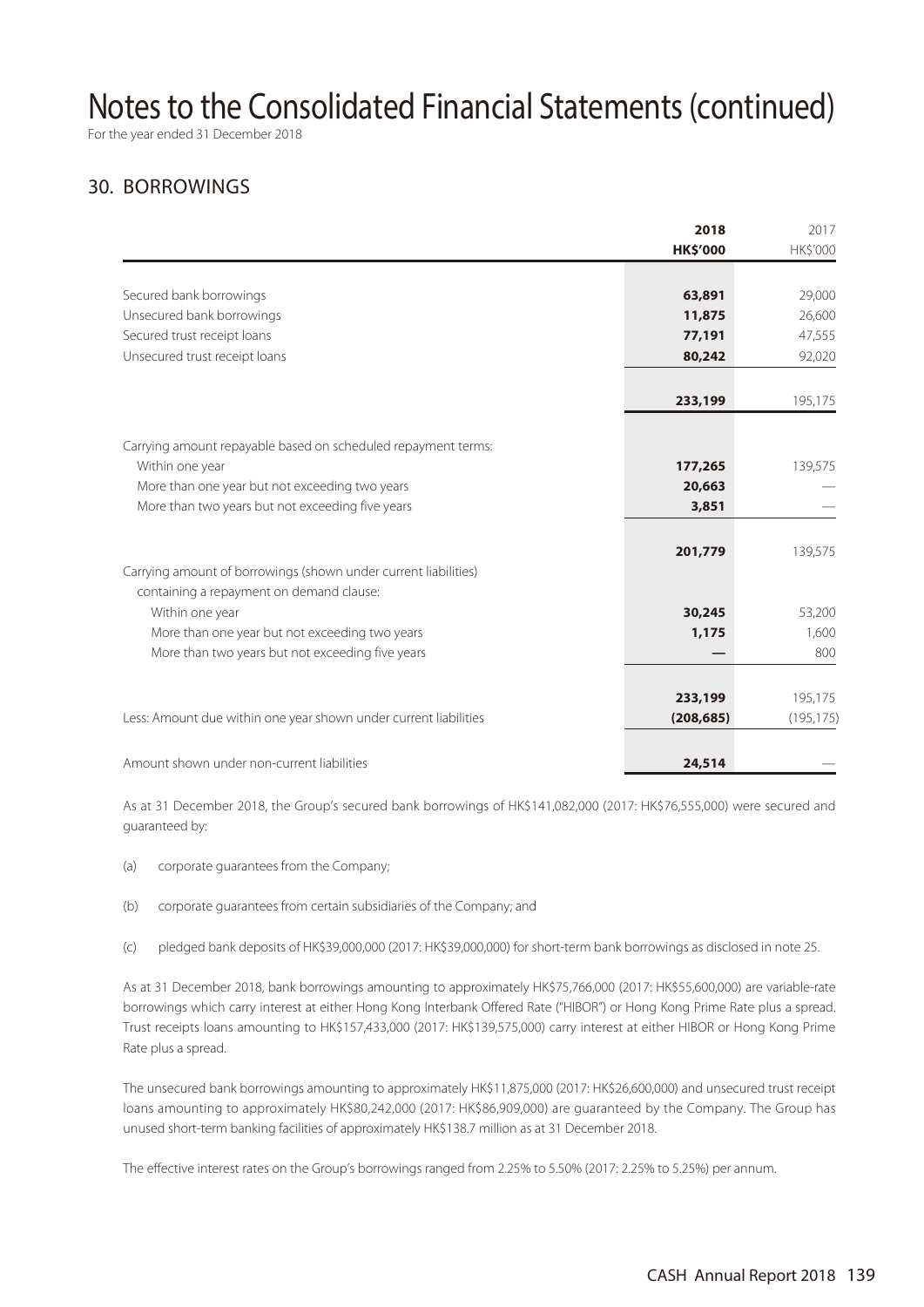# Notes to the Consolidated Financial Statements (continued)

For the year ended 31 December 2018

## 30. BORROWINGS

| | 2018 HK$'000 | 2017 HK$'000 |
|---|---|---|
| Secured bank borrowings | 63,891 | 29,000 |
| Unsecured bank borrowings | 11,875 | 26,600 |
| Secured trust receipt loans | 77,191 | 47,555 |
| Unsecured trust receipt loans | 80,242 | 92,020 |
| | 233,199 | 195,175 |
| Carrying amount repayable based on scheduled repayment terms: | | |
| Within one year | 177,265 | 139,575 |
| More than one year but not exceeding two years | 20,663 | — |
| More than two years but not exceeding five years | 3,851 | — |
| | 201,779 | 139,575 |
| Carrying amount of borrowings (shown under current liabilities) containing a repayment on demand clause: | | |
| Within one year | 30,245 | 53,200 |
| More than one year but not exceeding two years | 1,175 | 1,600 |
| More than two years but not exceeding five years | — | 800 |
| | 233,199 | 195,175 |
| Less: Amount due within one year shown under current liabilities | (208,685) | (195,175) |
| Amount shown under non-current liabilities | 24,514 | — |

As at 31 December 2018, the Group's secured bank borrowings of HK$141,082,000 (2017: HK$76,555,000) were secured and guaranteed by:

(a) corporate guarantees from the Company;

(b) corporate guarantees from certain subsidiaries of the Company; and

(c) pledged bank deposits of HK$39,000,000 (2017: HK$39,000,000) for short-term bank borrowings as disclosed in note 25.

As at 31 December 2018, bank borrowings amounting to approximately HK$75,766,000 (2017: HK$55,600,000) are variable-rate borrowings which carry interest at either Hong Kong Interbank Offered Rate ("HIBOR") or Hong Kong Prime Rate plus a spread. Trust receipts loans amounting to HK$157,433,000 (2017: HK$139,575,000) carry interest at either HIBOR or Hong Kong Prime Rate plus a spread.

The unsecured bank borrowings amounting to approximately HK$11,875,000 (2017: HK$26,600,000) and unsecured trust receipt loans amounting to approximately HK$80,242,000 (2017: HK$86,909,000) are guaranteed by the Company. The Group has unused short-term banking facilities of approximately HK$138.7 million as at 31 December 2018.

The effective interest rates on the Group's borrowings ranged from 2.25% to 5.50% (2017: 2.25% to 5.25%) per annum.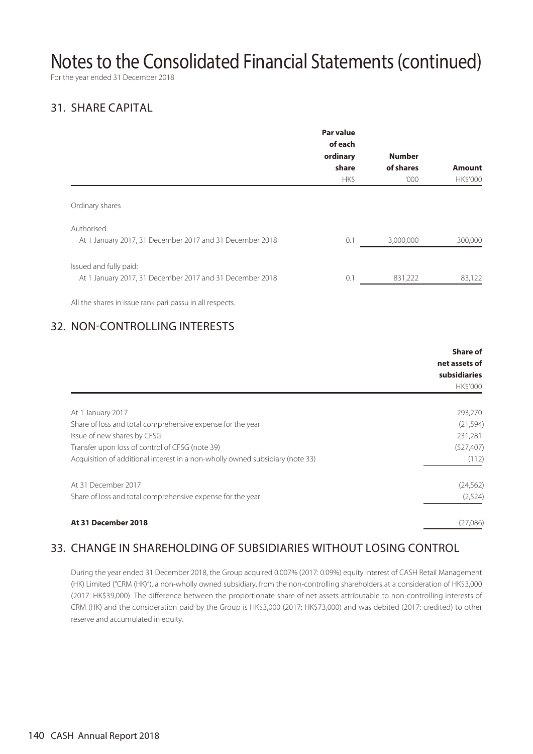# Notes to the Consolidated Financial Statements (continued)

For the year ended 31 December 2018

## 31. SHARE CAPITAL

| | Par value of each ordinary share | Number of shares | Amount |
|---|---|---|---|
| | HK$ | '000 | HK$'000 |
| Ordinary shares | | | |
| Authorised: | | | |
| At 1 January 2017, 31 December 2017 and 31 December 2018 | 0.1 | 3,000,000 | 300,000 |
| Issued and fully paid: | | | |
| At 1 January 2017, 31 December 2017 and 31 December 2018 | 0.1 | 831,222 | 83,122 |

All the shares in issue rank pari passu in all respects.

## 32. NON-CONTROLLING INTERESTS

| | Share of net assets of subsidiaries |
|---|---|
| | HK$'000 |
| At 1 January 2017 | 293,270 |
| Share of loss and total comprehensive expense for the year | (21,594) |
| Issue of new shares by CFSG | 231,281 |
| Transfer upon loss of control of CFSG (note 39) | (527,407) |
| Acquisition of additional interest in a non-wholly owned subsidiary (note 33) | (112) |
| At 31 December 2017 | (24,562) |
| Share of loss and total comprehensive expense for the year | (2,524) |
| **At 31 December 2018** | (27,086) |

## 33. CHANGE IN SHAREHOLDING OF SUBSIDIARIES WITHOUT LOSING CONTROL

During the year ended 31 December 2018, the Group acquired 0.007% (2017: 0.09%) equity interest of CASH Retail Management (HK) Limited ("CRM (HK)"), a non-wholly owned subsidiary, from the non-controlling shareholders at a consideration of HK$3,000 (2017: HK$39,000). The difference between the proportionate share of net assets attributable to non-controlling interests of CRM (HK) and the consideration paid by the Group is HK$3,000 (2017: HK$73,000) and was debited (2017: credited) to other reserve and accumulated in equity.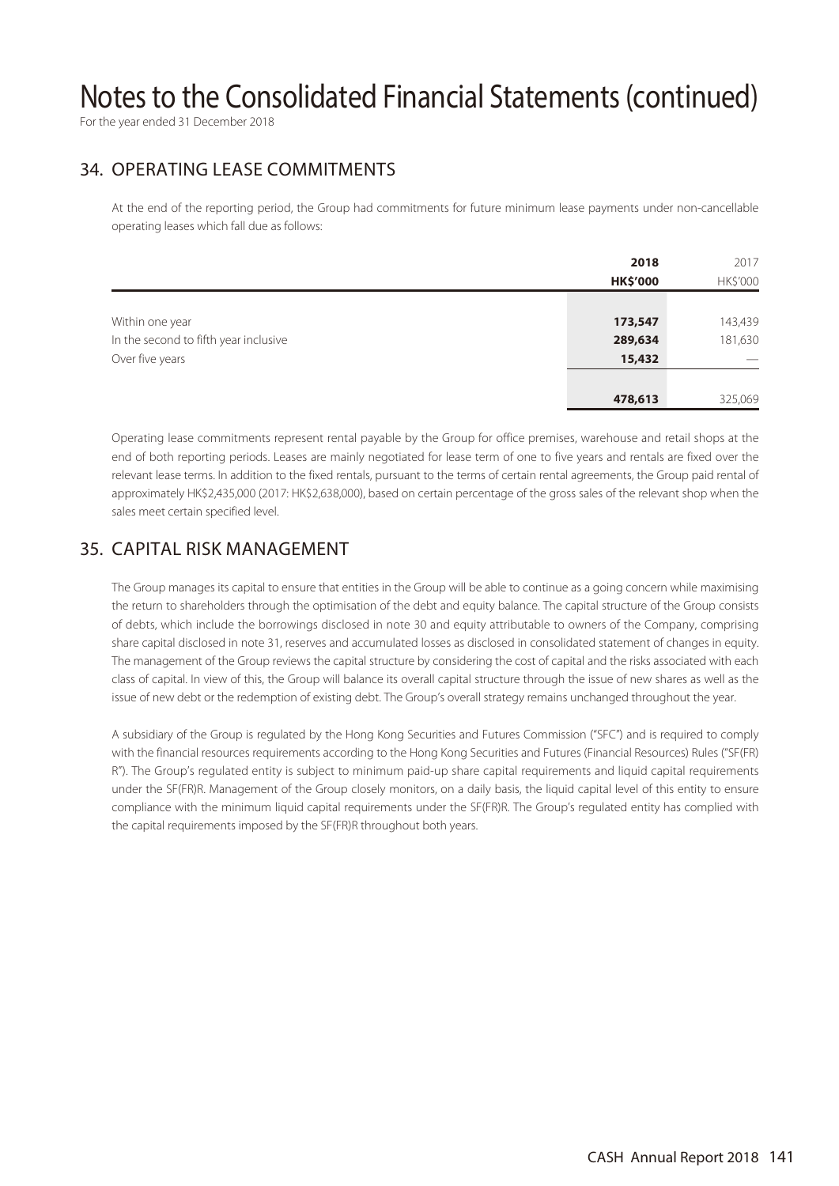# Notes to the Consolidated Financial Statements (continued)

For the year ended 31 December 2018

## 34. OPERATING LEASE COMMITMENTS

At the end of the reporting period, the Group had commitments for future minimum lease payments under non-cancellable operating leases which fall due as follows:

| | **2018** | 2017 |
|---|---|---|
| | **HK$'000** | HK$'000 |
| Within one year | **173,547** | 143,439 |
| In the second to fifth year inclusive | **289,634** | 181,630 |
| Over five years | **15,432** | — |
| | **478,613** | 325,069 |

Operating lease commitments represent rental payable by the Group for office premises, warehouse and retail shops at the end of both reporting periods. Leases are mainly negotiated for lease term of one to five years and rentals are fixed over the relevant lease terms. In addition to the fixed rentals, pursuant to the terms of certain rental agreements, the Group paid rental of approximately HK$2,435,000 (2017: HK$2,638,000), based on certain percentage of the gross sales of the relevant shop when the sales meet certain specified level.

## 35. CAPITAL RISK MANAGEMENT

The Group manages its capital to ensure that entities in the Group will be able to continue as a going concern while maximising the return to shareholders through the optimisation of the debt and equity balance. The capital structure of the Group consists of debts, which include the borrowings disclosed in note 30 and equity attributable to owners of the Company, comprising share capital disclosed in note 31, reserves and accumulated losses as disclosed in consolidated statement of changes in equity. The management of the Group reviews the capital structure by considering the cost of capital and the risks associated with each class of capital. In view of this, the Group will balance its overall capital structure through the issue of new shares as well as the issue of new debt or the redemption of existing debt. The Group's overall strategy remains unchanged throughout the year.

A subsidiary of the Group is regulated by the Hong Kong Securities and Futures Commission ("SFC") and is required to comply with the financial resources requirements according to the Hong Kong Securities and Futures (Financial Resources) Rules ("SF(FR)R"). The Group's regulated entity is subject to minimum paid-up share capital requirements and liquid capital requirements under the SF(FR)R. Management of the Group closely monitors, on a daily basis, the liquid capital level of this entity to ensure compliance with the minimum liquid capital requirements under the SF(FR)R. The Group's regulated entity has complied with the capital requirements imposed by the SF(FR)R throughout both years.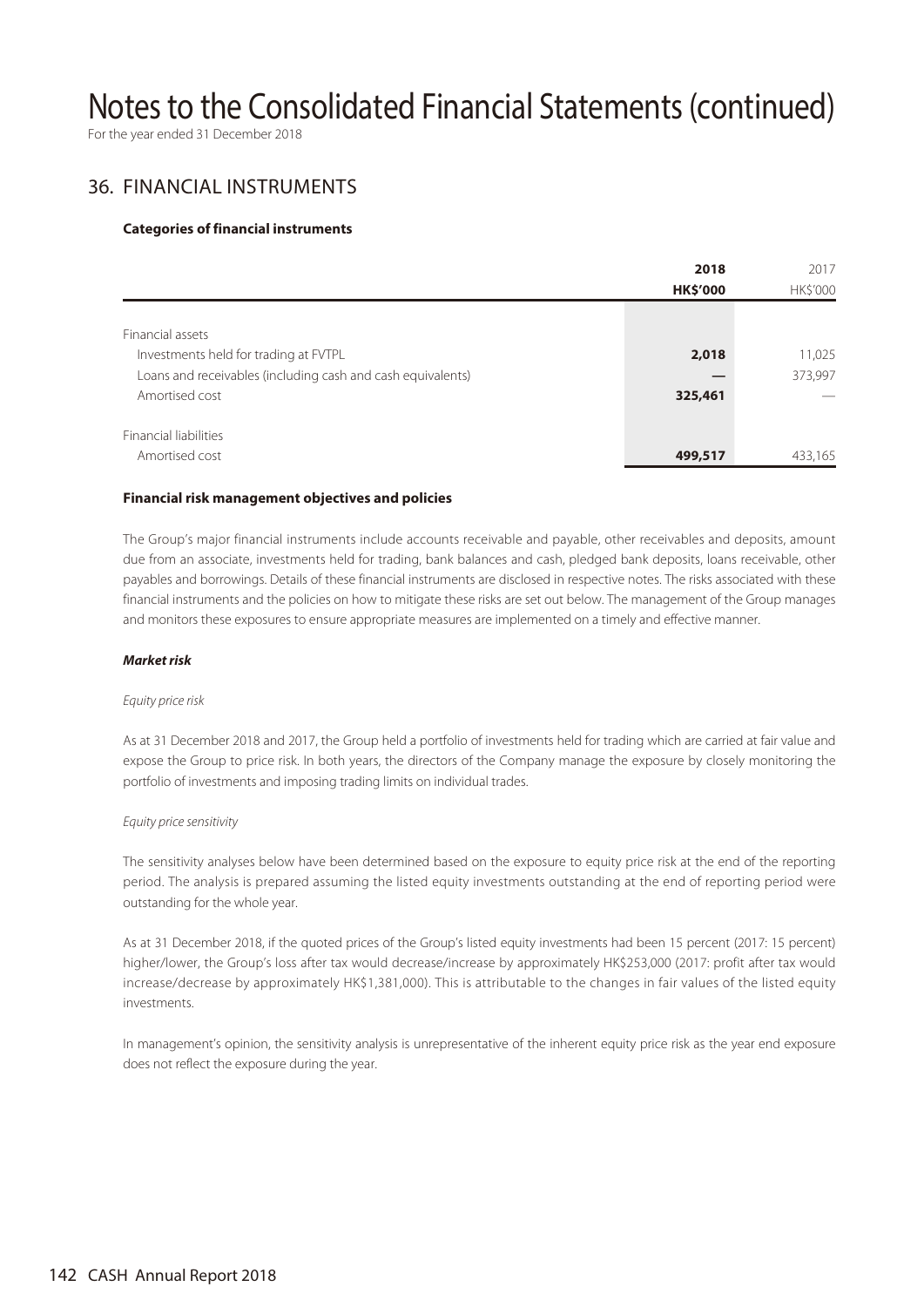# Notes to the Consolidated Financial Statements (continued)

For the year ended 31 December 2018

## 36. FINANCIAL INSTRUMENTS

**Categories of financial instruments**

| | **2018** | 2017 |
|---|---|---|
| | **HK$'000** | HK$'000 |
| Financial assets | | |
| Investments held for trading at FVTPL | **2,018** | 11,025 |
| Loans and receivables (including cash and cash equivalents) | **—** | 373,997 |
| Amortised cost | **325,461** | — |
| Financial liabilities | | |
| Amortised cost | **499,517** | 433,165 |

**Financial risk management objectives and policies**

The Group's major financial instruments include accounts receivable and payable, other receivables and deposits, amount due from an associate, investments held for trading, bank balances and cash, pledged bank deposits, loans receivable, other payables and borrowings. Details of these financial instruments are disclosed in respective notes. The risks associated with these financial instruments and the policies on how to mitigate these risks are set out below. The management of the Group manages and monitors these exposures to ensure appropriate measures are implemented on a timely and effective manner.

***Market risk***

*Equity price risk*

As at 31 December 2018 and 2017, the Group held a portfolio of investments held for trading which are carried at fair value and expose the Group to price risk. In both years, the directors of the Company manage the exposure by closely monitoring the portfolio of investments and imposing trading limits on individual trades.

*Equity price sensitivity*

The sensitivity analyses below have been determined based on the exposure to equity price risk at the end of the reporting period. The analysis is prepared assuming the listed equity investments outstanding at the end of reporting period were outstanding for the whole year.

As at 31 December 2018, if the quoted prices of the Group's listed equity investments had been 15 percent (2017: 15 percent) higher/lower, the Group's loss after tax would decrease/increase by approximately HK$253,000 (2017: profit after tax would increase/decrease by approximately HK$1,381,000). This is attributable to the changes in fair values of the listed equity investments.

In management's opinion, the sensitivity analysis is unrepresentative of the inherent equity price risk as the year end exposure does not reflect the exposure during the year.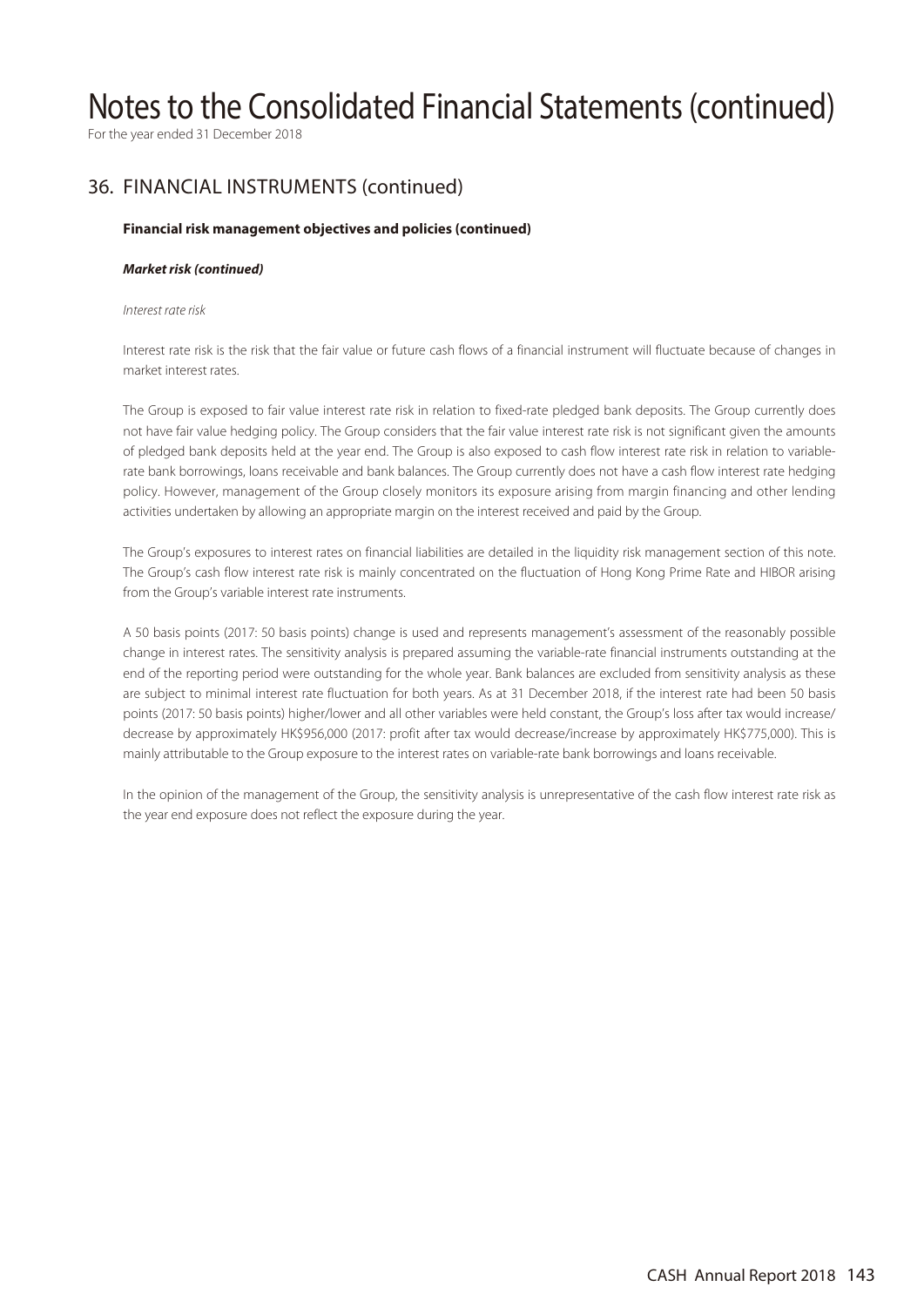# Notes to the Consolidated Financial Statements (continued)

For the year ended 31 December 2018

## 36. FINANCIAL INSTRUMENTS (continued)

**Financial risk management objectives and policies (continued)**

***Market risk (continued)***

*Interest rate risk*

Interest rate risk is the risk that the fair value or future cash flows of a financial instrument will fluctuate because of changes in market interest rates.

The Group is exposed to fair value interest rate risk in relation to fixed-rate pledged bank deposits. The Group currently does not have fair value hedging policy. The Group considers that the fair value interest rate risk is not significant given the amounts of pledged bank deposits held at the year end. The Group is also exposed to cash flow interest rate risk in relation to variable-rate bank borrowings, loans receivable and bank balances. The Group currently does not have a cash flow interest rate hedging policy. However, management of the Group closely monitors its exposure arising from margin financing and other lending activities undertaken by allowing an appropriate margin on the interest received and paid by the Group.

The Group's exposures to interest rates on financial liabilities are detailed in the liquidity risk management section of this note. The Group's cash flow interest rate risk is mainly concentrated on the fluctuation of Hong Kong Prime Rate and HIBOR arising from the Group's variable interest rate instruments.

A 50 basis points (2017: 50 basis points) change is used and represents management's assessment of the reasonably possible change in interest rates. The sensitivity analysis is prepared assuming the variable-rate financial instruments outstanding at the end of the reporting period were outstanding for the whole year. Bank balances are excluded from sensitivity analysis as these are subject to minimal interest rate fluctuation for both years. As at 31 December 2018, if the interest rate had been 50 basis points (2017: 50 basis points) higher/lower and all other variables were held constant, the Group's loss after tax would increase/decrease by approximately HK$956,000 (2017: profit after tax would decrease/increase by approximately HK$775,000). This is mainly attributable to the Group exposure to the interest rates on variable-rate bank borrowings and loans receivable.

In the opinion of the management of the Group, the sensitivity analysis is unrepresentative of the cash flow interest rate risk as the year end exposure does not reflect the exposure during the year.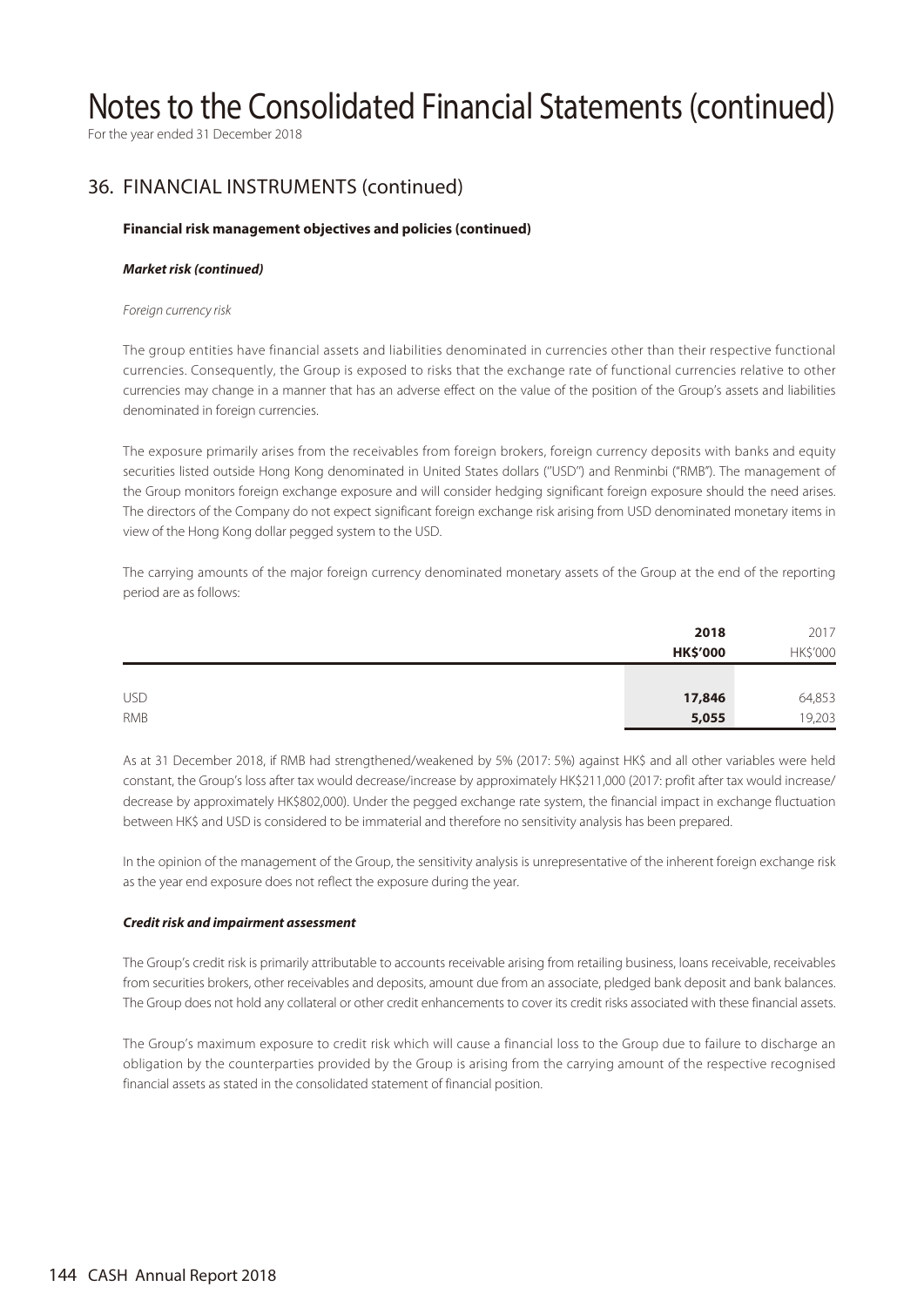# Notes to the Consolidated Financial Statements (continued)

For the year ended 31 December 2018

## 36. FINANCIAL INSTRUMENTS (continued)

**Financial risk management objectives and policies (continued)**

***Market risk (continued)***

*Foreign currency risk*

The group entities have financial assets and liabilities denominated in currencies other than their respective functional currencies. Consequently, the Group is exposed to risks that the exchange rate of functional currencies relative to other currencies may change in a manner that has an adverse effect on the value of the position of the Group's assets and liabilities denominated in foreign currencies.

The exposure primarily arises from the receivables from foreign brokers, foreign currency deposits with banks and equity securities listed outside Hong Kong denominated in United States dollars ("USD") and Renminbi ("RMB"). The management of the Group monitors foreign exchange exposure and will consider hedging significant foreign exposure should the need arises. The directors of the Company do not expect significant foreign exchange risk arising from USD denominated monetary items in view of the Hong Kong dollar pegged system to the USD.

The carrying amounts of the major foreign currency denominated monetary assets of the Group at the end of the reporting period are as follows:

| | **2018** | 2017 |
|---|---|---|
| | **HK$'000** | HK$'000 |
| USD | **17,846** | 64,853 |
| RMB | **5,055** | 19,203 |

As at 31 December 2018, if RMB had strengthened/weakened by 5% (2017: 5%) against HK$ and all other variables were held constant, the Group's loss after tax would decrease/increase by approximately HK$211,000 (2017: profit after tax would increase/decrease by approximately HK$802,000). Under the pegged exchange rate system, the financial impact in exchange fluctuation between HK$ and USD is considered to be immaterial and therefore no sensitivity analysis has been prepared.

In the opinion of the management of the Group, the sensitivity analysis is unrepresentative of the inherent foreign exchange risk as the year end exposure does not reflect the exposure during the year.

***Credit risk and impairment assessment***

The Group's credit risk is primarily attributable to accounts receivable arising from retailing business, loans receivable, receivables from securities brokers, other receivables and deposits, amount due from an associate, pledged bank deposit and bank balances. The Group does not hold any collateral or other credit enhancements to cover its credit risks associated with these financial assets.

The Group's maximum exposure to credit risk which will cause a financial loss to the Group due to failure to discharge an obligation by the counterparties provided by the Group is arising from the carrying amount of the respective recognised financial assets as stated in the consolidated statement of financial position.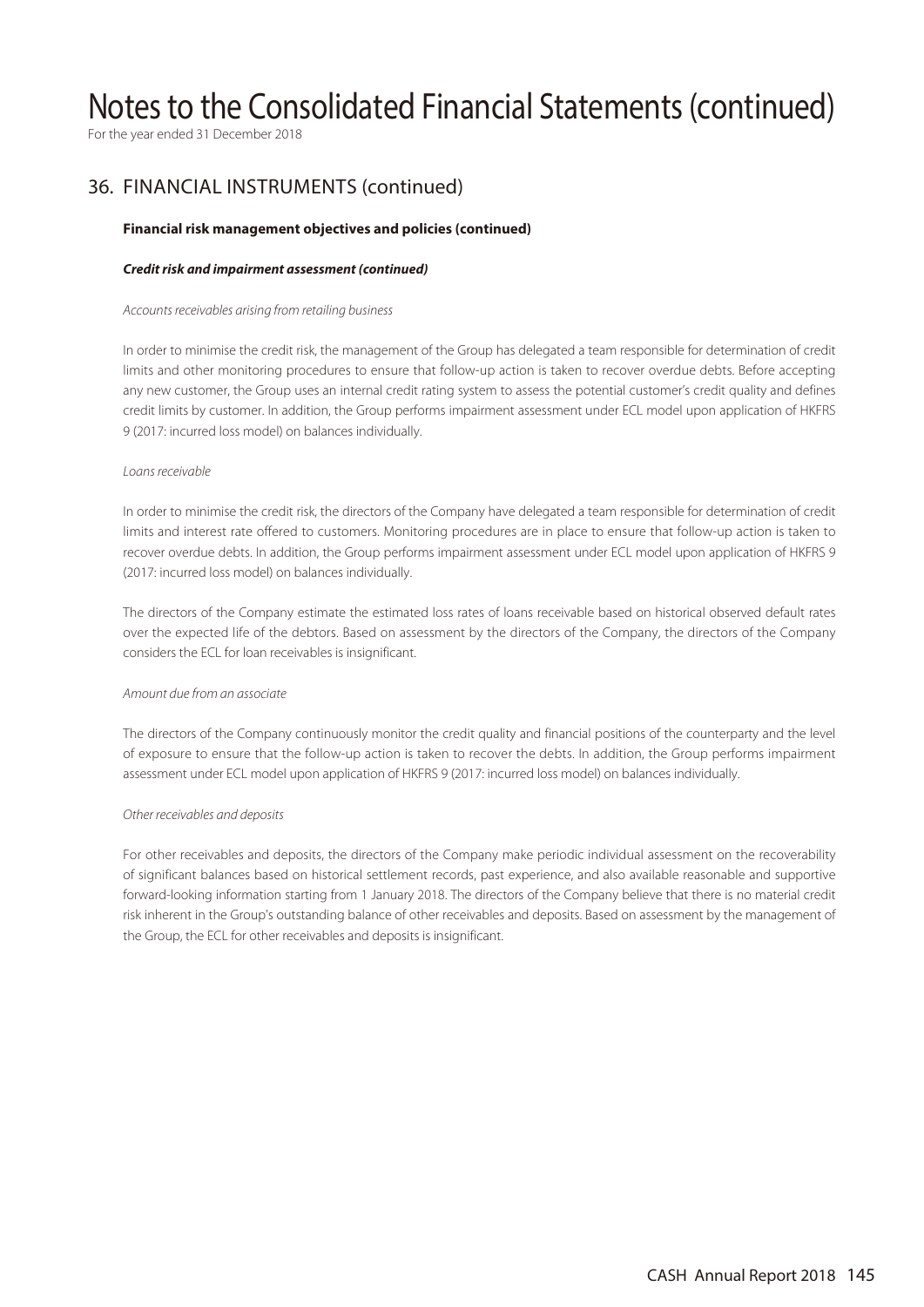# Notes to the Consolidated Financial Statements (continued)

For the year ended 31 December 2018

## 36. FINANCIAL INSTRUMENTS (continued)

### Financial risk management objectives and policies (continued)

#### *Credit risk and impairment assessment (continued)*

*Accounts receivables arising from retailing business*

In order to minimise the credit risk, the management of the Group has delegated a team responsible for determination of credit limits and other monitoring procedures to ensure that follow-up action is taken to recover overdue debts. Before accepting any new customer, the Group uses an internal credit rating system to assess the potential customer's credit quality and defines credit limits by customer. In addition, the Group performs impairment assessment under ECL model upon application of HKFRS 9 (2017: incurred loss model) on balances individually.

*Loans receivable*

In order to minimise the credit risk, the directors of the Company have delegated a team responsible for determination of credit limits and interest rate offered to customers. Monitoring procedures are in place to ensure that follow-up action is taken to recover overdue debts. In addition, the Group performs impairment assessment under ECL model upon application of HKFRS 9 (2017: incurred loss model) on balances individually.

The directors of the Company estimate the estimated loss rates of loans receivable based on historical observed default rates over the expected life of the debtors. Based on assessment by the directors of the Company, the directors of the Company considers the ECL for loan receivables is insignificant.

*Amount due from an associate*

The directors of the Company continuously monitor the credit quality and financial positions of the counterparty and the level of exposure to ensure that the follow-up action is taken to recover the debts. In addition, the Group performs impairment assessment under ECL model upon application of HKFRS 9 (2017: incurred loss model) on balances individually.

*Other receivables and deposits*

For other receivables and deposits, the directors of the Company make periodic individual assessment on the recoverability of significant balances based on historical settlement records, past experience, and also available reasonable and supportive forward-looking information starting from 1 January 2018. The directors of the Company believe that there is no material credit risk inherent in the Group's outstanding balance of other receivables and deposits. Based on assessment by the management of the Group, the ECL for other receivables and deposits is insignificant.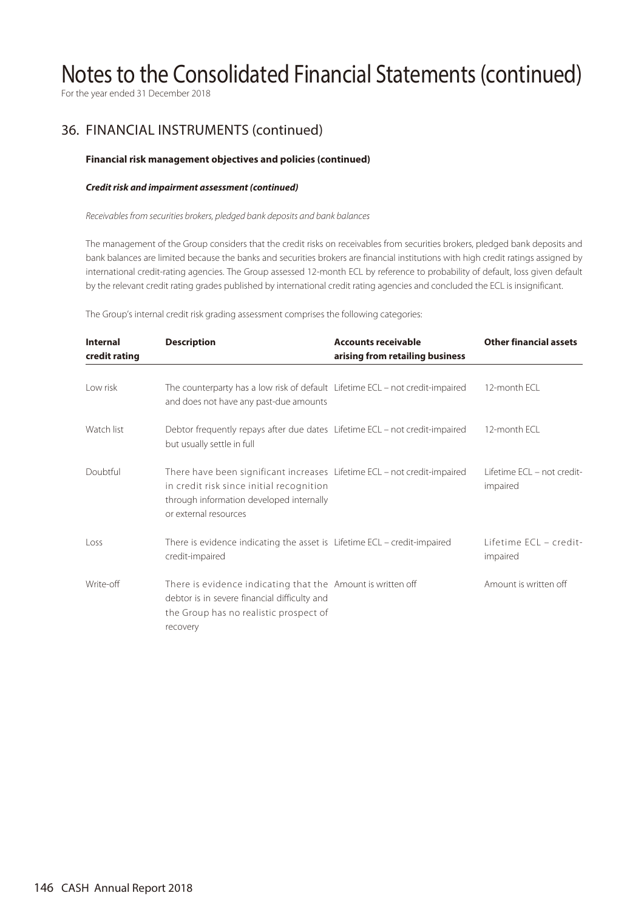# Notes to the Consolidated Financial Statements (continued)

For the year ended 31 December 2018

## 36. FINANCIAL INSTRUMENTS (continued)

**Financial risk management objectives and policies (continued)**

***Credit risk and impairment assessment (continued)***

*Receivables from securities brokers, pledged bank deposits and bank balances*

The management of the Group considers that the credit risks on receivables from securities brokers, pledged bank deposits and bank balances are limited because the banks and securities brokers are financial institutions with high credit ratings assigned by international credit-rating agencies. The Group assessed 12-month ECL by reference to probability of default, loss given default by the relevant credit rating grades published by international credit rating agencies and concluded the ECL is insignificant.

The Group's internal credit risk grading assessment comprises the following categories:

| Internal credit rating | Description | Accounts receivable arising from retailing business | Other financial assets |
|---|---|---|---|
| Low risk | The counterparty has a low risk of default and does not have any past-due amounts | Lifetime ECL – not credit-impaired | 12-month ECL |
| Watch list | Debtor frequently repays after due dates but usually settle in full | Lifetime ECL – not credit-impaired | 12-month ECL |
| Doubtful | There have been significant increases in credit risk since initial recognition through information developed internally or external resources | Lifetime ECL – not credit-impaired | Lifetime ECL – not credit-impaired |
| Loss | There is evidence indicating the asset is credit-impaired | Lifetime ECL – credit-impaired | Lifetime ECL – credit-impaired |
| Write-off | There is evidence indicating that the debtor is in severe financial difficulty and the Group has no realistic prospect of recovery | Amount is written off | Amount is written off |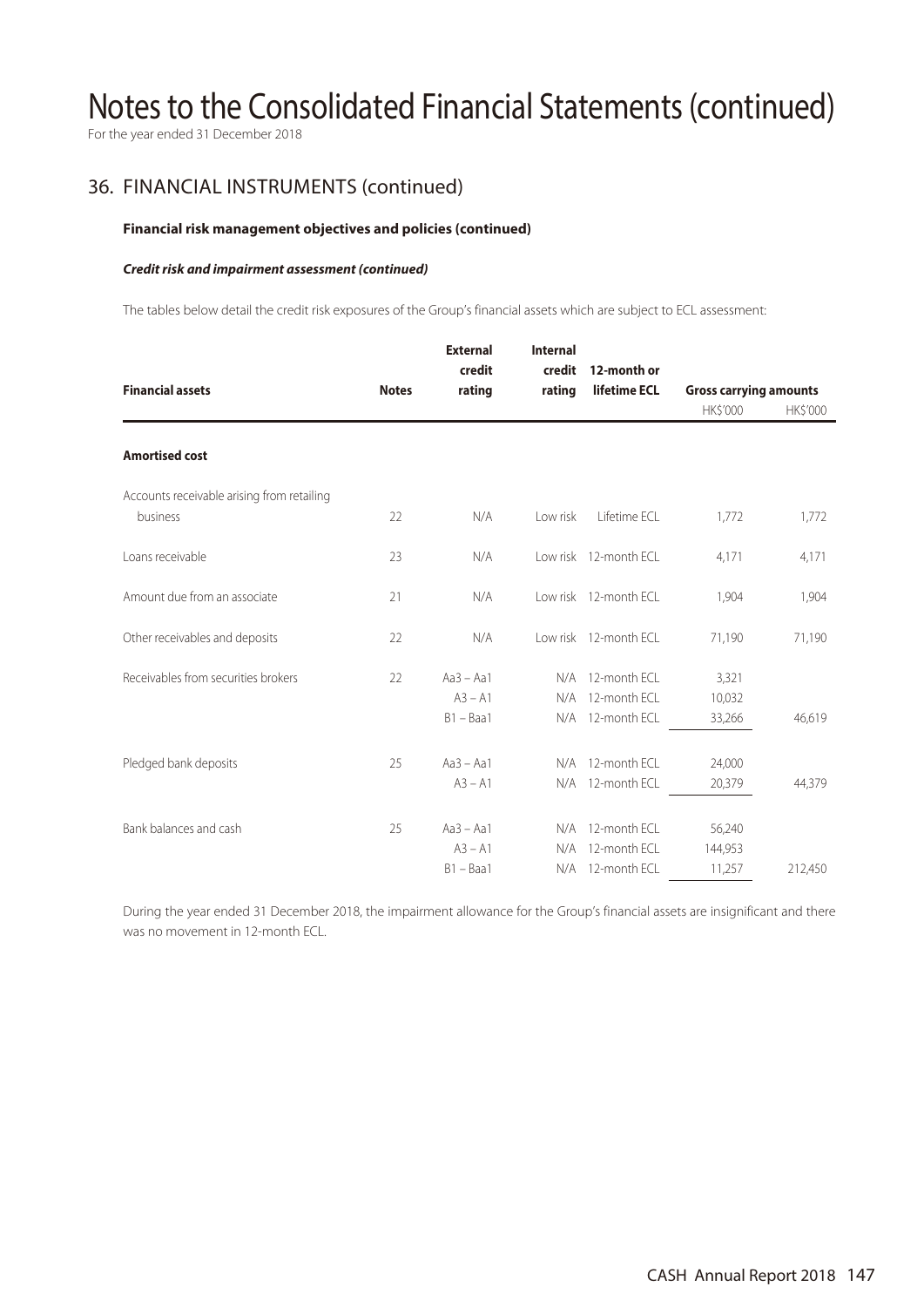# Notes to the Consolidated Financial Statements (continued)

For the year ended 31 December 2018

## 36. FINANCIAL INSTRUMENTS (continued)

### Financial risk management objectives and policies (continued)

#### *Credit risk and impairment assessment (continued)*

The tables below detail the credit risk exposures of the Group's financial assets which are subject to ECL assessment:

| Financial assets | Notes | External credit rating | Internal credit rating | 12-month or lifetime ECL | Gross carrying amounts | |
|---|---|---|---|---|---|---|
| | | | | | HK$'000 | HK$'000 |
| **Amortised cost** | | | | | | |
| Accounts receivable arising from retailing business | 22 | N/A | Low risk | Lifetime ECL | 1,772 | 1,772 |
| Loans receivable | 23 | N/A | Low risk | 12-month ECL | 4,171 | 4,171 |
| Amount due from an associate | 21 | N/A | Low risk | 12-month ECL | 1,904 | 1,904 |
| Other receivables and deposits | 22 | N/A | Low risk | 12-month ECL | 71,190 | 71,190 |
| Receivables from securities brokers | 22 | Aa3 – Aa1 | N/A | 12-month ECL | 3,321 | |
| | | A3 – A1 | N/A | 12-month ECL | 10,032 | |
| | | B1 – Baa1 | N/A | 12-month ECL | 33,266 | 46,619 |
| Pledged bank deposits | 25 | Aa3 – Aa1 | N/A | 12-month ECL | 24,000 | |
| | | A3 – A1 | N/A | 12-month ECL | 20,379 | 44,379 |
| Bank balances and cash | 25 | Aa3 – Aa1 | N/A | 12-month ECL | 56,240 | |
| | | A3 – A1 | N/A | 12-month ECL | 144,953 | |
| | | B1 – Baa1 | N/A | 12-month ECL | 11,257 | 212,450 |

During the year ended 31 December 2018, the impairment allowance for the Group's financial assets are insignificant and there was no movement in 12-month ECL.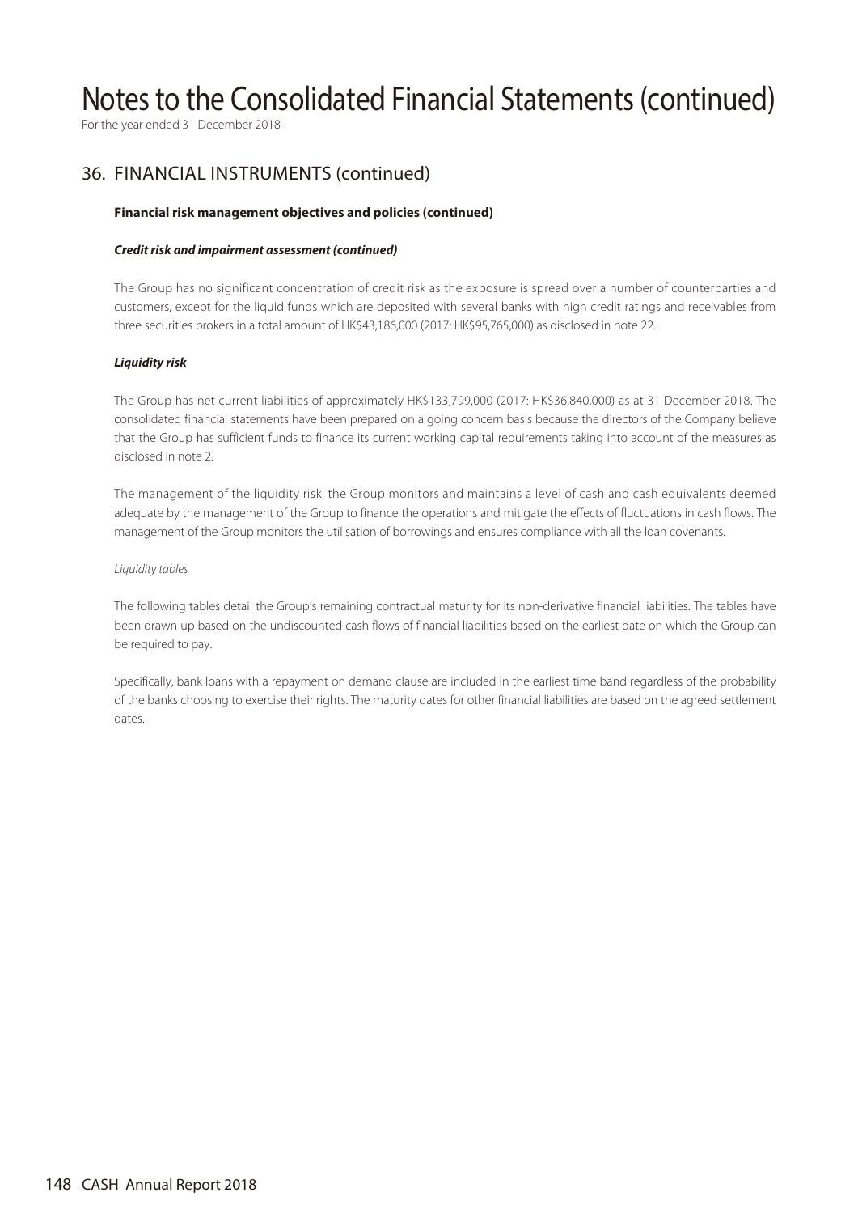# Notes to the Consolidated Financial Statements (continued)

For the year ended 31 December 2018

## 36. FINANCIAL INSTRUMENTS (continued)

**Financial risk management objectives and policies (continued)**

***Credit risk and impairment assessment (continued)***

The Group has no significant concentration of credit risk as the exposure is spread over a number of counterparties and customers, except for the liquid funds which are deposited with several banks with high credit ratings and receivables from three securities brokers in a total amount of HK$43,186,000 (2017: HK$95,765,000) as disclosed in note 22.

***Liquidity risk***

The Group has net current liabilities of approximately HK$133,799,000 (2017: HK$36,840,000) as at 31 December 2018. The consolidated financial statements have been prepared on a going concern basis because the directors of the Company believe that the Group has sufficient funds to finance its current working capital requirements taking into account of the measures as disclosed in note 2.

The management of the liquidity risk, the Group monitors and maintains a level of cash and cash equivalents deemed adequate by the management of the Group to finance the operations and mitigate the effects of fluctuations in cash flows. The management of the Group monitors the utilisation of borrowings and ensures compliance with all the loan covenants.

*Liquidity tables*

The following tables detail the Group's remaining contractual maturity for its non-derivative financial liabilities. The tables have been drawn up based on the undiscounted cash flows of financial liabilities based on the earliest date on which the Group can be required to pay.

Specifically, bank loans with a repayment on demand clause are included in the earliest time band regardless of the probability of the banks choosing to exercise their rights. The maturity dates for other financial liabilities are based on the agreed settlement dates.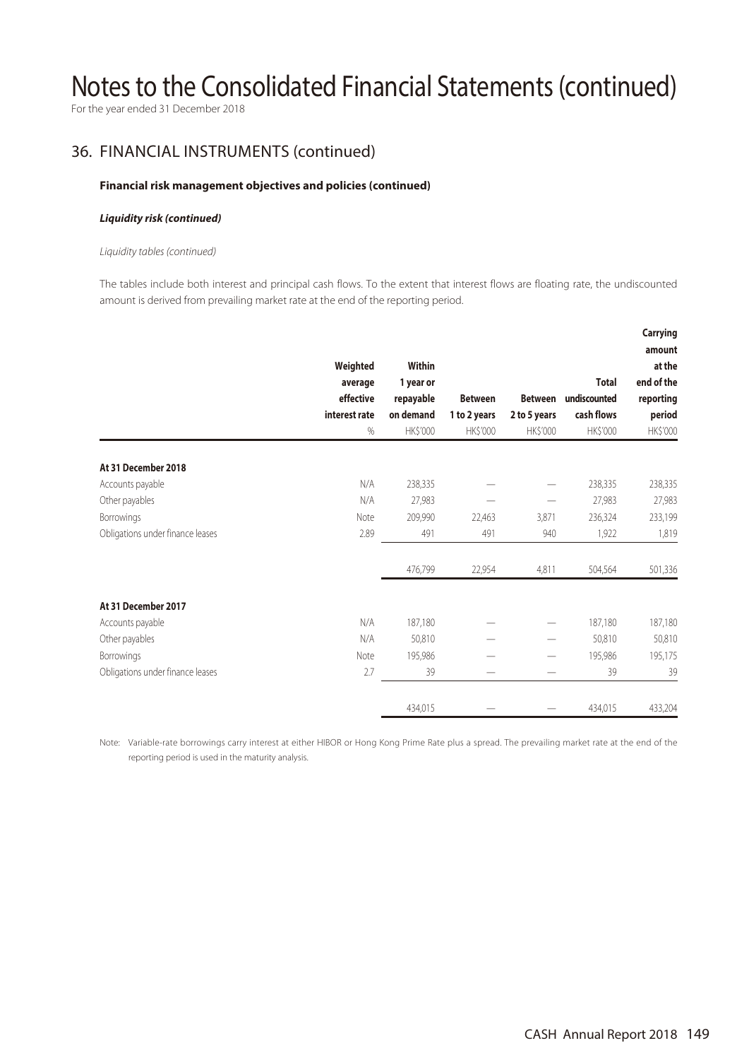# Notes to the Consolidated Financial Statements (continued)

For the year ended 31 December 2018

## 36. FINANCIAL INSTRUMENTS (continued)

### Financial risk management objectives and policies (continued)

***Liquidity risk (continued)***

*Liquidity tables (continued)*

The tables include both interest and principal cash flows. To the extent that interest flows are floating rate, the undiscounted amount is derived from prevailing market rate at the end of the reporting period.

| | Weighted average effective interest rate | Within 1 year or repayable on demand | Between 1 to 2 years | Between 2 to 5 years | Total undiscounted cash flows | Carrying amount at the end of the reporting period |
|---|---|---|---|---|---|---|
| | % | HK$'000 | HK$'000 | HK$'000 | HK$'000 | HK$'000 |
| **At 31 December 2018** | | | | | | |
| Accounts payable | N/A | 238,335 | — | — | 238,335 | 238,335 |
| Other payables | N/A | 27,983 | — | — | 27,983 | 27,983 |
| Borrowings | Note | 209,990 | 22,463 | 3,871 | 236,324 | 233,199 |
| Obligations under finance leases | 2.89 | 491 | 491 | 940 | 1,922 | 1,819 |
| | | 476,799 | 22,954 | 4,811 | 504,564 | 501,336 |
| **At 31 December 2017** | | | | | | |
| Accounts payable | N/A | 187,180 | — | — | 187,180 | 187,180 |
| Other payables | N/A | 50,810 | — | — | 50,810 | 50,810 |
| Borrowings | Note | 195,986 | — | — | 195,986 | 195,175 |
| Obligations under finance leases | 2.7 | 39 | — | — | 39 | 39 |
| | | 434,015 | — | — | 434,015 | 433,204 |

Note: Variable-rate borrowings carry interest at either HIBOR or Hong Kong Prime Rate plus a spread. The prevailing market rate at the end of the reporting period is used in the maturity analysis.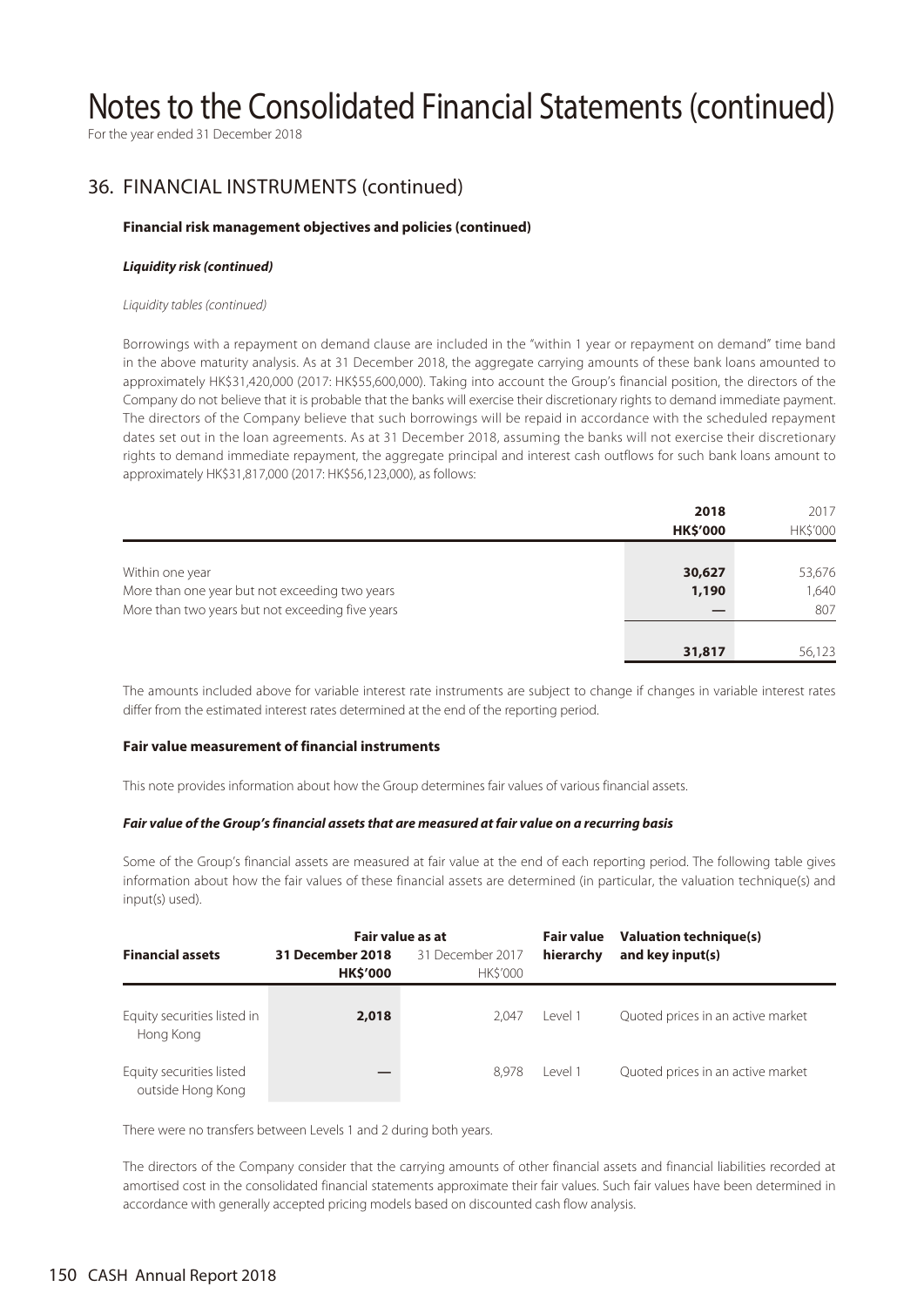# Notes to the Consolidated Financial Statements (continued)

For the year ended 31 December 2018

## 36. FINANCIAL INSTRUMENTS (continued)

**Financial risk management objectives and policies (continued)**

***Liquidity risk (continued)***

*Liquidity tables (continued)*

Borrowings with a repayment on demand clause are included in the "within 1 year or repayment on demand" time band in the above maturity analysis. As at 31 December 2018, the aggregate carrying amounts of these bank loans amounted to approximately HK$31,420,000 (2017: HK$55,600,000). Taking into account the Group's financial position, the directors of the Company do not believe that it is probable that the banks will exercise their discretionary rights to demand immediate payment. The directors of the Company believe that such borrowings will be repaid in accordance with the scheduled repayment dates set out in the loan agreements. As at 31 December 2018, assuming the banks will not exercise their discretionary rights to demand immediate repayment, the aggregate principal and interest cash outflows for such bank loans amount to approximately HK$31,817,000 (2017: HK$56,123,000), as follows:

| | 2018 HK$'000 | 2017 HK$'000 |
|---|---|---|
| Within one year | 30,627 | 53,676 |
| More than one year but not exceeding two years | 1,190 | 1,640 |
| More than two years but not exceeding five years | — | 807 |
| | 31,817 | 56,123 |

The amounts included above for variable interest rate instruments are subject to change if changes in variable interest rates differ from the estimated interest rates determined at the end of the reporting period.

**Fair value measurement of financial instruments**

This note provides information about how the Group determines fair values of various financial assets.

***Fair value of the Group's financial assets that are measured at fair value on a recurring basis***

Some of the Group's financial assets are measured at fair value at the end of each reporting period. The following table gives information about how the fair values of these financial assets are determined (in particular, the valuation technique(s) and input(s) used).

| Financial assets | Fair value as at 31 December 2018 HK$'000 | Fair value as at 31 December 2017 HK$'000 | Fair value hierarchy | Valuation technique(s) and key input(s) |
|---|---|---|---|---|
| Equity securities listed in Hong Kong | 2,018 | 2,047 | Level 1 | Quoted prices in an active market |
| Equity securities listed outside Hong Kong | — | 8,978 | Level 1 | Quoted prices in an active market |

There were no transfers between Levels 1 and 2 during both years.

The directors of the Company consider that the carrying amounts of other financial assets and financial liabilities recorded at amortised cost in the consolidated financial statements approximate their fair values. Such fair values have been determined in accordance with generally accepted pricing models based on discounted cash flow analysis.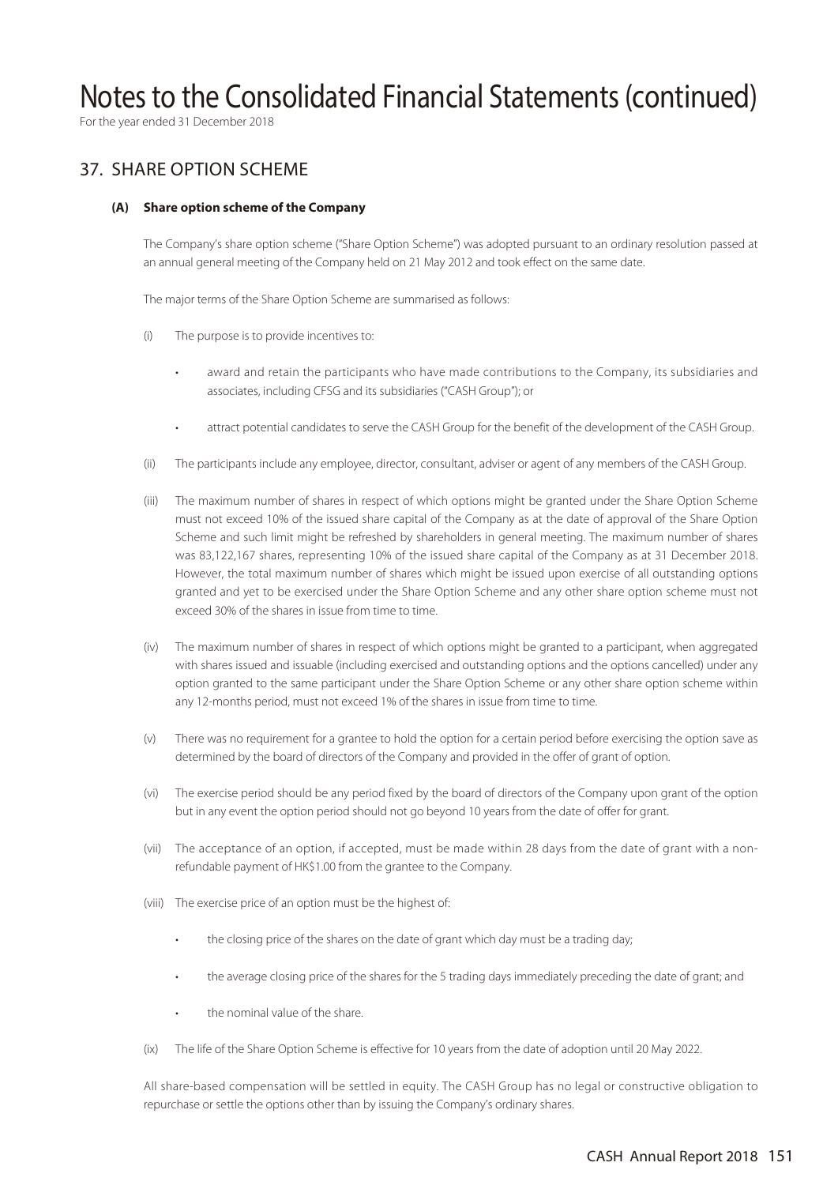# Notes to the Consolidated Financial Statements (continued)

For the year ended 31 December 2018

## 37. SHARE OPTION SCHEME

### (A) Share option scheme of the Company

The Company's share option scheme ("Share Option Scheme") was adopted pursuant to an ordinary resolution passed at an annual general meeting of the Company held on 21 May 2012 and took effect on the same date.

The major terms of the Share Option Scheme are summarised as follows:

(i) The purpose is to provide incentives to:

- award and retain the participants who have made contributions to the Company, its subsidiaries and associates, including CFSG and its subsidiaries ("CASH Group"); or
- attract potential candidates to serve the CASH Group for the benefit of the development of the CASH Group.

(ii) The participants include any employee, director, consultant, adviser or agent of any members of the CASH Group.

(iii) The maximum number of shares in respect of which options might be granted under the Share Option Scheme must not exceed 10% of the issued share capital of the Company as at the date of approval of the Share Option Scheme and such limit might be refreshed by shareholders in general meeting. The maximum number of shares was 83,122,167 shares, representing 10% of the issued share capital of the Company as at 31 December 2018. However, the total maximum number of shares which might be issued upon exercise of all outstanding options granted and yet to be exercised under the Share Option Scheme and any other share option scheme must not exceed 30% of the shares in issue from time to time.

(iv) The maximum number of shares in respect of which options might be granted to a participant, when aggregated with shares issued and issuable (including exercised and outstanding options and the options cancelled) under any option granted to the same participant under the Share Option Scheme or any other share option scheme within any 12-months period, must not exceed 1% of the shares in issue from time to time.

(v) There was no requirement for a grantee to hold the option for a certain period before exercising the option save as determined by the board of directors of the Company and provided in the offer of grant of option.

(vi) The exercise period should be any period fixed by the board of directors of the Company upon grant of the option but in any event the option period should not go beyond 10 years from the date of offer for grant.

(vii) The acceptance of an option, if accepted, must be made within 28 days from the date of grant with a non-refundable payment of HK$1.00 from the grantee to the Company.

(viii) The exercise price of an option must be the highest of:

- the closing price of the shares on the date of grant which day must be a trading day;
- the average closing price of the shares for the 5 trading days immediately preceding the date of grant; and
- the nominal value of the share.

(ix) The life of the Share Option Scheme is effective for 10 years from the date of adoption until 20 May 2022.

All share-based compensation will be settled in equity. The CASH Group has no legal or constructive obligation to repurchase or settle the options other than by issuing the Company's ordinary shares.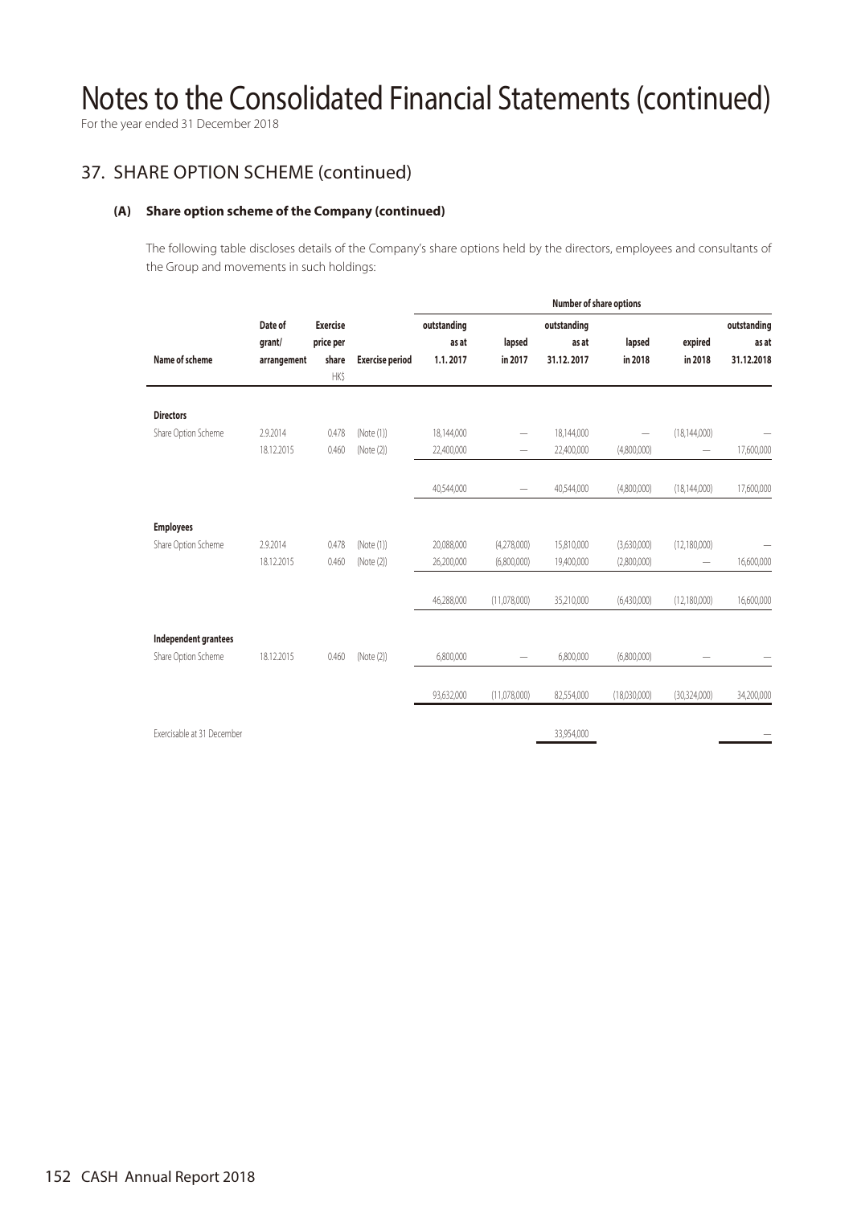# Notes to the Consolidated Financial Statements (continued)

For the year ended 31 December 2018

## 37. SHARE OPTION SCHEME (continued)

### (A) Share option scheme of the Company (continued)

The following table discloses details of the Company's share options held by the directors, employees and consultants of the Group and movements in such holdings:

| | | | | Number of share options | | | | | |
|---|---|---|---|---|---|---|---|---|---|
| Name of scheme | Date of grant/ arrangement | Exercise price per share HK$ | Exercise period | outstanding as at 1.1.2017 | lapsed in 2017 | outstanding as at 31.12.2017 | lapsed in 2018 | expired in 2018 | outstanding as at 31.12.2018 |
| **Directors** | | | | | | | | | |
| Share Option Scheme | 2.9.2014 | 0.478 | (Note (1)) | 18,144,000 | — | 18,144,000 | — | (18,144,000) | — |
| | 18.12.2015 | 0.460 | (Note (2)) | 22,400,000 | — | 22,400,000 | (4,800,000) | — | 17,600,000 |
| | | | | 40,544,000 | — | 40,544,000 | (4,800,000) | (18,144,000) | 17,600,000 |
| **Employees** | | | | | | | | | |
| Share Option Scheme | 2.9.2014 | 0.478 | (Note (1)) | 20,088,000 | (4,278,000) | 15,810,000 | (3,630,000) | (12,180,000) | — |
| | 18.12.2015 | 0.460 | (Note (2)) | 26,200,000 | (6,800,000) | 19,400,000 | (2,800,000) | — | 16,600,000 |
| | | | | 46,288,000 | (11,078,000) | 35,210,000 | (6,430,000) | (12,180,000) | 16,600,000 |
| **Independent grantees** | | | | | | | | | |
| Share Option Scheme | 18.12.2015 | 0.460 | (Note (2)) | 6,800,000 | — | 6,800,000 | (6,800,000) | — | — |
| | | | | 93,632,000 | (11,078,000) | 82,554,000 | (18,030,000) | (30,324,000) | 34,200,000 |
| Exercisable at 31 December | | | | | | 33,954,000 | | | — |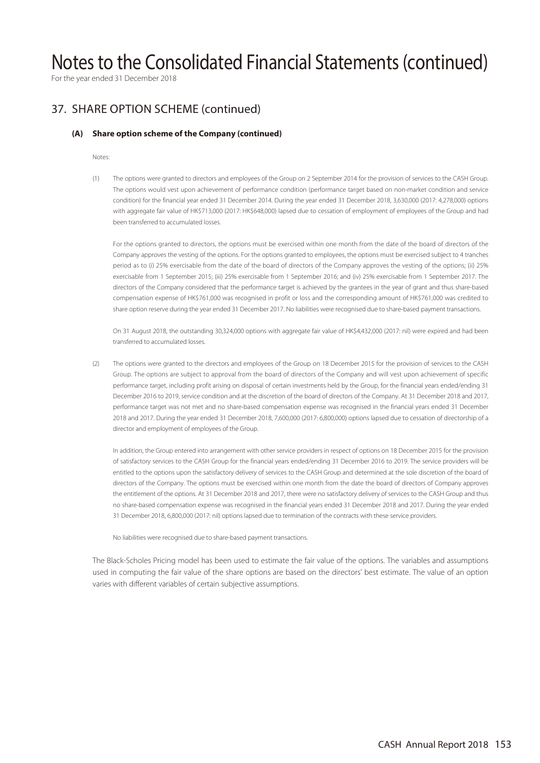# Notes to the Consolidated Financial Statements (continued)

For the year ended 31 December 2018

## 37. SHARE OPTION SCHEME (continued)

### (A) Share option scheme of the Company (continued)

Notes:

(1) The options were granted to directors and employees of the Group on 2 September 2014 for the provision of services to the CASH Group. The options would vest upon achievement of performance condition (performance target based on non-market condition and service condition) for the financial year ended 31 December 2014. During the year ended 31 December 2018, 3,630,000 (2017: 4,278,000) options with aggregate fair value of HK$713,000 (2017: HK$648,000) lapsed due to cessation of employment of employees of the Group and had been transferred to accumulated losses.

For the options granted to directors, the options must be exercised within one month from the date of the board of directors of the Company approves the vesting of the options. For the options granted to employees, the options must be exercised subject to 4 tranches period as to (i) 25% exercisable from the date of the board of directors of the Company approves the vesting of the options; (ii) 25% exercisable from 1 September 2015; (iii) 25% exercisable from 1 September 2016; and (iv) 25% exercisable from 1 September 2017. The directors of the Company considered that the performance target is achieved by the grantees in the year of grant and thus share-based compensation expense of HK$761,000 was recognised in profit or loss and the corresponding amount of HK$761,000 was credited to share option reserve during the year ended 31 December 2017. No liabilities were recognised due to share-based payment transactions.

On 31 August 2018, the outstanding 30,324,000 options with aggregate fair value of HK$4,432,000 (2017: nil) were expired and had been transferred to accumulated losses.

(2) The options were granted to the directors and employees of the Group on 18 December 2015 for the provision of services to the CASH Group. The options are subject to approval from the board of directors of the Company and will vest upon achievement of specific performance target, including profit arising on disposal of certain investments held by the Group, for the financial years ended/ending 31 December 2016 to 2019, service condition and at the discretion of the board of directors of the Company. At 31 December 2018 and 2017, performance target was not met and no share-based compensation expense was recognised in the financial years ended 31 December 2018 and 2017. During the year ended 31 December 2018, 7,600,000 (2017: 6,800,000) options lapsed due to cessation of directorship of a director and employment of employees of the Group.

In addition, the Group entered into arrangement with other service providers in respect of options on 18 December 2015 for the provision of satisfactory services to the CASH Group for the financial years ended/ending 31 December 2016 to 2019. The service providers will be entitled to the options upon the satisfactory delivery of services to the CASH Group and determined at the sole discretion of the board of directors of the Company. The options must be exercised within one month from the date the board of directors of Company approves the entitlement of the options. At 31 December 2018 and 2017, there were no satisfactory delivery of services to the CASH Group and thus no share-based compensation expense was recognised in the financial years ended 31 December 2018 and 2017. During the year ended 31 December 2018, 6,800,000 (2017: nil) options lapsed due to termination of the contracts with these service providers.

No liabilities were recognised due to share-based payment transactions.

The Black-Scholes Pricing model has been used to estimate the fair value of the options. The variables and assumptions used in computing the fair value of the share options are based on the directors' best estimate. The value of an option varies with different variables of certain subjective assumptions.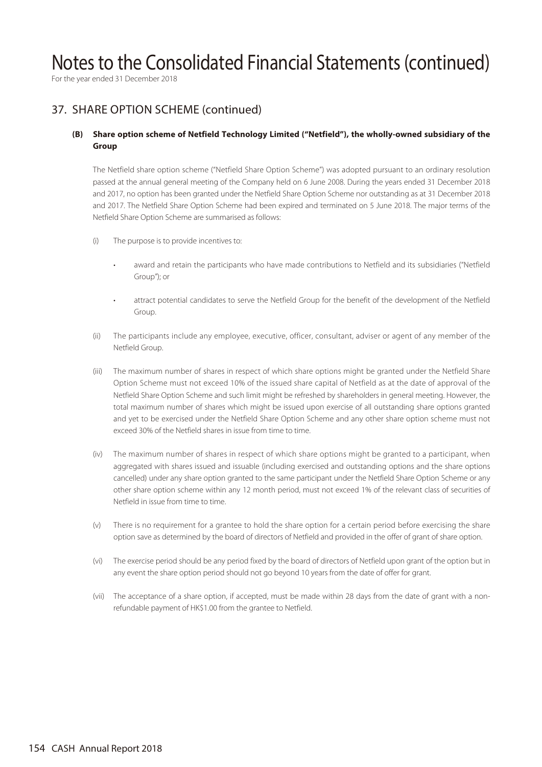# Notes to the Consolidated Financial Statements (continued)

For the year ended 31 December 2018

## 37. SHARE OPTION SCHEME (continued)

### (B) Share option scheme of Netfield Technology Limited ("Netfield"), the wholly-owned subsidiary of the Group

The Netfield share option scheme ("Netfield Share Option Scheme") was adopted pursuant to an ordinary resolution passed at the annual general meeting of the Company held on 6 June 2008. During the years ended 31 December 2018 and 2017, no option has been granted under the Netfield Share Option Scheme nor outstanding as at 31 December 2018 and 2017. The Netfield Share Option Scheme had been expired and terminated on 5 June 2018. The major terms of the Netfield Share Option Scheme are summarised as follows:

(i) The purpose is to provide incentives to:

- award and retain the participants who have made contributions to Netfield and its subsidiaries ("Netfield Group"); or
- attract potential candidates to serve the Netfield Group for the benefit of the development of the Netfield Group.

(ii) The participants include any employee, executive, officer, consultant, adviser or agent of any member of the Netfield Group.

(iii) The maximum number of shares in respect of which share options might be granted under the Netfield Share Option Scheme must not exceed 10% of the issued share capital of Netfield as at the date of approval of the Netfield Share Option Scheme and such limit might be refreshed by shareholders in general meeting. However, the total maximum number of shares which might be issued upon exercise of all outstanding share options granted and yet to be exercised under the Netfield Share Option Scheme and any other share option scheme must not exceed 30% of the Netfield shares in issue from time to time.

(iv) The maximum number of shares in respect of which share options might be granted to a participant, when aggregated with shares issued and issuable (including exercised and outstanding options and the share options cancelled) under any share option granted to the same participant under the Netfield Share Option Scheme or any other share option scheme within any 12 month period, must not exceed 1% of the relevant class of securities of Netfield in issue from time to time.

(v) There is no requirement for a grantee to hold the share option for a certain period before exercising the share option save as determined by the board of directors of Netfield and provided in the offer of grant of share option.

(vi) The exercise period should be any period fixed by the board of directors of Netfield upon grant of the option but in any event the share option period should not go beyond 10 years from the date of offer for grant.

(vii) The acceptance of a share option, if accepted, must be made within 28 days from the date of grant with a non-refundable payment of HK$1.00 from the grantee to Netfield.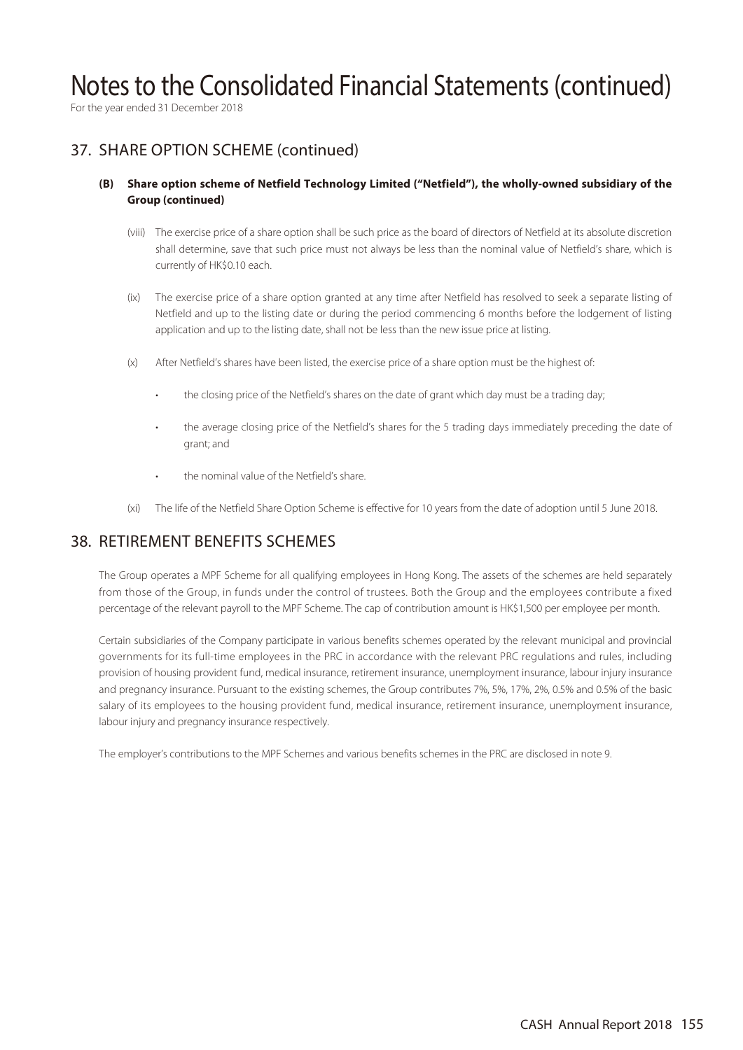# Notes to the Consolidated Financial Statements (continued)

For the year ended 31 December 2018

## 37. SHARE OPTION SCHEME (continued)

### (B) Share option scheme of Netfield Technology Limited ("Netfield"), the wholly-owned subsidiary of the Group (continued)

(viii) The exercise price of a share option shall be such price as the board of directors of Netfield at its absolute discretion shall determine, save that such price must not always be less than the nominal value of Netfield's share, which is currently of HK$0.10 each.

(ix) The exercise price of a share option granted at any time after Netfield has resolved to seek a separate listing of Netfield and up to the listing date or during the period commencing 6 months before the lodgement of listing application and up to the listing date, shall not be less than the new issue price at listing.

(x) After Netfield's shares have been listed, the exercise price of a share option must be the highest of:

- the closing price of the Netfield's shares on the date of grant which day must be a trading day;
- the average closing price of the Netfield's shares for the 5 trading days immediately preceding the date of grant; and
- the nominal value of the Netfield's share.

(xi) The life of the Netfield Share Option Scheme is effective for 10 years from the date of adoption until 5 June 2018.

## 38. RETIREMENT BENEFITS SCHEMES

The Group operates a MPF Scheme for all qualifying employees in Hong Kong. The assets of the schemes are held separately from those of the Group, in funds under the control of trustees. Both the Group and the employees contribute a fixed percentage of the relevant payroll to the MPF Scheme. The cap of contribution amount is HK$1,500 per employee per month.

Certain subsidiaries of the Company participate in various benefits schemes operated by the relevant municipal and provincial governments for its full-time employees in the PRC in accordance with the relevant PRC regulations and rules, including provision of housing provident fund, medical insurance, retirement insurance, unemployment insurance, labour injury insurance and pregnancy insurance. Pursuant to the existing schemes, the Group contributes 7%, 5%, 17%, 2%, 0.5% and 0.5% of the basic salary of its employees to the housing provident fund, medical insurance, retirement insurance, unemployment insurance, labour injury and pregnancy insurance respectively.

The employer's contributions to the MPF Schemes and various benefits schemes in the PRC are disclosed in note 9.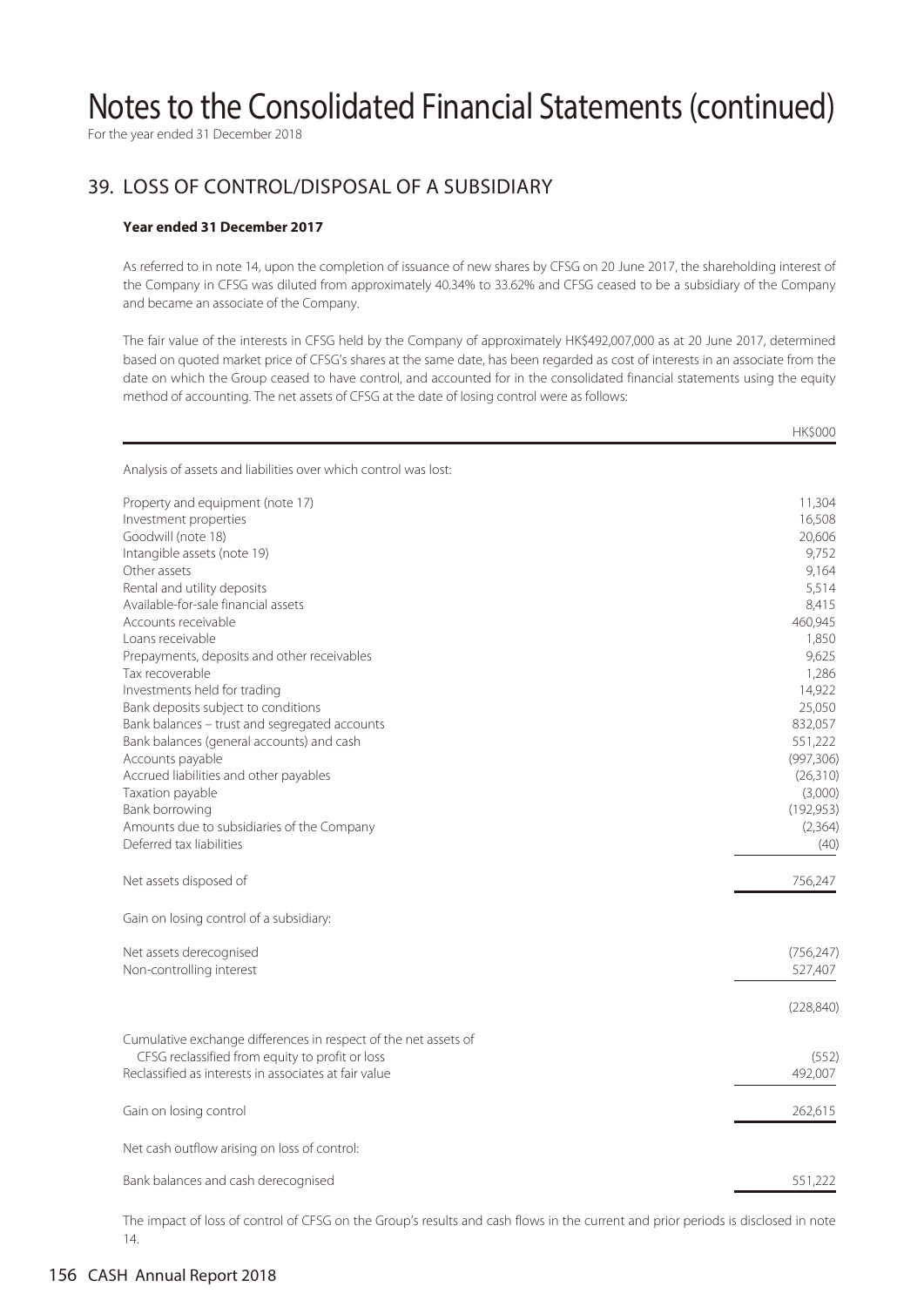# Notes to the Consolidated Financial Statements (continued)

For the year ended 31 December 2018

## 39. LOSS OF CONTROL/DISPOSAL OF A SUBSIDIARY

**Year ended 31 December 2017**

As referred to in note 14, upon the completion of issuance of new shares by CFSG on 20 June 2017, the shareholding interest of the Company in CFSG was diluted from approximately 40.34% to 33.62% and CFSG ceased to be a subsidiary of the Company and became an associate of the Company.

The fair value of the interests in CFSG held by the Company of approximately HK$492,007,000 as at 20 June 2017, determined based on quoted market price of CFSG's shares at the same date, has been regarded as cost of interests in an associate from the date on which the Group ceased to have control, and accounted for in the consolidated financial statements using the equity method of accounting. The net assets of CFSG at the date of losing control were as follows:

| | HK$000 |
|---|---|
| Analysis of assets and liabilities over which control was lost: | |
| Property and equipment (note 17) | 11,304 |
| Investment properties | 16,508 |
| Goodwill (note 18) | 20,606 |
| Intangible assets (note 19) | 9,752 |
| Other assets | 9,164 |
| Rental and utility deposits | 5,514 |
| Available-for-sale financial assets | 8,415 |
| Accounts receivable | 460,945 |
| Loans receivable | 1,850 |
| Prepayments, deposits and other receivables | 9,625 |
| Tax recoverable | 1,286 |
| Investments held for trading | 14,922 |
| Bank deposits subject to conditions | 25,050 |
| Bank balances – trust and segregated accounts | 832,057 |
| Bank balances (general accounts) and cash | 551,222 |
| Accounts payable | (997,306) |
| Accrued liabilities and other payables | (26,310) |
| Taxation payable | (3,000) |
| Bank borrowing | (192,953) |
| Amounts due to subsidiaries of the Company | (2,364) |
| Deferred tax liabilities | (40) |
| Net assets disposed of | 756,247 |
| Gain on losing control of a subsidiary: | |
| Net assets derecognised | (756,247) |
| Non-controlling interest | 527,407 |
| | (228,840) |
| Cumulative exchange differences in respect of the net assets of CFSG reclassified from equity to profit or loss | (552) |
| Reclassified as interests in associates at fair value | 492,007 |
| Gain on losing control | 262,615 |
| Net cash outflow arising on loss of control: | |
| Bank balances and cash derecognised | 551,222 |

The impact of loss of control of CFSG on the Group's results and cash flows in the current and prior periods is disclosed in note 14.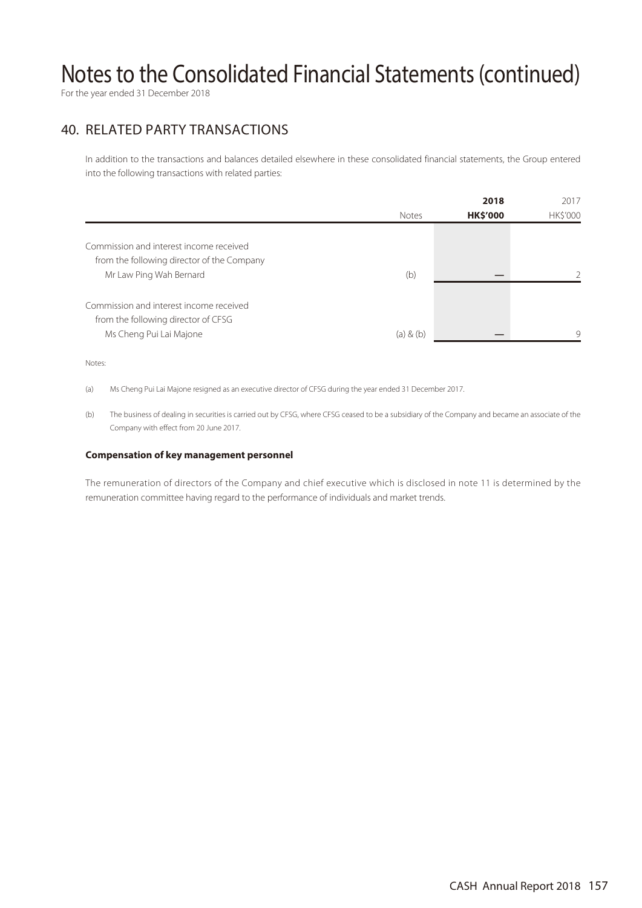# Notes to the Consolidated Financial Statements (continued)

For the year ended 31 December 2018

## 40. RELATED PARTY TRANSACTIONS

In addition to the transactions and balances detailed elsewhere in these consolidated financial statements, the Group entered into the following transactions with related parties:

| | Notes | **2018** **HK$'000** | 2017 HK$'000 |
|---|---|---|---|
| Commission and interest income received from the following director of the Company | | | |
| Mr Law Ping Wah Bernard | (b) | — | 2 |
| Commission and interest income received from the following director of CFSG | | | |
| Ms Cheng Pui Lai Majone | (a) & (b) | — | 9 |

Notes:

(a) Ms Cheng Pui Lai Majone resigned as an executive director of CFSG during the year ended 31 December 2017.

(b) The business of dealing in securities is carried out by CFSG, where CFSG ceased to be a subsidiary of the Company and became an associate of the Company with effect from 20 June 2017.

**Compensation of key management personnel**

The remuneration of directors of the Company and chief executive which is disclosed in note 11 is determined by the remuneration committee having regard to the performance of individuals and market trends.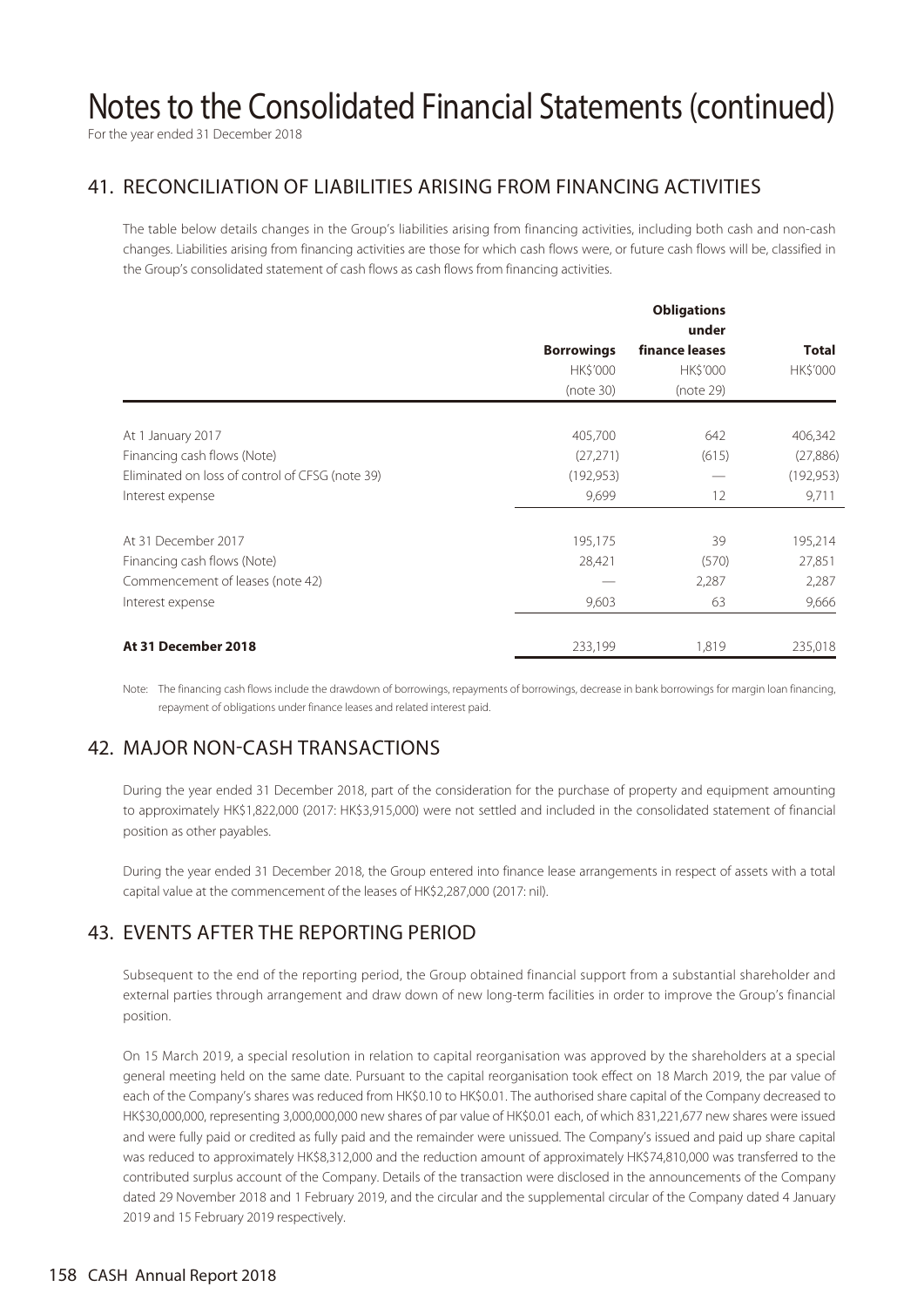# Notes to the Consolidated Financial Statements (continued)

For the year ended 31 December 2018

## 41. RECONCILIATION OF LIABILITIES ARISING FROM FINANCING ACTIVITIES

The table below details changes in the Group's liabilities arising from financing activities, including both cash and non-cash changes. Liabilities arising from financing activities are those for which cash flows were, or future cash flows will be, classified in the Group's consolidated statement of cash flows as cash flows from financing activities.

| | **Borrowings** HK$'000 (note 30) | **Obligations under finance leases** HK$'000 (note 29) | **Total** HK$'000 |
|---|---|---|---|
| At 1 January 2017 | 405,700 | 642 | 406,342 |
| Financing cash flows (Note) | (27,271) | (615) | (27,886) |
| Eliminated on loss of control of CFSG (note 39) | (192,953) | — | (192,953) |
| Interest expense | 9,699 | 12 | 9,711 |
| At 31 December 2017 | 195,175 | 39 | 195,214 |
| Financing cash flows (Note) | 28,421 | (570) | 27,851 |
| Commencement of leases (note 42) | — | 2,287 | 2,287 |
| Interest expense | 9,603 | 63 | 9,666 |
| **At 31 December 2018** | 233,199 | 1,819 | 235,018 |

Note: The financing cash flows include the drawdown of borrowings, repayments of borrowings, decrease in bank borrowings for margin loan financing, repayment of obligations under finance leases and related interest paid.

## 42. MAJOR NON-CASH TRANSACTIONS

During the year ended 31 December 2018, part of the consideration for the purchase of property and equipment amounting to approximately HK$1,822,000 (2017: HK$3,915,000) were not settled and included in the consolidated statement of financial position as other payables.

During the year ended 31 December 2018, the Group entered into finance lease arrangements in respect of assets with a total capital value at the commencement of the leases of HK$2,287,000 (2017: nil).

## 43. EVENTS AFTER THE REPORTING PERIOD

Subsequent to the end of the reporting period, the Group obtained financial support from a substantial shareholder and external parties through arrangement and draw down of new long-term facilities in order to improve the Group's financial position.

On 15 March 2019, a special resolution in relation to capital reorganisation was approved by the shareholders at a special general meeting held on the same date. Pursuant to the capital reorganisation took effect on 18 March 2019, the par value of each of the Company's shares was reduced from HK$0.10 to HK$0.01. The authorised share capital of the Company decreased to HK$30,000,000, representing 3,000,000,000 new shares of par value of HK$0.01 each, of which 831,221,677 new shares were issued and were fully paid or credited as fully paid and the remainder were unissued. The Company's issued and paid up share capital was reduced to approximately HK$8,312,000 and the reduction amount of approximately HK$74,810,000 was transferred to the contributed surplus account of the Company. Details of the transaction were disclosed in the announcements of the Company dated 29 November 2018 and 1 February 2019, and the circular and the supplemental circular of the Company dated 4 January 2019 and 15 February 2019 respectively.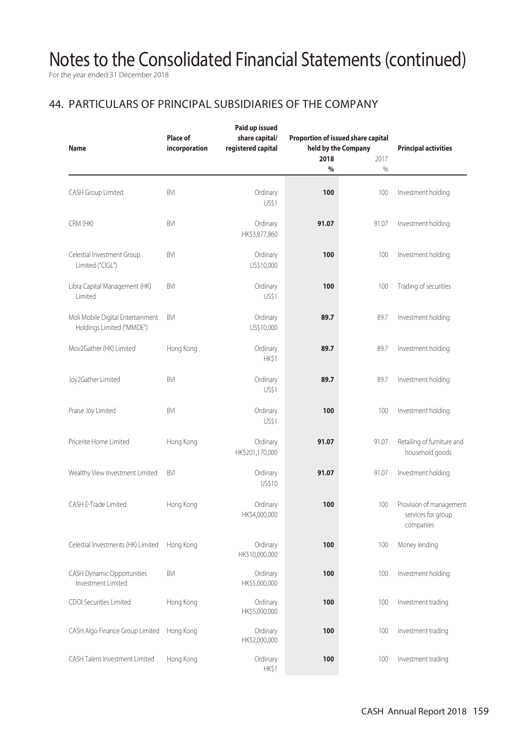# Notes to the Consolidated Financial Statements (continued)

For the year ended 31 December 2018

## 44. PARTICULARS OF PRINCIPAL SUBSIDIARIES OF THE COMPANY

| Name | Place of incorporation | Paid up issued share capital/ registered capital | Proportion of issued share capital held by the Company | | Principal activities |
|---|---|---|---|---|---|
| | | | **2018** | 2017 | |
| | | | **%** | % | |
| CASH Group Limited | BVI | Ordinary US$1 | **100** | 100 | Investment holding |
| CRM (HK) | BVI | Ordinary HK$3,877,860 | **91.07** | 91.07 | Investment holding |
| Celestial Investment Group Limited ("CIGL") | BVI | Ordinary US$10,000 | **100** | 100 | Investment holding |
| Libra Capital Management (HK) Limited | BVI | Ordinary US$1 | **100** | 100 | Trading of securities |
| Moli Mobile Digital Entertainment Holdings Limited ("MMDE") | BVI | Ordinary US$10,000 | **89.7** | 89.7 | Investment holding |
| Mov2Gather (HK) Limited | Hong Kong | Ordinary HK$1 | **89.7** | 89.7 | Investment holding |
| Joy2Gather Limited | BVI | Ordinary US$1 | **89.7** | 89.7 | Investment holding |
| Praise Joy Limited | BVI | Ordinary US$1 | **100** | 100 | Investment holding |
| Pricerite Home Limited | Hong Kong | Ordinary HK$201,170,000 | **91.07** | 91.07 | Retailing of furniture and household goods |
| Wealthy View Investment Limited | BVI | Ordinary US$10 | **91.07** | 91.07 | Investment holding |
| CASH E-Trade Limited | Hong Kong | Ordinary HK$4,000,000 | **100** | 100 | Provision of management services for group companies |
| Celestial Investments (HK) Limited | Hong Kong | Ordinary HK$10,000,000 | **100** | 100 | Money lending |
| CASH Dynamic Opportunities Investment Limited | BVI | Ordinary HK$5,000,000 | **100** | 100 | Investment holding |
| CDOI Securities Limited | Hong Kong | Ordinary HK$5,000,000 | **100** | 100 | Investment trading |
| CASH Algo Finance Group Limited | Hong Kong | Ordinary HK$2,000,000 | **100** | 100 | Investment trading |
| CASH Talent Investment Limited | Hong Kong | Ordinary HK$1 | **100** | 100 | Investment trading |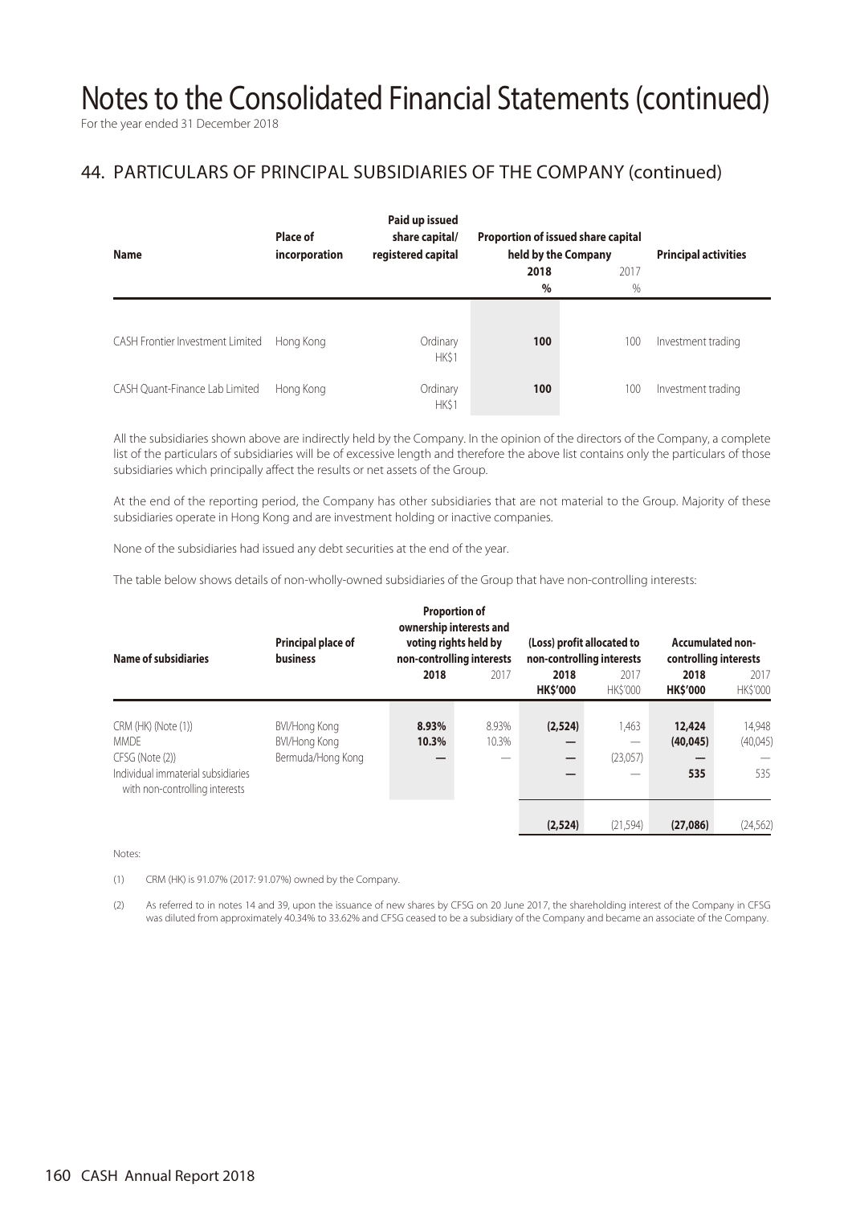# Notes to the Consolidated Financial Statements (continued)

For the year ended 31 December 2018

## 44. PARTICULARS OF PRINCIPAL SUBSIDIARIES OF THE COMPANY (continued)

| Name | Place of incorporation | Paid up issued share capital/ registered capital | Proportion of issued share capital held by the Company | | Principal activities |
|---|---|---|---|---|---|
| | | | **2018** | 2017 | |
| | | | **%** | % | |
| CASH Frontier Investment Limited | Hong Kong | Ordinary HK$1 | **100** | 100 | Investment trading |
| CASH Quant-Finance Lab Limited | Hong Kong | Ordinary HK$1 | **100** | 100 | Investment trading |

All the subsidiaries shown above are indirectly held by the Company. In the opinion of the directors of the Company, a complete list of the particulars of subsidiaries will be of excessive length and therefore the above list contains only the particulars of those subsidiaries which principally affect the results or net assets of the Group.

At the end of the reporting period, the Company has other subsidiaries that are not material to the Group. Majority of these subsidiaries operate in Hong Kong and are investment holding or inactive companies.

None of the subsidiaries had issued any debt securities at the end of the year.

The table below shows details of non-wholly-owned subsidiaries of the Group that have non-controlling interests:

| Name of subsidiaries | Principal place of business | Proportion of ownership interests and voting rights held by non-controlling interests | | (Loss) profit allocated to non-controlling interests | | Accumulated non-controlling interests | |
|---|---|---|---|---|---|---|---|
| | | **2018** | 2017 | **2018** | 2017 | **2018** | 2017 |
| | | | | **HK$'000** | HK$'000 | **HK$'000** | HK$'000 |
| CRM (HK) (Note (1)) | BVI/Hong Kong | **8.93%** | 8.93% | **(2,524)** | 1,463 | **12,424** | 14,948 |
| MMDE | BVI/Hong Kong | **10.3%** | 10.3% | **—** | — | **(40,045)** | (40,045) |
| CFSG (Note (2)) | Bermuda/Hong Kong | **—** | — | **—** | (23,057) | **—** | — |
| Individual immaterial subsidiaries with non-controlling interests | | | | **—** | — | **535** | 535 |
| | | | | **(2,524)** | (21,594) | **(27,086)** | (24,562) |

Notes:

(1) CRM (HK) is 91.07% (2017: 91.07%) owned by the Company.

(2) As referred to in notes 14 and 39, upon the issuance of new shares by CFSG on 20 June 2017, the shareholding interest of the Company in CFSG was diluted from approximately 40.34% to 33.62% and CFSG ceased to be a subsidiary of the Company and became an associate of the Company.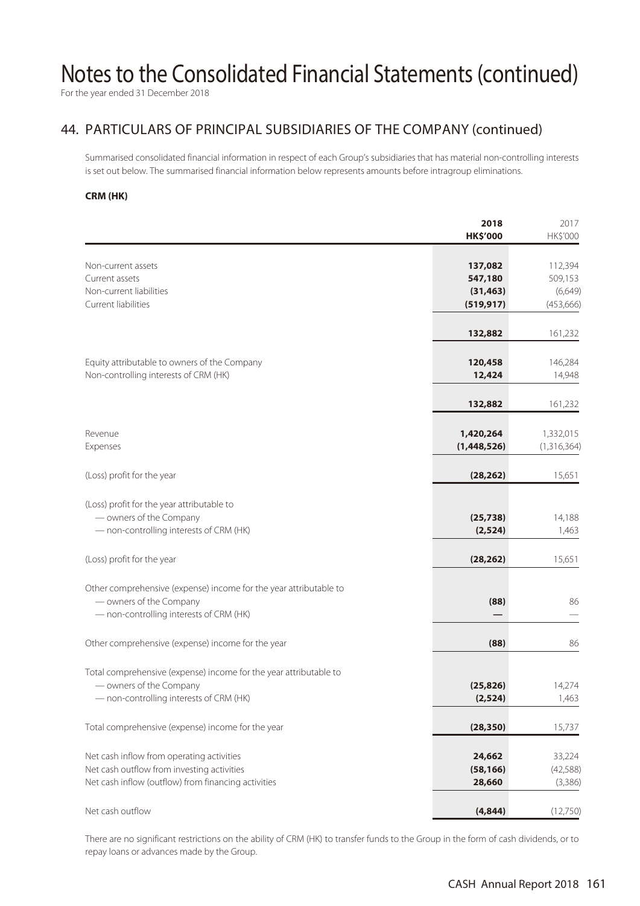# Notes to the Consolidated Financial Statements (continued)

For the year ended 31 December 2018

## 44. PARTICULARS OF PRINCIPAL SUBSIDIARIES OF THE COMPANY (continued)

Summarised consolidated financial information in respect of each Group's subsidiaries that has material non-controlling interests is set out below. The summarised financial information below represents amounts before intragroup eliminations.

**CRM (HK)**

| | **2018** | 2017 |
|---|---|---|
| | **HK$'000** | HK$'000 |
| Non-current assets | **137,082** | 112,394 |
| Current assets | **547,180** | 509,153 |
| Non-current liabilities | **(31,463)** | (6,649) |
| Current liabilities | **(519,917)** | (453,666) |
| | **132,882** | 161,232 |
| Equity attributable to owners of the Company | **120,458** | 146,284 |
| Non-controlling interests of CRM (HK) | **12,424** | 14,948 |
| | **132,882** | 161,232 |
| Revenue | **1,420,264** | 1,332,015 |
| Expenses | **(1,448,526)** | (1,316,364) |
| (Loss) profit for the year | **(28,262)** | 15,651 |
| (Loss) profit for the year attributable to | | |
| — owners of the Company | **(25,738)** | 14,188 |
| — non-controlling interests of CRM (HK) | **(2,524)** | 1,463 |
| (Loss) profit for the year | **(28,262)** | 15,651 |
| Other comprehensive (expense) income for the year attributable to | | |
| — owners of the Company | **(88)** | 86 |
| — non-controlling interests of CRM (HK) | **—** | — |
| Other comprehensive (expense) income for the year | **(88)** | 86 |
| Total comprehensive (expense) income for the year attributable to | | |
| — owners of the Company | **(25,826)** | 14,274 |
| — non-controlling interests of CRM (HK) | **(2,524)** | 1,463 |
| Total comprehensive (expense) income for the year | **(28,350)** | 15,737 |
| Net cash inflow from operating activities | **24,662** | 33,224 |
| Net cash outflow from investing activities | **(58,166)** | (42,588) |
| Net cash inflow (outflow) from financing activities | **28,660** | (3,386) |
| Net cash outflow | **(4,844)** | (12,750) |

There are no significant restrictions on the ability of CRM (HK) to transfer funds to the Group in the form of cash dividends, or to repay loans or advances made by the Group.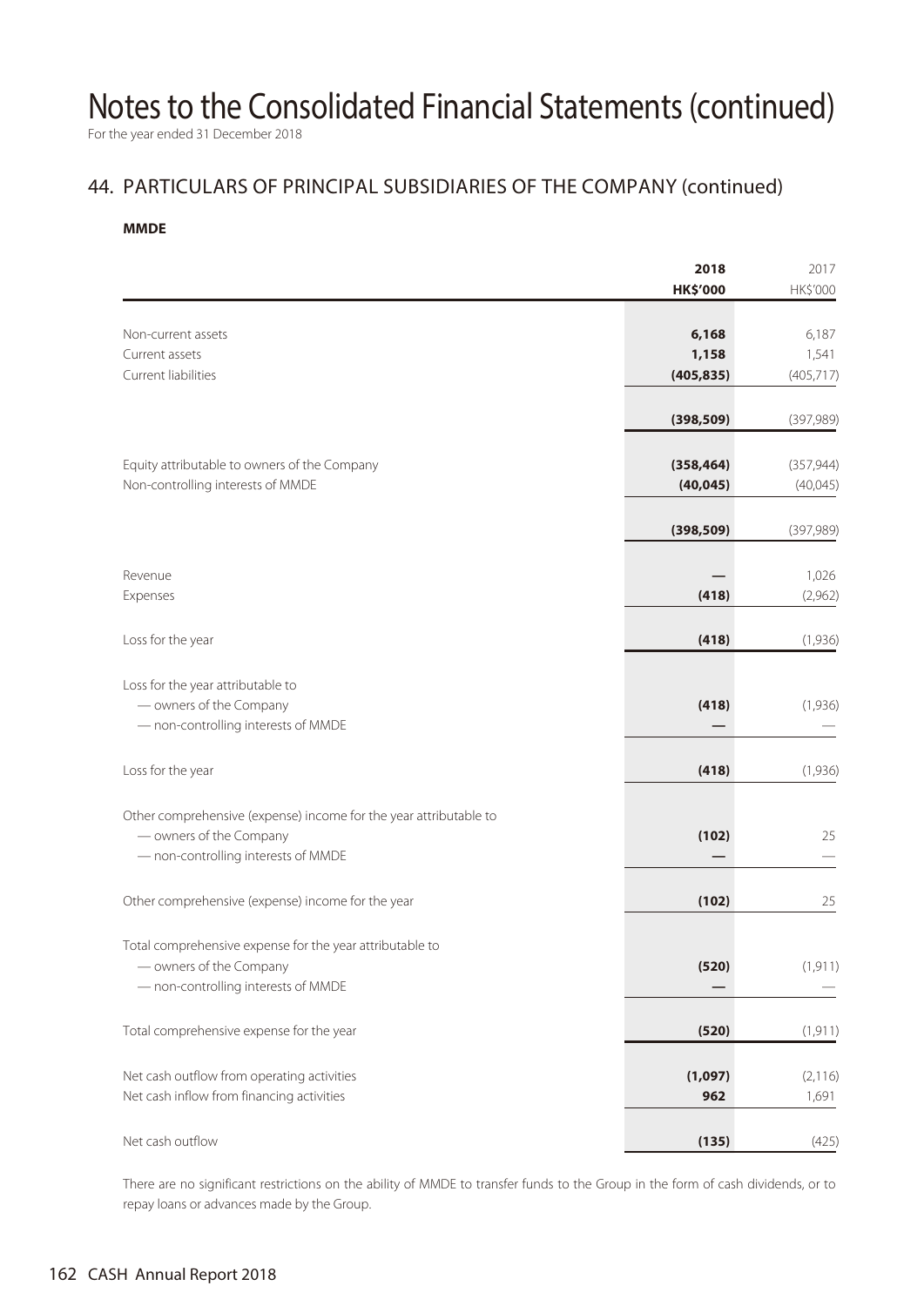# Notes to the Consolidated Financial Statements (continued)

For the year ended 31 December 2018

## 44. PARTICULARS OF PRINCIPAL SUBSIDIARIES OF THE COMPANY (continued)

**MMDE**

| | **2018** | 2017 |
|---|---|---|
| | **HK$'000** | HK$'000 |
| Non-current assets | **6,168** | 6,187 |
| Current assets | **1,158** | 1,541 |
| Current liabilities | **(405,835)** | (405,717) |
| | **(398,509)** | (397,989) |
| Equity attributable to owners of the Company | **(358,464)** | (357,944) |
| Non-controlling interests of MMDE | **(40,045)** | (40,045) |
| | **(398,509)** | (397,989) |
| Revenue | **—** | 1,026 |
| Expenses | **(418)** | (2,962) |
| Loss for the year | **(418)** | (1,936) |
| Loss for the year attributable to | | |
| — owners of the Company | **(418)** | (1,936) |
| — non-controlling interests of MMDE | **—** | — |
| Loss for the year | **(418)** | (1,936) |
| Other comprehensive (expense) income for the year attributable to | | |
| — owners of the Company | **(102)** | 25 |
| — non-controlling interests of MMDE | **—** | — |
| Other comprehensive (expense) income for the year | **(102)** | 25 |
| Total comprehensive expense for the year attributable to | | |
| — owners of the Company | **(520)** | (1,911) |
| — non-controlling interests of MMDE | **—** | — |
| Total comprehensive expense for the year | **(520)** | (1,911) |
| Net cash outflow from operating activities | **(1,097)** | (2,116) |
| Net cash inflow from financing activities | **962** | 1,691 |
| Net cash outflow | **(135)** | (425) |

There are no significant restrictions on the ability of MMDE to transfer funds to the Group in the form of cash dividends, or to repay loans or advances made by the Group.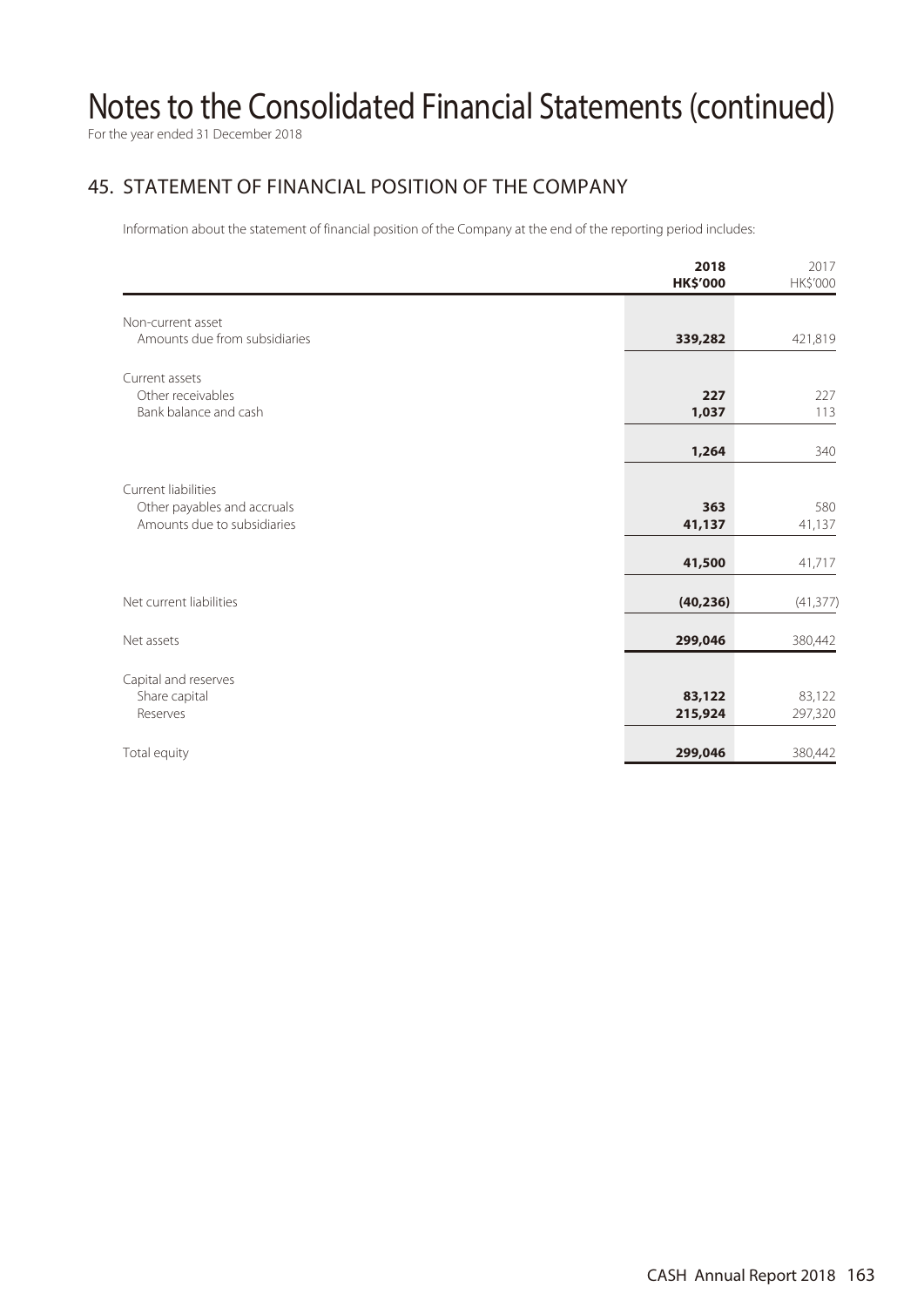# Notes to the Consolidated Financial Statements (continued)

For the year ended 31 December 2018

## 45. STATEMENT OF FINANCIAL POSITION OF THE COMPANY

Information about the statement of financial position of the Company at the end of the reporting period includes:

| | **2018** **HK$'000** | 2017 HK$'000 |
|---|---|---|
| Non-current asset | | |
| Amounts due from subsidiaries | **339,282** | 421,819 |
| Current assets | | |
| Other receivables | **227** | 227 |
| Bank balance and cash | **1,037** | 113 |
| | **1,264** | 340 |
| Current liabilities | | |
| Other payables and accruals | **363** | 580 |
| Amounts due to subsidiaries | **41,137** | 41,137 |
| | **41,500** | 41,717 |
| Net current liabilities | **(40,236)** | (41,377) |
| Net assets | **299,046** | 380,442 |
| Capital and reserves | | |
| Share capital | **83,122** | 83,122 |
| Reserves | **215,924** | 297,320 |
| Total equity | **299,046** | 380,442 |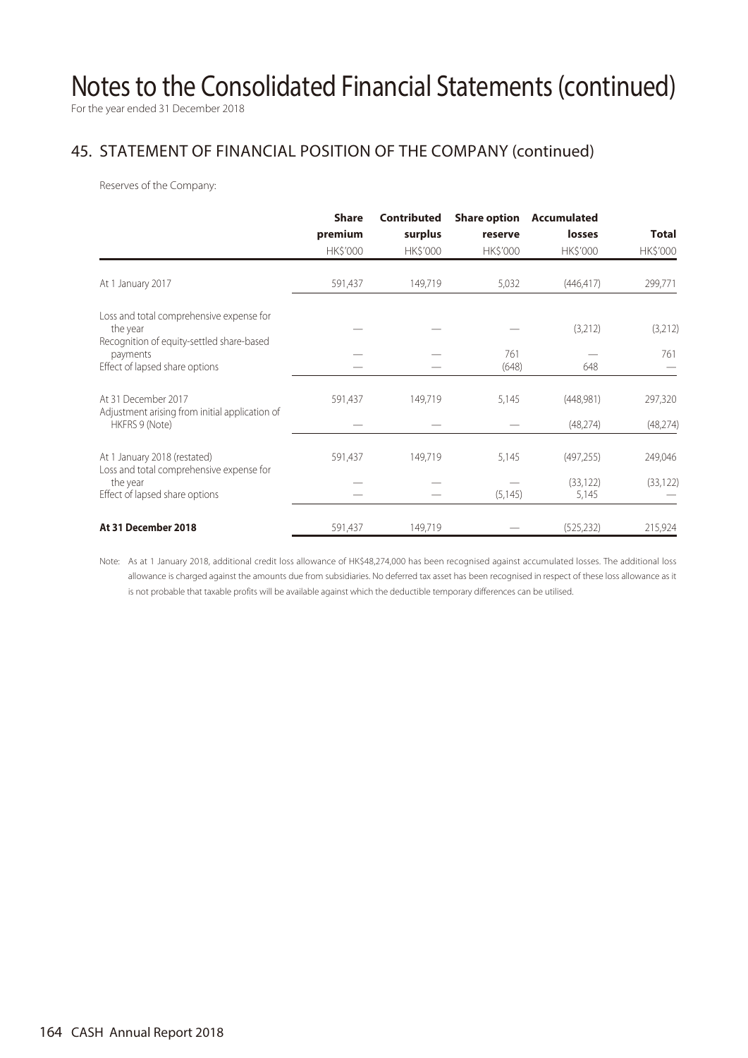# Notes to the Consolidated Financial Statements (continued)

For the year ended 31 December 2018

## 45. STATEMENT OF FINANCIAL POSITION OF THE COMPANY (continued)

Reserves of the Company:

| | Share premium | Contributed surplus | Share option reserve | Accumulated losses | Total |
|---|---|---|---|---|---|
| | HK$'000 | HK$'000 | HK$'000 | HK$'000 | HK$'000 |
| At 1 January 2017 | 591,437 | 149,719 | 5,032 | (446,417) | 299,771 |
| Loss and total comprehensive expense for the year | — | — | — | (3,212) | (3,212) |
| Recognition of equity-settled share-based payments | — | — | 761 | — | 761 |
| Effect of lapsed share options | — | — | (648) | 648 | — |
| At 31 December 2017 | 591,437 | 149,719 | 5,145 | (448,981) | 297,320 |
| Adjustment arising from initial application of HKFRS 9 (Note) | — | — | — | (48,274) | (48,274) |
| At 1 January 2018 (restated) | 591,437 | 149,719 | 5,145 | (497,255) | 249,046 |
| Loss and total comprehensive expense for the year | — | — | — | (33,122) | (33,122) |
| Effect of lapsed share options | — | — | (5,145) | 5,145 | — |
| **At 31 December 2018** | 591,437 | 149,719 | — | (525,232) | 215,924 |

Note: As at 1 January 2018, additional credit loss allowance of HK$48,274,000 has been recognised against accumulated losses. The additional loss allowance is charged against the amounts due from subsidiaries. No deferred tax asset has been recognised in respect of these loss allowance as it is not probable that taxable profits will be available against which the deductible temporary differences can be utilised.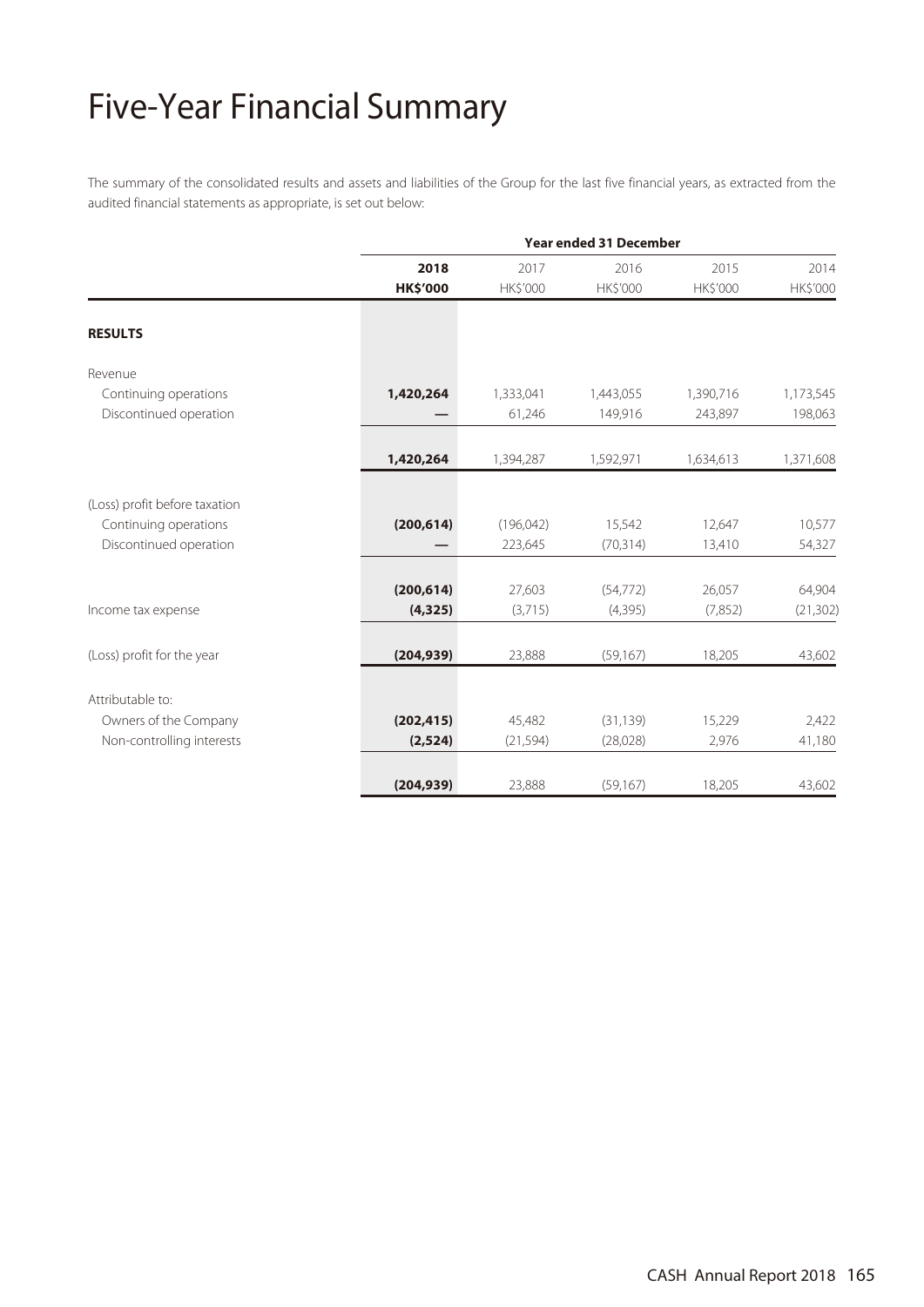# Five-Year Financial Summary

The summary of the consolidated results and assets and liabilities of the Group for the last five financial years, as extracted from the audited financial statements as appropriate, is set out below:

| | Year ended 31 December | | | | |
|---|---|---|---|---|---|
| | **2018** | 2017 | 2016 | 2015 | 2014 |
| | **HK$'000** | HK$'000 | HK$'000 | HK$'000 | HK$'000 |
| **RESULTS** | | | | | |
| Revenue | | | | | |
| Continuing operations | **1,420,264** | 1,333,041 | 1,443,055 | 1,390,716 | 1,173,545 |
| Discontinued operation | **—** | 61,246 | 149,916 | 243,897 | 198,063 |
| | **1,420,264** | 1,394,287 | 1,592,971 | 1,634,613 | 1,371,608 |
| (Loss) profit before taxation | | | | | |
| Continuing operations | **(200,614)** | (196,042) | 15,542 | 12,647 | 10,577 |
| Discontinued operation | **—** | 223,645 | (70,314) | 13,410 | 54,327 |
| | **(200,614)** | 27,603 | (54,772) | 26,057 | 64,904 |
| Income tax expense | **(4,325)** | (3,715) | (4,395) | (7,852) | (21,302) |
| (Loss) profit for the year | **(204,939)** | 23,888 | (59,167) | 18,205 | 43,602 |
| Attributable to: | | | | | |
| Owners of the Company | **(202,415)** | 45,482 | (31,139) | 15,229 | 2,422 |
| Non-controlling interests | **(2,524)** | (21,594) | (28,028) | 2,976 | 41,180 |
| | **(204,939)** | 23,888 | (59,167) | 18,205 | 43,602 |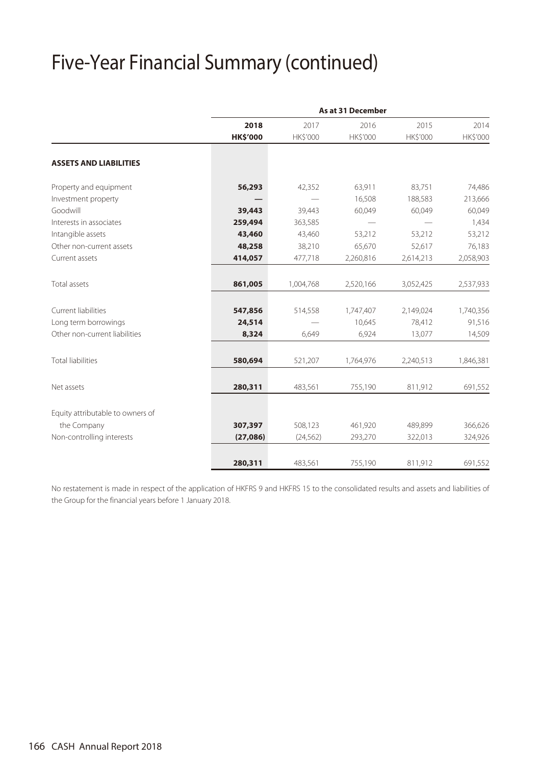# Five-Year Financial Summary (continued)

| | As at 31 December | | | | |
|---|---|---|---|---|---|
| | **2018** | 2017 | 2016 | 2015 | 2014 |
| | **HK$'000** | HK$'000 | HK$'000 | HK$'000 | HK$'000 |
| **ASSETS AND LIABILITIES** | | | | | |
| Property and equipment | **56,293** | 42,352 | 63,911 | 83,751 | 74,486 |
| Investment property | **—** | — | 16,508 | 188,583 | 213,666 |
| Goodwill | **39,443** | 39,443 | 60,049 | 60,049 | 60,049 |
| Interests in associates | **259,494** | 363,585 | — | — | 1,434 |
| Intangible assets | **43,460** | 43,460 | 53,212 | 53,212 | 53,212 |
| Other non-current assets | **48,258** | 38,210 | 65,670 | 52,617 | 76,183 |
| Current assets | **414,057** | 477,718 | 2,260,816 | 2,614,213 | 2,058,903 |
| Total assets | **861,005** | 1,004,768 | 2,520,166 | 3,052,425 | 2,537,933 |
| Current liabilities | **547,856** | 514,558 | 1,747,407 | 2,149,024 | 1,740,356 |
| Long term borrowings | **24,514** | — | 10,645 | 78,412 | 91,516 |
| Other non-current liabilities | **8,324** | 6,649 | 6,924 | 13,077 | 14,509 |
| Total liabilities | **580,694** | 521,207 | 1,764,976 | 2,240,513 | 1,846,381 |
| Net assets | **280,311** | 483,561 | 755,190 | 811,912 | 691,552 |
| Equity attributable to owners of the Company | **307,397** | 508,123 | 461,920 | 489,899 | 366,626 |
| Non-controlling interests | **(27,086)** | (24,562) | 293,270 | 322,013 | 324,926 |
| | **280,311** | 483,561 | 755,190 | 811,912 | 691,552 |

No restatement is made in respect of the application of HKFRS 9 and HKFRS 15 to the consolidated results and assets and liabilities of the Group for the financial years before 1 January 2018.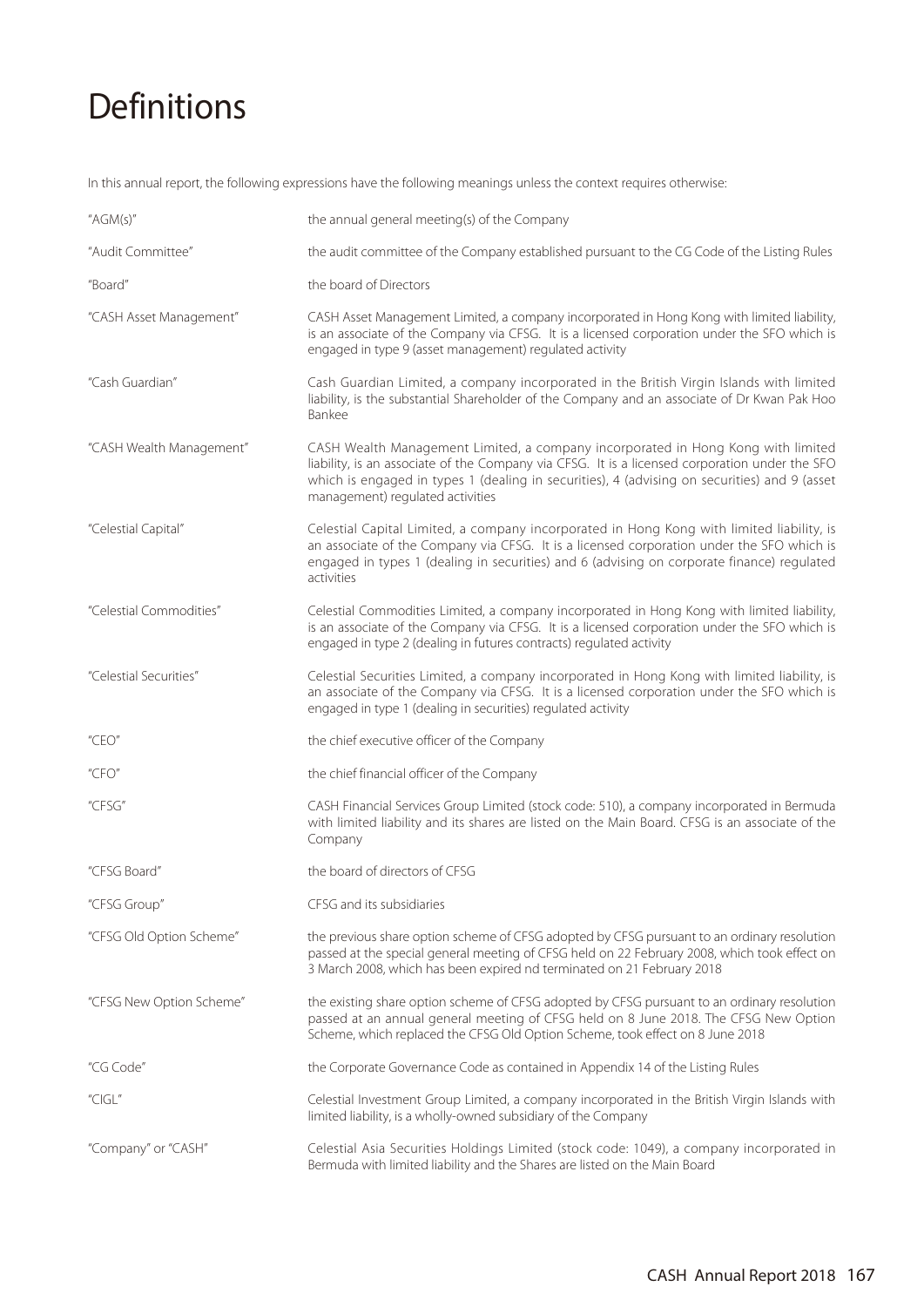# Definitions

In this annual report, the following expressions have the following meanings unless the context requires otherwise:

| | |
|---|---|
| "AGM(s)" | the annual general meeting(s) of the Company |
| "Audit Committee" | the audit committee of the Company established pursuant to the CG Code of the Listing Rules |
| "Board" | the board of Directors |
| "CASH Asset Management" | CASH Asset Management Limited, a company incorporated in Hong Kong with limited liability, is an associate of the Company via CFSG. It is a licensed corporation under the SFO which is engaged in type 9 (asset management) regulated activity |
| "Cash Guardian" | Cash Guardian Limited, a company incorporated in the British Virgin Islands with limited liability, is the substantial Shareholder of the Company and an associate of Dr Kwan Pak Hoo Bankee |
| "CASH Wealth Management" | CASH Wealth Management Limited, a company incorporated in Hong Kong with limited liability, is an associate of the Company via CFSG. It is a licensed corporation under the SFO which is engaged in types 1 (dealing in securities), 4 (advising on securities) and 9 (asset management) regulated activities |
| "Celestial Capital" | Celestial Capital Limited, a company incorporated in Hong Kong with limited liability, is an associate of the Company via CFSG. It is a licensed corporation under the SFO which is engaged in types 1 (dealing in securities) and 6 (advising on corporate finance) regulated activities |
| "Celestial Commodities" | Celestial Commodities Limited, a company incorporated in Hong Kong with limited liability, is an associate of the Company via CFSG. It is a licensed corporation under the SFO which is engaged in type 2 (dealing in futures contracts) regulated activity |
| "Celestial Securities" | Celestial Securities Limited, a company incorporated in Hong Kong with limited liability, is an associate of the Company via CFSG. It is a licensed corporation under the SFO which is engaged in type 1 (dealing in securities) regulated activity |
| "CEO" | the chief executive officer of the Company |
| "CFO" | the chief financial officer of the Company |
| "CFSG" | CASH Financial Services Group Limited (stock code: 510), a company incorporated in Bermuda with limited liability and its shares are listed on the Main Board. CFSG is an associate of the Company |
| "CFSG Board" | the board of directors of CFSG |
| "CFSG Group" | CFSG and its subsidiaries |
| "CFSG Old Option Scheme" | the previous share option scheme of CFSG adopted by CFSG pursuant to an ordinary resolution passed at the special general meeting of CFSG held on 22 February 2008, which took effect on 3 March 2008, which has been expired nd terminated on 21 February 2018 |
| "CFSG New Option Scheme" | the existing share option scheme of CFSG adopted by CFSG pursuant to an ordinary resolution passed at an annual general meeting of CFSG held on 8 June 2018. The CFSG New Option Scheme, which replaced the CFSG Old Option Scheme, took effect on 8 June 2018 |
| "CG Code" | the Corporate Governance Code as contained in Appendix 14 of the Listing Rules |
| "CIGL" | Celestial Investment Group Limited, a company incorporated in the British Virgin Islands with limited liability, is a wholly-owned subsidiary of the Company |
| "Company" or "CASH" | Celestial Asia Securities Holdings Limited (stock code: 1049), a company incorporated in Bermuda with limited liability and the Shares are listed on the Main Board |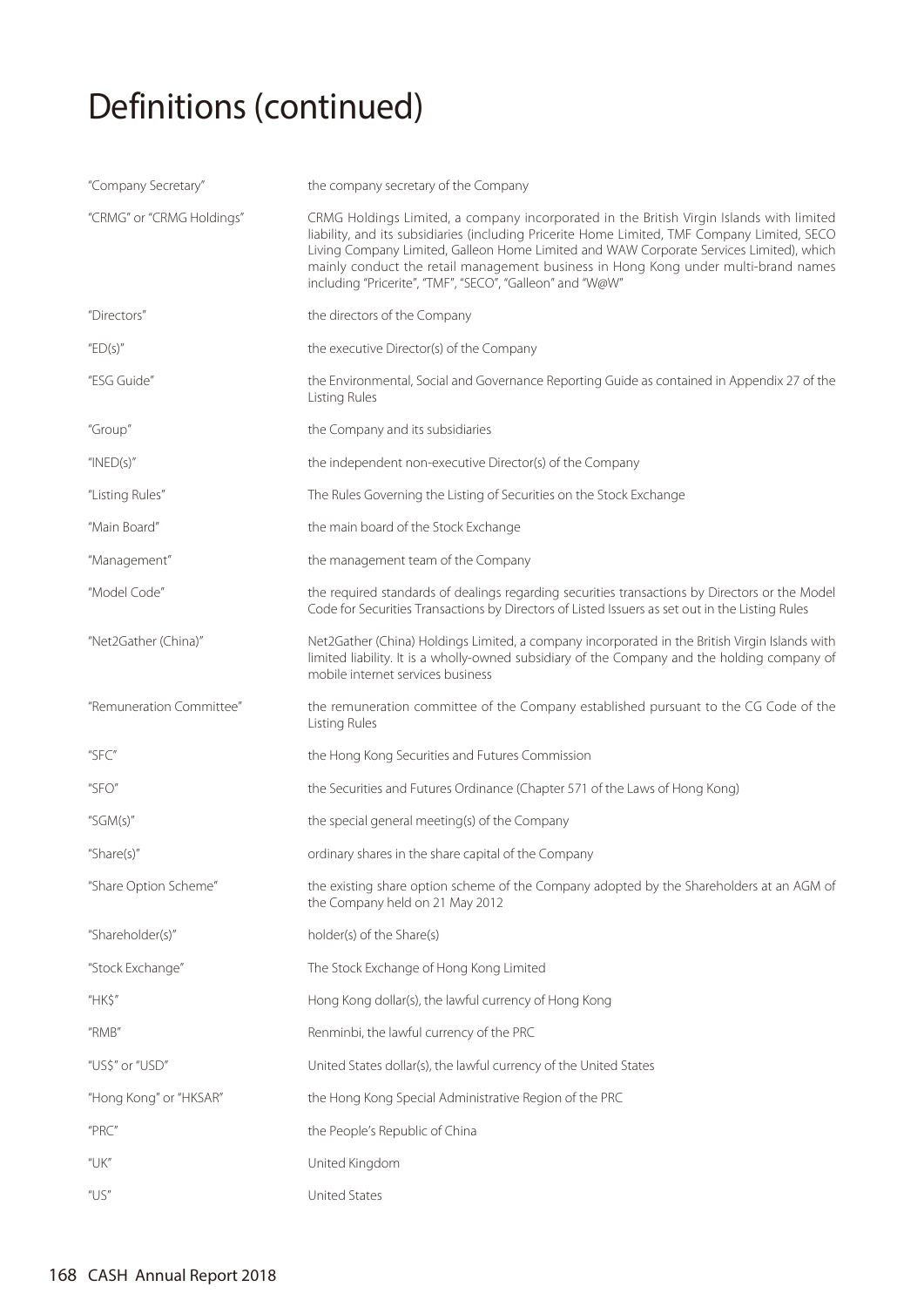# Definitions (continued)

| | |
|---|---|
| "Company Secretary" | the company secretary of the Company |
| "CRMG" or "CRMG Holdings" | CRMG Holdings Limited, a company incorporated in the British Virgin Islands with limited liability, and its subsidiaries (including Pricerite Home Limited, TMF Company Limited, SECO Living Company Limited, Galleon Home Limited and WAW Corporate Services Limited), which mainly conduct the retail management business in Hong Kong under multi-brand names including "Pricerite", "TMF", "SECO", "Galleon" and "W@W" |
| "Directors" | the directors of the Company |
| "ED(s)" | the executive Director(s) of the Company |
| "ESG Guide" | the Environmental, Social and Governance Reporting Guide as contained in Appendix 27 of the Listing Rules |
| "Group" | the Company and its subsidiaries |
| "INED(s)" | the independent non-executive Director(s) of the Company |
| "Listing Rules" | The Rules Governing the Listing of Securities on the Stock Exchange |
| "Main Board" | the main board of the Stock Exchange |
| "Management" | the management team of the Company |
| "Model Code" | the required standards of dealings regarding securities transactions by Directors or the Model Code for Securities Transactions by Directors of Listed Issuers as set out in the Listing Rules |
| "Net2Gather (China)" | Net2Gather (China) Holdings Limited, a company incorporated in the British Virgin Islands with limited liability. It is a wholly-owned subsidiary of the Company and the holding company of mobile internet services business |
| "Remuneration Committee" | the remuneration committee of the Company established pursuant to the CG Code of the Listing Rules |
| "SFC" | the Hong Kong Securities and Futures Commission |
| "SFO" | the Securities and Futures Ordinance (Chapter 571 of the Laws of Hong Kong) |
| "SGM(s)" | the special general meeting(s) of the Company |
| "Share(s)" | ordinary shares in the share capital of the Company |
| "Share Option Scheme" | the existing share option scheme of the Company adopted by the Shareholders at an AGM of the Company held on 21 May 2012 |
| "Shareholder(s)" | holder(s) of the Share(s) |
| "Stock Exchange" | The Stock Exchange of Hong Kong Limited |
| "HK$" | Hong Kong dollar(s), the lawful currency of Hong Kong |
| "RMB" | Renminbi, the lawful currency of the PRC |
| "US$" or "USD" | United States dollar(s), the lawful currency of the United States |
| "Hong Kong" or "HKSAR" | the Hong Kong Special Administrative Region of the PRC |
| "PRC" | the People's Republic of China |
| "UK" | United Kingdom |
| "US" | United States |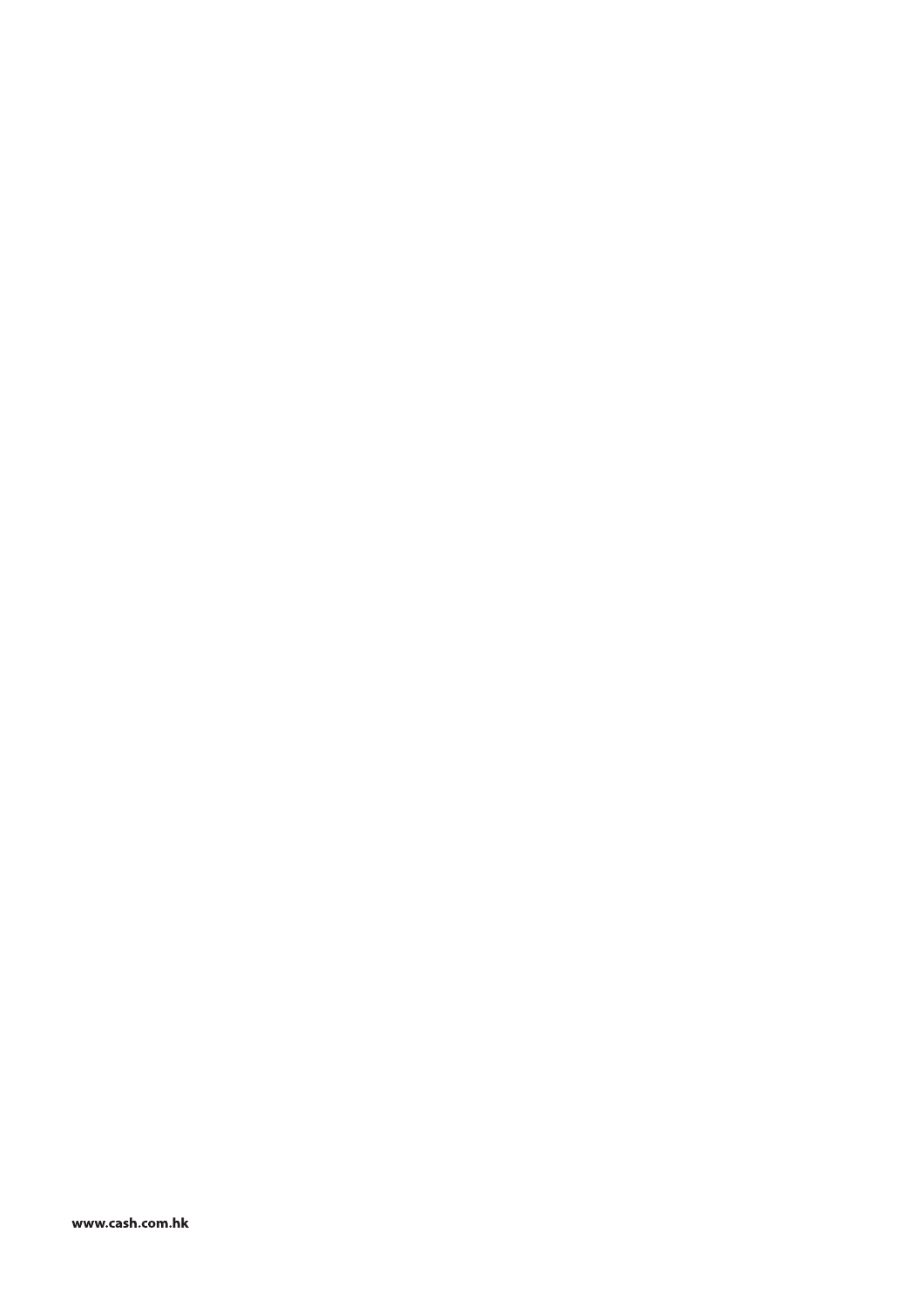**www.cash.com.hk**